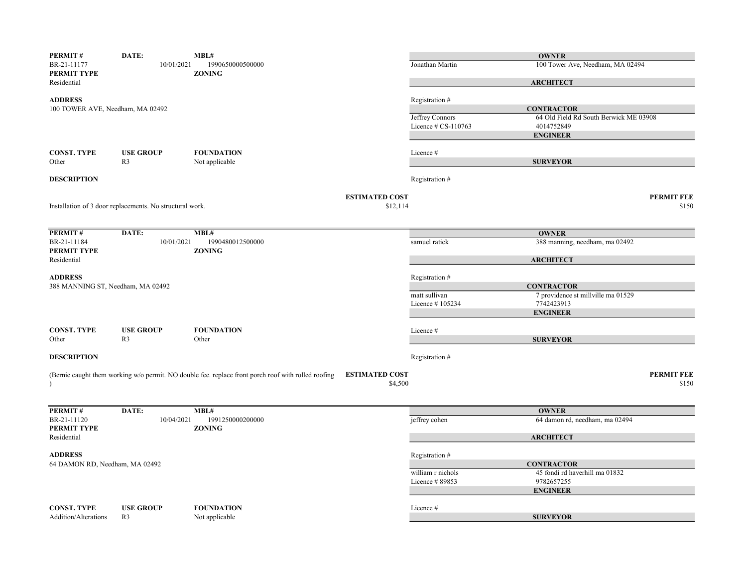| PERMIT # | DATE: | MBL# |
|---|---|---|
| BR-21-11177 | 10/01/2021 | 1990650000500000 |
| **PERMIT TYPE** | | **ZONING** |
| Residential | | |

**ADDRESS**
100 TOWER AVE, Needham, MA 02492

| CONST. TYPE | USE GROUP | FOUNDATION |
|---|---|---|
| Other | R3 | Not applicable |

**DESCRIPTION**

Installation of 3 door replacements. No structural work.

**ESTIMATED COST** $12,114

| | |
|---|---|
| **OWNER** | |
| Jonathan Martin | 100 Tower Ave, Needham, MA 02494 |
| **ARCHITECT** | |
| Registration # | |
| **CONTRACTOR** | |
| Jeffrey Connors | 64 Old Field Rd South Berwick ME 03908 |
| Licence # CS-110763 | 4014752849 |
| **ENGINEER** | |
| Licence # | |
| **SURVEYOR** | |
| Registration # | |

**PERMIT FEE** $150

---

| PERMIT # | DATE: | MBL# |
|---|---|---|
| BR-21-11184 | 10/01/2021 | 1990480012500000 |
| **PERMIT TYPE** | | **ZONING** |
| Residential | | |

**ADDRESS**
388 MANNING ST, Needham, MA 02492

| CONST. TYPE | USE GROUP | FOUNDATION |
|---|---|---|
| Other | R3 | Other |

**DESCRIPTION**

(Bernie caught them working w/o permit. NO double fee. replace front porch roof with rolled roofing )

**ESTIMATED COST** $4,500

| | |
|---|---|
| **OWNER** | |
| samuel ratick | 388 manning, needham, ma 02492 |
| **ARCHITECT** | |
| Registration # | |
| **CONTRACTOR** | |
| matt sullivan | 7 providence st millville ma 01529 |
| Licence # 105234 | 7742423913 |
| **ENGINEER** | |
| Licence # | |
| **SURVEYOR** | |
| Registration # | |

**PERMIT FEE** $150

---

| PERMIT # | DATE: | MBL# |
|---|---|---|
| BR-21-11120 | 10/04/2021 | 1991250000200000 |
| **PERMIT TYPE** | | **ZONING** |
| Residential | | |

**ADDRESS**
64 DAMON RD, Needham, MA 02492

| CONST. TYPE | USE GROUP | FOUNDATION |
|---|---|---|
| Addition/Alterations | R3 | Not applicable |

| | |
|---|---|
| **OWNER** | |
| jeffrey cohen | 64 damon rd, needham, ma 02494 |
| **ARCHITECT** | |
| Registration # | |
| **CONTRACTOR** | |
| william r nichols | 45 fondi rd haverhill ma 01832 |
| Licence # 89853 | 9782657255 |
| **ENGINEER** | |
| Licence # | |
| **SURVEYOR** | |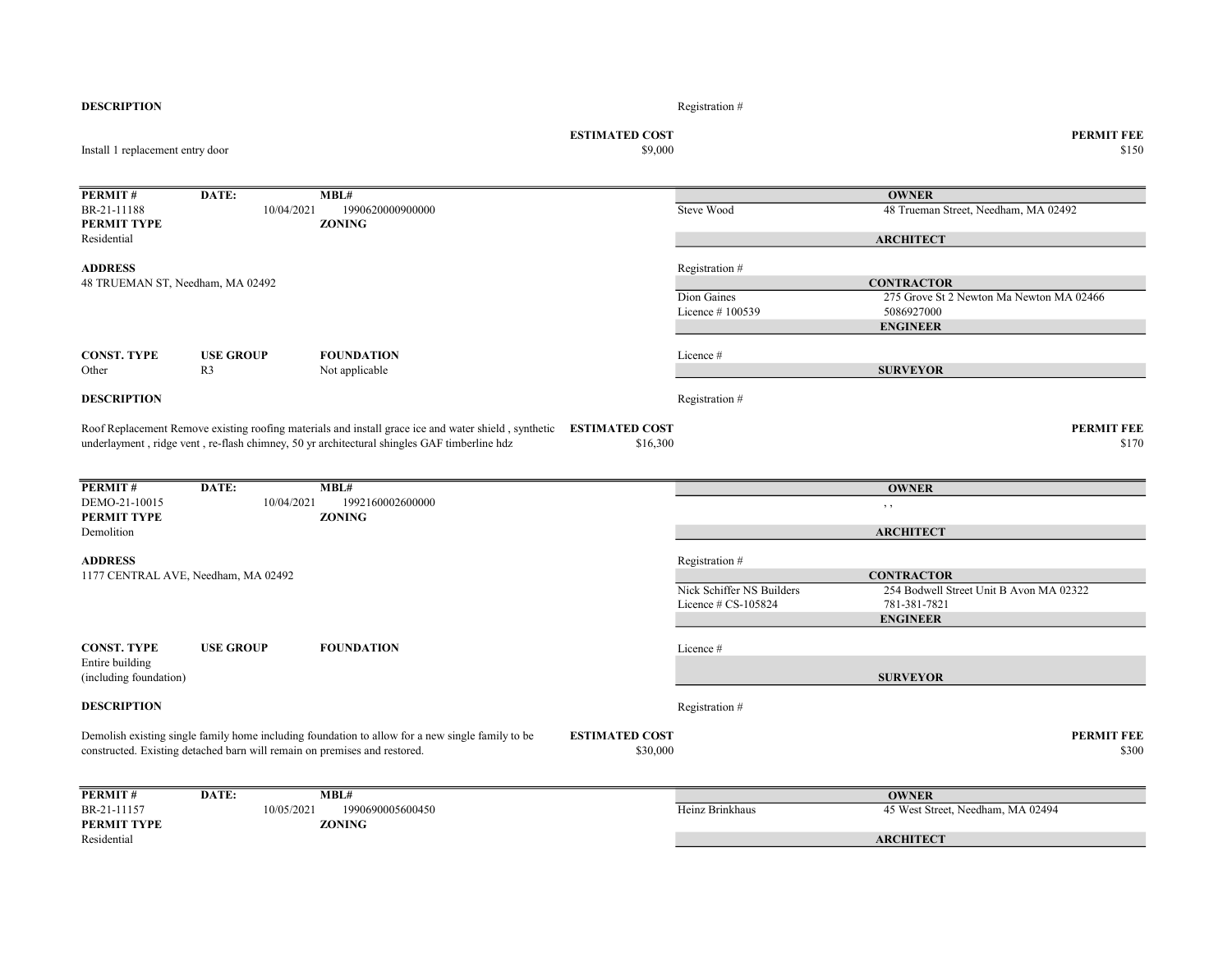**DESCRIPTION**

Registration #

Install 1 replacement entry door

**ESTIMATED COST** $9,000

**PERMIT FEE** $150

---

| **PERMIT #** | **DATE:** | **MBL#** |
|---|---|---|
| BR-21-11188 | 10/04/2021 | 1990620000900000 |
| **PERMIT TYPE** | | **ZONING** |
| Residential | | |

**ADDRESS**
48 TRUEMAN ST, Needham, MA 02492

**OWNER**
Steve Wood — 48 Trueman Street, Needham, MA 02492

**ARCHITECT**
Registration #

**CONTRACTOR**
Dion Gaines — 275 Grove St 2 Newton Ma Newton MA 02466
Licence # 100539 — 5086927000

**ENGINEER**
Licence #

| **CONST. TYPE** | **USE GROUP** | **FOUNDATION** |
|---|---|---|
| Other | R3 | Not applicable |

**SURVEYOR**
Registration #

**DESCRIPTION**

Roof Replacement Remove existing roofing materials and install grace ice and water shield , synthetic underlayment , ridge vent , re-flash chimney, 50 yr architectural shingles GAF timberline hdz

**ESTIMATED COST** $16,300

**PERMIT FEE** $170

---

| **PERMIT #** | **DATE:** | **MBL#** |
|---|---|---|
| DEMO-21-10015 | 10/04/2021 | 1992160002600000 |
| **PERMIT TYPE** | | **ZONING** |
| Demolition | | |

**ADDRESS**
1177 CENTRAL AVE, Needham, MA 02492

**OWNER**
, ,

**ARCHITECT**
Registration #

**CONTRACTOR**
Nick Schiffer NS Builders — 254 Bodwell Street Unit B Avon MA 02322
Licence # CS-105824 — 781-381-7821

**ENGINEER**
Licence #

| **CONST. TYPE** | **USE GROUP** | **FOUNDATION** |
|---|---|---|
| Entire building (including foundation) | | |

**SURVEYOR**
Registration #

**DESCRIPTION**

Demolish existing single family home including foundation to allow for a new single family to be constructed. Existing detached barn will remain on premises and restored.

**ESTIMATED COST** $30,000

**PERMIT FEE** $300

---

| **PERMIT #** | **DATE:** | **MBL#** |
|---|---|---|
| BR-21-11157 | 10/05/2021 | 1990690005600450 |
| **PERMIT TYPE** | | **ZONING** |
| Residential | | |

**OWNER**
Heinz Brinkhaus — 45 West Street, Needham, MA 02494

**ARCHITECT**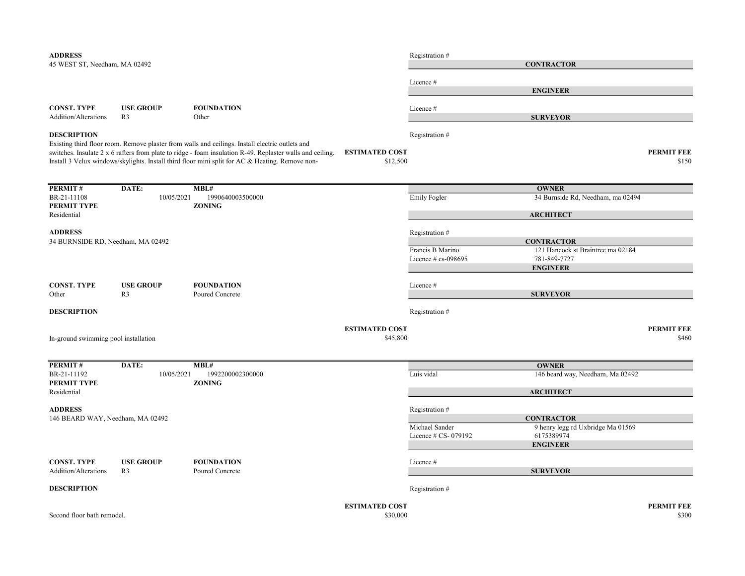**ADDRESS**
45 WEST ST, Needham, MA 02492

Registration #

**CONTRACTOR**

Licence #

**ENGINEER**

| CONST. TYPE | USE GROUP | FOUNDATION |
|---|---|---|
| Addition/Alterations | R3 | Other |

Licence #

**SURVEYOR**

**DESCRIPTION**
Existing third floor room. Remove plaster from walls and ceilings. Install electric outlets and switches. Insulate 2 x 6 rafters from plate to ridge - foam insulation R-49. Replaster walls and ceiling. Install 3 Velux windows/skylights. Install third floor mini split for AC & Heating. Remove non-

Registration #

**ESTIMATED COST** $12,500

**PERMIT FEE** $150

---

| PERMIT # | DATE: | MBL# |
|---|---|---|
| BR-21-11108 | 10/05/2021 | 1990640003500000 |
| **PERMIT TYPE** | | **ZONING** |
| Residential | | |

**OWNER**
Emily Fogler — 34 Burnside Rd, Needham, ma 02494

**ARCHITECT**

**ADDRESS**
34 BURNSIDE RD, Needham, MA 02492

Registration #

**CONTRACTOR**
Francis B Marino — 121 Hancock st Braintree ma 02184
Licence # cs-098695 — 781-849-7727

**ENGINEER**

| CONST. TYPE | USE GROUP | FOUNDATION |
|---|---|---|
| Other | R3 | Poured Concrete |

Licence #

**SURVEYOR**

**DESCRIPTION**
In-ground swimming pool installation

Registration #

**ESTIMATED COST** $45,800

**PERMIT FEE** $460

---

| PERMIT # | DATE: | MBL# |
|---|---|---|
| BR-21-11192 | 10/05/2021 | 1992200002300000 |
| **PERMIT TYPE** | | **ZONING** |
| Residential | | |

**OWNER**
Luis vidal — 146 beard way, Needham, Ma 02492

**ARCHITECT**

**ADDRESS**
146 BEARD WAY, Needham, MA 02492

Registration #

**CONTRACTOR**
Michael Sander — 9 henry legg rd Uxbridge Ma 01569
Licence # CS- 079192 — 6175389974

**ENGINEER**

| CONST. TYPE | USE GROUP | FOUNDATION |
|---|---|---|
| Addition/Alterations | R3 | Poured Concrete |

Licence #

**SURVEYOR**

**DESCRIPTION**
Second floor bath remodel.

Registration #

**ESTIMATED COST** $30,000

**PERMIT FEE** $300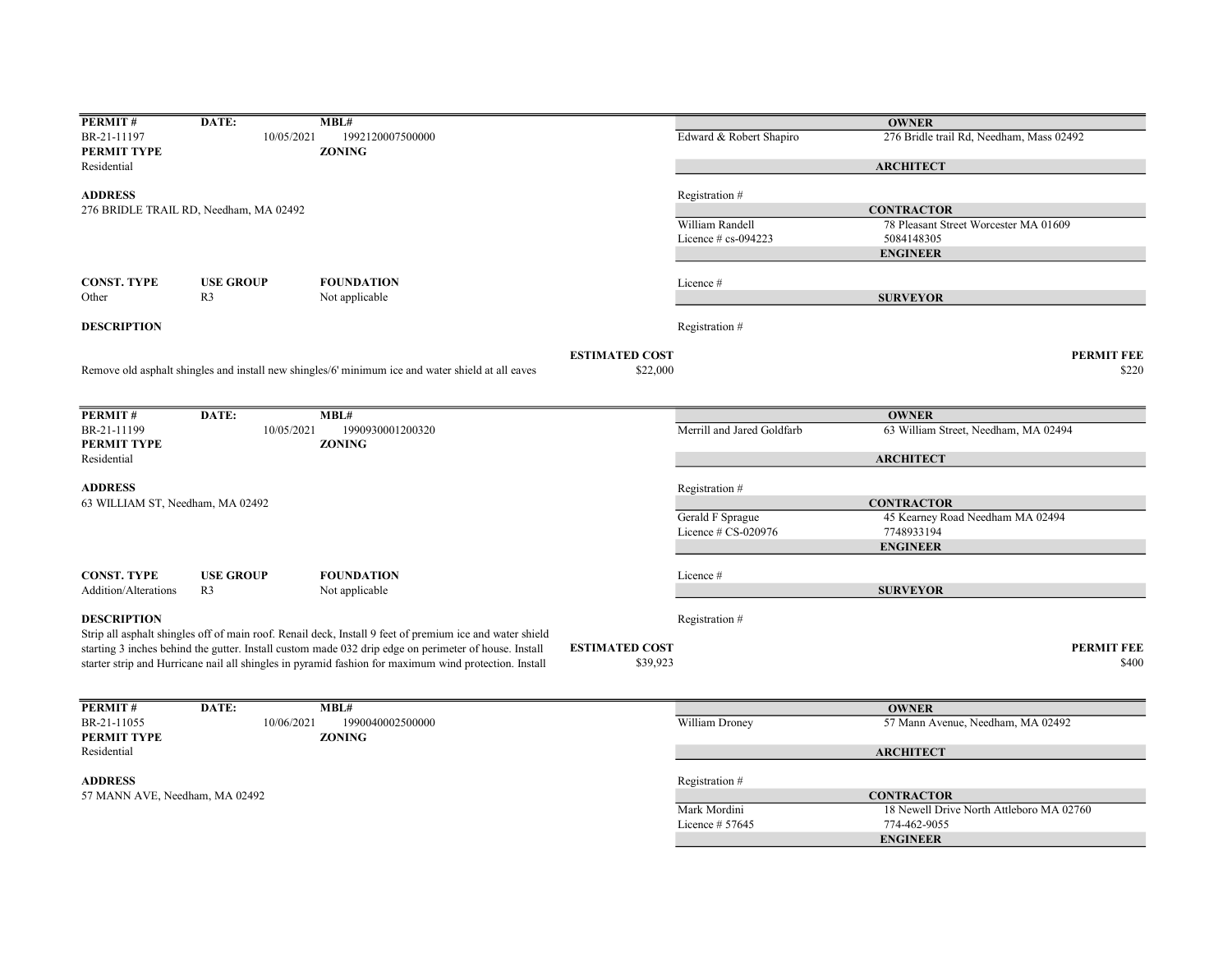| PERMIT # | DATE: | MBL# | | OWNER |
|---|---|---|---|---|
| BR-21-11197 | 10/05/2021 | 1992120007500000 | Edward & Robert Shapiro | 276 Bridle trail Rd, Needham, Mass 02492 |
| **PERMIT TYPE** | | **ZONING** | | |
| Residential | | | | **ARCHITECT** |
| **ADDRESS** | | | Registration # | |
| 276 BRIDLE TRAIL RD, Needham, MA 02492 | | | | **CONTRACTOR** |
| | | | William Randell | 78 Pleasant Street Worcester MA 01609 |
| | | | Licence # cs-094223 | 5084148305 |
| | | | | **ENGINEER** |
| **CONST. TYPE** | **USE GROUP** | **FOUNDATION** | Licence # | |
| Other | R3 | Not applicable | | **SURVEYOR** |
| **DESCRIPTION** | | | Registration # | |

Remove old asphalt shingles and install new shingles/6' minimum ice and water shield at all eaves

**ESTIMATED COST** $22,000

**PERMIT FEE** $220

| PERMIT # | DATE: | MBL# | | OWNER |
|---|---|---|---|---|
| BR-21-11199 | 10/05/2021 | 1990930001200320 | Merrill and Jared Goldfarb | 63 William Street, Needham, MA 02494 |
| **PERMIT TYPE** | | **ZONING** | | |
| Residential | | | | **ARCHITECT** |
| **ADDRESS** | | | Registration # | |
| 63 WILLIAM ST, Needham, MA 02492 | | | | **CONTRACTOR** |
| | | | Gerald F Sprague | 45 Kearney Road Needham MA 02494 |
| | | | Licence # CS-020976 | 7748933194 |
| | | | | **ENGINEER** |
| **CONST. TYPE** | **USE GROUP** | **FOUNDATION** | Licence # | |
| Addition/Alterations | R3 | Not applicable | | **SURVEYOR** |
| **DESCRIPTION** | | | Registration # | |

Strip all asphalt shingles off of main roof. Renail deck, Install 9 feet of premium ice and water shield starting 3 inches behind the gutter. Install custom made 032 drip edge on perimeter of house. Install starter strip and Hurricane nail all shingles in pyramid fashion for maximum wind protection. Install

**ESTIMATED COST** $39,923

**PERMIT FEE** $400

| PERMIT # | DATE: | MBL# | | OWNER |
|---|---|---|---|---|
| BR-21-11055 | 10/06/2021 | 1990040002500000 | William Droney | 57 Mann Avenue, Needham, MA 02492 |
| **PERMIT TYPE** | | **ZONING** | | |
| Residential | | | | **ARCHITECT** |
| **ADDRESS** | | | Registration # | |
| 57 MANN AVE, Needham, MA 02492 | | | | **CONTRACTOR** |
| | | | Mark Mordini | 18 Newell Drive North Attleboro MA 02760 |
| | | | Licence # 57645 | 774-462-9055 |
| | | | | **ENGINEER** |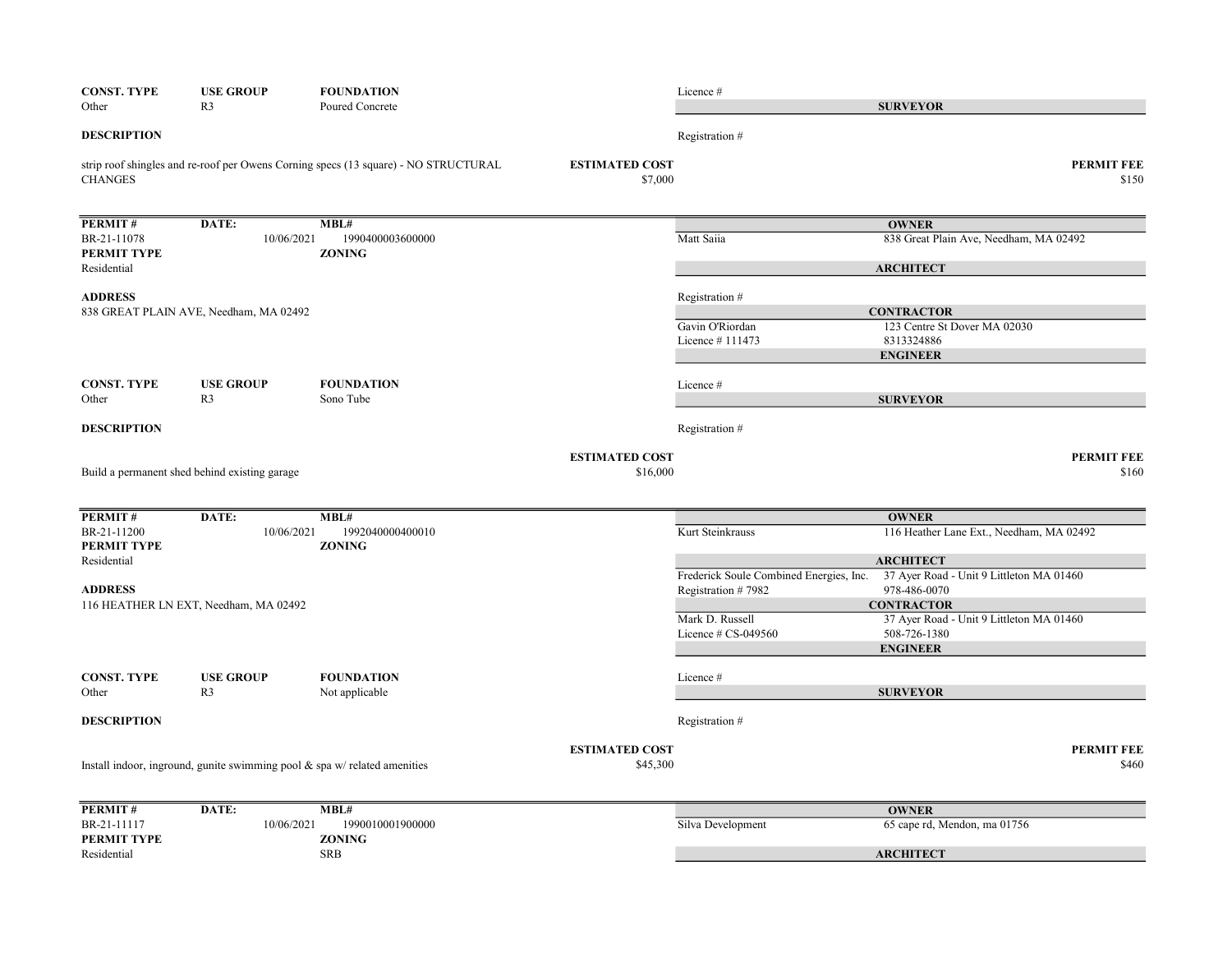| CONST. TYPE | USE GROUP | FOUNDATION |
|---|---|---|
| Other | R3 | Poured Concrete |

Licence #

**SURVEYOR**

**DESCRIPTION**

Registration #

strip roof shingles and re-roof per Owens Corning specs (13 square) - NO STRUCTURAL CHANGES

**ESTIMATED COST** $7,000

**PERMIT FEE** $150

---

| PERMIT # | DATE: | MBL# |
|---|---|---|
| BR-21-11078 | 10/06/2021 | 1990400003600000 |
| **PERMIT TYPE** | | **ZONING** |
| Residential | | |

**ADDRESS**
838 GREAT PLAIN AVE, Needham, MA 02492

**OWNER**
Matt Saiia — 838 Great Plain Ave, Needham, MA 02492

**ARCHITECT**
Registration #

**CONTRACTOR**
Gavin O'Riordan — 123 Centre St Dover MA 02030
Licence # 111473 — 8313324886

**ENGINEER**
Licence #

**SURVEYOR**
Registration #

| CONST. TYPE | USE GROUP | FOUNDATION |
|---|---|---|
| Other | R3 | Sono Tube |

**DESCRIPTION**

Build a permanent shed behind existing garage

**ESTIMATED COST** $16,000

**PERMIT FEE** $160

---

| PERMIT # | DATE: | MBL# |
|---|---|---|
| BR-21-11200 | 10/06/2021 | 1992040000400010 |
| **PERMIT TYPE** | | **ZONING** |
| Residential | | |

**ADDRESS**
116 HEATHER LN EXT, Needham, MA 02492

**OWNER**
Kurt Steinkrauss — 116 Heather Lane Ext., Needham, MA 02492

**ARCHITECT**
Frederick Soule Combined Energies, Inc. — 37 Ayer Road - Unit 9 Littleton MA 01460
Registration # 7982 — 978-486-0070

**CONTRACTOR**
Mark D. Russell — 37 Ayer Road - Unit 9 Littleton MA 01460
Licence # CS-049560 — 508-726-1380

**ENGINEER**
Licence #

**SURVEYOR**
Registration #

| CONST. TYPE | USE GROUP | FOUNDATION |
|---|---|---|
| Other | R3 | Not applicable |

**DESCRIPTION**

Install indoor, inground, gunite swimming pool & spa w/ related amenities

**ESTIMATED COST** $45,300

**PERMIT FEE** $460

---

| PERMIT # | DATE: | MBL# |
|---|---|---|
| BR-21-11117 | 10/06/2021 | 1990010001900000 |
| **PERMIT TYPE** | | **ZONING** |
| Residential | | SRB |

**OWNER**
Silva Development — 65 cape rd, Mendon, ma 01756

**ARCHITECT**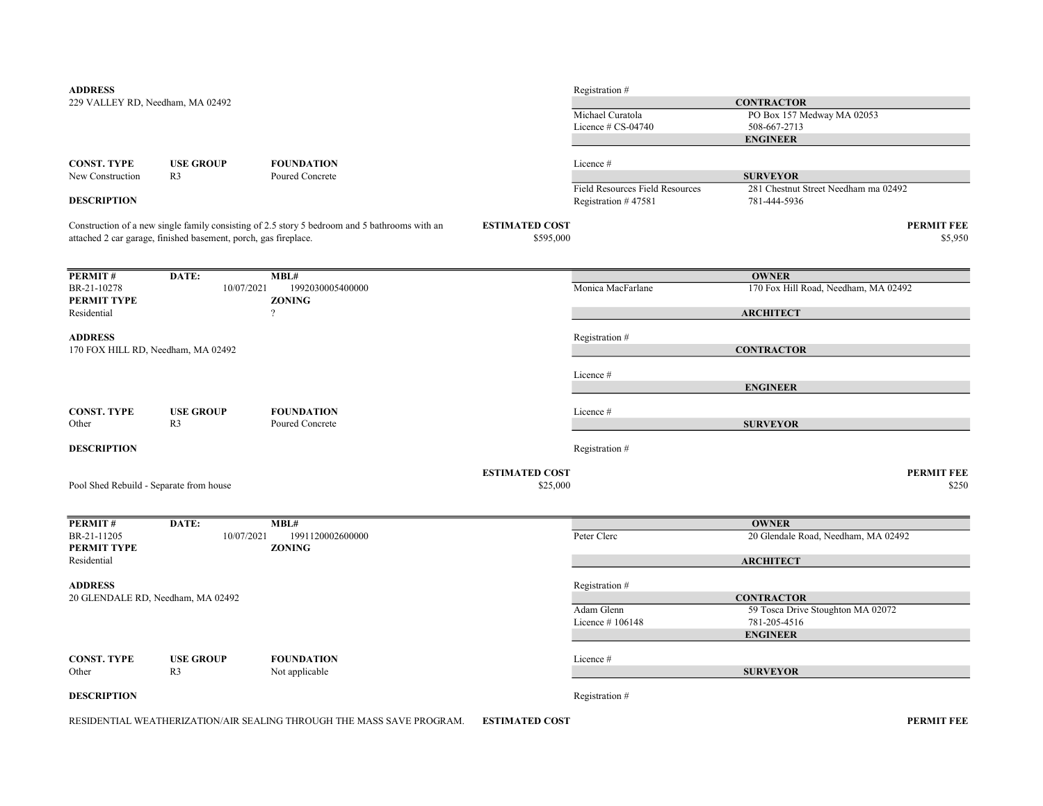**ADDRESS**
229 VALLEY RD, Needham, MA 02492

| CONST. TYPE | USE GROUP | FOUNDATION |
|---|---|---|
| New Construction | R3 | Poured Concrete |

**DESCRIPTION**

Construction of a new single family consisting of 2.5 story 5 bedroom and 5 bathrooms with an attached 2 car garage, finished basement, porch, gas fireplace.

**ESTIMATED COST** $595,000

**PERMIT FEE** $5,950

Registration #

**CONTRACTOR**
Michael Curatola — PO Box 157 Medway MA 02053
Licence # CS-04740 — 508-667-2713

**ENGINEER**
Licence #

**SURVEYOR**
Field Resources Field Resources — 281 Chestnut Street Needham ma 02492
Registration # 47581 — 781-444-5936

---

| PERMIT # | DATE: | MBL# |
|---|---|---|
| BR-21-10278 | 10/07/2021 | 1992030005400000 |

| PERMIT TYPE | ZONING |
|---|---|
| Residential | ? |

**ADDRESS**
170 FOX HILL RD, Needham, MA 02492

| CONST. TYPE | USE GROUP | FOUNDATION |
|---|---|---|
| Other | R3 | Poured Concrete |

**DESCRIPTION**

Pool Shed Rebuild - Separate from house

**ESTIMATED COST** $25,000

**PERMIT FEE** $250

**OWNER**
Monica MacFarlane — 170 Fox Hill Road, Needham, MA 02492

**ARCHITECT**
Registration #

**CONTRACTOR**
Licence #

**ENGINEER**
Licence #

**SURVEYOR**
Registration #

---

| PERMIT # | DATE: | MBL# |
|---|---|---|
| BR-21-11205 | 10/07/2021 | 1991120002600000 |

| PERMIT TYPE | ZONING |
|---|---|
| Residential | |

**ADDRESS**
20 GLENDALE RD, Needham, MA 02492

| CONST. TYPE | USE GROUP | FOUNDATION |
|---|---|---|
| Other | R3 | Not applicable |

**DESCRIPTION**

RESIDENTIAL WEATHERIZATION/AIR SEALING THROUGH THE MASS SAVE PROGRAM.

**ESTIMATED COST**

**PERMIT FEE**

**OWNER**
Peter Clerc — 20 Glendale Road, Needham, MA 02492

**ARCHITECT**
Registration #

**CONTRACTOR**
Adam Glenn — 59 Tosca Drive Stoughton MA 02072
Licence # 106148 — 781-205-4516

**ENGINEER**
Licence #

**SURVEYOR**
Registration #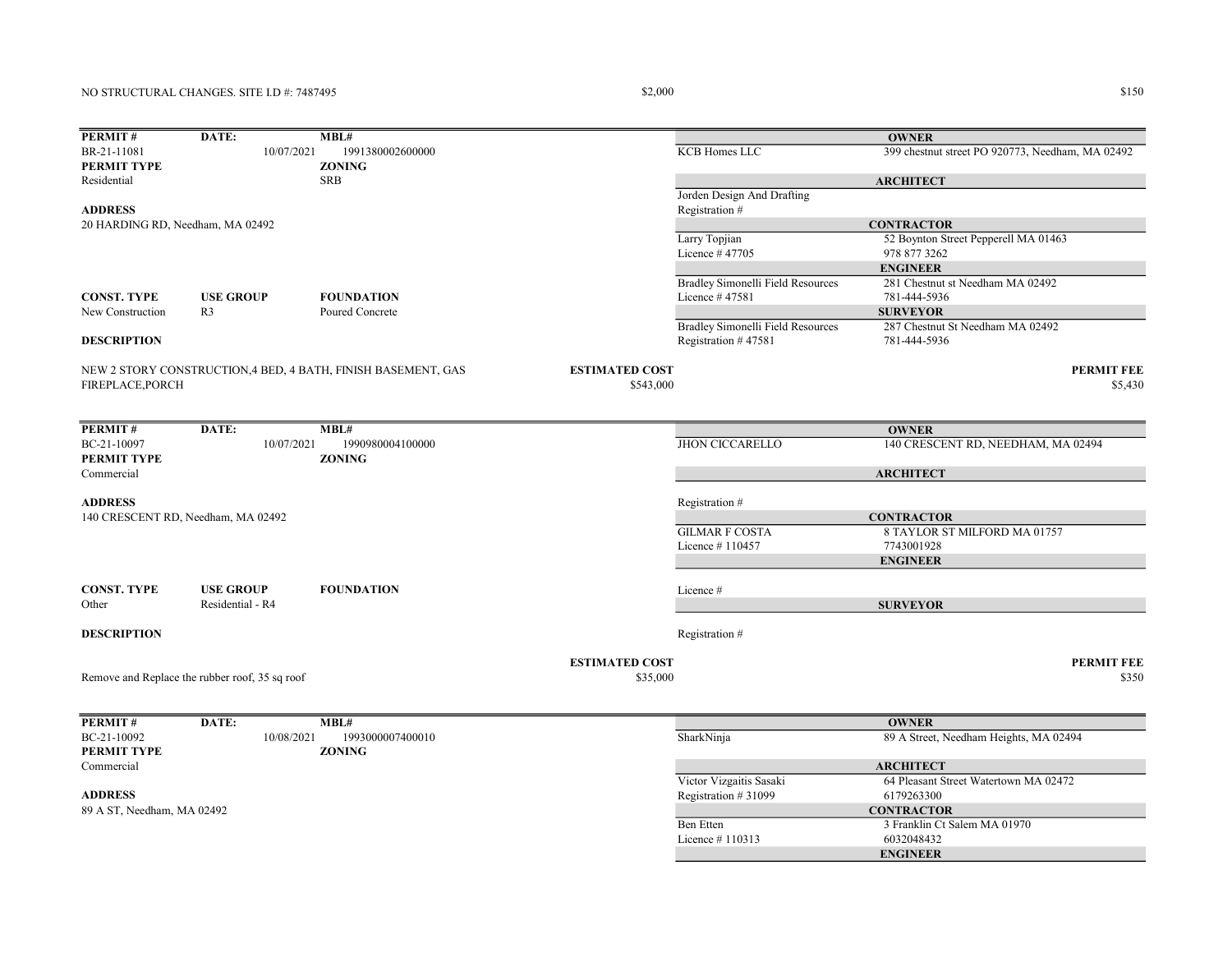NO STRUCTURAL CHANGES. SITE I.D #: 7487495 | $2,000 | $150

---

| PERMIT # | DATE: | MBL# |
|---|---|---|
| BR-21-11081 | 10/07/2021 | 1991380002600000 |
| **PERMIT TYPE** | | **ZONING** |
| Residential | | SRB |

**ADDRESS**
20 HARDING RD, Needham, MA 02492

| | |
|---|---|
| **OWNER** | |
| KCB Homes LLC | 399 chestnut street PO 920773, Needham, MA 02492 |
| **ARCHITECT** | |
| Jorden Design And Drafting | |
| Registration # | |
| **CONTRACTOR** | |
| Larry Topjian | 52 Boynton Street Pepperell MA 01463 |
| Licence # 47705 | 978 877 3262 |
| **ENGINEER** | |
| Bradley Simonelli Field Resources | 281 Chestnut st Needham MA 02492 |
| Licence # 47581 | 781-444-5936 |
| **SURVEYOR** | |
| Bradley Simonelli Field Resources | 287 Chestnut St Needham MA 02492 |
| Registration # 47581 | 781-444-5936 |

| CONST. TYPE | USE GROUP | FOUNDATION |
|---|---|---|
| New Construction | R3 | Poured Concrete |

**DESCRIPTION**

NEW 2 STORY CONSTRUCTION,4 BED, 4 BATH, FINISH BASEMENT, GAS FIREPLACE,PORCH

**ESTIMATED COST** $543,000

**PERMIT FEE** $5,430

---

| PERMIT # | DATE: | MBL# |
|---|---|---|
| BC-21-10097 | 10/07/2021 | 1990980004100000 |
| **PERMIT TYPE** | | **ZONING** |
| Commercial | | |

**ADDRESS**
140 CRESCENT RD, Needham, MA 02492

| | |
|---|---|
| **OWNER** | |
| JHON CICCARELLO | 140 CRESCENT RD, NEEDHAM, MA 02494 |
| **ARCHITECT** | |
| Registration # | |
| **CONTRACTOR** | |
| GILMAR F COSTA | 8 TAYLOR ST MILFORD MA 01757 |
| Licence # 110457 | 7743001928 |
| **ENGINEER** | |
| Licence # | |
| **SURVEYOR** | |
| Registration # | |

| CONST. TYPE | USE GROUP | FOUNDATION |
|---|---|---|
| Other | Residential - R4 | |

**DESCRIPTION**

Remove and Replace the rubber roof, 35 sq roof

**ESTIMATED COST** $35,000

**PERMIT FEE** $350

---

| PERMIT # | DATE: | MBL# |
|---|---|---|
| BC-21-10092 | 10/08/2021 | 1993000007400010 |
| **PERMIT TYPE** | | **ZONING** |
| Commercial | | |

**ADDRESS**
89 A ST, Needham, MA 02492

| | |
|---|---|
| **OWNER** | |
| SharkNinja | 89 A Street, Needham Heights, MA 02494 |
| **ARCHITECT** | |
| Victor Vizgaitis Sasaki | 64 Pleasant Street Watertown MA 02472 |
| Registration # 31099 | 6179263300 |
| **CONTRACTOR** | |
| Ben Etten | 3 Franklin Ct Salem MA 01970 |
| Licence # 110313 | 6032048432 |
| **ENGINEER** | |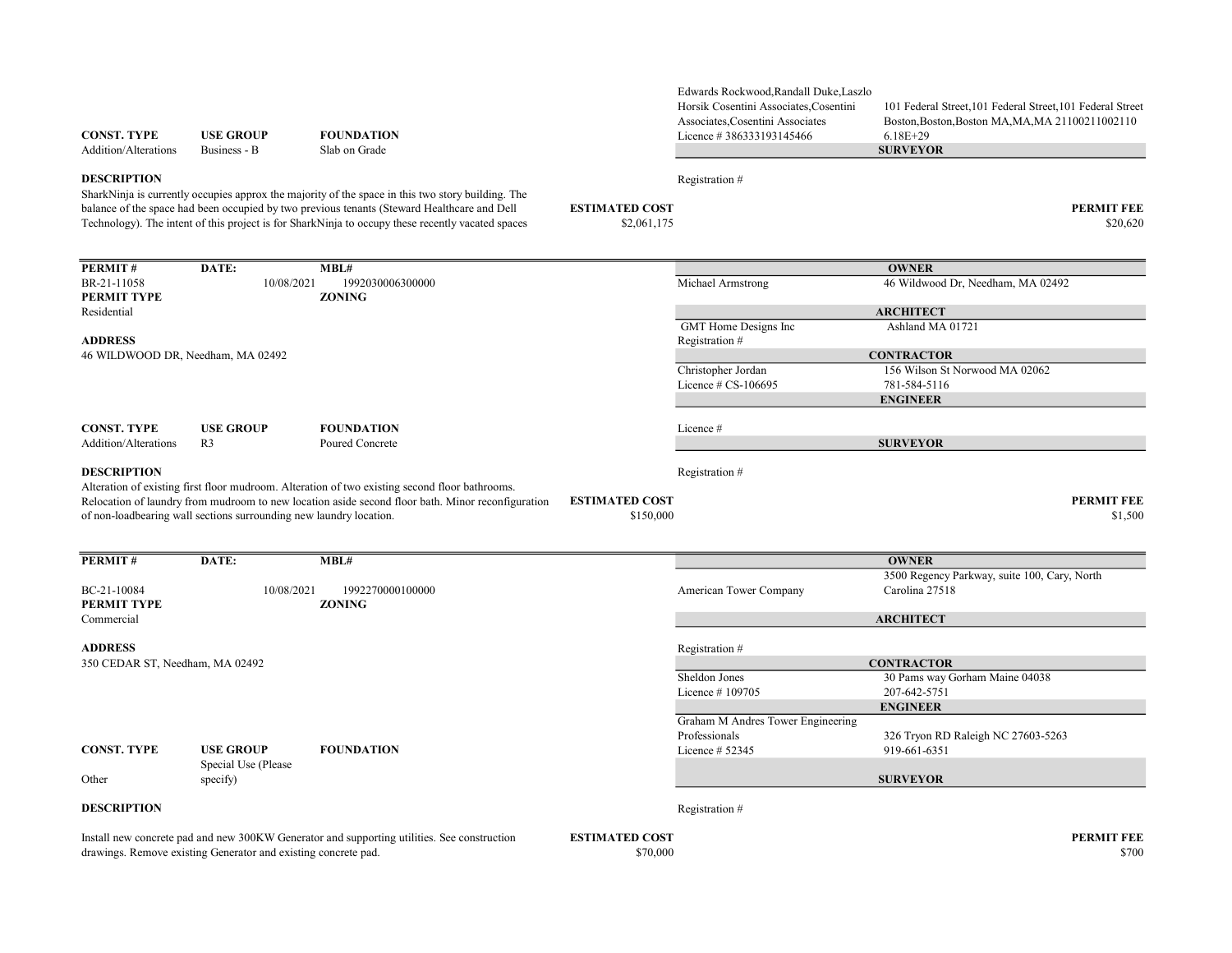| | | | |
|---|---|---|---|
| | | Edwards Rockwood,Randall Duke,Laszlo Horsik Cosentini Associates,Cosentini Associates,Cosentini Associates | 101 Federal Street,101 Federal Street,101 Federal Street Boston,Boston,Boston MA,MA,MA 21100211002110 |
| | | Licence # 386333193145466 | 6.18E+29 |
| | | **SURVEYOR** | |
| | | Registration # | |

| CONST. TYPE | USE GROUP | FOUNDATION |
|---|---|---|
| Addition/Alterations | Business - B | Slab on Grade |

**DESCRIPTION**

SharkNinja is currently occupies approx the majority of the space in this two story building. The balance of the space had been occupied by two previous tenants (Steward Healthcare and Dell Technology). The intent of this project is for SharkNinja to occupy these recently vacated spaces

**ESTIMATED COST** $2,061,175

**PERMIT FEE** $20,620

---

| PERMIT # | DATE: | MBL# |
|---|---|---|
| BR-21-11058 | 10/08/2021 | 1992030006300000 |

**PERMIT TYPE**: Residential

**ZONING**:

**ADDRESS**

46 WILDWOOD DR, Needham, MA 02492

| | | |
|---|---|---|
| **OWNER** | Michael Armstrong | 46 Wildwood Dr, Needham, MA 02492 |
| **ARCHITECT** | GMT Home Designs Inc<br>Registration # | Ashland MA 01721 |
| **CONTRACTOR** | Christopher Jordan<br>Licence # CS-106695 | 156 Wilson St Norwood MA 02062<br>781-584-5116 |
| **ENGINEER** | Licence # | |
| **SURVEYOR** | Registration # | |

| CONST. TYPE | USE GROUP | FOUNDATION |
|---|---|---|
| Addition/Alterations | R3 | Poured Concrete |

**DESCRIPTION**

Alteration of existing first floor mudroom. Alteration of two existing second floor bathrooms. Relocation of laundry from mudroom to new location aside second floor bath. Minor reconfiguration of non-loadbearing wall sections surrounding new laundry location.

**ESTIMATED COST** $150,000

**PERMIT FEE** $1,500

---

| PERMIT # | DATE: | MBL# |
|---|---|---|
| BC-21-10084 | 10/08/2021 | 1992270000100000 |

**PERMIT TYPE**: Commercial

**ZONING**:

**ADDRESS**

350 CEDAR ST, Needham, MA 02492

| | | |
|---|---|---|
| **OWNER** | American Tower Company | 3500 Regency Parkway, suite 100, Cary, North Carolina 27518 |
| **ARCHITECT** | Registration # | |
| **CONTRACTOR** | Sheldon Jones<br>Licence # 109705 | 30 Pams way Gorham Maine 04038<br>207-642-5751 |
| **ENGINEER** | Graham M Andres Tower Engineering Professionals<br>Licence # 52345 | 326 Tryon RD Raleigh NC 27603-5263<br>919-661-6351 |
| **SURVEYOR** | Registration # | |

| CONST. TYPE | USE GROUP | FOUNDATION |
|---|---|---|
| Other | Special Use (Please specify) | |

**DESCRIPTION**

Install new concrete pad and new 300KW Generator and supporting utilities. See construction drawings. Remove existing Generator and existing concrete pad.

**ESTIMATED COST** $70,000

**PERMIT FEE** $700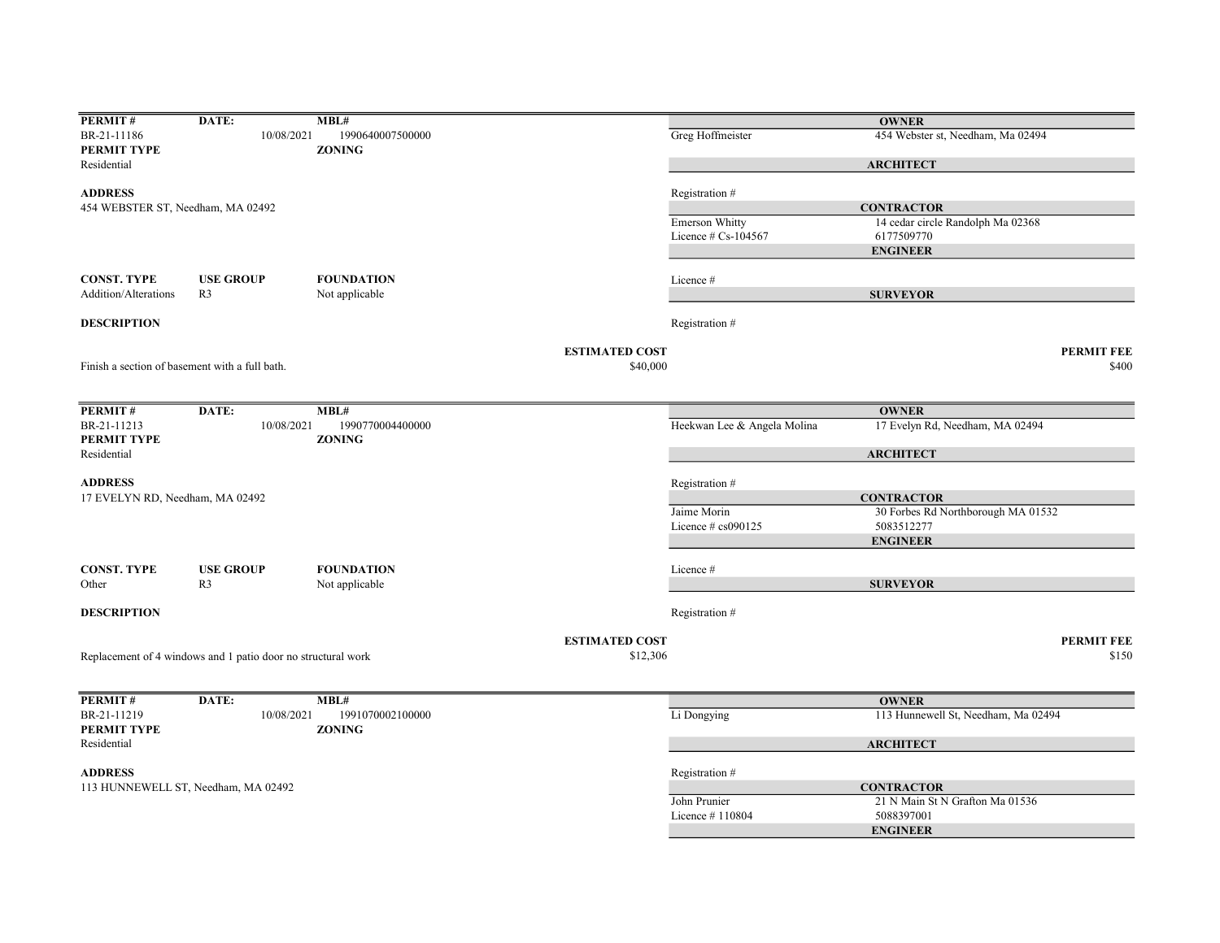| PERMIT # | DATE: | MBL# |
|---|---|---|
| BR-21-11186 | 10/08/2021 | 1990640007500000 |
| **PERMIT TYPE** | | **ZONING** |
| Residential | | |

**ADDRESS**
454 WEBSTER ST, Needham, MA 02492

| CONST. TYPE | USE GROUP | FOUNDATION |
|---|---|---|
| Addition/Alterations | R3 | Not applicable |

**DESCRIPTION**

Finish a section of basement with a full bath.

**ESTIMATED COST**
$40,000

**OWNER**
Greg Hoffmeister — 454 Webster st, Needham, Ma 02494

**ARCHITECT**
Registration #

**CONTRACTOR**
Emerson Whitty — 14 cedar circle Randolph Ma 02368
Licence # Cs-104567 — 6177509770

**ENGINEER**
Licence #

**SURVEYOR**
Registration #

**PERMIT FEE**
$400

---

| PERMIT # | DATE: | MBL# |
|---|---|---|
| BR-21-11213 | 10/08/2021 | 1990770004400000 |
| **PERMIT TYPE** | | **ZONING** |
| Residential | | |

**ADDRESS**
17 EVELYN RD, Needham, MA 02492

| CONST. TYPE | USE GROUP | FOUNDATION |
|---|---|---|
| Other | R3 | Not applicable |

**DESCRIPTION**

Replacement of 4 windows and 1 patio door no structural work

**ESTIMATED COST**
$12,306

**OWNER**
Heekwan Lee & Angela Molina — 17 Evelyn Rd, Needham, MA 02494

**ARCHITECT**
Registration #

**CONTRACTOR**
Jaime Morin — 30 Forbes Rd Northborough MA 01532
Licence # cs090125 — 5083512277

**ENGINEER**
Licence #

**SURVEYOR**
Registration #

**PERMIT FEE**
$150

---

| PERMIT # | DATE: | MBL# |
|---|---|---|
| BR-21-11219 | 10/08/2021 | 1991070002100000 |
| **PERMIT TYPE** | | **ZONING** |
| Residential | | |

**ADDRESS**
113 HUNNEWELL ST, Needham, MA 02492

**OWNER**
Li Dongying — 113 Hunnewell St, Needham, Ma 02494

**ARCHITECT**
Registration #

**CONTRACTOR**
John Prunier — 21 N Main St N Grafton Ma 01536
Licence # 110804 — 5088397001

**ENGINEER**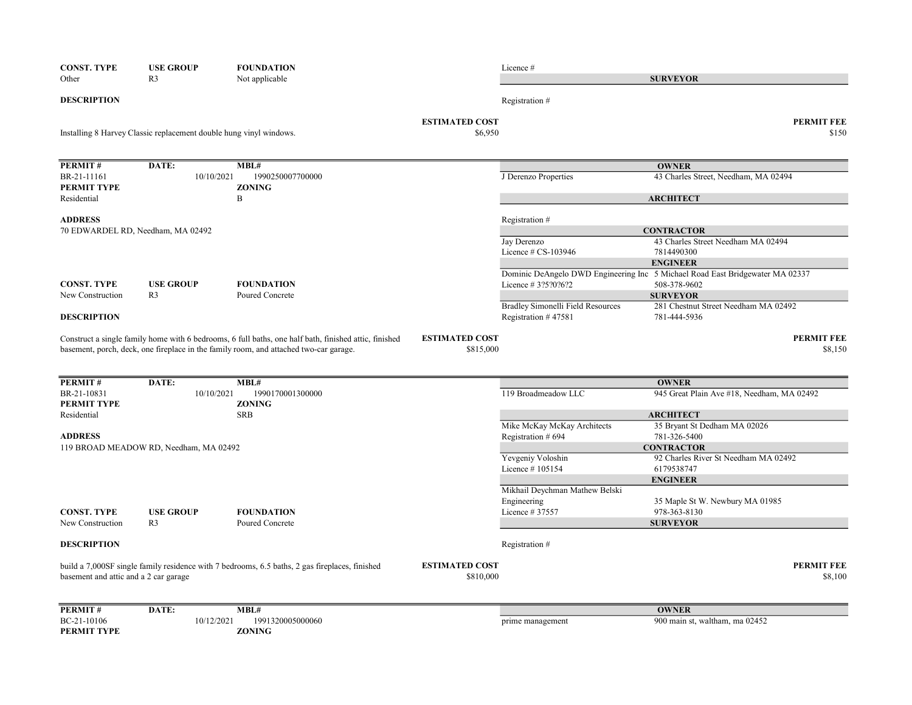| CONST. TYPE | USE GROUP | FOUNDATION |
|---|---|---|
| Other | R3 | Not applicable |

Licence #

**SURVEYOR**

Registration #

**DESCRIPTION**

Installing 8 Harvey Classic replacement double hung vinyl windows.

**ESTIMATED COST** $6,950

**PERMIT FEE** $150

---

| PERMIT # | DATE: | MBL# |
|---|---|---|
| BR-21-11161 | 10/10/2021 | 1990250007700000 |

**PERMIT TYPE:** Residential

**ZONING:** B

**ADDRESS**
70 EDWARDEL RD, Needham, MA 02492

**OWNER**
J Derenzo Properties — 43 Charles Street, Needham, MA 02494

**ARCHITECT**
Registration #

**CONTRACTOR**
Jay Derenzo — 43 Charles Street Needham MA 02494
Licence # CS-103946 — 7814490300

**ENGINEER**
Dominic DeAngelo DWD Engineering Inc — 5 Michael Road East Bridgewater MA 02337
Licence # 3?5?0?6?2 — 508-378-9602

**SURVEYOR**
Bradley Simonelli Field Resources — 281 Chestnut Street Needham MA 02492
Registration # 47581 — 781-444-5936

| CONST. TYPE | USE GROUP | FOUNDATION |
|---|---|---|
| New Construction | R3 | Poured Concrete |

**DESCRIPTION**

Construct a single family home with 6 bedrooms, 6 full baths, one half bath, finished attic, finished basement, porch, deck, one fireplace in the family room, and attached two-car garage.

**ESTIMATED COST** $815,000

**PERMIT FEE** $8,150

---

| PERMIT # | DATE: | MBL# |
|---|---|---|
| BR-21-10831 | 10/10/2021 | 1990170001300000 |

**PERMIT TYPE:** Residential

**ZONING:** SRB

**ADDRESS**
119 BROAD MEADOW RD, Needham, MA 02492

**OWNER**
119 Broadmeadow LLC — 945 Great Plain Ave #18, Needham, MA 02492

**ARCHITECT**
Mike McKay McKay Architects — 35 Bryant St Dedham MA 02026
Registration # 694 — 781-326-5400

**CONTRACTOR**
Yevgeniy Voloshin — 92 Charles River St Needham MA 02492
Licence # 105154 — 6179538747

**ENGINEER**
Mikhail Deychman Mathew Belski Engineering — 35 Maple St W. Newbury MA 01985
Licence # 37557 — 978-363-8130

**SURVEYOR**
Registration #

| CONST. TYPE | USE GROUP | FOUNDATION |
|---|---|---|
| New Construction | R3 | Poured Concrete |

**DESCRIPTION**

build a 7,000SF single family residence with 7 bedrooms, 6.5 baths, 2 gas fireplaces, finished basement and attic and a 2 car garage

**ESTIMATED COST** $810,000

**PERMIT FEE** $8,100

---

| PERMIT # | DATE: | MBL# |
|---|---|---|
| BC-21-10106 | 10/12/2021 | 1991320005000060 |

**PERMIT TYPE**

**ZONING**

**OWNER**
prime management — 900 main st, waltham, ma 02452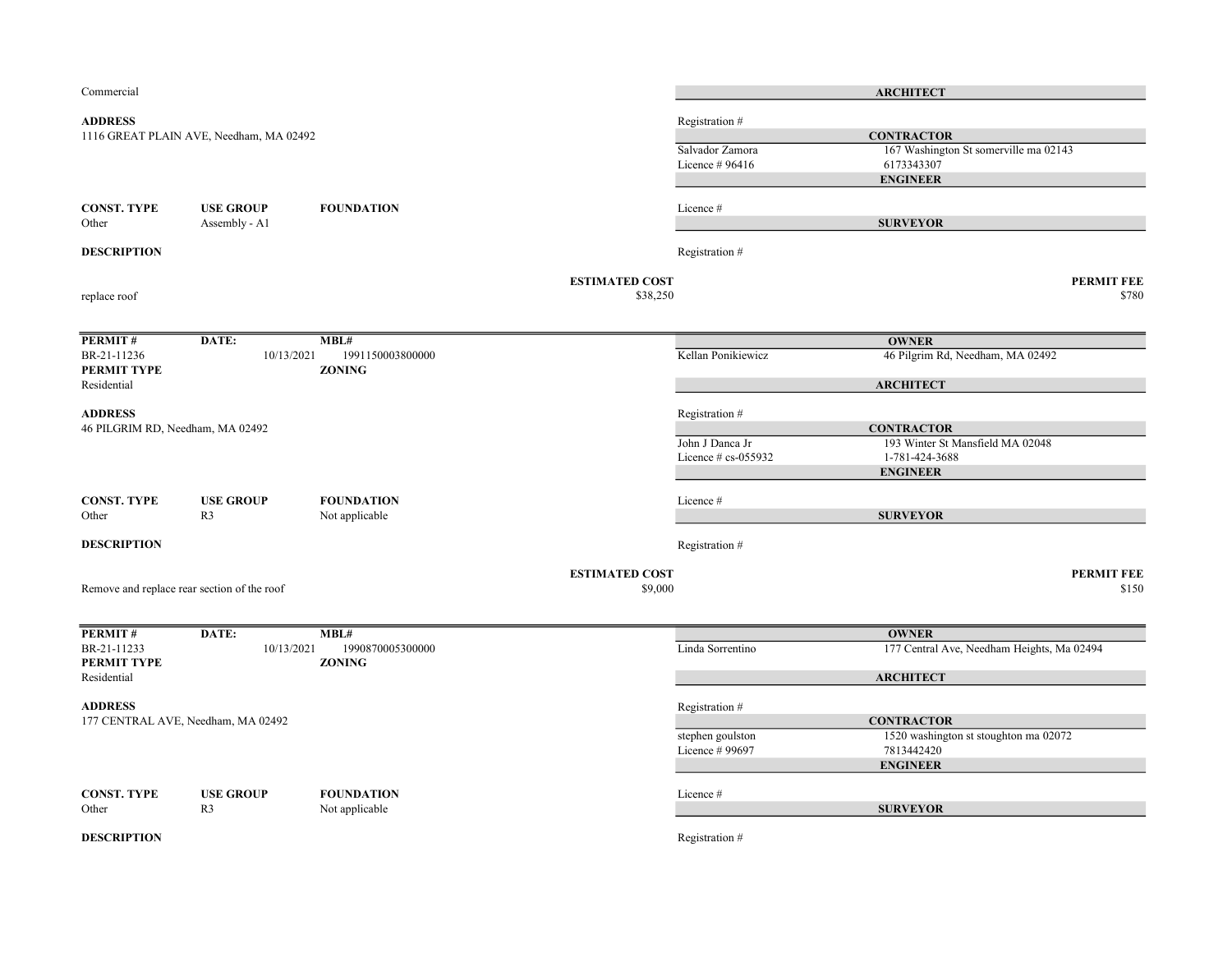Commercial

**ADDRESS**
1116 GREAT PLAIN AVE, Needham, MA 02492

| **ARCHITECT** | |
|---|---|
| Registration # | |

| **CONTRACTOR** | |
|---|---|
| Salvador Zamora | 167 Washington St somerville ma 02143 |
| Licence # 96416 | 6173343307 |

| **ENGINEER** | |
|---|---|
| Licence # | |

| **SURVEYOR** | |
|---|---|
| Registration # | |

| **CONST. TYPE** | **USE GROUP** | **FOUNDATION** |
|---|---|---|
| Other | Assembly - A1 | |

**DESCRIPTION**

replace roof

**ESTIMATED COST** $38,250

**PERMIT FEE** $780

---

| **PERMIT #** | **DATE:** | **MBL#** |
|---|---|---|
| BR-21-11236 | 10/13/2021 | 1991150003800000 |

**PERMIT TYPE**
Residential

**ZONING**

**ADDRESS**
46 PILGRIM RD, Needham, MA 02492

| **OWNER** | |
|---|---|
| Kellan Ponikiewicz | 46 Pilgrim Rd, Needham, MA 02492 |

| **ARCHITECT** | |
|---|---|
| Registration # | |

| **CONTRACTOR** | |
|---|---|
| John J Danca Jr | 193 Winter St Mansfield MA 02048 |
| Licence # cs-055932 | 1-781-424-3688 |

| **ENGINEER** | |
|---|---|
| Licence # | |

| **SURVEYOR** | |
|---|---|
| Registration # | |

| **CONST. TYPE** | **USE GROUP** | **FOUNDATION** |
|---|---|---|
| Other | R3 | Not applicable |

**DESCRIPTION**

Remove and replace rear section of the roof

**ESTIMATED COST** $9,000

**PERMIT FEE** $150

---

| **PERMIT #** | **DATE:** | **MBL#** |
|---|---|---|
| BR-21-11233 | 10/13/2021 | 1990870005300000 |

**PERMIT TYPE**
Residential

**ZONING**

**ADDRESS**
177 CENTRAL AVE, Needham, MA 02492

| **OWNER** | |
|---|---|
| Linda Sorrentino | 177 Central Ave, Needham Heights, Ma 02494 |

| **ARCHITECT** | |
|---|---|
| Registration # | |

| **CONTRACTOR** | |
|---|---|
| stephen goulston | 1520 washington st stoughton ma 02072 |
| Licence # 99697 | 7813442420 |

| **ENGINEER** | |
|---|---|
| Licence # | |

| **SURVEYOR** | |
|---|---|
| Registration # | |

| **CONST. TYPE** | **USE GROUP** | **FOUNDATION** |
|---|---|---|
| Other | R3 | Not applicable |

**DESCRIPTION**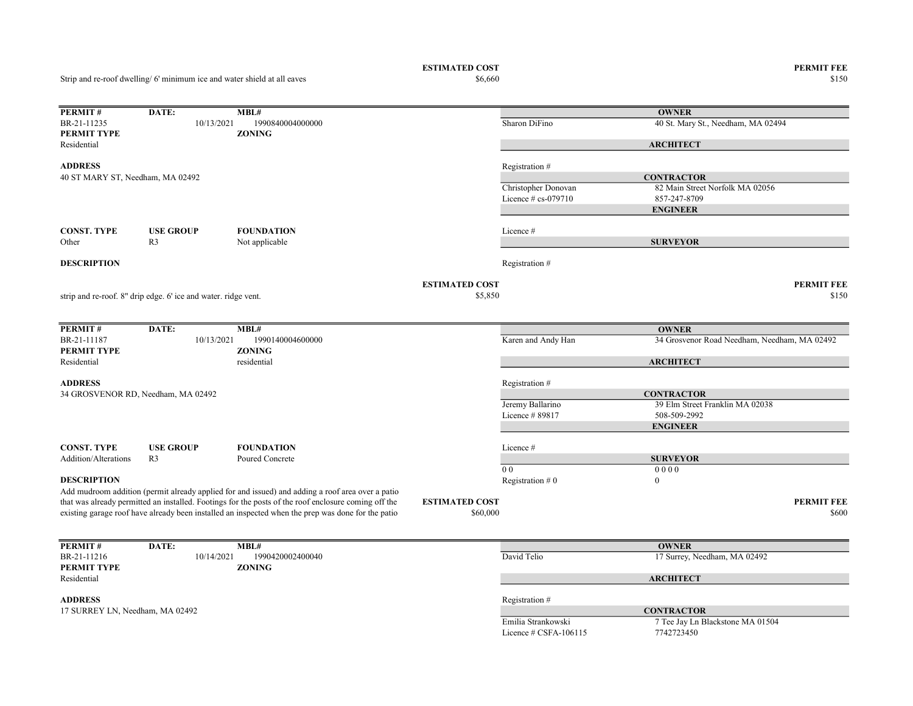Strip and re-roof dwelling/ 6' minimum ice and water shield at all eaves

**ESTIMATED COST** $6,660

**PERMIT FEE** $150

---

| **PERMIT #** | **DATE:** | **MBL#** |
|---|---|---|
| BR-21-11235 | 10/13/2021 | 1990840004000000 |

**PERMIT TYPE** Residential

**ZONING**

**ADDRESS**
40 ST MARY ST, Needham, MA 02492

| **CONST. TYPE** | **USE GROUP** | **FOUNDATION** |
|---|---|---|
| Other | R3 | Not applicable |

**OWNER**
Sharon DiFino — 40 St. Mary St., Needham, MA 02494

**ARCHITECT**
Registration #

**CONTRACTOR**
Christopher Donovan — 82 Main Street Norfolk MA 02056
Licence # cs-079710 — 857-247-8709

**ENGINEER**
Licence #

**SURVEYOR**
Registration #

**DESCRIPTION**

strip and re-roof. 8" drip edge. 6' ice and water. ridge vent.

**ESTIMATED COST** $5,850

**PERMIT FEE** $150

---

| **PERMIT #** | **DATE:** | **MBL#** |
|---|---|---|
| BR-21-11187 | 10/13/2021 | 1990140004600000 |

**PERMIT TYPE** Residential

**ZONING** residential

**ADDRESS**
34 GROSVENOR RD, Needham, MA 02492

| **CONST. TYPE** | **USE GROUP** | **FOUNDATION** |
|---|---|---|
| Addition/Alterations | R3 | Poured Concrete |

**OWNER**
Karen and Andy Han — 34 Grosvenor Road Needham, Needham, MA 02492

**ARCHITECT**
Registration #

**CONTRACTOR**
Jeremy Ballarino — 39 Elm Street Franklin MA 02038
Licence # 89817 — 508-509-2992

**ENGINEER**
Licence #

**SURVEYOR**
0 0 — 0 0 0 0
Registration # 0 — 0

**DESCRIPTION**
Add mudroom addition (permit already applied for and issued) and adding a roof area over a patio that was already permitted an installed. Footings for the posts of the roof enclosure coming off the existing garage roof have already been installed an inspected when the prep was done for the patio

**ESTIMATED COST** $60,000

**PERMIT FEE** $600

---

| **PERMIT #** | **DATE:** | **MBL#** |
|---|---|---|
| BR-21-11216 | 10/14/2021 | 1990420002400040 |

**PERMIT TYPE** Residential

**ZONING**

**ADDRESS**
17 SURREY LN, Needham, MA 02492

**OWNER**
David Telio — 17 Surrey, Needham, MA 02492

**ARCHITECT**
Registration #

**CONTRACTOR**
Emilia Strankowski — 7 Tee Jay Ln Blackstone MA 01504
Licence # CSFA-106115 — 7742723450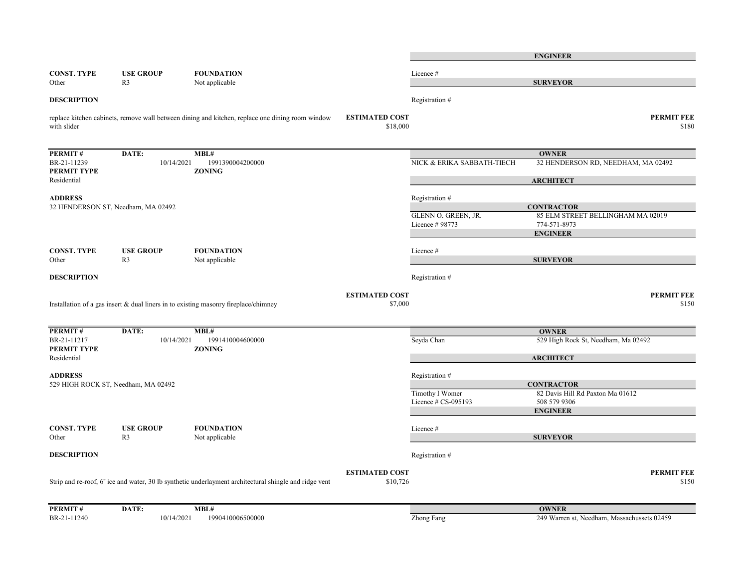**ENGINEER**

| CONST. TYPE | USE GROUP | FOUNDATION |
|---|---|---|
| Other | R3 | Not applicable |

Licence #

**SURVEYOR**

Registration #

**DESCRIPTION**

replace kitchen cabinets, remove wall between dining and kitchen, replace one dining room window with slider

**ESTIMATED COST** $18,000

**PERMIT FEE** $180

---

| PERMIT # | DATE: | MBL# |
|---|---|---|
| BR-21-11239 | 10/14/2021 | 1991390004200000 |

**PERMIT TYPE**
Residential

**ZONING**

**ADDRESS**
32 HENDERSON ST, Needham, MA 02492

**OWNER**
NICK & ERIKA SABBATH-TIECH — 32 HENDERSON RD, NEEDHAM, MA 02492

**ARCHITECT**
Registration #

**CONTRACTOR**
GLENN O. GREEN, JR. — 85 ELM STREET BELLINGHAM MA 02019
Licence # 98773 — 774-571-8973

**ENGINEER**
Licence #

**SURVEYOR**
Registration #

| CONST. TYPE | USE GROUP | FOUNDATION |
|---|---|---|
| Other | R3 | Not applicable |

**DESCRIPTION**

Installation of a gas insert & dual liners in to existing masonry fireplace/chimney

**ESTIMATED COST** $7,000

**PERMIT FEE** $150

---

| PERMIT # | DATE: | MBL# |
|---|---|---|
| BR-21-11217 | 10/14/2021 | 1991410004600000 |

**PERMIT TYPE**
Residential

**ZONING**

**ADDRESS**
529 HIGH ROCK ST, Needham, MA 02492

**OWNER**
Seyda Chan — 529 High Rock St, Needham, Ma 02492

**ARCHITECT**
Registration #

**CONTRACTOR**
Timothy I Womer — 82 Davis Hill Rd Paxton Ma 01612
Licence # CS-095193 — 508 579 9306

**ENGINEER**
Licence #

**SURVEYOR**
Registration #

| CONST. TYPE | USE GROUP | FOUNDATION |
|---|---|---|
| Other | R3 | Not applicable |

**DESCRIPTION**

Strip and re-roof, 6" ice and water, 30 lb synthetic underlayment architectural shingle and ridge vent

**ESTIMATED COST** $10,726

**PERMIT FEE** $150

---

| PERMIT # | DATE: | MBL# |
|---|---|---|
| BR-21-11240 | 10/14/2021 | 1990410006500000 |

**OWNER**
Zhong Fang — 249 Warren st, Needham, Massachussets 02459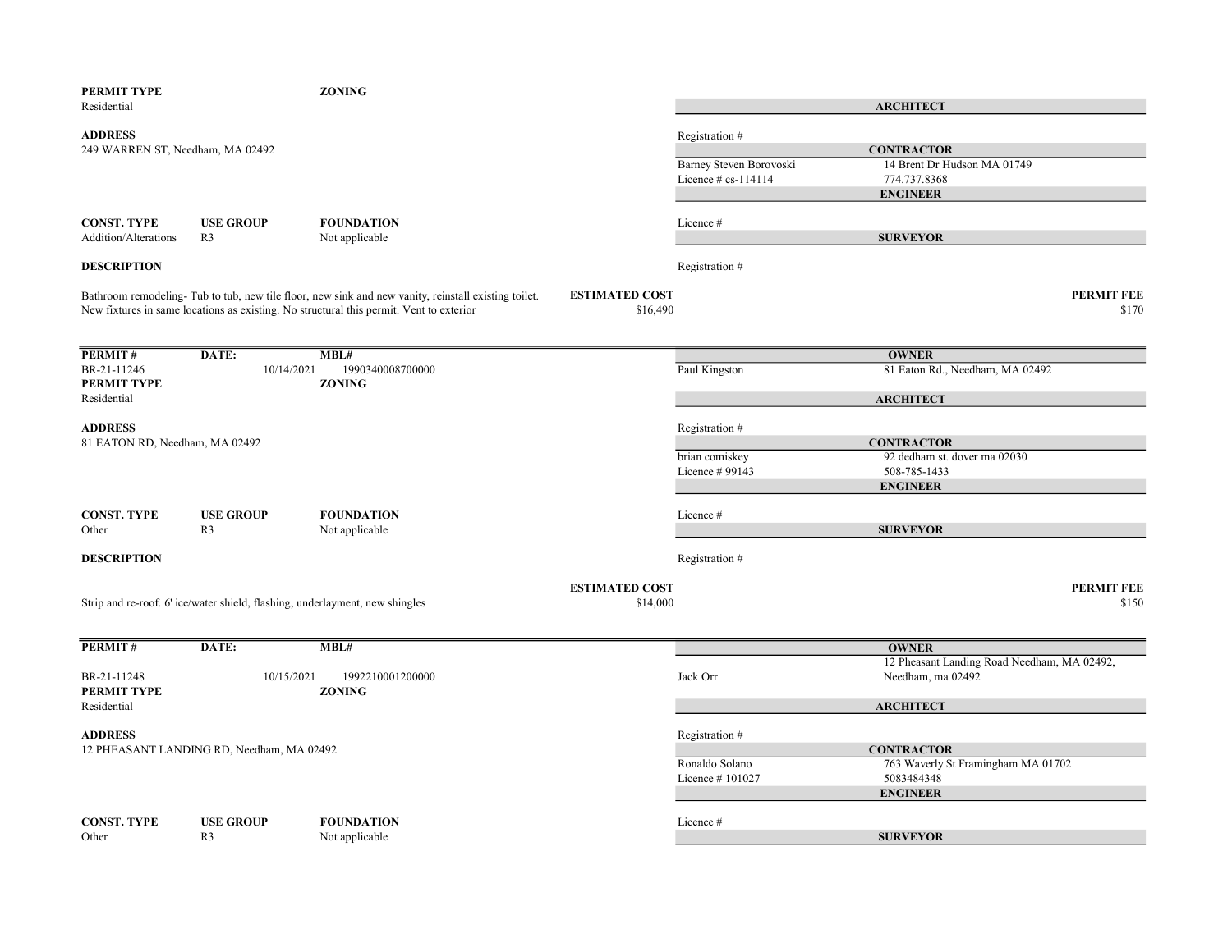**PERMIT TYPE** Residential

**ZONING**

**ARCHITECT**

Registration #

**ADDRESS**
249 WARREN ST, Needham, MA 02492

**CONTRACTOR**
Barney Steven Borovoski — 14 Brent Dr Hudson MA 01749
Licence # cs-114114 — 774.737.8368

**ENGINEER**
Licence #

| CONST. TYPE | USE GROUP | FOUNDATION |
|---|---|---|
| Addition/Alterations | R3 | Not applicable |

**SURVEYOR**
Registration #

**DESCRIPTION**

Bathroom remodeling- Tub to tub, new tile floor, new sink and new vanity, reinstall existing toilet. New fixtures in same locations as existing. No structural this permit. Vent to exterior

**ESTIMATED COST** $16,490

**PERMIT FEE** $170

---

| PERMIT # | DATE: | MBL# |
|---|---|---|
| BR-21-11246 | 10/14/2021 | 1990340008700000 |

**OWNER**
Paul Kingston — 81 Eaton Rd., Needham, MA 02492

**PERMIT TYPE** Residential

**ZONING**

**ARCHITECT**
Registration #

**ADDRESS**
81 EATON RD, Needham, MA 02492

**CONTRACTOR**
brian comiskey — 92 dedham st. dover ma 02030
Licence # 99143 — 508-785-1433

**ENGINEER**
Licence #

| CONST. TYPE | USE GROUP | FOUNDATION |
|---|---|---|
| Other | R3 | Not applicable |

**SURVEYOR**
Registration #

**DESCRIPTION**

Strip and re-roof. 6' ice/water shield, flashing, underlayment, new shingles

**ESTIMATED COST** $14,000

**PERMIT FEE** $150

---

| PERMIT # | DATE: | MBL# |
|---|---|---|
| BR-21-11248 | 10/15/2021 | 1992210001200000 |

**OWNER**
Jack Orr — 12 Pheasant Landing Road Needham, MA 02492, Needham, ma 02492

**PERMIT TYPE** Residential

**ZONING**

**ARCHITECT**
Registration #

**ADDRESS**
12 PHEASANT LANDING RD, Needham, MA 02492

**CONTRACTOR**
Ronaldo Solano — 763 Waverly St Framingham MA 01702
Licence # 101027 — 5083484348

**ENGINEER**
Licence #

| CONST. TYPE | USE GROUP | FOUNDATION |
|---|---|---|
| Other | R3 | Not applicable |

**SURVEYOR**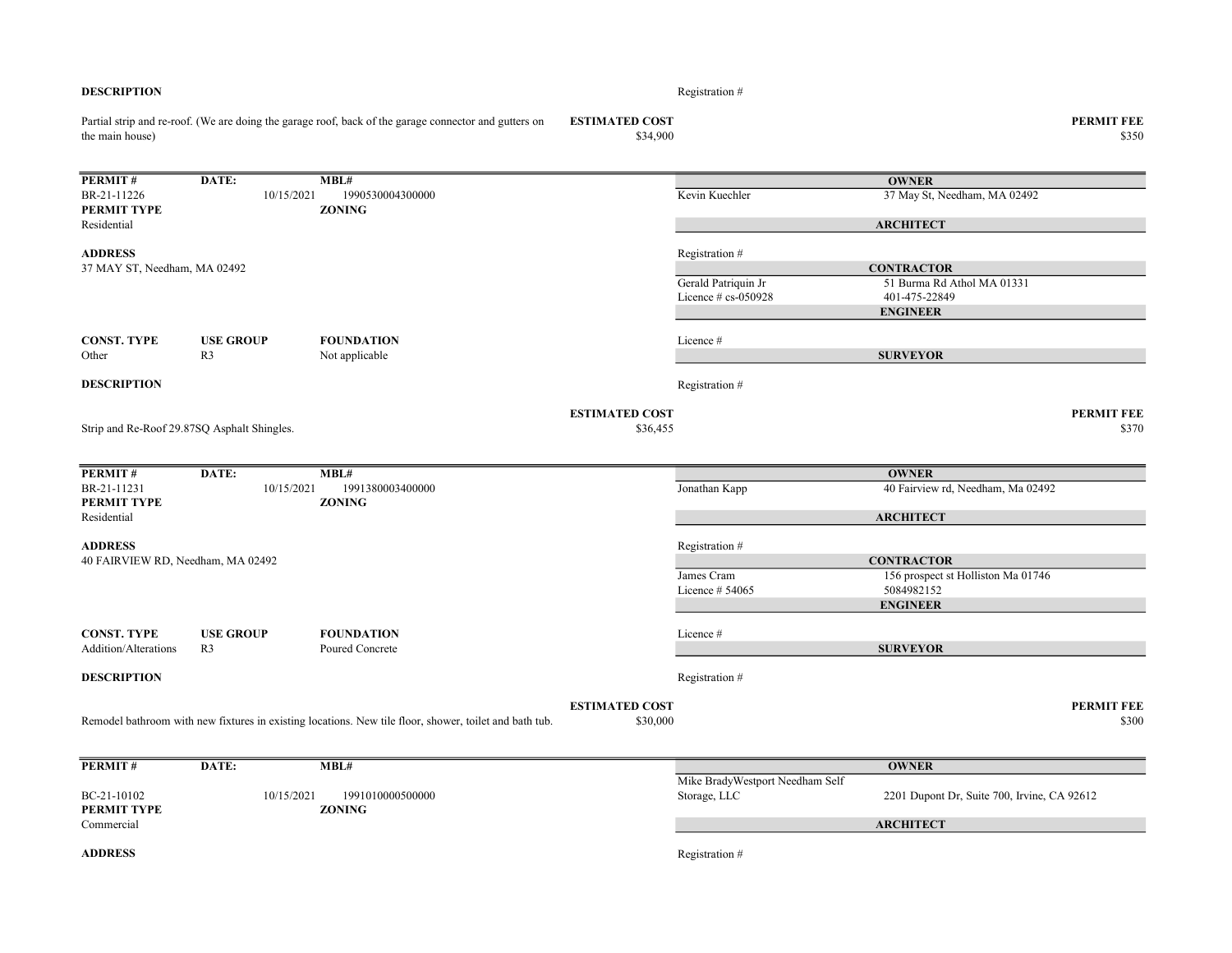**DESCRIPTION**

Registration #

Partial strip and re-roof. (We are doing the garage roof, back of the garage connector and gutters on the main house)

**ESTIMATED COST** $34,900

**PERMIT FEE** $350

---

| **PERMIT #** | **DATE:** | **MBL#** |
|---|---|---|
| BR-21-11226 | 10/15/2021 | 1990530004300000 |

**PERMIT TYPE**
Residential

**ZONING**

**ADDRESS**
37 MAY ST, Needham, MA 02492

| **CONST. TYPE** | **USE GROUP** | **FOUNDATION** |
|---|---|---|
| Other | R3 | Not applicable |

**OWNER**
Kevin Kuechler — 37 May St, Needham, MA 02492

**ARCHITECT**
Registration #

**CONTRACTOR**
Gerald Patriquin Jr — 51 Burma Rd Athol MA 01331
Licence # cs-050928 — 401-475-22849

**ENGINEER**
Licence #

**SURVEYOR**
Registration #

**DESCRIPTION**

Strip and Re-Roof 29.87SQ Asphalt Shingles.

**ESTIMATED COST** $36,455

**PERMIT FEE** $370

---

| **PERMIT #** | **DATE:** | **MBL#** |
|---|---|---|
| BR-21-11231 | 10/15/2021 | 1991380003400000 |

**PERMIT TYPE**
Residential

**ZONING**

**ADDRESS**
40 FAIRVIEW RD, Needham, MA 02492

| **CONST. TYPE** | **USE GROUP** | **FOUNDATION** |
|---|---|---|
| Addition/Alterations | R3 | Poured Concrete |

**OWNER**
Jonathan Kapp — 40 Fairview rd, Needham, Ma 02492

**ARCHITECT**
Registration #

**CONTRACTOR**
James Cram — 156 prospect st Holliston Ma 01746
Licence # 54065 — 5084982152

**ENGINEER**
Licence #

**SURVEYOR**
Registration #

**DESCRIPTION**

Remodel bathroom with new fixtures in existing locations. New tile floor, shower, toilet and bath tub.

**ESTIMATED COST** $30,000

**PERMIT FEE** $300

---

| **PERMIT #** | **DATE:** | **MBL#** |
|---|---|---|
| BC-21-10102 | 10/15/2021 | 1991010000500000 |

**PERMIT TYPE**
Commercial

**ZONING**

**ADDRESS**

**OWNER**
Mike BradyWestport Needham Self Storage, LLC — 2201 Dupont Dr, Suite 700, Irvine, CA 92612

**ARCHITECT**
Registration #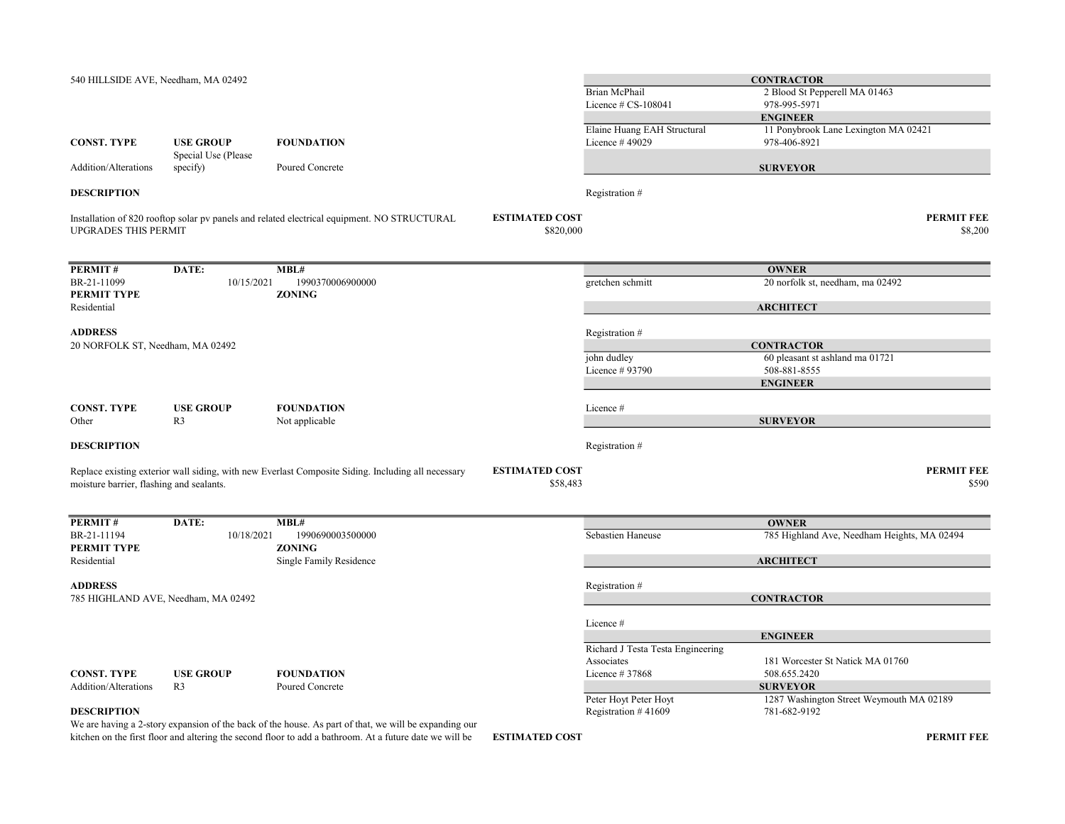540 HILLSIDE AVE, Needham, MA 02492

| CONTRACTOR | |
|---|---|
| Brian McPhail | 2 Blood St Pepperell MA 01463 |
| Licence # CS-108041 | 978-995-5971 |

| ENGINEER | |
|---|---|
| Elaine Huang EAH Structural | 11 Ponybrook Lane Lexington MA 02421 |
| Licence # 49029 | 978-406-8921 |

| SURVEYOR | |
|---|---|
| Registration # | |

| CONST. TYPE | USE GROUP | FOUNDATION |
|---|---|---|
| Addition/Alterations | Special Use (Please specify) | Poured Concrete |

**DESCRIPTION**

Installation of 820 rooftop solar pv panels and related electrical equipment. NO STRUCTURAL UPGRADES THIS PERMIT

**ESTIMATED COST** $820,000

**PERMIT FEE** $8,200

---

| PERMIT # | DATE: | MBL# |
|---|---|---|
| BR-21-11099 | 10/15/2021 | 1990370006900000 |
| **PERMIT TYPE** | | **ZONING** |
| Residential | | |

**ADDRESS**

20 NORFOLK ST, Needham, MA 02492

| OWNER | |
|---|---|
| gretchen schmitt | 20 norfolk st, needham, ma 02492 |

| ARCHITECT | |
|---|---|
| Registration # | |

| CONTRACTOR | |
|---|---|
| john dudley | 60 pleasant st ashland ma 01721 |
| Licence # 93790 | 508-881-8555 |

| ENGINEER | |
|---|---|
| Licence # | |

| SURVEYOR | |
|---|---|
| Registration # | |

| CONST. TYPE | USE GROUP | FOUNDATION |
|---|---|---|
| Other | R3 | Not applicable |

**DESCRIPTION**

Replace existing exterior wall siding, with new Everlast Composite Siding. Including all necessary moisture barrier, flashing and sealants.

**ESTIMATED COST** $58,483

**PERMIT FEE** $590

---

| PERMIT # | DATE: | MBL# |
|---|---|---|
| BR-21-11194 | 10/18/2021 | 1990690003500000 |
| **PERMIT TYPE** | | **ZONING** |
| Residential | | Single Family Residence |

**ADDRESS**

785 HIGHLAND AVE, Needham, MA 02492

| OWNER | |
|---|---|
| Sebastien Haneuse | 785 Highland Ave, Needham Heights, MA 02494 |

| ARCHITECT | |
|---|---|
| Registration # | |

| CONTRACTOR | |
|---|---|
| Licence # | |

| ENGINEER | |
|---|---|
| Richard J Testa Testa Engineering Associates | 181 Worcester St Natick MA 01760 |
| Licence # 37868 | 508.655.2420 |

| SURVEYOR | |
|---|---|
| Peter Hoyt Peter Hoyt | 1287 Washington Street Weymouth MA 02189 |
| Registration # 41609 | 781-682-9192 |

| CONST. TYPE | USE GROUP | FOUNDATION |
|---|---|---|
| Addition/Alterations | R3 | Poured Concrete |

**DESCRIPTION**

We are having a 2-story expansion of the back of the house. As part of that, we will be expanding our kitchen on the first floor and altering the second floor to add a bathroom. At a future date we will be

**ESTIMATED COST**

**PERMIT FEE**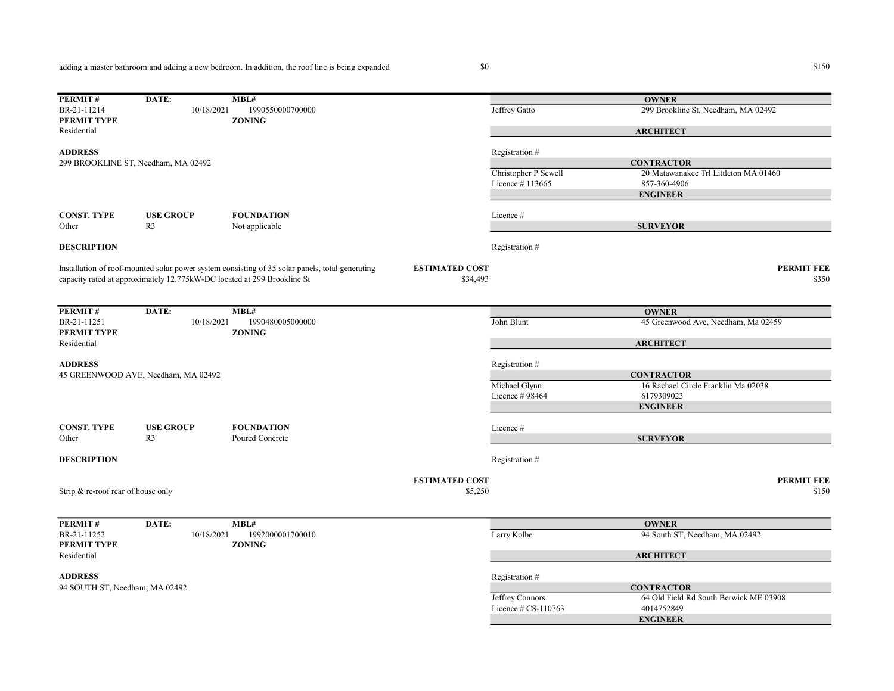adding a master bathroom and adding a new bedroom. In addition, the roof line is being expanded | $0 | $150

---

| PERMIT # | DATE: | MBL# | | OWNER |
|---|---|---|---|---|
| BR-21-11214 | 10/18/2021 | 1990550000700000 | Jeffrey Gatto | 299 Brookline St, Needham, MA 02492 |

**PERMIT TYPE**
Residential

**ZONING**

**ARCHITECT**
Registration #

**ADDRESS**
299 BROOKLINE ST, Needham, MA 02492

**CONTRACTOR**
Christopher P Sewell — 20 Matawanakee Trl Littleton MA 01460
Licence # 113665 — 857-360-4906

**ENGINEER**
Licence #

| CONST. TYPE | USE GROUP | FOUNDATION |
|---|---|---|
| Other | R3 | Not applicable |

**SURVEYOR**
Registration #

**DESCRIPTION**

Installation of roof-mounted solar power system consisting of 35 solar panels, total generating capacity rated at approximately 12.775kW-DC located at 299 Brookline St

| ESTIMATED COST | PERMIT FEE |
|---|---|
| $34,493 | $350 |

---

| PERMIT # | DATE: | MBL# | | OWNER |
|---|---|---|---|---|
| BR-21-11251 | 10/18/2021 | 1990480005000000 | John Blunt | 45 Greenwood Ave, Needham, Ma 02459 |

**PERMIT TYPE**
Residential

**ZONING**

**ARCHITECT**
Registration #

**ADDRESS**
45 GREENWOOD AVE, Needham, MA 02492

**CONTRACTOR**
Michael Glynn — 16 Rachael Circle Franklin Ma 02038
Licence # 98464 — 6179309023

**ENGINEER**
Licence #

| CONST. TYPE | USE GROUP | FOUNDATION |
|---|---|---|
| Other | R3 | Poured Concrete |

**SURVEYOR**
Registration #

**DESCRIPTION**

Strip & re-roof rear of house only

| ESTIMATED COST | PERMIT FEE |
|---|---|
| $5,250 | $150 |

---

| PERMIT # | DATE: | MBL# | | OWNER |
|---|---|---|---|---|
| BR-21-11252 | 10/18/2021 | 1992000001700010 | Larry Kolbe | 94 South ST, Needham, MA 02492 |

**PERMIT TYPE**
Residential

**ZONING**

**ARCHITECT**
Registration #

**ADDRESS**
94 SOUTH ST, Needham, MA 02492

**CONTRACTOR**
Jeffrey Connors — 64 Old Field Rd South Berwick ME 03908
Licence # CS-110763 — 4014752849

**ENGINEER**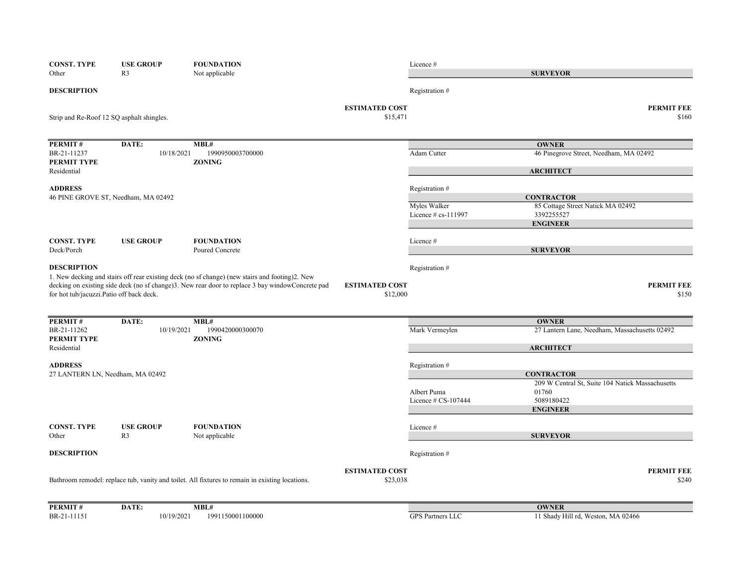| CONST. TYPE | USE GROUP | FOUNDATION | | Licence # | |
|---|---|---|---|---|---|
| Other | R3 | Not applicable | | | **SURVEYOR** |

**DESCRIPTION**

Registration #

Strip and Re-Roof 12 SQ asphalt shingles.

**ESTIMATED COST** $15,471

**PERMIT FEE** $160

---

| PERMIT # | DATE: | MBL# | | OWNER |
|---|---|---|---|---|
| BR-21-11237 | 10/18/2021 | 1990950003700000 | Adam Cutter | 46 Pinegrove Street, Needham, MA 02492 |

**PERMIT TYPE**: Residential

**ZONING**:

**ARCHITECT**

**ADDRESS**
46 PINE GROVE ST, Needham, MA 02492

Registration #

**CONTRACTOR**
Myles Walker — 85 Cottage Street Natick MA 02492
Licence # cs-111997 — 3392255527

**ENGINEER**

| CONST. TYPE | USE GROUP | FOUNDATION |
|---|---|---|
| Deck/Porch | | Poured Concrete |

Licence #

**SURVEYOR**

**DESCRIPTION**

Registration #

1. New decking and stairs off rear existing deck (no sf change) (new stairs and footing)2. New decking on existing side deck (no sf change)3. New rear door to replace 3 bay windowConcrete pad for hot tub/jacuzzi.Patio off back deck.

**ESTIMATED COST** $12,000

**PERMIT FEE** $150

---

| PERMIT # | DATE: | MBL# | | OWNER |
|---|---|---|---|---|
| BR-21-11262 | 10/19/2021 | 1990420000300070 | Mark Vermeylen | 27 Lantern Lane, Needham, Massachusetts 02492 |

**PERMIT TYPE**: Residential

**ZONING**:

**ARCHITECT**

**ADDRESS**
27 LANTERN LN, Needham, MA 02492

Registration #

**CONTRACTOR**
Albert Puma — 209 W Central St, Suite 104 Natick Massachusetts 01760
Licence # CS-107444 — 5089180422

**ENGINEER**

| CONST. TYPE | USE GROUP | FOUNDATION |
|---|---|---|
| Other | R3 | Not applicable |

Licence #

**SURVEYOR**

**DESCRIPTION**

Registration #

Bathroom remodel: replace tub, vanity and toilet. All fixtures to remain in existing locations.

**ESTIMATED COST** $23,038

**PERMIT FEE** $240

---

| PERMIT # | DATE: | MBL# | | OWNER |
|---|---|---|---|---|
| BR-21-11151 | 10/19/2021 | 1991150001100000 | GPS Partners LLC | 11 Shady Hill rd, Weston, MA 02466 |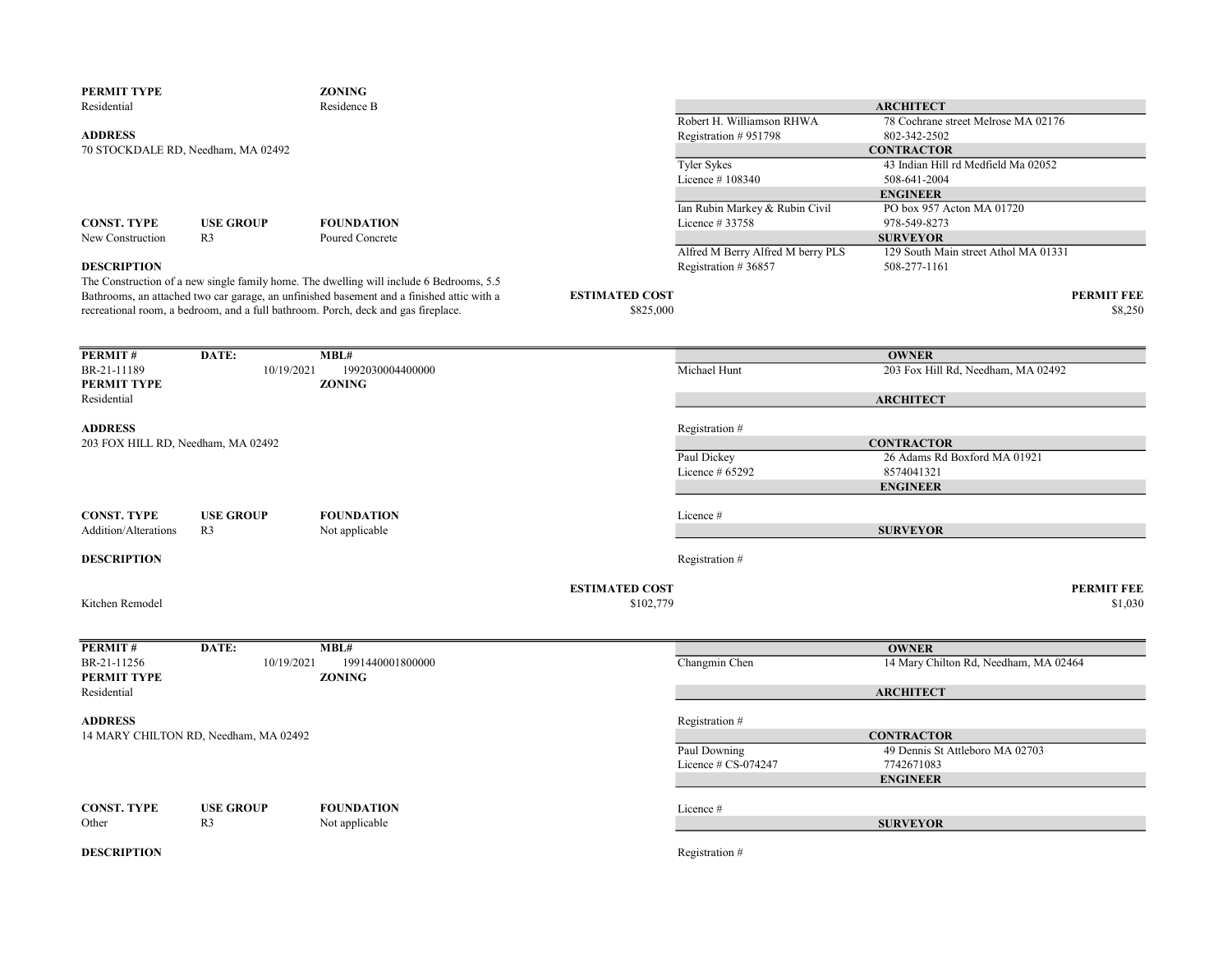**PERMIT TYPE**
Residential

**ZONING**
Residence B

**ADDRESS**
70 STOCKDALE RD, Needham, MA 02492

| ARCHITECT | |
|---|---|
| Robert H. Williamson RHWA | 78 Cochrane street Melrose MA 02176 |
| Registration # 951798 | 802-342-2502 |
| **CONTRACTOR** | |
| Tyler Sykes | 43 Indian Hill rd Medfield Ma 02052 |
| Licence # 108340 | 508-641-2004 |
| **ENGINEER** | |
| Ian Rubin Markey & Rubin Civil | PO box 957 Acton MA 01720 |
| Licence # 33758 | 978-549-8273 |
| **SURVEYOR** | |
| Alfred M Berry Alfred M berry PLS | 129 South Main street Athol MA 01331 |
| Registration # 36857 | 508-277-1161 |

| CONST. TYPE | USE GROUP | FOUNDATION |
|---|---|---|
| New Construction | R3 | Poured Concrete |

**DESCRIPTION**
The Construction of a new single family home. The dwelling will include 6 Bedrooms, 5.5 Bathrooms, an attached two car garage, an unfinished basement and a finished attic with a recreational room, a bedroom, and a full bathroom. Porch, deck and gas fireplace.

**ESTIMATED COST** $825,000

**PERMIT FEE** $8,250

---

| PERMIT # | DATE: | MBL# |
|---|---|---|
| BR-21-11189 | 10/19/2021 | 1992030004400000 |

**PERMIT TYPE**
Residential

**ZONING**

**ADDRESS**
203 FOX HILL RD, Needham, MA 02492

| OWNER | |
|---|---|
| Michael Hunt | 203 Fox Hill Rd, Needham, MA 02492 |
| **ARCHITECT** | |
| Registration # | |
| **CONTRACTOR** | |
| Paul Dickey | 26 Adams Rd Boxford MA 01921 |
| Licence # 65292 | 8574041321 |
| **ENGINEER** | |
| Licence # | |
| **SURVEYOR** | |
| Registration # | |

| CONST. TYPE | USE GROUP | FOUNDATION |
|---|---|---|
| Addition/Alterations | R3 | Not applicable |

**DESCRIPTION**
Kitchen Remodel

**ESTIMATED COST** $102,779

**PERMIT FEE** $1,030

---

| PERMIT # | DATE: | MBL# |
|---|---|---|
| BR-21-11256 | 10/19/2021 | 1991440001800000 |

**PERMIT TYPE**
Residential

**ZONING**

**ADDRESS**
14 MARY CHILTON RD, Needham, MA 02492

| OWNER | |
|---|---|
| Changmin Chen | 14 Mary Chilton Rd, Needham, MA 02464 |
| **ARCHITECT** | |
| Registration # | |
| **CONTRACTOR** | |
| Paul Downing | 49 Dennis St Attleboro MA 02703 |
| Licence # CS-074247 | 7742671083 |
| **ENGINEER** | |
| Licence # | |
| **SURVEYOR** | |
| Registration # | |

| CONST. TYPE | USE GROUP | FOUNDATION |
|---|---|---|
| Other | R3 | Not applicable |

**DESCRIPTION**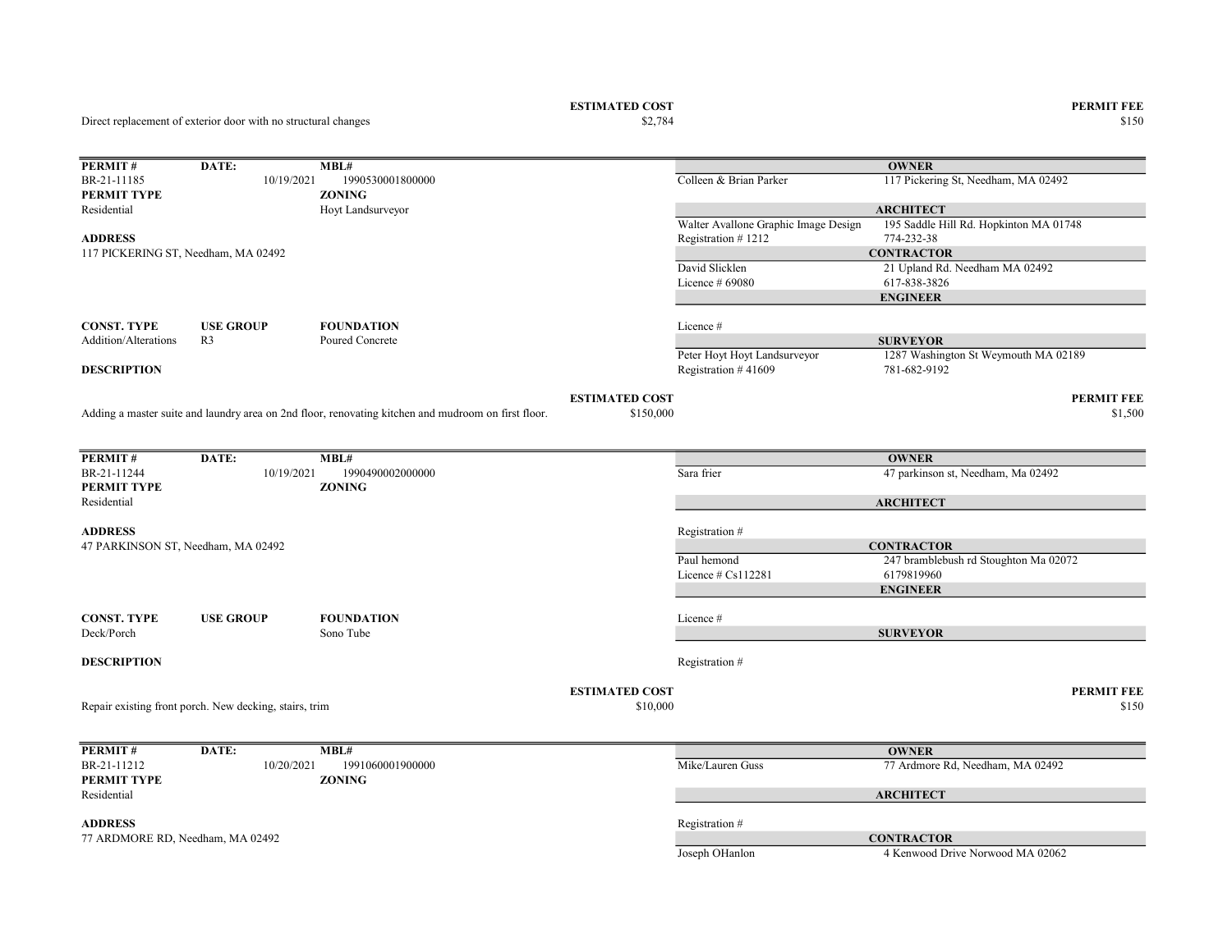Direct replacement of exterior door with no structural changes

**ESTIMATED COST** $2,784

**PERMIT FEE** $150

---

| PERMIT # | DATE: | MBL# |
|---|---|---|
| BR-21-11185 | 10/19/2021 | 1990530001800000 |

**PERMIT TYPE**
Residential

**ZONING**
Hoyt Landsurveyor

**ADDRESS**
117 PICKERING ST, Needham, MA 02492

| | |
|---|---|
| **OWNER** | |
| Colleen & Brian Parker | 117 Pickering St, Needham, MA 02492 |
| **ARCHITECT** | |
| Walter Avallone Graphic Image Design | 195 Saddle Hill Rd. Hopkinton MA 01748 |
| Registration # 1212 | 774-232-38 |
| **CONTRACTOR** | |
| David Slicklen | 21 Upland Rd. Needham MA 02492 |
| Licence # 69080 | 617-838-3826 |
| **ENGINEER** | |
| Licence # | |
| **SURVEYOR** | |
| Peter Hoyt Hoyt Landsurveyor | 1287 Washington St Weymouth MA 02189 |
| Registration # 41609 | 781-682-9192 |

| CONST. TYPE | USE GROUP | FOUNDATION |
|---|---|---|
| Addition/Alterations | R3 | Poured Concrete |

**DESCRIPTION**

Adding a master suite and laundry area on 2nd floor, renovating kitchen and mudroom on first floor.

**ESTIMATED COST** $150,000

**PERMIT FEE** $1,500

---

| PERMIT # | DATE: | MBL# |
|---|---|---|
| BR-21-11244 | 10/19/2021 | 1990490002000000 |

**PERMIT TYPE**
Residential

**ZONING**

**ADDRESS**
47 PARKINSON ST, Needham, MA 02492

| | |
|---|---|
| **OWNER** | |
| Sara frier | 47 parkinson st, Needham, Ma 02492 |
| **ARCHITECT** | |
| Registration # | |
| **CONTRACTOR** | |
| Paul hemond | 247 bramblebush rd Stoughton Ma 02072 |
| Licence # Cs112281 | 6179819960 |
| **ENGINEER** | |
| Licence # | |
| **SURVEYOR** | |
| Registration # | |

| CONST. TYPE | USE GROUP | FOUNDATION |
|---|---|---|
| Deck/Porch | | Sono Tube |

**DESCRIPTION**

Repair existing front porch. New decking, stairs, trim

**ESTIMATED COST** $10,000

**PERMIT FEE** $150

---

| PERMIT # | DATE: | MBL# |
|---|---|---|
| BR-21-11212 | 10/20/2021 | 1991060001900000 |

**PERMIT TYPE**
Residential

**ZONING**

**ADDRESS**
77 ARDMORE RD, Needham, MA 02492

| | |
|---|---|
| **OWNER** | |
| Mike/Lauren Guss | 77 Ardmore Rd, Needham, MA 02492 |
| **ARCHITECT** | |
| Registration # | |
| **CONTRACTOR** | |
| Joseph OHanlon | 4 Kenwood Drive Norwood MA 02062 |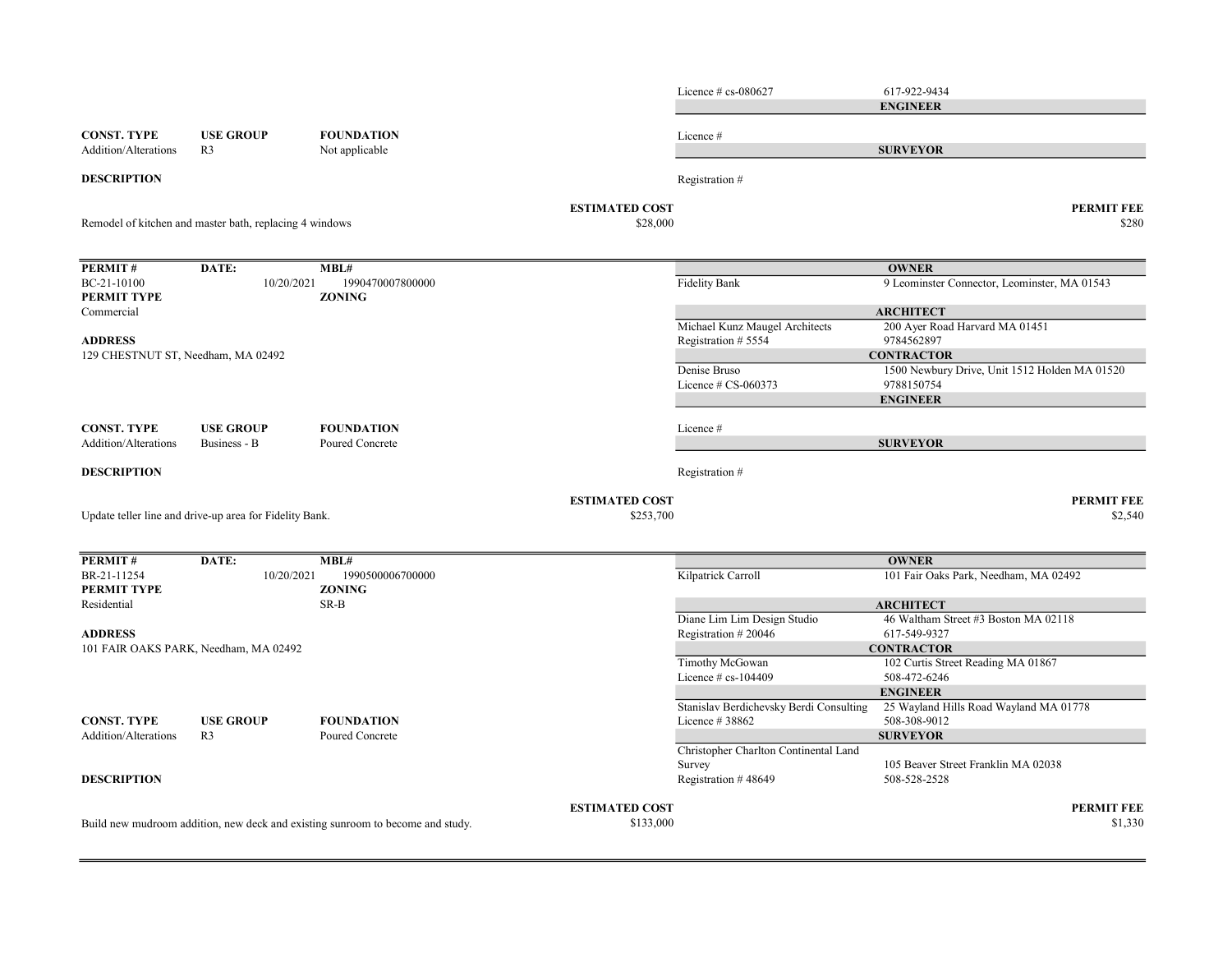| | | | | |
|---|---|---|---|---|
| | | | Licence # cs-080627 | 617-922-9434 |
| | | | | **ENGINEER** |
| **CONST. TYPE** | **USE GROUP** | **FOUNDATION** | Licence # | |
| Addition/Alterations | R3 | Not applicable | | **SURVEYOR** |
| **DESCRIPTION** | | | Registration # | |

| DESCRIPTION | ESTIMATED COST | PERMIT FEE |
|---|---|---|
| Remodel of kitchen and master bath, replacing 4 windows | $28,000 | $280 |

---

| **PERMIT #** | **DATE:** | **MBL#** | | **OWNER** |
|---|---|---|---|---|
| BC-21-10100 | 10/20/2021 | 1990470007800000 | Fidelity Bank | 9 Leominster Connector, Leominster, MA 01543 |
| **PERMIT TYPE** | | **ZONING** | | |
| Commercial | | | | **ARCHITECT** |
| | | | Michael Kunz Maugel Architects | 200 Ayer Road Harvard MA 01451 |
| **ADDRESS** | | | Registration # 5554 | 9784562897 |
| 129 CHESTNUT ST, Needham, MA 02492 | | | | **CONTRACTOR** |
| | | | Denise Bruso | 1500 Newbury Drive, Unit 1512 Holden MA 01520 |
| | | | Licence # CS-060373 | 9788150754 |
| | | | | **ENGINEER** |
| **CONST. TYPE** | **USE GROUP** | **FOUNDATION** | Licence # | |
| Addition/Alterations | Business - B | Poured Concrete | | **SURVEYOR** |
| **DESCRIPTION** | | | Registration # | |

| DESCRIPTION | ESTIMATED COST | PERMIT FEE |
|---|---|---|
| Update teller line and drive-up area for Fidelity Bank. | $253,700 | $2,540 |

---

| **PERMIT #** | **DATE:** | **MBL#** | | **OWNER** |
|---|---|---|---|---|
| BR-21-11254 | 10/20/2021 | 1990500006700000 | Kilpatrick Carroll | 101 Fair Oaks Park, Needham, MA 02492 |
| **PERMIT TYPE** | | **ZONING** | | |
| Residential | | SR-B | | **ARCHITECT** |
| | | | Diane Lim Lim Design Studio | 46 Waltham Street #3 Boston MA 02118 |
| **ADDRESS** | | | Registration # 20046 | 617-549-9327 |
| 101 FAIR OAKS PARK, Needham, MA 02492 | | | | **CONTRACTOR** |
| | | | Timothy McGowan | 102 Curtis Street Reading MA 01867 |
| | | | Licence # cs-104409 | 508-472-6246 |
| | | | | **ENGINEER** |
| | | | Stanislav Berdichevsky Berdi Consulting | 25 Wayland Hills Road Wayland MA 01778 |
| **CONST. TYPE** | **USE GROUP** | **FOUNDATION** | Licence # 38862 | 508-308-9012 |
| Addition/Alterations | R3 | Poured Concrete | | **SURVEYOR** |
| | | | Christopher Charlton Continental Land Survey | 105 Beaver Street Franklin MA 02038 |
| **DESCRIPTION** | | | Registration # 48649 | 508-528-2528 |

| DESCRIPTION | ESTIMATED COST | PERMIT FEE |
|---|---|---|
| Build new mudroom addition, new deck and existing sunroom to become and study. | $133,000 | $1,330 |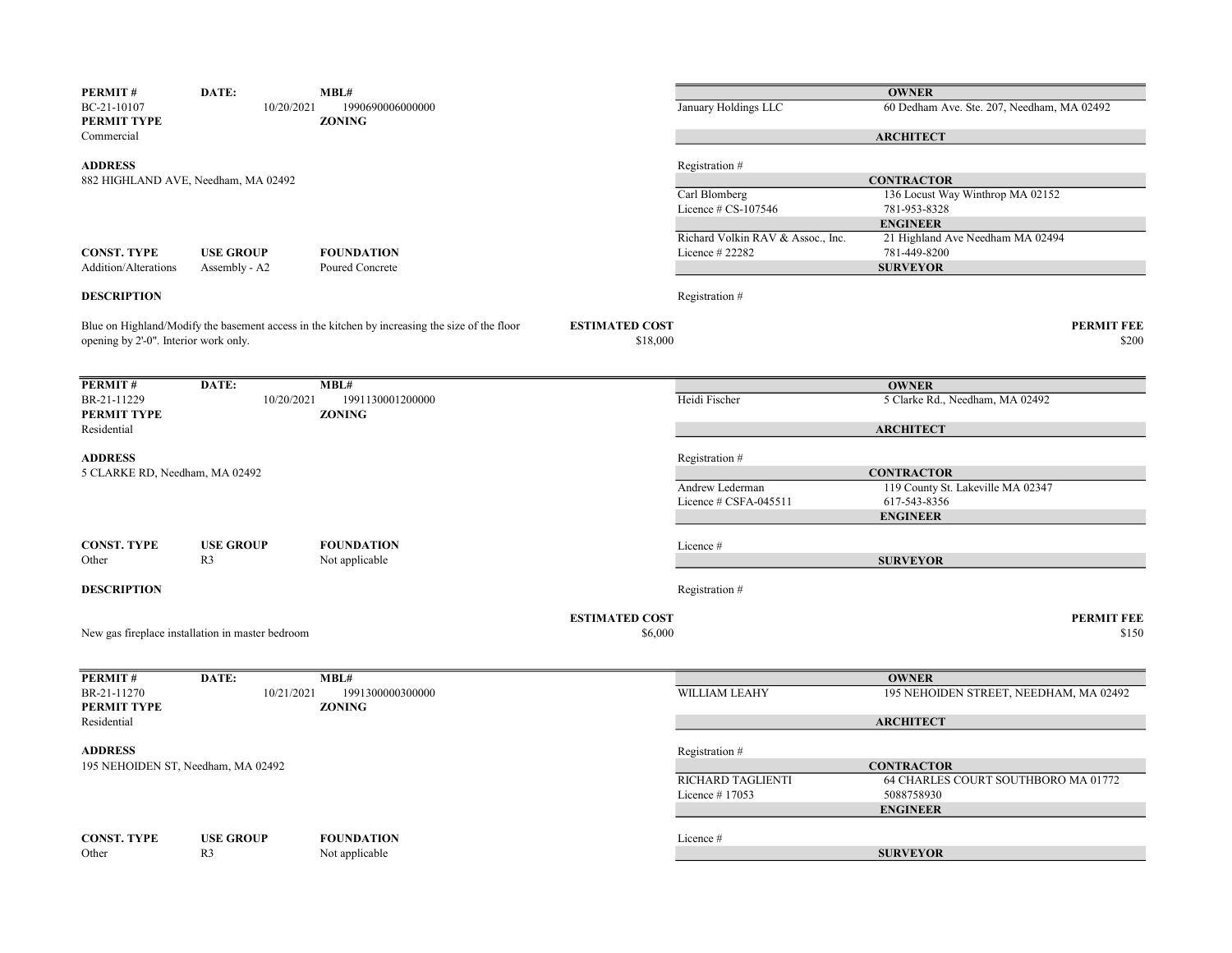**PERMIT #** BC-21-10107  
**DATE:** 10/20/2021  
**MBL#** 1990690006000000  
**PERMIT TYPE** Commercial  
**ZONING**

**ADDRESS**  
882 HIGHLAND AVE, Needham, MA 02492

| CONST. TYPE | USE GROUP | FOUNDATION |
|---|---|---|
| Addition/Alterations | Assembly - A2 | Poured Concrete |

**DESCRIPTION**

Blue on Highland/Modify the basement access in the kitchen by increasing the size of the floor opening by 2'-0". Interior work only.

**ESTIMATED COST** $18,000

**OWNER**  
January Holdings LLC — 60 Dedham Ave. Ste. 207, Needham, MA 02492

**ARCHITECT**  
Registration #

**CONTRACTOR**  
Carl Blomberg — 136 Locust Way Winthrop MA 02152  
Licence # CS-107546 — 781-953-8328

**ENGINEER**  
Richard Volkin RAV & Assoc., Inc. — 21 Highland Ave Needham MA 02494  
Licence # 22282 — 781-449-8200

**SURVEYOR**  
Registration #

**PERMIT FEE** $200

---

**PERMIT #** BR-21-11229  
**DATE:** 10/20/2021  
**MBL#** 1991130001200000  
**PERMIT TYPE** Residential  
**ZONING**

**ADDRESS**  
5 CLARKE RD, Needham, MA 02492

| CONST. TYPE | USE GROUP | FOUNDATION |
|---|---|---|
| Other | R3 | Not applicable |

**DESCRIPTION**

New gas fireplace installation in master bedroom

**ESTIMATED COST** $6,000

**OWNER**  
Heidi Fischer — 5 Clarke Rd., Needham, MA 02492

**ARCHITECT**  
Registration #

**CONTRACTOR**  
Andrew Lederman — 119 County St. Lakeville MA 02347  
Licence # CSFA-045511 — 617-543-8356

**ENGINEER**  
Licence #

**SURVEYOR**  
Registration #

**PERMIT FEE** $150

---

**PERMIT #** BR-21-11270  
**DATE:** 10/21/2021  
**MBL#** 1991300000300000  
**PERMIT TYPE** Residential  
**ZONING**

**ADDRESS**  
195 NEHOIDEN ST, Needham, MA 02492

| CONST. TYPE | USE GROUP | FOUNDATION |
|---|---|---|
| Other | R3 | Not applicable |

**OWNER**  
WILLIAM LEAHY — 195 NEHOIDEN STREET, NEEDHAM, MA 02492

**ARCHITECT**  
Registration #

**CONTRACTOR**  
RICHARD TAGLIENTI — 64 CHARLES COURT SOUTHBORO MA 01772  
Licence # 17053 — 5088758930

**ENGINEER**  
Licence #

**SURVEYOR**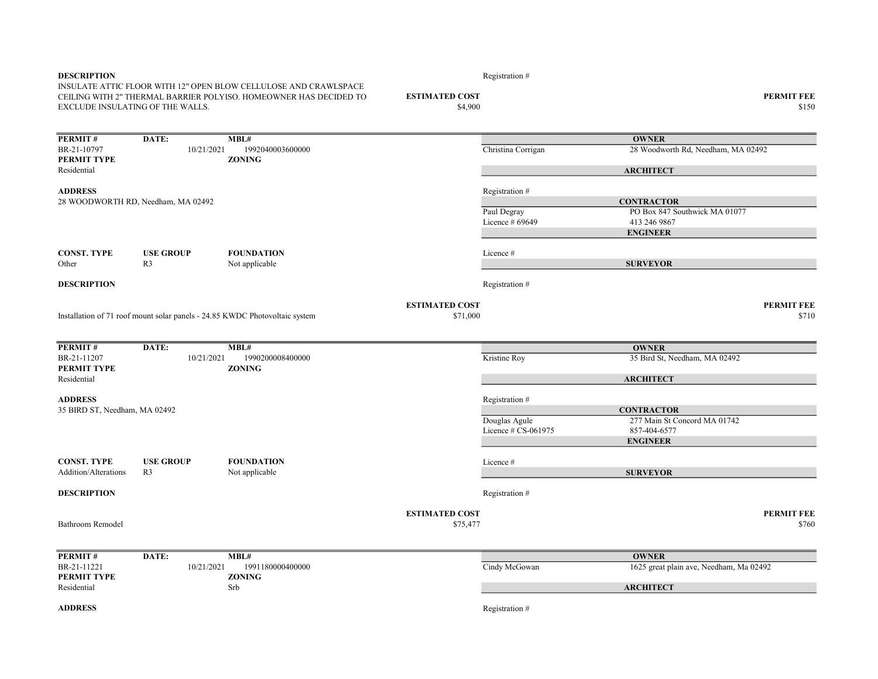**DESCRIPTION**

INSULATE ATTIC FLOOR WITH 12" OPEN BLOW CELLULOSE AND CRAWLSPACE CEILING WITH 2" THERMAL BARRIER POLYISO. HOMEOWNER HAS DECIDED TO EXCLUDE INSULATING OF THE WALLS.

Registration #

**ESTIMATED COST** $4,900

**PERMIT FEE** $150

---

| PERMIT # | DATE: | MBL# |
|---|---|---|
| BR-21-10797 | 10/21/2021 | 1992040003600000 |

**PERMIT TYPE**
Residential

**ZONING**

**ADDRESS**
28 WOODWORTH RD, Needham, MA 02492

**OWNER**
Christina Corrigan — 28 Woodworth Rd, Needham, MA 02492

**ARCHITECT**

Registration #

**CONTRACTOR**
Paul Degray — PO Box 847 Southwick MA 01077
Licence # 69649 — 413 246 9867

**ENGINEER**

Licence #

| CONST. TYPE | USE GROUP | FOUNDATION |
|---|---|---|
| Other | R3 | Not applicable |

**SURVEYOR**

Registration #

**DESCRIPTION**

Installation of 71 roof mount solar panels - 24.85 KWDC Photovoltaic system

**ESTIMATED COST** $71,000

**PERMIT FEE** $710

---

| PERMIT # | DATE: | MBL# |
|---|---|---|
| BR-21-11207 | 10/21/2021 | 1990200008400000 |

**PERMIT TYPE**
Residential

**ZONING**

**ADDRESS**
35 BIRD ST, Needham, MA 02492

**OWNER**
Kristine Roy — 35 Bird St, Needham, MA 02492

**ARCHITECT**

Registration #

**CONTRACTOR**
Douglas Agule — 277 Main St Concord MA 01742
Licence # CS-061975 — 857-404-6577

**ENGINEER**

Licence #

| CONST. TYPE | USE GROUP | FOUNDATION |
|---|---|---|
| Addition/Alterations | R3 | Not applicable |

**SURVEYOR**

Registration #

**DESCRIPTION**

Bathroom Remodel

**ESTIMATED COST** $75,477

**PERMIT FEE** $760

---

| PERMIT # | DATE: | MBL# |
|---|---|---|
| BR-21-11221 | 10/21/2021 | 1991180000400000 |

**PERMIT TYPE**
Residential

**ZONING**
Srb

**ADDRESS**

**OWNER**
Cindy McGowan — 1625 great plain ave, Needham, Ma 02492

**ARCHITECT**

Registration #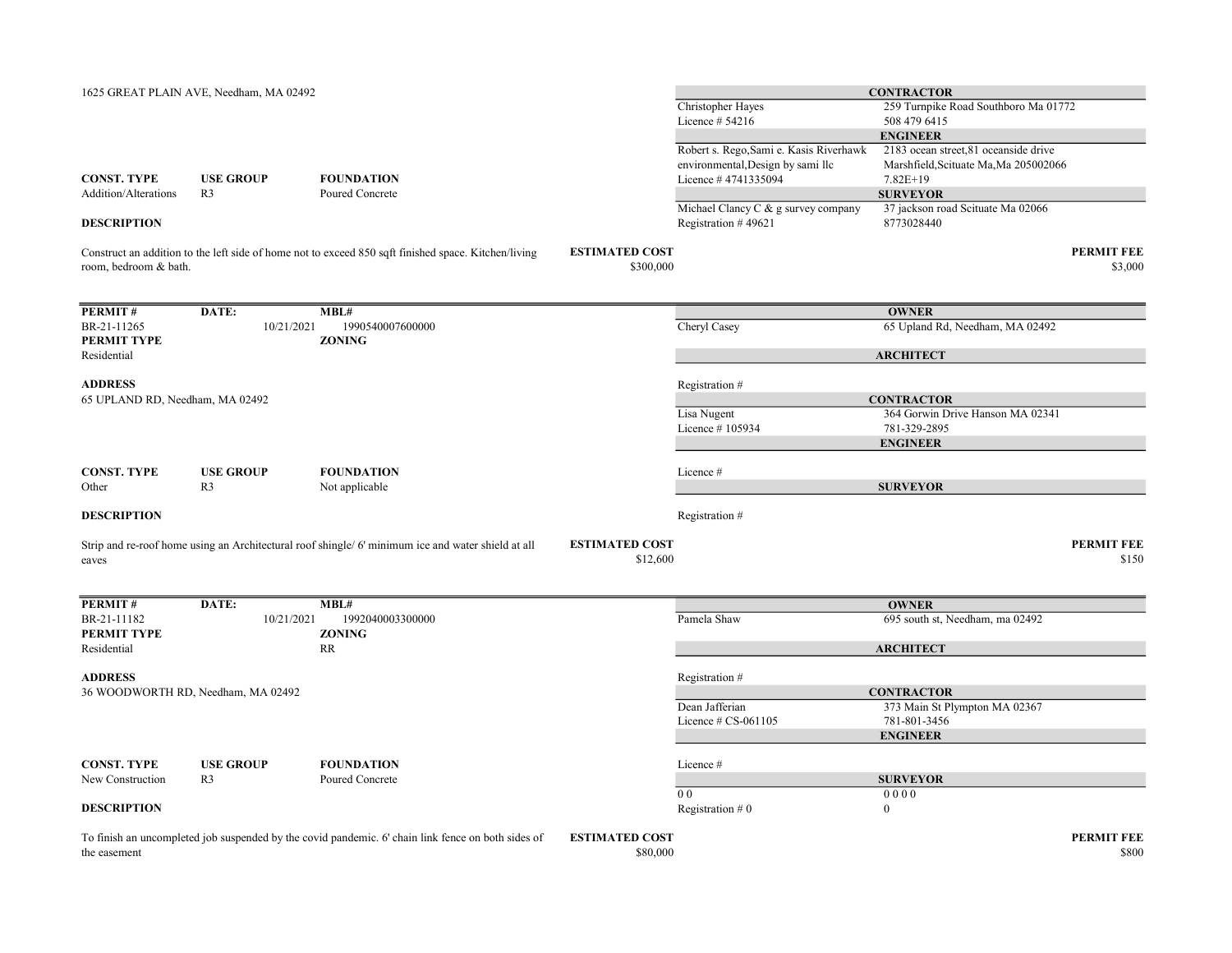1625 GREAT PLAIN AVE, Needham, MA 02492

| CONST. TYPE | USE GROUP | FOUNDATION |
|---|---|---|
| Addition/Alterations | R3 | Poured Concrete |

**CONTRACTOR**
Christopher Hayes — 259 Turnpike Road Southboro Ma 01772
Licence # 54216 — 508 479 6415

**ENGINEER**
Robert s. Rego,Sami e. Kasis Riverhawk environmental,Design by sami llc — 2183 ocean street,81 oceanside drive Marshfield,Scituate Ma,Ma 205002066
Licence # 4741335094 — 7.82E+19

**SURVEYOR**
Michael Clancy C & g survey company — 37 jackson road Scituate Ma 02066
Registration # 49621 — 8773028440

**DESCRIPTION**

Construct an addition to the left side of home not to exceed 850 sqft finished space. Kitchen/living room, bedroom & bath.

**ESTIMATED COST** $300,000

**PERMIT FEE** $3,000

---

| PERMIT # | DATE: | MBL# |
|---|---|---|
| BR-21-11265 | 10/21/2021 | 1990540007600000 |
| **PERMIT TYPE** | | **ZONING** |
| Residential | | |

**ADDRESS**
65 UPLAND RD, Needham, MA 02492

| CONST. TYPE | USE GROUP | FOUNDATION |
|---|---|---|
| Other | R3 | Not applicable |

**OWNER**
Cheryl Casey — 65 Upland Rd, Needham, MA 02492

**ARCHITECT**
Registration #

**CONTRACTOR**
Lisa Nugent — 364 Gorwin Drive Hanson MA 02341
Licence # 105934 — 781-329-2895

**ENGINEER**
Licence #

**SURVEYOR**
Registration #

**DESCRIPTION**

Strip and re-roof home using an Architectural roof shingle/ 6' minimum ice and water shield at all eaves

**ESTIMATED COST** $12,600

**PERMIT FEE** $150

---

| PERMIT # | DATE: | MBL# |
|---|---|---|
| BR-21-11182 | 10/21/2021 | 1992040003300000 |
| **PERMIT TYPE** | | **ZONING** |
| Residential | | RR |

**ADDRESS**
36 WOODWORTH RD, Needham, MA 02492

| CONST. TYPE | USE GROUP | FOUNDATION |
|---|---|---|
| New Construction | R3 | Poured Concrete |

**OWNER**
Pamela Shaw — 695 south st, Needham, ma 02492

**ARCHITECT**
Registration #

**CONTRACTOR**
Dean Jafferian — 373 Main St Plympton MA 02367
Licence # CS-061105 — 781-801-3456

**ENGINEER**
Licence #

**SURVEYOR**
0 0 — 0 0 0 0
Registration # 0 — 0

**DESCRIPTION**

To finish an uncompleted job suspended by the covid pandemic. 6' chain link fence on both sides of the easement

**ESTIMATED COST** $80,000

**PERMIT FEE** $800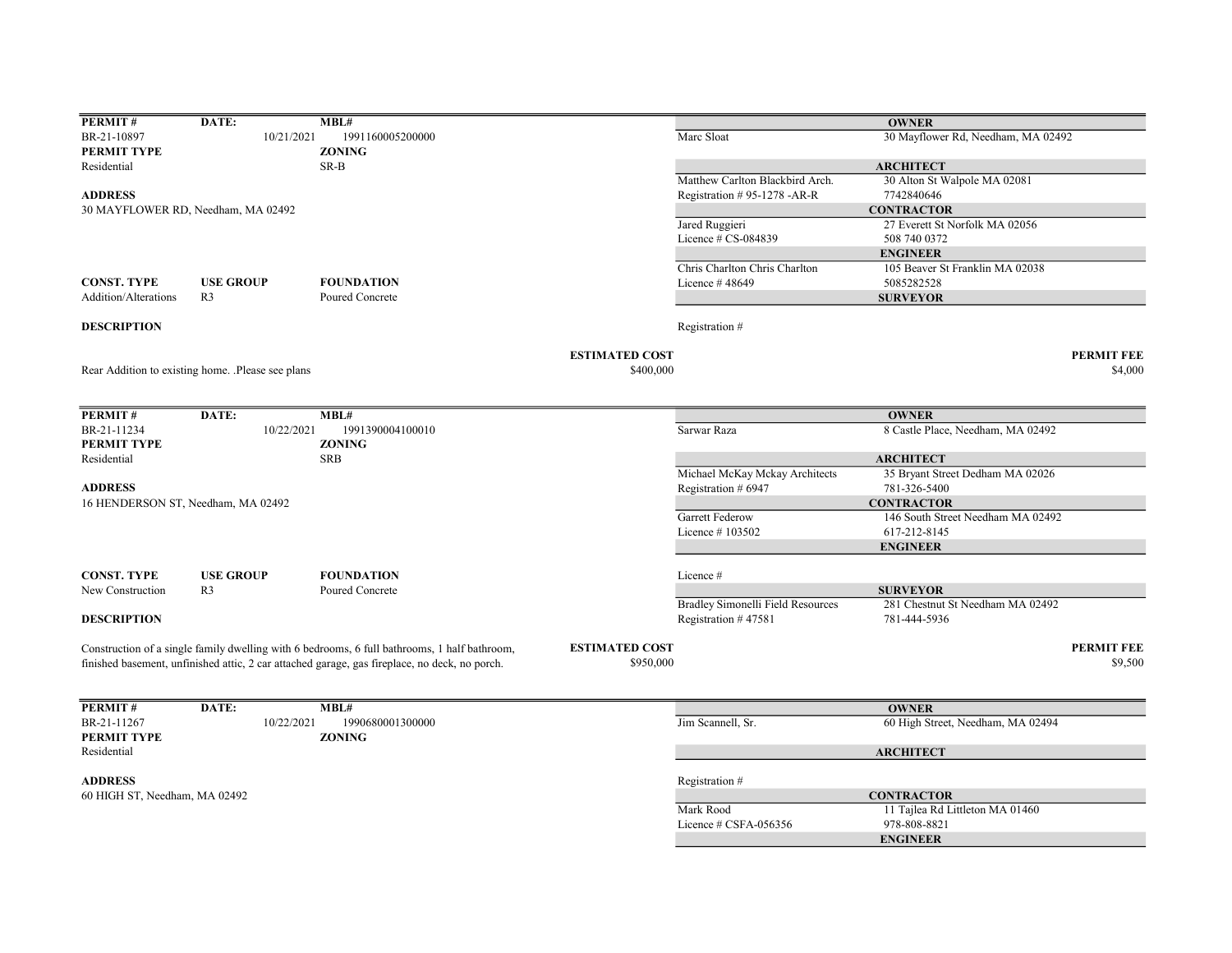**PERMIT #** BR-21-10897 | **DATE:** 10/21/2021 | **MBL#** 1991160005200000

**PERMIT TYPE** Residential | **ZONING** SR-B

**ADDRESS**
30 MAYFLOWER RD, Needham, MA 02492

**CONST. TYPE** Addition/Alterations | **USE GROUP** R3 | **FOUNDATION** Poured Concrete

**DESCRIPTION**

Rear Addition to existing home. .Please see plans

**ESTIMATED COST** $400,000

**PERMIT FEE** $4,000

| | |
|---|---|
| | **OWNER** |
| Marc Sloat | 30 Mayflower Rd, Needham, MA 02492 |
| | **ARCHITECT** |
| Matthew Carlton Blackbird Arch. | 30 Alton St Walpole MA 02081 |
| Registration # 95-1278 -AR-R | 7742840646 |
| | **CONTRACTOR** |
| Jared Ruggieri | 27 Everett St Norfolk MA 02056 |
| Licence # CS-084839 | 508 740 0372 |
| | **ENGINEER** |
| Chris Charlton Chris Charlton | 105 Beaver St Franklin MA 02038 |
| Licence # 48649 | 5085282528 |
| | **SURVEYOR** |
| Registration # | |

---

**PERMIT #** BR-21-11234 | **DATE:** 10/22/2021 | **MBL#** 1991390004100010

**PERMIT TYPE** Residential | **ZONING** SRB

**ADDRESS**
16 HENDERSON ST, Needham, MA 02492

**CONST. TYPE** New Construction | **USE GROUP** R3 | **FOUNDATION** Poured Concrete

**DESCRIPTION**

Construction of a single family dwelling with 6 bedrooms, 6 full bathrooms, 1 half bathroom, finished basement, unfinished attic, 2 car attached garage, gas fireplace, no deck, no porch.

**ESTIMATED COST** $950,000

**PERMIT FEE** $9,500

| | |
|---|---|
| | **OWNER** |
| Sarwar Raza | 8 Castle Place, Needham, MA 02492 |
| | **ARCHITECT** |
| Michael McKay Mckay Architects | 35 Bryant Street Dedham MA 02026 |
| Registration # 6947 | 781-326-5400 |
| | **CONTRACTOR** |
| Garrett Federow | 146 South Street Needham MA 02492 |
| Licence # 103502 | 617-212-8145 |
| | **ENGINEER** |
| Licence # | |
| | **SURVEYOR** |
| Bradley Simonelli Field Resources | 281 Chestnut St Needham MA 02492 |
| Registration # 47581 | 781-444-5936 |

---

**PERMIT #** BR-21-11267 | **DATE:** 10/22/2021 | **MBL#** 1990680001300000

**PERMIT TYPE** Residential | **ZONING**

**ADDRESS**
60 HIGH ST, Needham, MA 02492

| | |
|---|---|
| | **OWNER** |
| Jim Scannell, Sr. | 60 High Street, Needham, MA 02494 |
| | **ARCHITECT** |
| Registration # | |
| | **CONTRACTOR** |
| Mark Rood | 11 Tajlea Rd Littleton MA 01460 |
| Licence # CSFA-056356 | 978-808-8821 |
| | **ENGINEER** |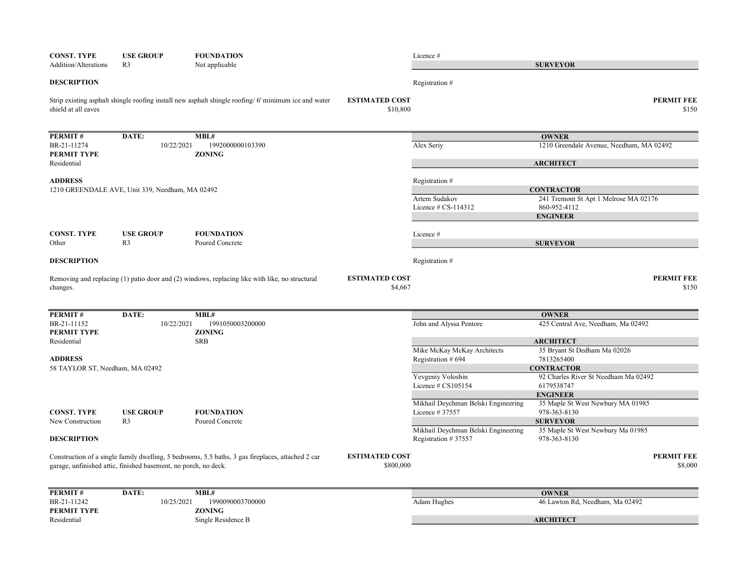| CONST. TYPE | USE GROUP | FOUNDATION |
|---|---|---|
| Addition/Alterations | R3 | Not applicable |

Licence #

**SURVEYOR**

Registration #

**DESCRIPTION**

Strip existing asphalt shingle roofing install new asphalt shingle roofing/ 6' minimum ice and water shield at all eaves

**ESTIMATED COST** $10,800

**PERMIT FEE** $150

---

| PERMIT # | DATE: | MBL# |
|---|---|---|
| BR-21-11274 | 10/22/2021 | 1992000000103390 |

| PERMIT TYPE | ZONING |
|---|---|
| Residential | |

**ADDRESS**
1210 GREENDALE AVE, Unit 339, Needham, MA 02492

| OWNER | |
|---|---|
| Alex Seriy | 1210 Greendale Avenue, Needham, MA 02492 |

**ARCHITECT**
Registration #

| CONTRACTOR | |
|---|---|
| Artem Sudakov | 241 Tremont St Apt 1 Melrose MA 02176 |
| Licence # CS-114312 | 860-952-4112 |

**ENGINEER**
Licence #

**SURVEYOR**
Registration #

| CONST. TYPE | USE GROUP | FOUNDATION |
|---|---|---|
| Other | R3 | Poured Concrete |

**DESCRIPTION**

Removing and replacing (1) patio door and (2) windows, replacing like with like, no structural changes.

**ESTIMATED COST** $4,667

**PERMIT FEE** $150

---

| PERMIT # | DATE: | MBL# |
|---|---|---|
| BR-21-11152 | 10/22/2021 | 1991050003200000 |

| PERMIT TYPE | ZONING |
|---|---|
| Residential | SRB |

**ADDRESS**
58 TAYLOR ST, Needham, MA 02492

| OWNER | |
|---|---|
| John and Alyssa Pentore | 425 Central Ave, Needham, Ma 02492 |

| ARCHITECT | |
|---|---|
| Mike McKay McKay Architects | 35 Bryant St Dedham Ma 02026 |
| Registration # 694 | 7813265400 |

| CONTRACTOR | |
|---|---|
| Yevgeniy Voloshin | 92 Charles River St Needham Ma 02492 |
| Licence # CS105154 | 6179538747 |

| ENGINEER | |
|---|---|
| Mikhail Deychman Belski Engineering | 35 Maple St West Newbury MA 01985 |
| Licence # 37557 | 978-363-8130 |

| SURVEYOR | |
|---|---|
| Mikhail Deychman Belski Engineering | 35 Maple St West Newbury Ma 01985 |
| Registration # 37557 | 978-363-8130 |

| CONST. TYPE | USE GROUP | FOUNDATION |
|---|---|---|
| New Construction | R3 | Poured Concrete |

**DESCRIPTION**

Construction of a single family dwelling, 5 bedrooms, 5.5 baths, 3 gas fireplaces, attached 2 car garage, unfinished attic, finished basement, no porch, no deck.

**ESTIMATED COST** $800,000

**PERMIT FEE** $8,000

---

| PERMIT # | DATE: | MBL# |
|---|---|---|
| BR-21-11242 | 10/25/2021 | 1990090003700000 |

| PERMIT TYPE | ZONING |
|---|---|
| Residential | Single Residence B |

| OWNER | |
|---|---|
| Adam Hughes | 46 Lawton Rd, Needham, Ma 02492 |

**ARCHITECT**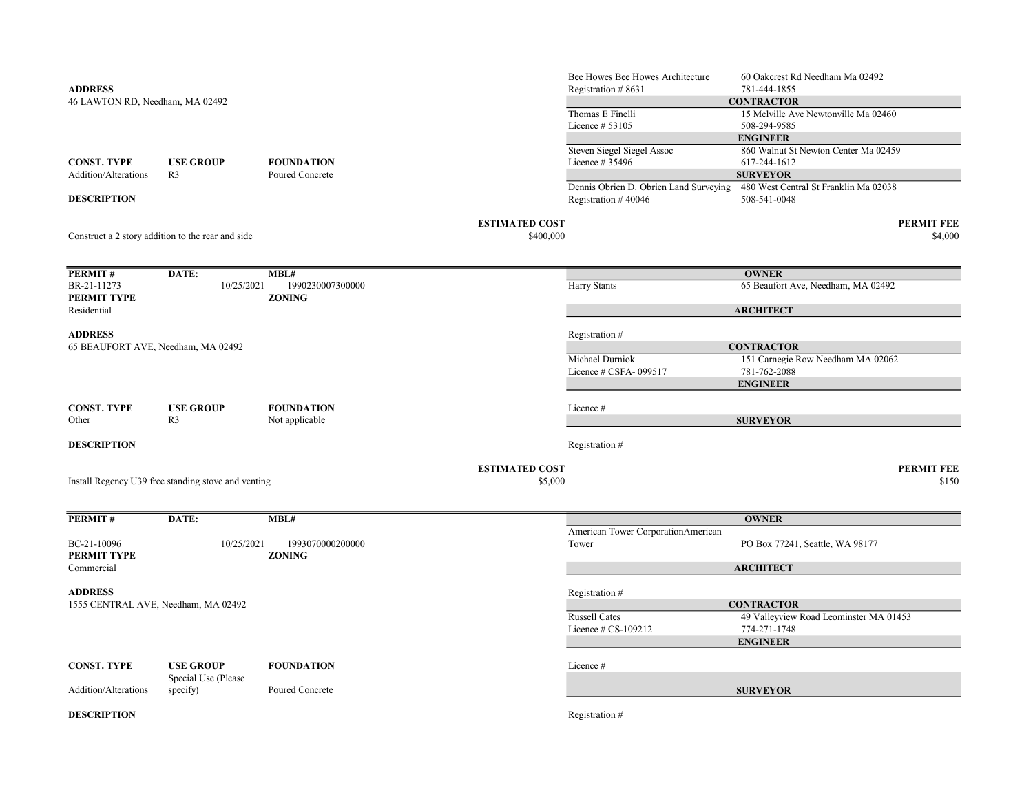**ADDRESS**
46 LAWTON RD, Needham, MA 02492

| | |
|---|---|
| Bee Howes Bee Howes Architecture | 60 Oakcrest Rd Needham Ma 02492 |
| Registration # 8631 | 781-444-1855 |
| **CONTRACTOR** | |
| Thomas E Finelli | 15 Melville Ave Newtonville Ma 02460 |
| Licence # 53105 | 508-294-9585 |
| **ENGINEER** | |
| Steven Siegel Siegel Assoc | 860 Walnut St Newton Center Ma 02459 |
| Licence # 35496 | 617-244-1612 |
| **SURVEYOR** | |
| Dennis Obrien D. Obrien Land Surveying | 480 West Central St Franklin Ma 02038 |
| Registration # 40046 | 508-541-0048 |

| CONST. TYPE | USE GROUP | FOUNDATION |
|---|---|---|
| Addition/Alterations | R3 | Poured Concrete |

**DESCRIPTION**

Construct a 2 story addition to the rear and side

**ESTIMATED COST** $400,000

**PERMIT FEE** $4,000

---

| PERMIT # | DATE: | MBL# |
|---|---|---|
| BR-21-11273 | 10/25/2021 | 1990230007300000 |

**PERMIT TYPE**
Residential

**ZONING**

**ADDRESS**
65 BEAUFORT AVE, Needham, MA 02492

| | |
|---|---|
| **OWNER** | |
| Harry Stants | 65 Beaufort Ave, Needham, MA 02492 |
| **ARCHITECT** | |
| Registration # | |
| **CONTRACTOR** | |
| Michael Durniok | 151 Carnegie Row Needham MA 02062 |
| Licence # CSFA- 099517 | 781-762-2088 |
| **ENGINEER** | |
| Licence # | |
| **SURVEYOR** | |
| Registration # | |

| CONST. TYPE | USE GROUP | FOUNDATION |
|---|---|---|
| Other | R3 | Not applicable |

**DESCRIPTION**

Install Regency U39 free standing stove and venting

**ESTIMATED COST** $5,000

**PERMIT FEE** $150

---

| PERMIT # | DATE: | MBL# |
|---|---|---|
| BC-21-10096 | 10/25/2021 | 1993070000200000 |

**PERMIT TYPE**
Commercial

**ZONING**

**ADDRESS**
1555 CENTRAL AVE, Needham, MA 02492

| | |
|---|---|
| **OWNER** | |
| American Tower CorporationAmerican Tower | PO Box 77241, Seattle, WA 98177 |
| **ARCHITECT** | |
| Registration # | |
| **CONTRACTOR** | |
| Russell Cates | 49 Valleyview Road Leominster MA 01453 |
| Licence # CS-109212 | 774-271-1748 |
| **ENGINEER** | |
| Licence # | |
| **SURVEYOR** | |
| Registration # | |

| CONST. TYPE | USE GROUP | FOUNDATION |
|---|---|---|
| Addition/Alterations | Special Use (Please specify) | Poured Concrete |

**DESCRIPTION**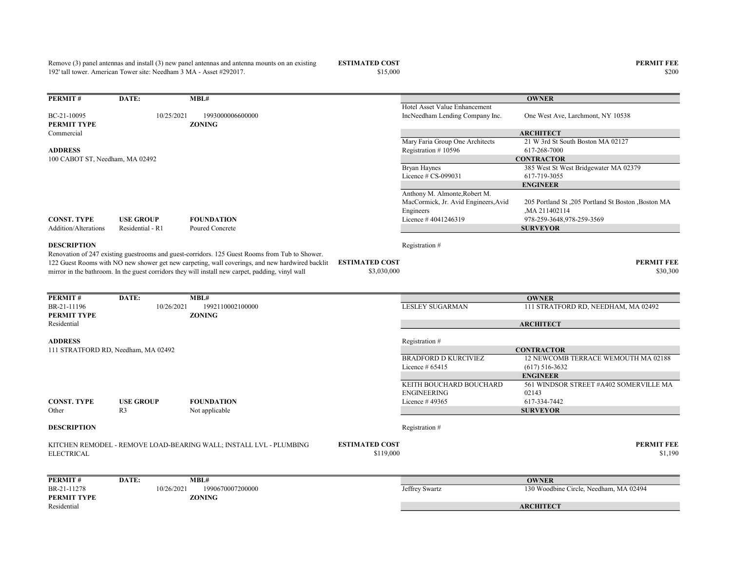Remove (3) panel antennas and install (3) new panel antennas and antenna mounts on an existing 192' tall tower. American Tower site: Needham 3 MA - Asset #292017.

**ESTIMATED COST** $15,000

**PERMIT FEE** $200

---

| **PERMIT #** | **DATE:** | **MBL#** |
|---|---|---|
| BC-21-10095 | 10/25/2021 | 1993000006600000 |

**PERMIT TYPE**
Commercial

**ZONING**

**ADDRESS**
100 CABOT ST, Needham, MA 02492

| **CONST. TYPE** | **USE GROUP** | **FOUNDATION** |
|---|---|---|
| Addition/Alterations | Residential - R1 | Poured Concrete |

**OWNER**
Hotel Asset Value Enhancement IncNeedham Lending Company Inc. — One West Ave, Larchmont, NY 10538

**ARCHITECT**
Mary Faria Group One Architects — 21 W 3rd St South Boston MA 02127
Registration # 10596 — 617-268-7000

**CONTRACTOR**
Bryan Haynes — 385 West St West Bridgewater MA 02379
Licence # CS-099031 — 617-719-3055

**ENGINEER**
Anthony M. Almonte,Robert M. MacCormick, Jr. Avid Engineers,Avid Engineers — 205 Portland St ,205 Portland St Boston ,Boston MA ,MA 211402114
Licence # 4041246319 — 978-259-3648,978-259-3569

**SURVEYOR**
Registration #

**DESCRIPTION**
Renovation of 247 existing guestrooms and guest-corridors. 125 Guest Rooms from Tub to Shower. 122 Guest Rooms with NO new shower get new carpeting, wall coverings, and new hardwired backlit mirror in the bathroom. In the guest corridors they will install new carpet, padding, vinyl wall

**ESTIMATED COST** $3,030,000

**PERMIT FEE** $30,300

---

| **PERMIT #** | **DATE:** | **MBL#** |
|---|---|---|
| BR-21-11196 | 10/26/2021 | 1992110002100000 |

**PERMIT TYPE**
Residential

**ZONING**

**ADDRESS**
111 STRATFORD RD, Needham, MA 02492

| **CONST. TYPE** | **USE GROUP** | **FOUNDATION** |
|---|---|---|
| Other | R3 | Not applicable |

**OWNER**
LESLEY SUGARMAN — 111 STRATFORD RD, NEEDHAM, MA 02492

**ARCHITECT**
Registration #

**CONTRACTOR**
BRADFORD D KURCIVIEZ — 12 NEWCOMB TERRACE WEMOUTH MA 02188
Licence # 65415 — (617) 516-3632

**ENGINEER**
KEITH BOUCHARD BOUCHARD ENGINEERING — 561 WINDSOR STREET #A402 SOMERVILLE MA 02143
Licence # 49365 — 617-334-7442

**SURVEYOR**
Registration #

**DESCRIPTION**
KITCHEN REMODEL - REMOVE LOAD-BEARING WALL; INSTALL LVL - PLUMBING ELECTRICAL

**ESTIMATED COST** $119,000

**PERMIT FEE** $1,190

---

| **PERMIT #** | **DATE:** | **MBL#** |
|---|---|---|
| BR-21-11278 | 10/26/2021 | 1990670007200000 |

**PERMIT TYPE**
Residential

**ZONING**

**OWNER**
Jeffrey Swartz — 130 Woodbine Circle, Needham, MA 02494

**ARCHITECT**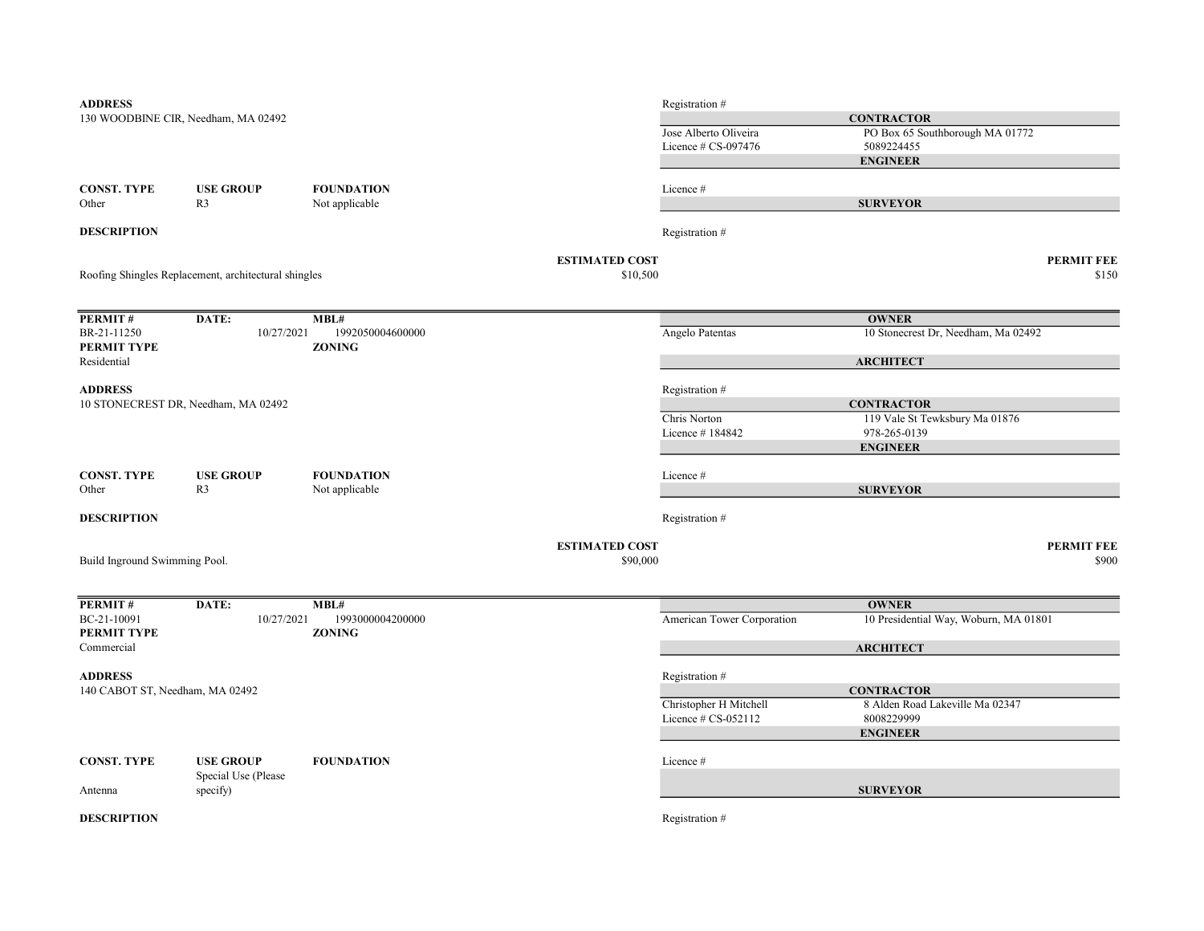**ADDRESS**
130 WOODBINE CIR, Needham, MA 02492

Registration #

**CONTRACTOR**

Jose Alberto Oliveira — PO Box 65 Southborough MA 01772
Licence # CS-097476 — 5089224455

**ENGINEER**

| CONST. TYPE | USE GROUP | FOUNDATION |
|---|---|---|
| Other | R3 | Not applicable |

Licence #

**SURVEYOR**

**DESCRIPTION**

Registration #

Roofing Shingles Replacement, architectural shingles

**ESTIMATED COST** $10,500

**PERMIT FEE** $150

---

| PERMIT # | DATE: | MBL# |
|---|---|---|
| BR-21-11250 | 10/27/2021 | 1992050004600000 |

**PERMIT TYPE**
Residential

**ZONING**

**OWNER**

Angelo Patentas — 10 Stonecrest Dr, Needham, Ma 02492

**ARCHITECT**

**ADDRESS**
10 STONECREST DR, Needham, MA 02492

Registration #

**CONTRACTOR**

Chris Norton — 119 Vale St Tewksbury Ma 01876
Licence # 184842 — 978-265-0139

**ENGINEER**

| CONST. TYPE | USE GROUP | FOUNDATION |
|---|---|---|
| Other | R3 | Not applicable |

Licence #

**SURVEYOR**

**DESCRIPTION**

Registration #

Build Inground Swimming Pool.

**ESTIMATED COST** $90,000

**PERMIT FEE** $900

---

| PERMIT # | DATE: | MBL# |
|---|---|---|
| BC-21-10091 | 10/27/2021 | 1993000004200000 |

**PERMIT TYPE**
Commercial

**ZONING**

**OWNER**

American Tower Corporation — 10 Presidential Way, Woburn, MA 01801

**ARCHITECT**

**ADDRESS**
140 CABOT ST, Needham, MA 02492

Registration #

**CONTRACTOR**

Christopher H Mitchell — 8 Alden Road Lakeville Ma 02347
Licence # CS-052112 — 8008229999

**ENGINEER**

| CONST. TYPE | USE GROUP | FOUNDATION |
|---|---|---|
| Antenna | Special Use (Please specify) | |

Licence #

**SURVEYOR**

**DESCRIPTION**

Registration #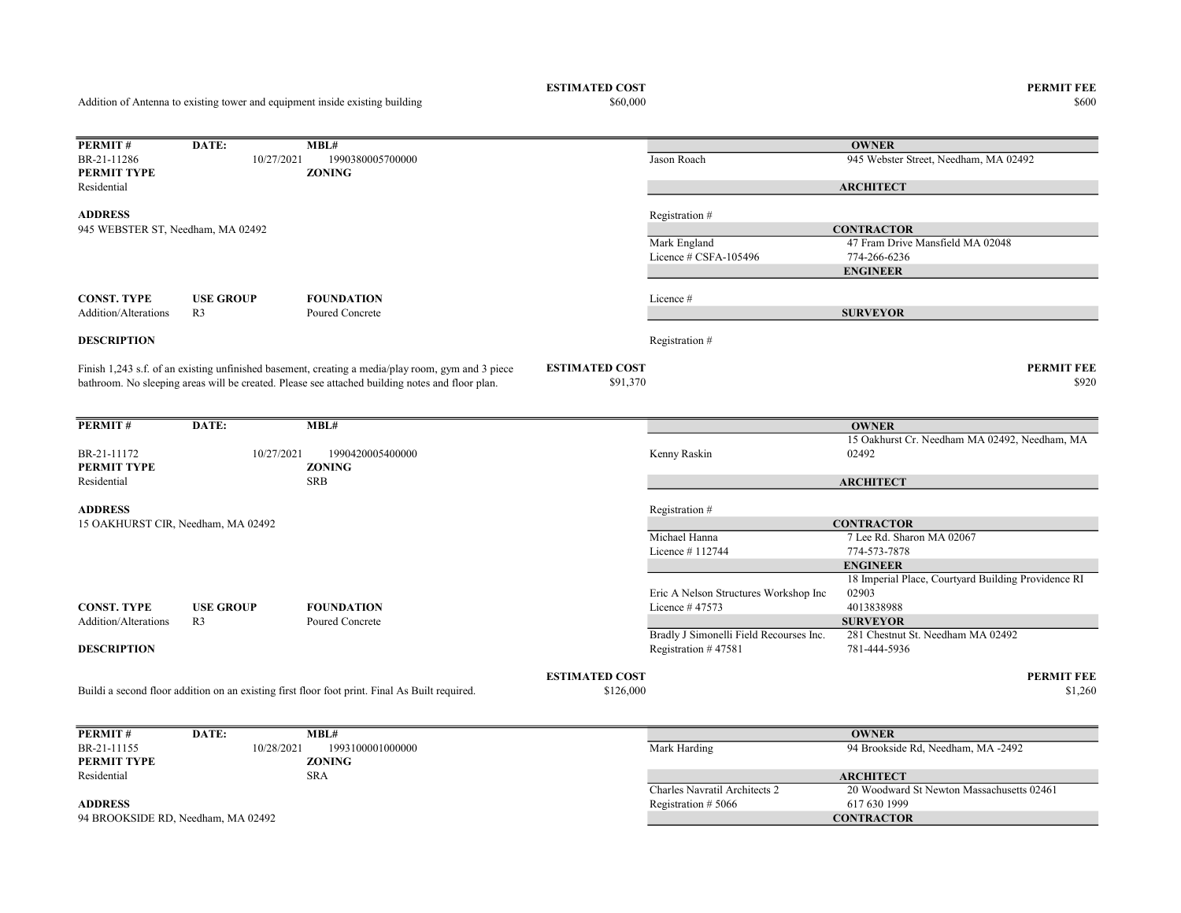Addition of Antenna to existing tower and equipment inside existing building

| ESTIMATED COST | PERMIT FEE |
|---|---|
| $60,000 | $600 |

---

| PERMIT # | DATE: | MBL# |
|---|---|---|
| BR-21-11286 | 10/27/2021 | 1990380005700000 |

**PERMIT TYPE**
Residential

**ZONING**

**ADDRESS**
945 WEBSTER ST, Needham, MA 02492

| CONST. TYPE | USE GROUP | FOUNDATION |
|---|---|---|
| Addition/Alterations | R3 | Poured Concrete |

**OWNER**
Jason Roach — 945 Webster Street, Needham, MA 02492

**ARCHITECT**
Registration #

**CONTRACTOR**
Mark England — 47 Fram Drive Mansfield MA 02048
Licence # CSFA-105496 — 774-266-6236

**ENGINEER**
Licence #

**SURVEYOR**
Registration #

**DESCRIPTION**

Finish 1,243 s.f. of an existing unfinished basement, creating a media/play room, gym and 3 piece bathroom. No sleeping areas will be created. Please see attached building notes and floor plan.

| ESTIMATED COST | PERMIT FEE |
|---|---|
| $91,370 | $920 |

---

| PERMIT # | DATE: | MBL# |
|---|---|---|
| BR-21-11172 | 10/27/2021 | 1990420005400000 |

**PERMIT TYPE**
Residential

**ZONING**
SRB

**ADDRESS**
15 OAKHURST CIR, Needham, MA 02492

| CONST. TYPE | USE GROUP | FOUNDATION |
|---|---|---|
| Addition/Alterations | R3 | Poured Concrete |

**OWNER**
Kenny Raskin — 15 Oakhurst Cr. Needham MA 02492, Needham, MA 02492

**ARCHITECT**
Registration #

**CONTRACTOR**
Michael Hanna — 7 Lee Rd. Sharon MA 02067
Licence # 112744 — 774-573-7878

**ENGINEER**
Eric A Nelson Structures Workshop Inc — 18 Imperial Place, Courtyard Building Providence RI 02903
Licence # 47573 — 4013838988

**SURVEYOR**
Bradly J Simonelli Field Recourses Inc. — 281 Chestnut St. Needham MA 02492
Registration # 47581 — 781-444-5936

**DESCRIPTION**

Buildi a second floor addition on an existing first floor foot print. Final As Built required.

| ESTIMATED COST | PERMIT FEE |
|---|---|
| $126,000 | $1,260 |

---

| PERMIT # | DATE: | MBL# |
|---|---|---|
| BR-21-11155 | 10/28/2021 | 1993100001000000 |

**PERMIT TYPE**
Residential

**ZONING**
SRA

**ADDRESS**
94 BROOKSIDE RD, Needham, MA 02492

**OWNER**
Mark Harding — 94 Brookside Rd, Needham, MA -2492

**ARCHITECT**
Charles Navratil Architects 2 — 20 Woodward St Newton Massachusetts 02461
Registration # 5066 — 617 630 1999

**CONTRACTOR**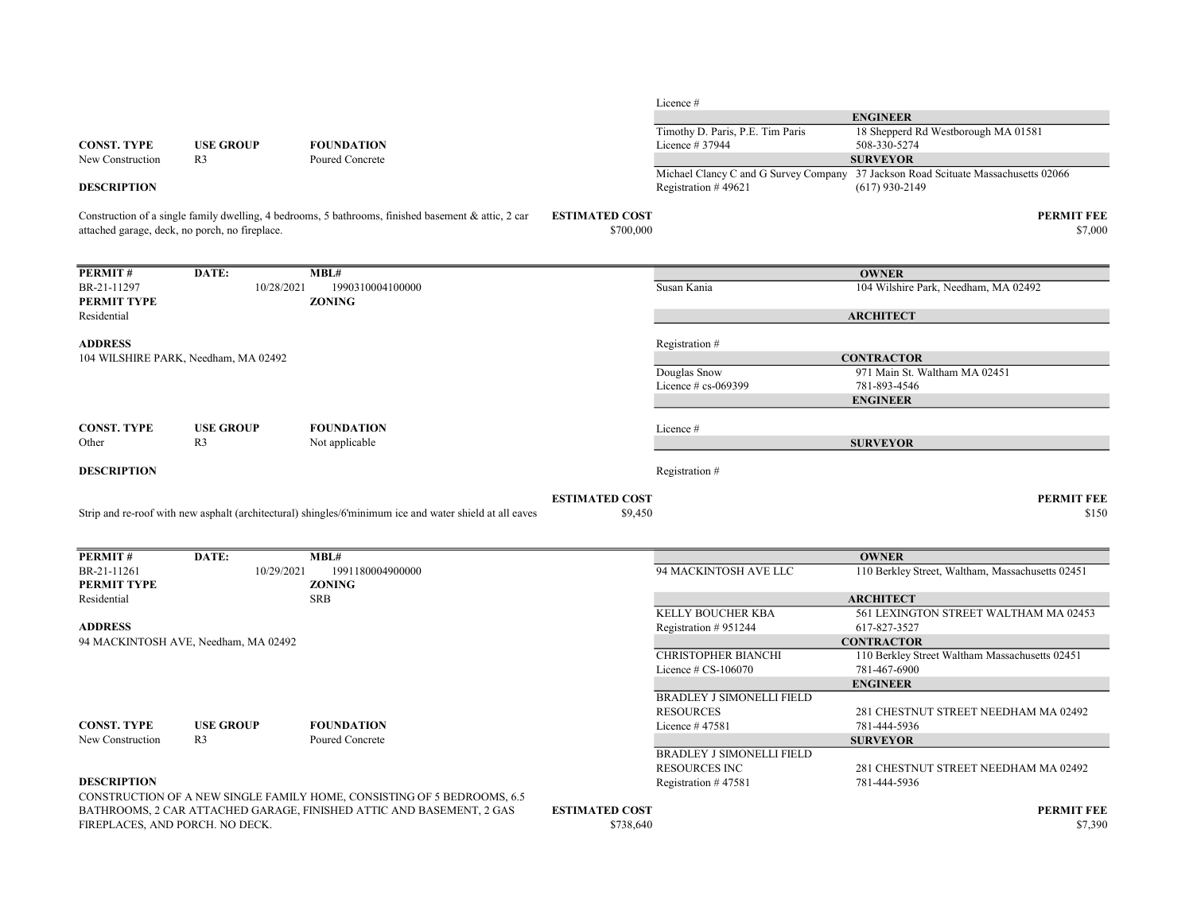Licence #

**ENGINEER**

Timothy D. Paris, P.E. Tim Paris — 18 Shepperd Rd Westborough MA 01581
Licence # 37944 — 508-330-5274

**SURVEYOR**

Michael Clancy C and G Survey Company — 37 Jackson Road Scituate Massachusetts 02066
Registration # 49621 — (617) 930-2149

| CONST. TYPE | USE GROUP | FOUNDATION |
|---|---|---|
| New Construction | R3 | Poured Concrete |

**DESCRIPTION**

Construction of a single family dwelling, 4 bedrooms, 5 bathrooms, finished basement & attic, 2 car attached garage, deck, no porch, no fireplace.

**ESTIMATED COST** $700,000

**PERMIT FEE** $7,000

---

| PERMIT # | DATE: | MBL# |
|---|---|---|
| BR-21-11297 | 10/28/2021 | 1990310004100000 |

| PERMIT TYPE | ZONING |
|---|---|
| Residential | |

**ADDRESS**
104 WILSHIRE PARK, Needham, MA 02492

**OWNER**
Susan Kania — 104 Wilshire Park, Needham, MA 02492

**ARCHITECT**
Registration #

**CONTRACTOR**
Douglas Snow — 971 Main St. Waltham MA 02451
Licence # cs-069399 — 781-893-4546

**ENGINEER**
Licence #

**SURVEYOR**
Registration #

| CONST. TYPE | USE GROUP | FOUNDATION |
|---|---|---|
| Other | R3 | Not applicable |

**DESCRIPTION**

Strip and re-roof with new asphalt (architectural) shingles/6'minimum ice and water shield at all eaves

**ESTIMATED COST** $9,450

**PERMIT FEE** $150

---

| PERMIT # | DATE: | MBL# |
|---|---|---|
| BR-21-11261 | 10/29/2021 | 1991180004900000 |

| PERMIT TYPE | ZONING |
|---|---|
| Residential | SRB |

**ADDRESS**
94 MACKINTOSH AVE, Needham, MA 02492

**OWNER**
94 MACKINTOSH AVE LLC — 110 Berkley Street, Waltham, Massachusetts 02451

**ARCHITECT**
KELLY BOUCHER KBA — 561 LEXINGTON STREET WALTHAM MA 02453
Registration # 951244 — 617-827-3527

**CONTRACTOR**
CHRISTOPHER BIANCHI — 110 Berkley Street Waltham Massachusetts 02451
Licence # CS-106070 — 781-467-6900

**ENGINEER**
BRADLEY J SIMONELLI FIELD RESOURCES — 281 CHESTNUT STREET NEEDHAM MA 02492
Licence # 47581 — 781-444-5936

**SURVEYOR**
BRADLEY J SIMONELLI FIELD RESOURCES INC — 281 CHESTNUT STREET NEEDHAM MA 02492
Registration # 47581 — 781-444-5936

| CONST. TYPE | USE GROUP | FOUNDATION |
|---|---|---|
| New Construction | R3 | Poured Concrete |

**DESCRIPTION**

CONSTRUCTION OF A NEW SINGLE FAMILY HOME, CONSISTING OF 5 BEDROOMS, 6.5 BATHROOMS, 2 CAR ATTACHED GARAGE, FINISHED ATTIC AND BASEMENT, 2 GAS FIREPLACES, AND PORCH. NO DECK.

**ESTIMATED COST** $738,640

**PERMIT FEE** $7,390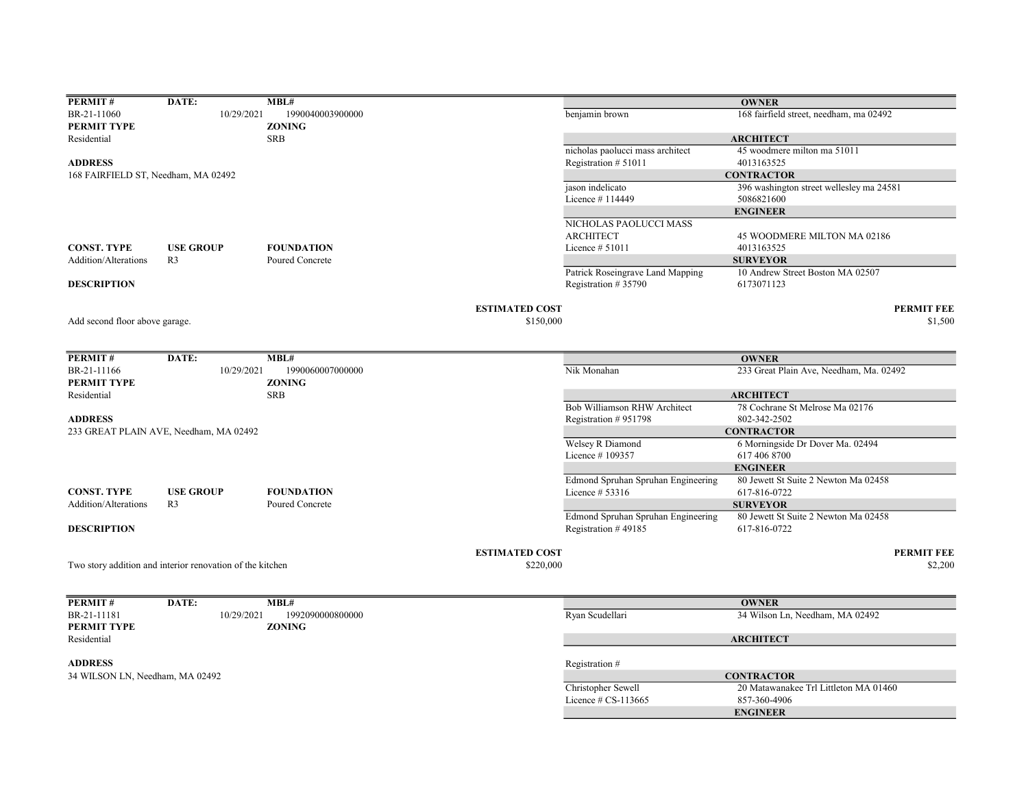| PERMIT # | DATE: | MBL# |
|---|---|---|
| BR-21-11060 | 10/29/2021 | 1990040003900000 |

**PERMIT TYPE**: Residential

**ZONING**: SRB

**ADDRESS**
168 FAIRFIELD ST, Needham, MA 02492

| CONST. TYPE | USE GROUP | FOUNDATION |
|---|---|---|
| Addition/Alterations | R3 | Poured Concrete |

**DESCRIPTION**

Add second floor above garage.

**ESTIMATED COST**: $150,000

**PERMIT FEE**: $1,500

| | |
|---|---|
| **OWNER** | |
| benjamin brown | 168 fairfield street, needham, ma 02492 |
| **ARCHITECT** | |
| nicholas paolucci mass architect | 45 woodmere milton ma 51011 |
| Registration # 51011 | 4013163525 |
| **CONTRACTOR** | |
| jason indelicato | 396 washington street wellesley ma 24581 |
| Licence # 114449 | 5086821600 |
| **ENGINEER** | |
| NICHOLAS PAOLUCCI MASS ARCHITECT | 45 WOODMERE MILTON MA 02186 |
| Licence # 51011 | 4013163525 |
| **SURVEYOR** | |
| Patrick Roseingrave Land Mapping | 10 Andrew Street Boston MA 02507 |
| Registration # 35790 | 6173071123 |

---

| PERMIT # | DATE: | MBL# |
|---|---|---|
| BR-21-11166 | 10/29/2021 | 1990060007000000 |

**PERMIT TYPE**: Residential

**ZONING**: SRB

**ADDRESS**
233 GREAT PLAIN AVE, Needham, MA 02492

| CONST. TYPE | USE GROUP | FOUNDATION |
|---|---|---|
| Addition/Alterations | R3 | Poured Concrete |

**DESCRIPTION**

Two story addition and interior renovation of the kitchen

**ESTIMATED COST**: $220,000

**PERMIT FEE**: $2,200

| | |
|---|---|
| **OWNER** | |
| Nik Monahan | 233 Great Plain Ave, Needham, Ma. 02492 |
| **ARCHITECT** | |
| Bob Williamson RHW Architect | 78 Cochrane St Melrose Ma 02176 |
| Registration # 951798 | 802-342-2502 |
| **CONTRACTOR** | |
| Welsey R Diamond | 6 Morningside Dr Dover Ma. 02494 |
| Licence # 109357 | 617 406 8700 |
| **ENGINEER** | |
| Edmond Spruhan Spruhan Engineering | 80 Jewett St Suite 2 Newton Ma 02458 |
| Licence # 53316 | 617-816-0722 |
| **SURVEYOR** | |
| Edmond Spruhan Spruhan Engineering | 80 Jewett St Suite 2 Newton Ma 02458 |
| Registration # 49185 | 617-816-0722 |

---

| PERMIT # | DATE: | MBL# |
|---|---|---|
| BR-21-11181 | 10/29/2021 | 1992090000800000 |

**PERMIT TYPE**: Residential

**ZONING**:

**ADDRESS**
34 WILSON LN, Needham, MA 02492

| | |
|---|---|
| **OWNER** | |
| Ryan Scudellari | 34 Wilson Ln, Needham, MA 02492 |
| **ARCHITECT** | |
| Registration # | |
| **CONTRACTOR** | |
| Christopher Sewell | 20 Matawanakee Trl Littleton MA 01460 |
| Licence # CS-113665 | 857-360-4906 |
| **ENGINEER** | |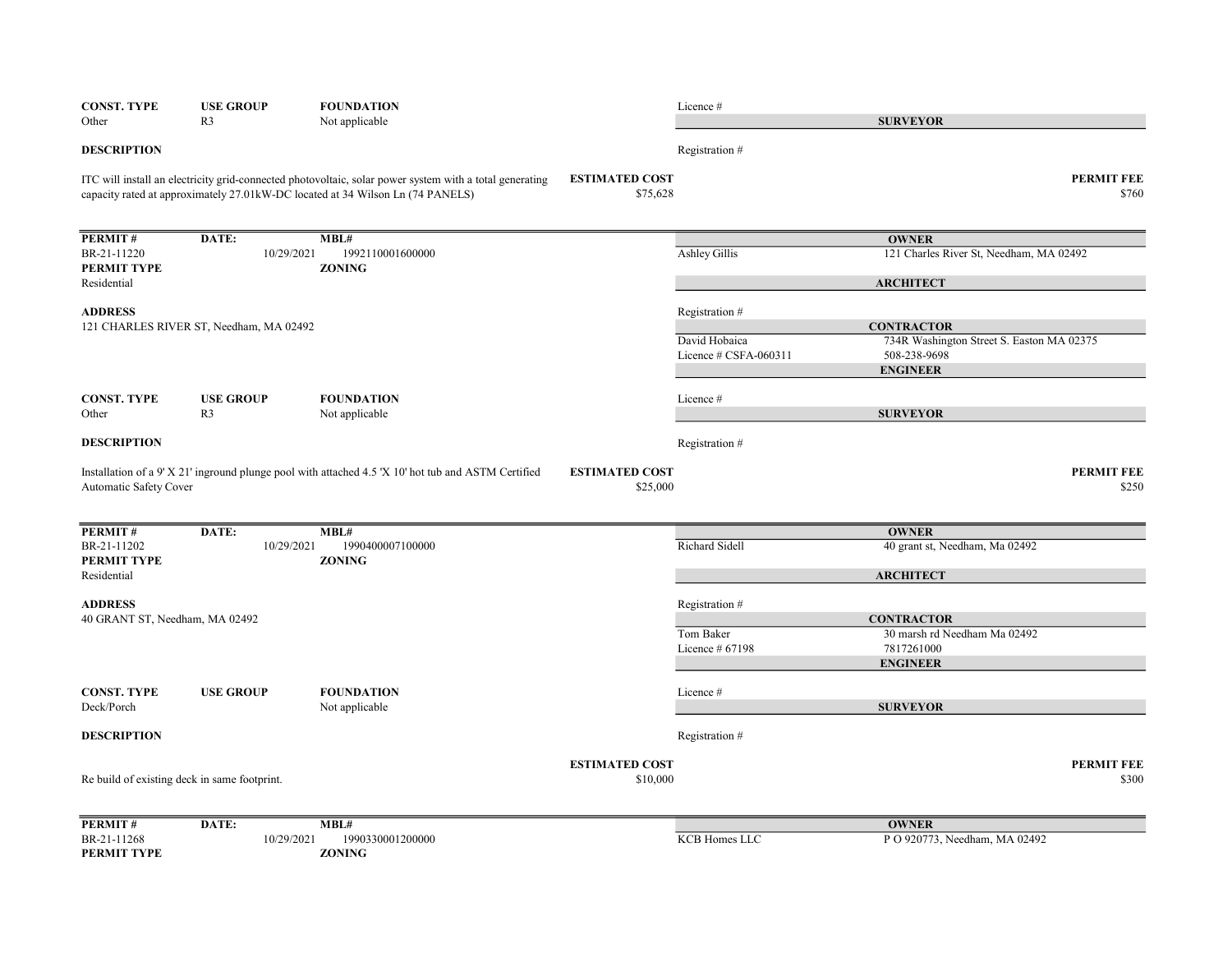| CONST. TYPE | USE GROUP | FOUNDATION |
|---|---|---|
| Other | R3 | Not applicable |

Licence #

**SURVEYOR**

**DESCRIPTION**

Registration #

ITC will install an electricity grid-connected photovoltaic, solar power system with a total generating capacity rated at approximately 27.01kW-DC located at 34 Wilson Ln (74 PANELS)

**ESTIMATED COST** $75,628

**PERMIT FEE** $760

---

| PERMIT # | DATE: | MBL# |
|---|---|---|
| BR-21-11220 | 10/29/2021 | 1992110001600000 |

**PERMIT TYPE**
Residential

**ZONING**

**OWNER**
Ashley Gillis — 121 Charles River St, Needham, MA 02492

**ARCHITECT**

**ADDRESS**
121 CHARLES RIVER ST, Needham, MA 02492

Registration #

**CONTRACTOR**
David Hobaica — 734R Washington Street S. Easton MA 02375
Licence # CSFA-060311 — 508-238-9698

**ENGINEER**

| CONST. TYPE | USE GROUP | FOUNDATION |
|---|---|---|
| Other | R3 | Not applicable |

Licence #

**SURVEYOR**

**DESCRIPTION**

Registration #

Installation of a 9' X 21' inground plunge pool with attached 4.5 'X 10' hot tub and ASTM Certified Automatic Safety Cover

**ESTIMATED COST** $25,000

**PERMIT FEE** $250

---

| PERMIT # | DATE: | MBL# |
|---|---|---|
| BR-21-11202 | 10/29/2021 | 1990400007100000 |

**PERMIT TYPE**
Residential

**ZONING**

**OWNER**
Richard Sidell — 40 grant st, Needham, Ma 02492

**ARCHITECT**

**ADDRESS**
40 GRANT ST, Needham, MA 02492

Registration #

**CONTRACTOR**
Tom Baker — 30 marsh rd Needham Ma 02492
Licence # 67198 — 7817261000

**ENGINEER**

| CONST. TYPE | USE GROUP | FOUNDATION |
|---|---|---|
| Deck/Porch | | Not applicable |

Licence #

**SURVEYOR**

**DESCRIPTION**

Registration #

Re build of existing deck in same footprint.

**ESTIMATED COST** $10,000

**PERMIT FEE** $300

---

| PERMIT # | DATE: | MBL# |
|---|---|---|
| BR-21-11268 | 10/29/2021 | 1990330001200000 |

**PERMIT TYPE**

**ZONING**

**OWNER**
KCB Homes LLC — P O 920773, Needham, MA 02492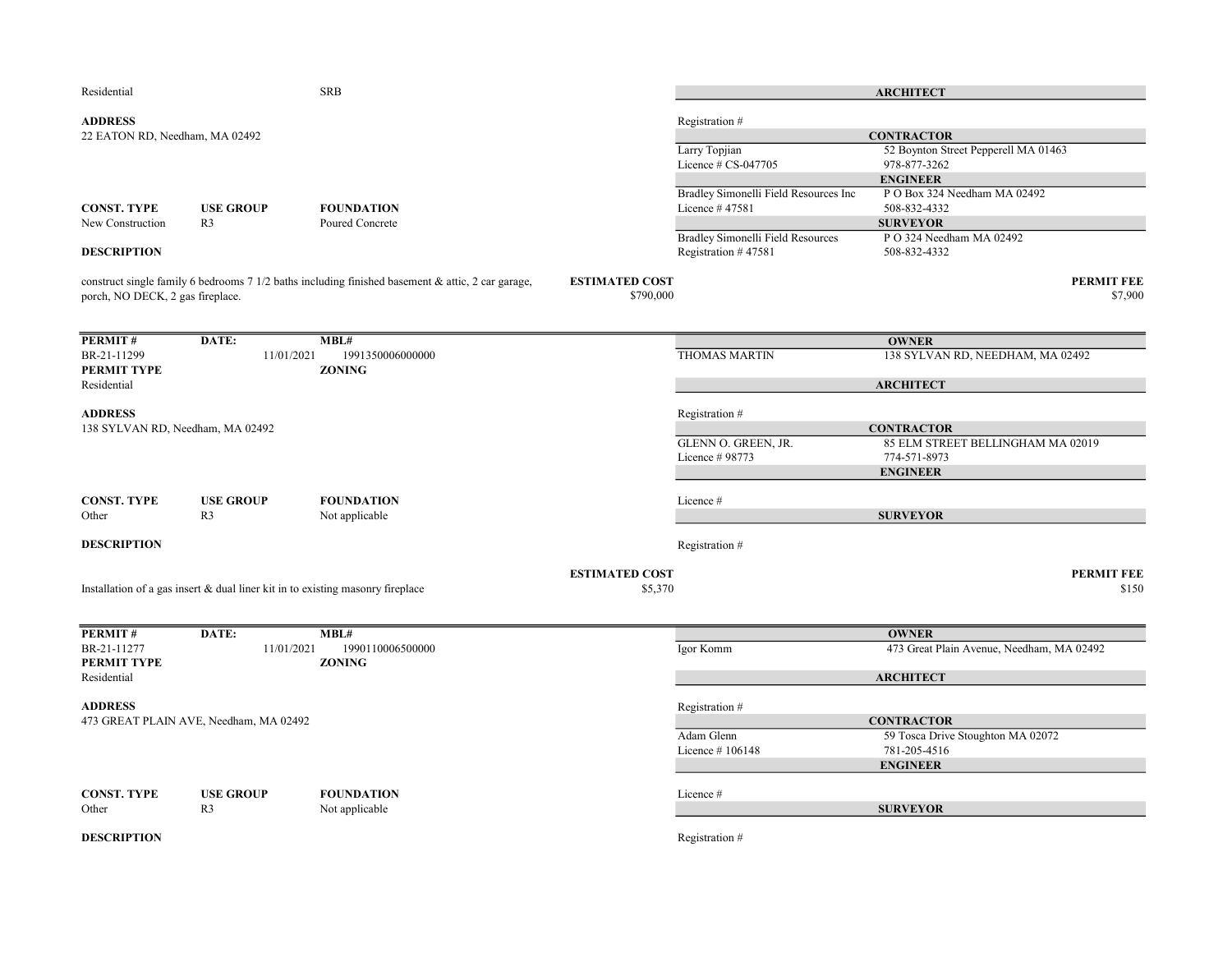Residential SRB

**ADDRESS**
22 EATON RD, Needham, MA 02492

| CONST. TYPE | USE GROUP | FOUNDATION |
|---|---|---|
| New Construction | R3 | Poured Concrete |

**DESCRIPTION**

construct single family 6 bedrooms 7 1/2 baths including finished basement & attic, 2 car garage, porch, NO DECK, 2 gas fireplace.

**ESTIMATED COST** $790,000

**ARCHITECT**

Registration #

**CONTRACTOR**
Larry Topjian — 52 Boynton Street Pepperell MA 01463
Licence # CS-047705 — 978-877-3262

**ENGINEER**
Bradley Simonelli Field Resources Inc — P O Box 324 Needham MA 02492
Licence # 47581 — 508-832-4332

**SURVEYOR**
Bradley Simonelli Field Resources — P O 324 Needham MA 02492
Registration # 47581 — 508-832-4332

**PERMIT FEE** $7,900

---

| PERMIT # | DATE: | MBL# |
|---|---|---|
| BR-21-11299 | 11/01/2021 | 1991350006000000 |

**PERMIT TYPE** Residential
**ZONING**

**ADDRESS**
138 SYLVAN RD, Needham, MA 02492

| CONST. TYPE | USE GROUP | FOUNDATION |
|---|---|---|
| Other | R3 | Not applicable |

**DESCRIPTION**

Installation of a gas insert & dual liner kit in to existing masonry fireplace

**ESTIMATED COST** $5,370

**OWNER**
THOMAS MARTIN — 138 SYLVAN RD, NEEDHAM, MA 02492

**ARCHITECT**

Registration #

**CONTRACTOR**
GLENN O. GREEN, JR. — 85 ELM STREET BELLINGHAM MA 02019
Licence # 98773 — 774-571-8973

**ENGINEER**

Licence #

**SURVEYOR**

Registration #

**PERMIT FEE** $150

---

| PERMIT # | DATE: | MBL# |
|---|---|---|
| BR-21-11277 | 11/01/2021 | 1990110006500000 |

**PERMIT TYPE** Residential
**ZONING**

**ADDRESS**
473 GREAT PLAIN AVE, Needham, MA 02492

| CONST. TYPE | USE GROUP | FOUNDATION |
|---|---|---|
| Other | R3 | Not applicable |

**DESCRIPTION**

**OWNER**
Igor Komm — 473 Great Plain Avenue, Needham, MA 02492

**ARCHITECT**

Registration #

**CONTRACTOR**
Adam Glenn — 59 Tosca Drive Stoughton MA 02072
Licence # 106148 — 781-205-4516

**ENGINEER**

Licence #

**SURVEYOR**

Registration #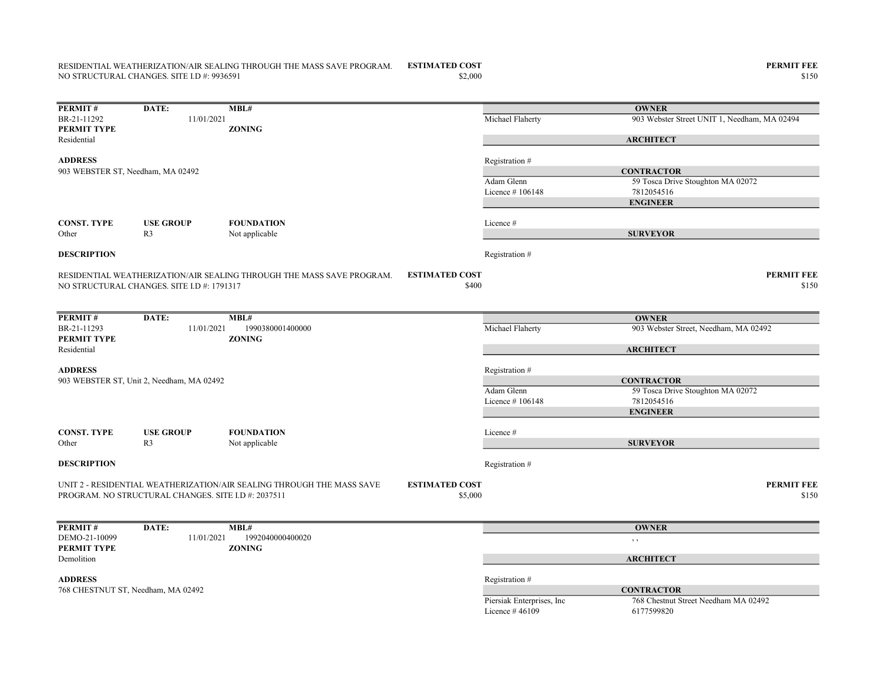RESIDENTIAL WEATHERIZATION/AIR SEALING THROUGH THE MASS SAVE PROGRAM. NO STRUCTURAL CHANGES. SITE I.D #: 9936591

**ESTIMATED COST** $2,000

**PERMIT FEE** $150

---

| **PERMIT #** | **DATE:** | **MBL#** | | **OWNER** |
|---|---|---|---|---|
| BR-21-11292 | 11/01/2021 | | Michael Flaherty | 903 Webster Street UNIT 1, Needham, MA 02494 |
| **PERMIT TYPE** | | **ZONING** | | **ARCHITECT** |
| Residential | | | | |
| **ADDRESS** | | | Registration # | |
| 903 WEBSTER ST, Needham, MA 02492 | | | | **CONTRACTOR** |
| | | | Adam Glenn<br>Licence # 106148 | 59 Tosca Drive Stoughton MA 02072<br>7812054516 |
| | | | | **ENGINEER** |
| **CONST. TYPE** | **USE GROUP** | **FOUNDATION** | Licence # | |
| Other | R3 | Not applicable | | **SURVEYOR** |
| **DESCRIPTION** | | | Registration # | |

RESIDENTIAL WEATHERIZATION/AIR SEALING THROUGH THE MASS SAVE PROGRAM. NO STRUCTURAL CHANGES. SITE I.D #: 1791317

**ESTIMATED COST** $400

**PERMIT FEE** $150

---

| **PERMIT #** | **DATE:** | **MBL#** | | **OWNER** |
|---|---|---|---|---|
| BR-21-11293 | 11/01/2021 | 1990380001400000 | Michael Flaherty | 903 Webster Street, Needham, MA 02492 |
| **PERMIT TYPE** | | **ZONING** | | **ARCHITECT** |
| Residential | | | | |
| **ADDRESS** | | | Registration # | |
| 903 WEBSTER ST, Unit 2, Needham, MA 02492 | | | | **CONTRACTOR** |
| | | | Adam Glenn<br>Licence # 106148 | 59 Tosca Drive Stoughton MA 02072<br>7812054516 |
| | | | | **ENGINEER** |
| **CONST. TYPE** | **USE GROUP** | **FOUNDATION** | Licence # | |
| Other | R3 | Not applicable | | **SURVEYOR** |
| **DESCRIPTION** | | | Registration # | |

UNIT 2 - RESIDENTIAL WEATHERIZATION/AIR SEALING THROUGH THE MASS SAVE PROGRAM. NO STRUCTURAL CHANGES. SITE I.D #: 2037511

**ESTIMATED COST** $5,000

**PERMIT FEE** $150

---

| **PERMIT #** | **DATE:** | **MBL#** | | **OWNER** |
|---|---|---|---|---|
| DEMO-21-10099 | 11/01/2021 | 1992040000400020 | | , , |
| **PERMIT TYPE** | | **ZONING** | | **ARCHITECT** |
| Demolition | | | | |
| **ADDRESS** | | | Registration # | |
| 768 CHESTNUT ST, Needham, MA 02492 | | | | **CONTRACTOR** |
| | | | Piersiak Enterprises, Inc<br>Licence # 46109 | 768 Chestnut Street Needham MA 02492<br>6177599820 |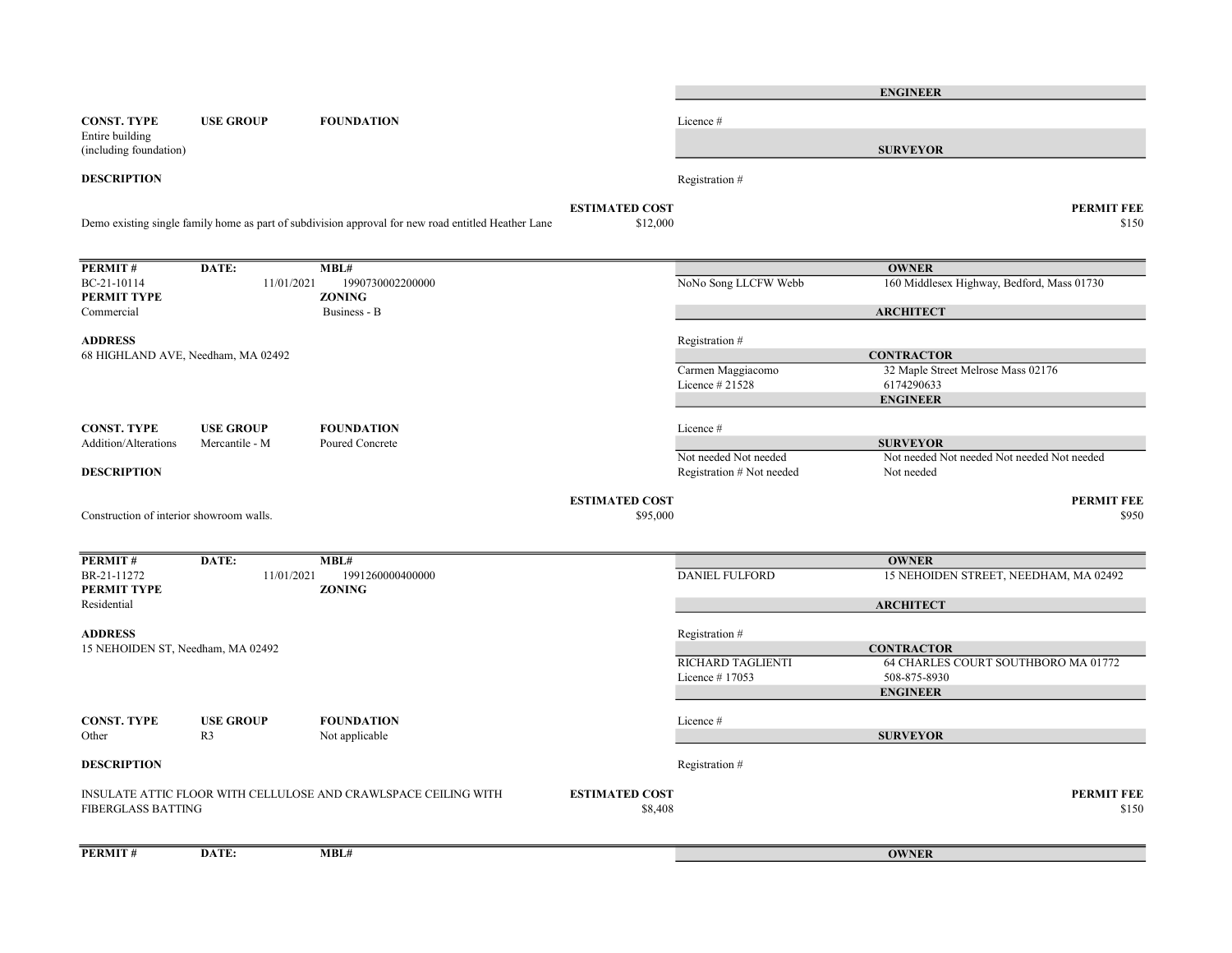**ENGINEER**

| CONST. TYPE | USE GROUP | FOUNDATION |
|---|---|---|
| Entire building (including foundation) | | |

Licence #

**SURVEYOR**

Registration #

**DESCRIPTION**

Demo existing single family home as part of subdivision approval for new road entitled Heather Lane

**ESTIMATED COST** $12,000

**PERMIT FEE** $150

---

| PERMIT # | DATE: | MBL# |
|---|---|---|
| BC-21-10114 | 11/01/2021 | 1990730002200000 |

**PERMIT TYPE**: Commercial

**ZONING**: Business - B

**ADDRESS**: 68 HIGHLAND AVE, Needham, MA 02492

**OWNER**: NoNo Song LLCFW Webb — 160 Middlesex Highway, Bedford, Mass 01730

**ARCHITECT**: Registration #

**CONTRACTOR**: Carmen Maggiacomo, Licence # 21528 — 32 Maple Street Melrose Mass 02176, 6174290633

**ENGINEER**: Licence #

**SURVEYOR**: Not needed Not needed, Registration # Not needed — Not needed Not needed Not needed Not needed Not needed

| CONST. TYPE | USE GROUP | FOUNDATION |
|---|---|---|
| Addition/Alterations | Mercantile - M | Poured Concrete |

**DESCRIPTION**

Construction of interior showroom walls.

**ESTIMATED COST** $95,000

**PERMIT FEE** $950

---

| PERMIT # | DATE: | MBL# |
|---|---|---|
| BR-21-11272 | 11/01/2021 | 1991260000400000 |

**PERMIT TYPE**: Residential

**ZONING**:

**ADDRESS**: 15 NEHOIDEN ST, Needham, MA 02492

**OWNER**: DANIEL FULFORD — 15 NEHOIDEN STREET, NEEDHAM, MA 02492

**ARCHITECT**: Registration #

**CONTRACTOR**: RICHARD TAGLIENTI, Licence # 17053 — 64 CHARLES COURT SOUTHBORO MA 01772, 508-875-8930

**ENGINEER**: Licence #

**SURVEYOR**: Registration #

| CONST. TYPE | USE GROUP | FOUNDATION |
|---|---|---|
| Other | R3 | Not applicable |

**DESCRIPTION**

INSULATE ATTIC FLOOR WITH CELLULOSE AND CRAWLSPACE CEILING WITH FIBERGLASS BATTING

**ESTIMATED COST** $8,408

**PERMIT FEE** $150

---

| PERMIT # | DATE: | MBL# |
|---|---|---|

**OWNER**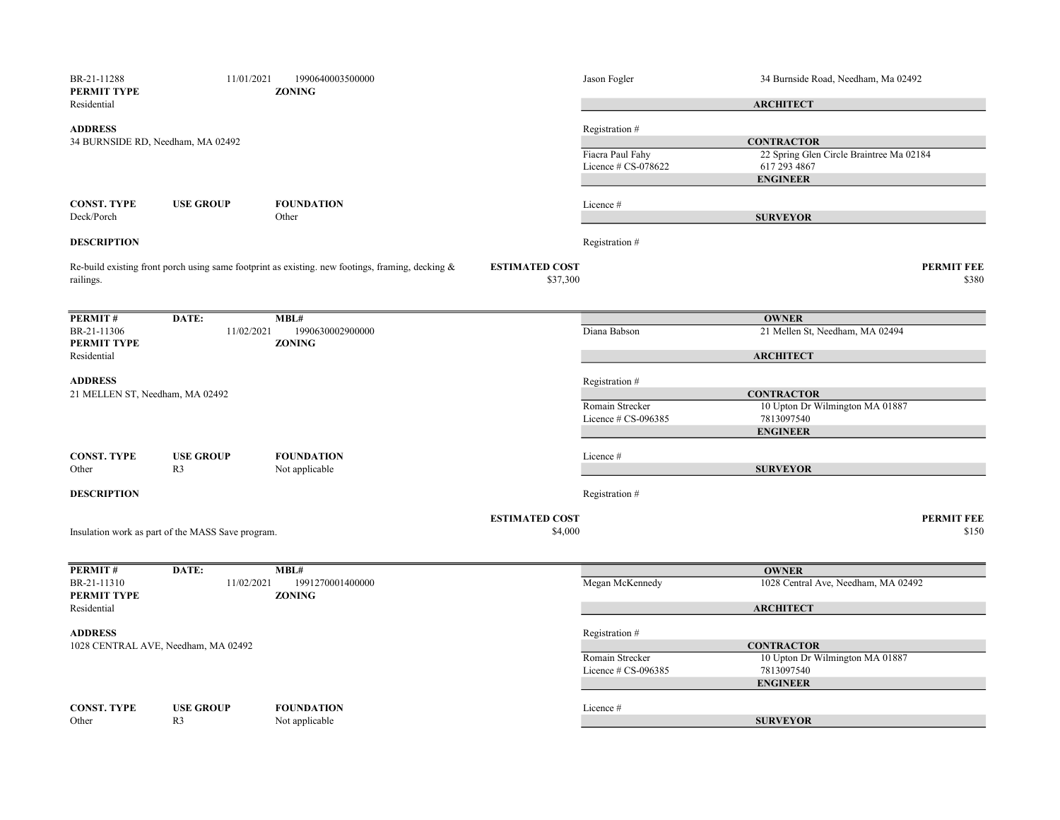BR-21-11288 | 11/01/2021 | 1990640003500000

**PERMIT TYPE**
Residential

**ZONING**

**OWNER**
Jason Fogler — 34 Burnside Road, Needham, Ma 02492

**ARCHITECT**
Registration #

**ADDRESS**
34 BURNSIDE RD, Needham, MA 02492

**CONTRACTOR**
Fiacra Paul Fahy — 22 Spring Glen Circle Braintree Ma 02184
Licence # CS-078622 — 617 293 4867

**ENGINEER**
Licence #

**CONST. TYPE**: Deck/Porch
**USE GROUP**:
**FOUNDATION**: Other

**SURVEYOR**
Registration #

**DESCRIPTION**

Re-build existing front porch using same footprint as existing. new footings, framing, decking & railings.

**ESTIMATED COST**: $37,300

**PERMIT FEE**: $380

---

| PERMIT # | DATE: | MBL# |
|---|---|---|
| BR-21-11306 | 11/02/2021 | 1990630002900000 |

**PERMIT TYPE**
Residential

**ZONING**

**OWNER**
Diana Babson — 21 Mellen St, Needham, MA 02494

**ARCHITECT**
Registration #

**ADDRESS**
21 MELLEN ST, Needham, MA 02492

**CONTRACTOR**
Romain Strecker — 10 Upton Dr Wilmington MA 01887
Licence # CS-096385 — 7813097540

**ENGINEER**
Licence #

**CONST. TYPE**: Other
**USE GROUP**: R3
**FOUNDATION**: Not applicable

**SURVEYOR**
Registration #

**DESCRIPTION**

Insulation work as part of the MASS Save program.

**ESTIMATED COST**: $4,000

**PERMIT FEE**: $150

---

| PERMIT # | DATE: | MBL# |
|---|---|---|
| BR-21-11310 | 11/02/2021 | 1991270001400000 |

**PERMIT TYPE**
Residential

**ZONING**

**OWNER**
Megan McKennedy — 1028 Central Ave, Needham, MA 02492

**ARCHITECT**
Registration #

**ADDRESS**
1028 CENTRAL AVE, Needham, MA 02492

**CONTRACTOR**
Romain Strecker — 10 Upton Dr Wilmington MA 01887
Licence # CS-096385 — 7813097540

**ENGINEER**
Licence #

**CONST. TYPE**: Other
**USE GROUP**: R3
**FOUNDATION**: Not applicable

**SURVEYOR**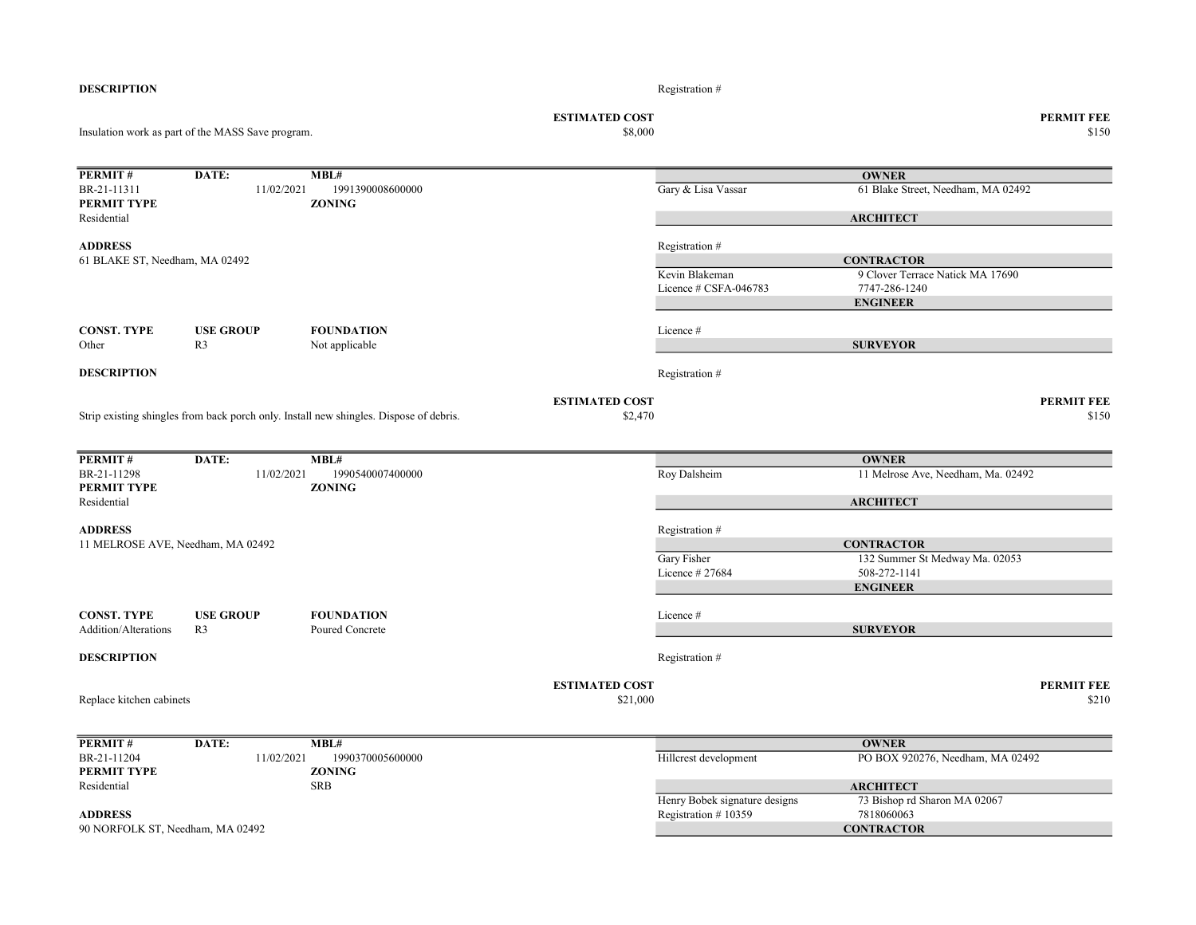**DESCRIPTION**

Registration #

| | ESTIMATED COST | PERMIT FEE |
|---|---|---|
| Insulation work as part of the MASS Save program. | $8,000 | $150 |

---

| PERMIT # | DATE: | MBL# |
|---|---|---|
| BR-21-11311 | 11/02/2021 | 1991390008600000 |
| **PERMIT TYPE** | | **ZONING** |
| Residential | | |

**ADDRESS**
61 BLAKE ST, Needham, MA 02492

| CONST. TYPE | USE GROUP | FOUNDATION |
|---|---|---|
| Other | R3 | Not applicable |

**OWNER**
Gary & Lisa Vassar — 61 Blake Street, Needham, MA 02492

**ARCHITECT**
Registration #

**CONTRACTOR**
Kevin Blakeman — 9 Clover Terrace Natick MA 17690
Licence # CSFA-046783 — 7747-286-1240

**ENGINEER**
Licence #

**SURVEYOR**
Registration #

**DESCRIPTION**

| | ESTIMATED COST | PERMIT FEE |
|---|---|---|
| Strip existing shingles from back porch only. Install new shingles. Dispose of debris. | $2,470 | $150 |

---

| PERMIT # | DATE: | MBL# |
|---|---|---|
| BR-21-11298 | 11/02/2021 | 1990540007400000 |
| **PERMIT TYPE** | | **ZONING** |
| Residential | | |

**ADDRESS**
11 MELROSE AVE, Needham, MA 02492

| CONST. TYPE | USE GROUP | FOUNDATION |
|---|---|---|
| Addition/Alterations | R3 | Poured Concrete |

**OWNER**
Roy Dalsheim — 11 Melrose Ave, Needham, Ma. 02492

**ARCHITECT**
Registration #

**CONTRACTOR**
Gary Fisher — 132 Summer St Medway Ma. 02053
Licence # 27684 — 508-272-1141

**ENGINEER**
Licence #

**SURVEYOR**
Registration #

**DESCRIPTION**

| | ESTIMATED COST | PERMIT FEE |
|---|---|---|
| Replace kitchen cabinets | $21,000 | $210 |

---

| PERMIT # | DATE: | MBL# |
|---|---|---|
| BR-21-11204 | 11/02/2021 | 1990370005600000 |
| **PERMIT TYPE** | | **ZONING** |
| Residential | | SRB |

**ADDRESS**
90 NORFOLK ST, Needham, MA 02492

**OWNER**
Hillcrest development — PO BOX 920276, Needham, MA 02492

**ARCHITECT**
Henry Bobek signature designs — 73 Bishop rd Sharon MA 02067
Registration # 10359 — 7818060063

**CONTRACTOR**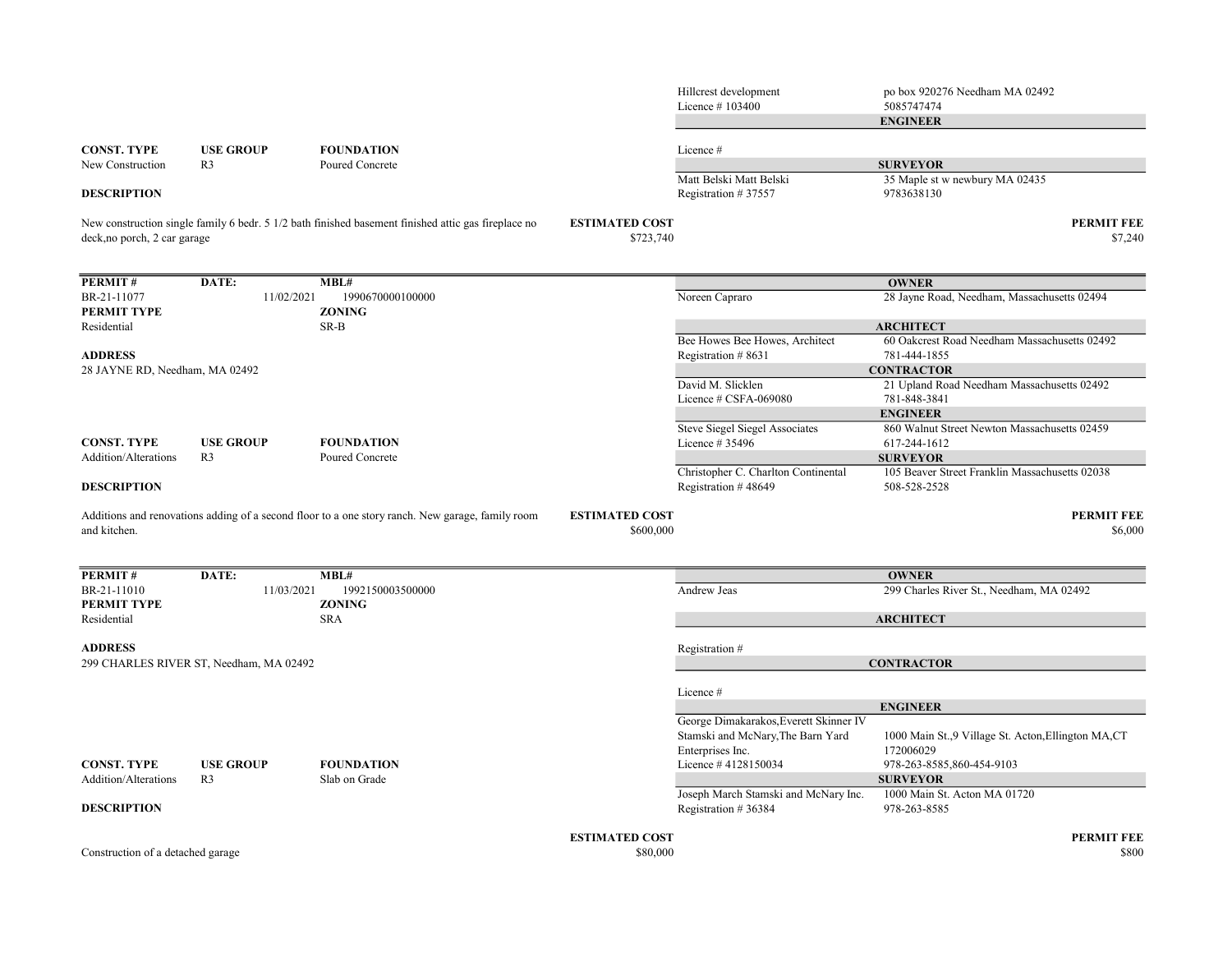| | |
|---|---|
| Hillcrest development | po box 920276 Needham MA 02492 |
| Licence # 103400 | 5085747474 |

**ENGINEER**

Licence #

**SURVEYOR**

| | |
|---|---|
| Matt Belski Matt Belski | 35 Maple st w newbury MA 02435 |
| Registration # 37557 | 9783638130 |

| CONST. TYPE | USE GROUP | FOUNDATION |
|---|---|---|
| New Construction | R3 | Poured Concrete |

**DESCRIPTION**

New construction single family 6 bedr. 5 1/2 bath finished basement finished attic gas fireplace no deck,no porch, 2 car garage

**ESTIMATED COST** $723,740

**PERMIT FEE** $7,240

---

| PERMIT # | DATE: | MBL# |
|---|---|---|
| BR-21-11077 | 11/02/2021 | 1990670000100000 |

| PERMIT TYPE | ZONING |
|---|---|
| Residential | SR-B |

**ADDRESS**

28 JAYNE RD, Needham, MA 02492

**OWNER**

| | |
|---|---|
| Noreen Capraro | 28 Jayne Road, Needham, Massachusetts 02494 |

**ARCHITECT**

| | |
|---|---|
| Bee Howes Bee Howes, Architect | 60 Oakcrest Road Needham Massachusetts 02492 |
| Registration # 8631 | 781-444-1855 |

**CONTRACTOR**

| | |
|---|---|
| David M. Slicklen | 21 Upland Road Needham Massachusetts 02492 |
| Licence # CSFA-069080 | 781-848-3841 |

**ENGINEER**

| | |
|---|---|
| Steve Siegel Siegel Associates | 860 Walnut Street Newton Massachusetts 02459 |
| Licence # 35496 | 617-244-1612 |

**SURVEYOR**

| | |
|---|---|
| Christopher C. Charlton Continental | 105 Beaver Street Franklin Massachusetts 02038 |
| Registration # 48649 | 508-528-2528 |

| CONST. TYPE | USE GROUP | FOUNDATION |
|---|---|---|
| Addition/Alterations | R3 | Poured Concrete |

**DESCRIPTION**

Additions and renovations adding of a second floor to a one story ranch. New garage, family room and kitchen.

**ESTIMATED COST** $600,000

**PERMIT FEE** $6,000

---

| PERMIT # | DATE: | MBL# |
|---|---|---|
| BR-21-11010 | 11/03/2021 | 1992150003500000 |

| PERMIT TYPE | ZONING |
|---|---|
| Residential | SRA |

**ADDRESS**

299 CHARLES RIVER ST, Needham, MA 02492

**OWNER**

| | |
|---|---|
| Andrew Jeas | 299 Charles River St., Needham, MA 02492 |

**ARCHITECT**

Registration #

**CONTRACTOR**

Licence #

**ENGINEER**

| | |
|---|---|
| George Dimakarakos,Everett Skinner IV Stamski and McNary,The Barn Yard Enterprises Inc. | 1000 Main St.,9 Village St. Acton,Ellington MA,CT 172006029 |
| Licence # 4128150034 | 978-263-8585,860-454-9103 |

**SURVEYOR**

| | |
|---|---|
| Joseph March Stamski and McNary Inc. | 1000 Main St. Acton MA 01720 |
| Registration # 36384 | 978-263-8585 |

| CONST. TYPE | USE GROUP | FOUNDATION |
|---|---|---|
| Addition/Alterations | R3 | Slab on Grade |

**DESCRIPTION**

Construction of a detached garage

**ESTIMATED COST** $80,000

**PERMIT FEE** $800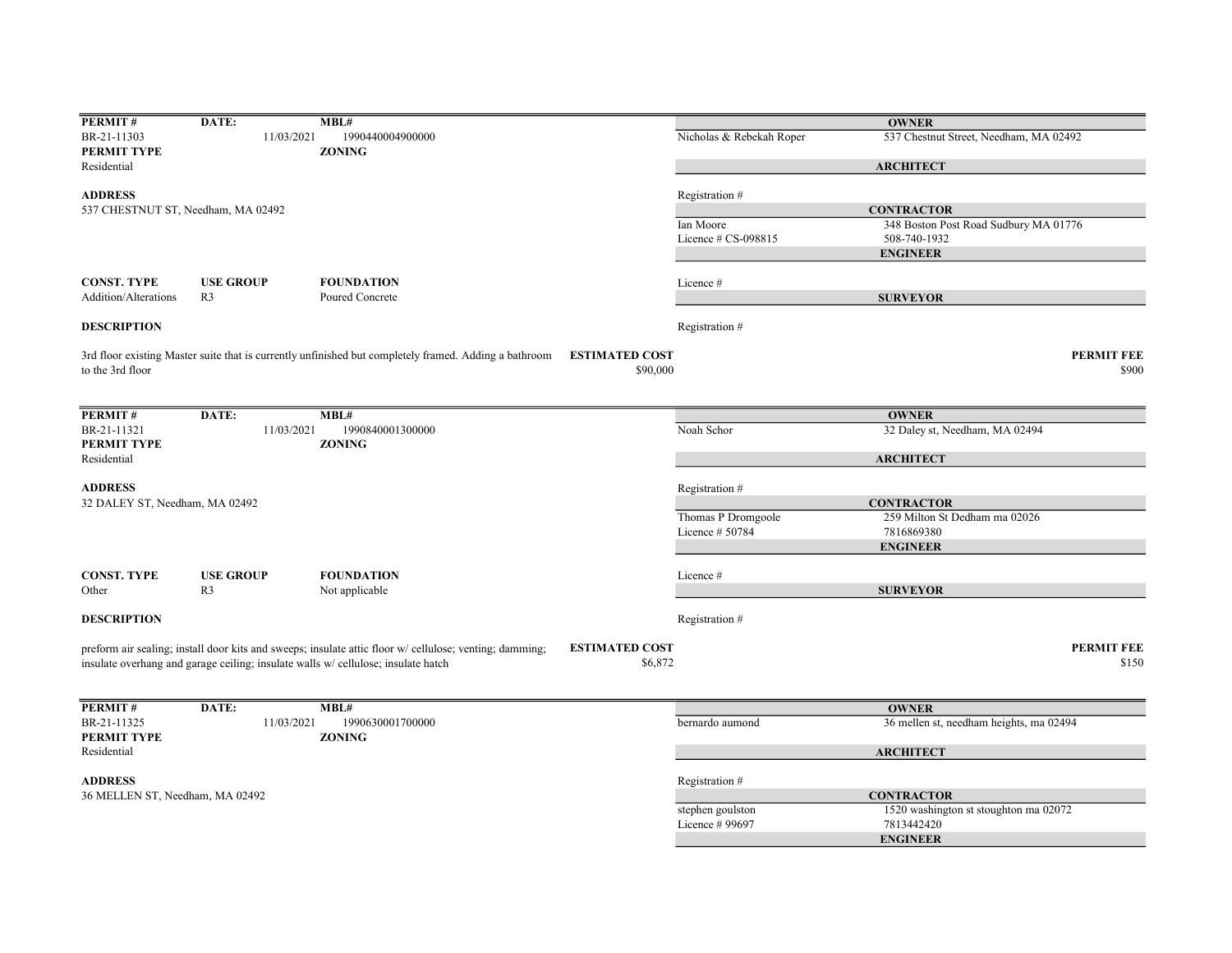| PERMIT # | DATE: | MBL# |
|---|---|---|
| BR-21-11303 | 11/03/2021 | 1990440004900000 |
| **PERMIT TYPE** | | **ZONING** |
| Residential | | |

**ADDRESS**
537 CHESTNUT ST, Needham, MA 02492

| CONST. TYPE | USE GROUP | FOUNDATION |
|---|---|---|
| Addition/Alterations | R3 | Poured Concrete |

**DESCRIPTION**

3rd floor existing Master suite that is currently unfinished but completely framed. Adding a bathroom to the 3rd floor

**ESTIMATED COST** $90,000

**OWNER**
Nicholas & Rebekah Roper — 537 Chestnut Street, Needham, MA 02492

**ARCHITECT**
Registration #

**CONTRACTOR**
Ian Moore — 348 Boston Post Road Sudbury MA 01776
Licence # CS-098815 — 508-740-1932

**ENGINEER**
Licence #

**SURVEYOR**
Registration #

**PERMIT FEE** $900

---

| PERMIT # | DATE: | MBL# |
|---|---|---|
| BR-21-11321 | 11/03/2021 | 1990840001300000 |
| **PERMIT TYPE** | | **ZONING** |
| Residential | | |

**ADDRESS**
32 DALEY ST, Needham, MA 02492

| CONST. TYPE | USE GROUP | FOUNDATION |
|---|---|---|
| Other | R3 | Not applicable |

**DESCRIPTION**

preform air sealing; install door kits and sweeps; insulate attic floor w/ cellulose; venting; damming; insulate overhang and garage ceiling; insulate walls w/ cellulose; insulate hatch

**ESTIMATED COST** $6,872

**OWNER**
Noah Schor — 32 Daley st, Needham, MA 02494

**ARCHITECT**
Registration #

**CONTRACTOR**
Thomas P Dromgoole — 259 Milton St Dedham ma 02026
Licence # 50784 — 7816869380

**ENGINEER**
Licence #

**SURVEYOR**
Registration #

**PERMIT FEE** $150

---

| PERMIT # | DATE: | MBL# |
|---|---|---|
| BR-21-11325 | 11/03/2021 | 1990630001700000 |
| **PERMIT TYPE** | | **ZONING** |
| Residential | | |

**ADDRESS**
36 MELLEN ST, Needham, MA 02492

**OWNER**
bernardo aumond — 36 mellen st, needham heights, ma 02494

**ARCHITECT**
Registration #

**CONTRACTOR**
stephen goulston — 1520 washington st stoughton ma 02072
Licence # 99697 — 7813442420

**ENGINEER**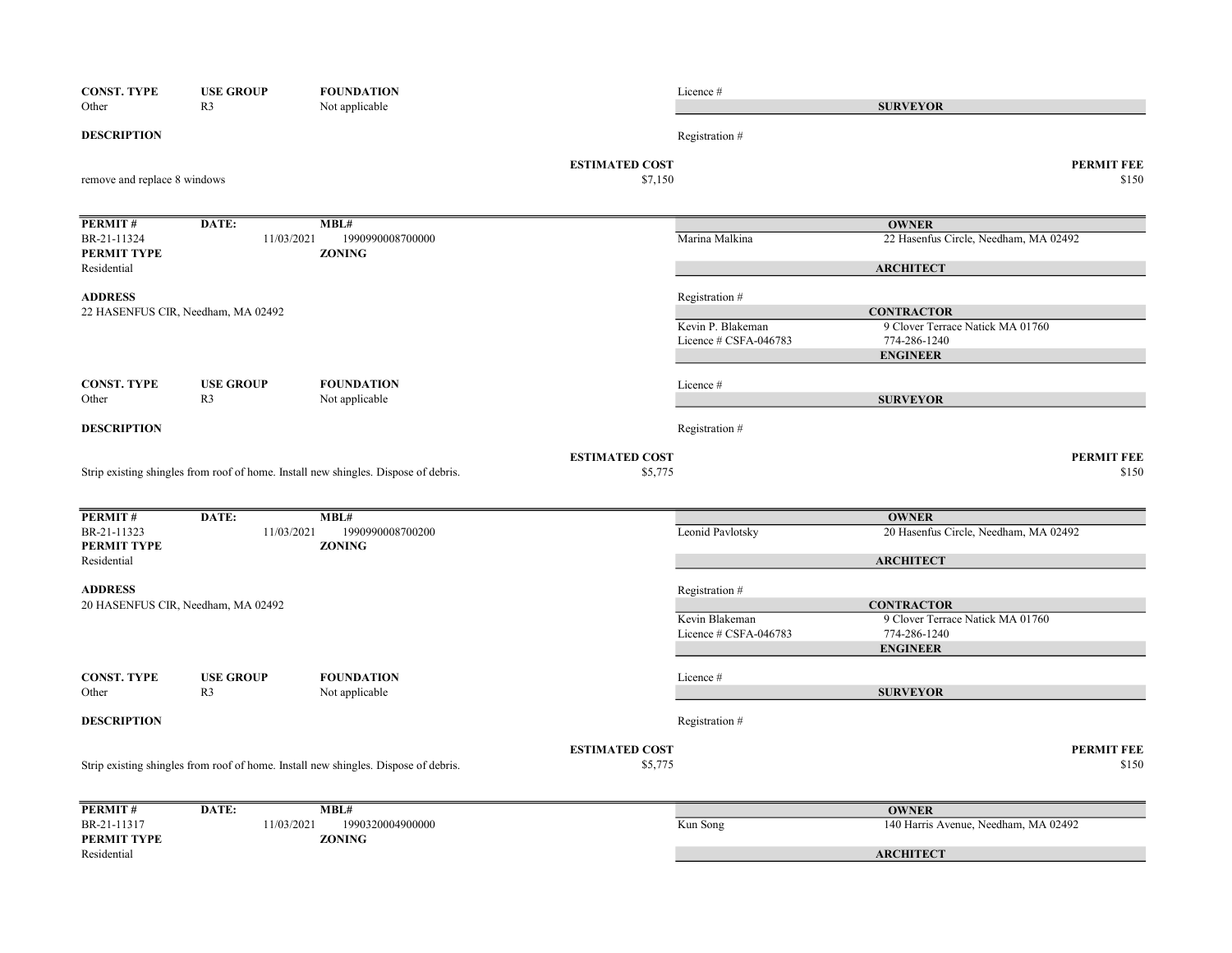| CONST. TYPE | USE GROUP | FOUNDATION |
|---|---|---|
| Other | R3 | Not applicable |

Licence #

**SURVEYOR**

**DESCRIPTION**

Registration #

remove and replace 8 windows

**ESTIMATED COST** $7,150

**PERMIT FEE** $150

---

| PERMIT # | DATE: | MBL# |
|---|---|---|
| BR-21-11324 | 11/03/2021 | 1990990008700000 |
| **PERMIT TYPE** | | **ZONING** |
| Residential | | |

**OWNER**
Marina Malkina — 22 Hasenfus Circle, Needham, MA 02492

**ARCHITECT**

**ADDRESS**
22 HASENFUS CIR, Needham, MA 02492

Registration #

**CONTRACTOR**
Kevin P. Blakeman — 9 Clover Terrace Natick MA 01760
Licence # CSFA-046783 — 774-286-1240

**ENGINEER**

| CONST. TYPE | USE GROUP | FOUNDATION |
|---|---|---|
| Other | R3 | Not applicable |

Licence #

**SURVEYOR**

**DESCRIPTION**

Registration #

Strip existing shingles from roof of home. Install new shingles. Dispose of debris.

**ESTIMATED COST** $5,775

**PERMIT FEE** $150

---

| PERMIT # | DATE: | MBL# |
|---|---|---|
| BR-21-11323 | 11/03/2021 | 1990990008700200 |
| **PERMIT TYPE** | | **ZONING** |
| Residential | | |

**OWNER**
Leonid Pavlotsky — 20 Hasenfus Circle, Needham, MA 02492

**ARCHITECT**

**ADDRESS**
20 HASENFUS CIR, Needham, MA 02492

Registration #

**CONTRACTOR**
Kevin Blakeman — 9 Clover Terrace Natick MA 01760
Licence # CSFA-046783 — 774-286-1240

**ENGINEER**

| CONST. TYPE | USE GROUP | FOUNDATION |
|---|---|---|
| Other | R3 | Not applicable |

Licence #

**SURVEYOR**

**DESCRIPTION**

Registration #

Strip existing shingles from roof of home. Install new shingles. Dispose of debris.

**ESTIMATED COST** $5,775

**PERMIT FEE** $150

---

| PERMIT # | DATE: | MBL# |
|---|---|---|
| BR-21-11317 | 11/03/2021 | 1990320004900000 |
| **PERMIT TYPE** | | **ZONING** |
| Residential | | |

**OWNER**
Kun Song — 140 Harris Avenue, Needham, MA 02492

**ARCHITECT**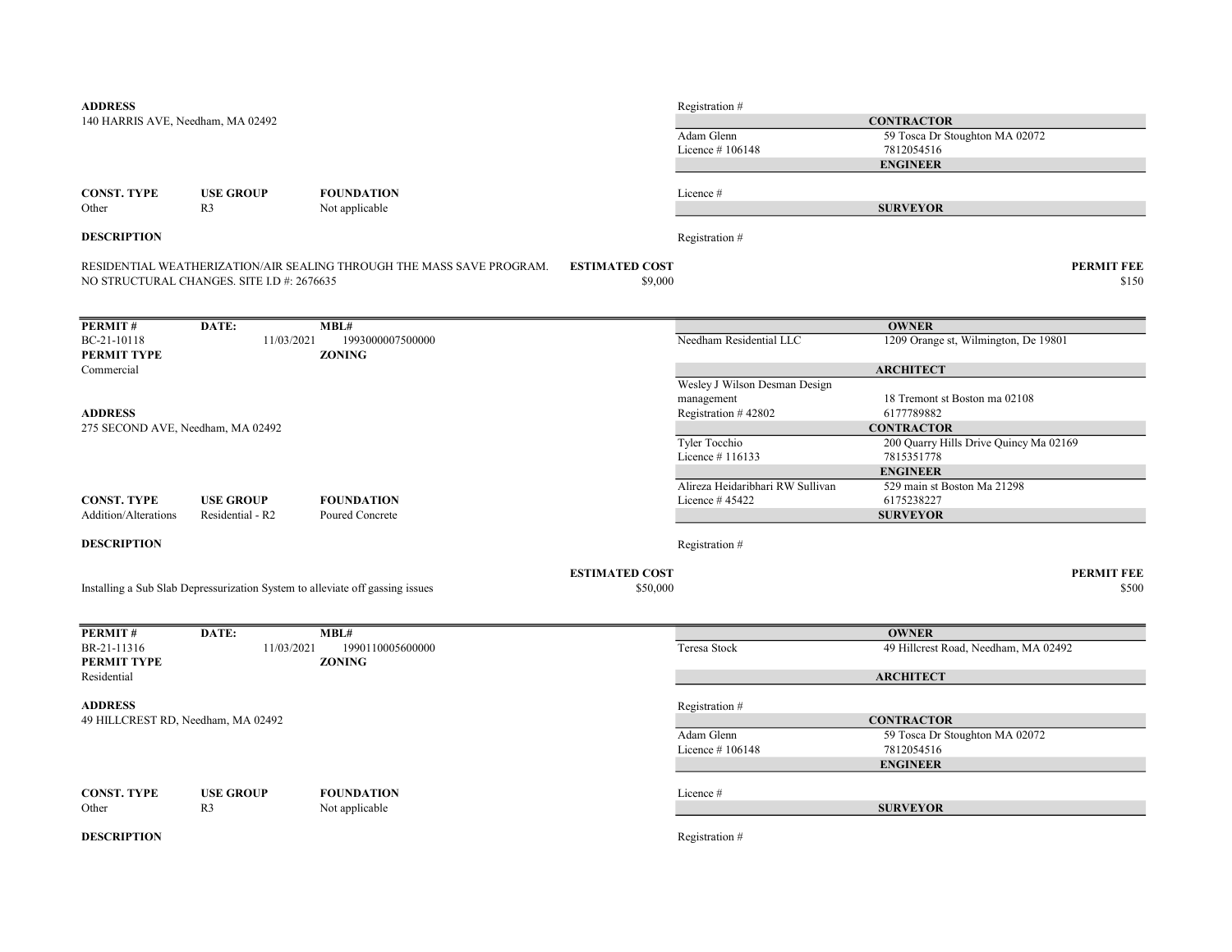**ADDRESS**
140 HARRIS AVE, Needham, MA 02492

| CONST. TYPE | USE GROUP | FOUNDATION |
|---|---|---|
| Other | R3 | Not applicable |

**DESCRIPTION**

RESIDENTIAL WEATHERIZATION/AIR SEALING THROUGH THE MASS SAVE PROGRAM. NO STRUCTURAL CHANGES. SITE I.D #: 2676635

**ESTIMATED COST** $9,000

Registration #

**CONTRACTOR**
Adam Glenn — 59 Tosca Dr Stoughton MA 02072
Licence # 106148 — 7812054516

**ENGINEER**
Licence #

**SURVEYOR**
Registration #

**PERMIT FEE** $150

---

| PERMIT # | DATE: | MBL# |
|---|---|---|
| BC-21-10118 | 11/03/2021 | 1993000007500000 |

**PERMIT TYPE**
Commercial

**ZONING**

**ADDRESS**
275 SECOND AVE, Needham, MA 02492

| CONST. TYPE | USE GROUP | FOUNDATION |
|---|---|---|
| Addition/Alterations | Residential - R2 | Poured Concrete |

**DESCRIPTION**

Installing a Sub Slab Depressurization System to alleviate off gassing issues

**ESTIMATED COST** $50,000

**OWNER**
Needham Residential LLC — 1209 Orange st, Wilmington, De 19801

**ARCHITECT**
Wesley J Wilson Desman Design management — 18 Tremont st Boston ma 02108
Registration # 42802 — 6177789882

**CONTRACTOR**
Tyler Tocchio — 200 Quarry Hills Drive Quincy Ma 02169
Licence # 116133 — 7815351778

**ENGINEER**
Alireza Heidaribhari RW Sullivan — 529 main st Boston Ma 21298
Licence # 45422 — 6175238227

**SURVEYOR**
Registration #

**PERMIT FEE** $500

---

| PERMIT # | DATE: | MBL# |
|---|---|---|
| BR-21-11316 | 11/03/2021 | 1990110005600000 |

**PERMIT TYPE**
Residential

**ZONING**

**ADDRESS**
49 HILLCREST RD, Needham, MA 02492

| CONST. TYPE | USE GROUP | FOUNDATION |
|---|---|---|
| Other | R3 | Not applicable |

**DESCRIPTION**

**OWNER**
Teresa Stock — 49 Hillcrest Road, Needham, MA 02492

**ARCHITECT**
Registration #

**CONTRACTOR**
Adam Glenn — 59 Tosca Dr Stoughton MA 02072
Licence # 106148 — 7812054516

**ENGINEER**
Licence #

**SURVEYOR**
Registration #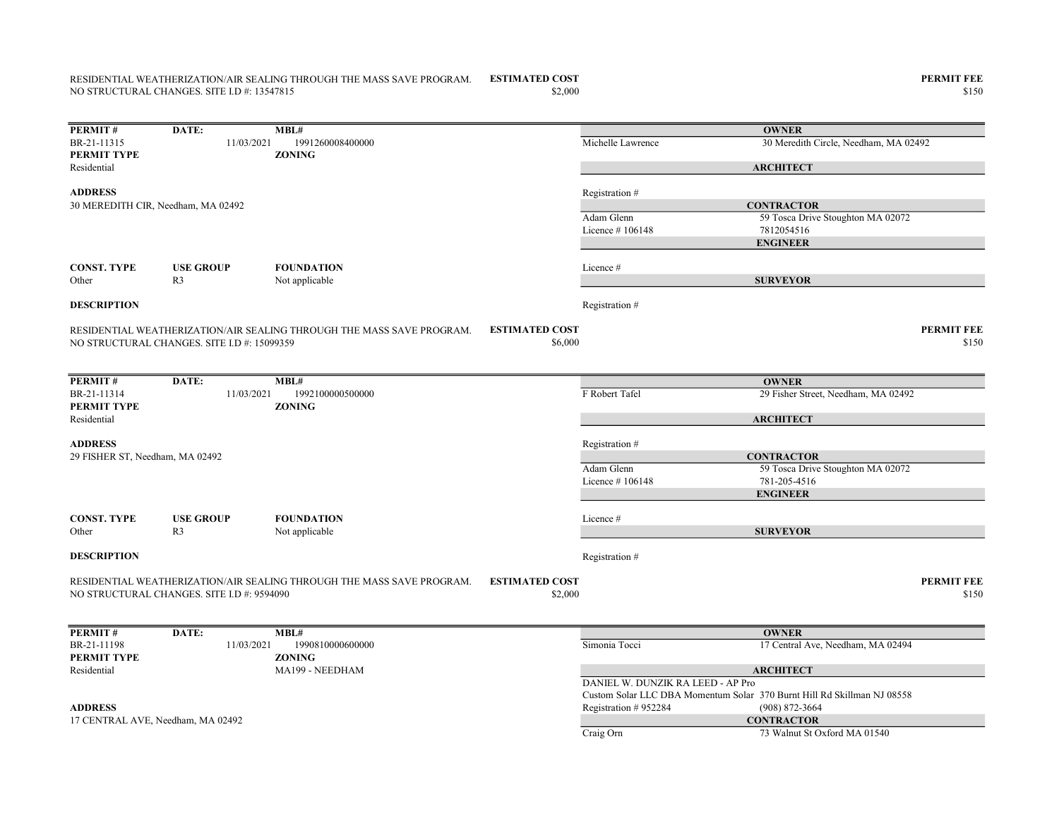RESIDENTIAL WEATHERIZATION/AIR SEALING THROUGH THE MASS SAVE PROGRAM. NO STRUCTURAL CHANGES. SITE I.D #: 13547815

**ESTIMATED COST** $2,000

**PERMIT FEE** $150

---

| **PERMIT #** | **DATE:** | **MBL#** |
|---|---|---|
| BR-21-11315 | 11/03/2021 | 1991260008400000 |
| **PERMIT TYPE** | | **ZONING** |
| Residential | | |

**ADDRESS**
30 MEREDITH CIR, Needham, MA 02492

| **CONST. TYPE** | **USE GROUP** | **FOUNDATION** |
|---|---|---|
| Other | R3 | Not applicable |

**OWNER**
Michelle Lawrence — 30 Meredith Circle, Needham, MA 02492

**ARCHITECT**
Registration #

**CONTRACTOR**
Adam Glenn — 59 Tosca Drive Stoughton MA 02072
Licence # 106148 — 7812054516

**ENGINEER**
Licence #

**SURVEYOR**
Registration #

**DESCRIPTION**

RESIDENTIAL WEATHERIZATION/AIR SEALING THROUGH THE MASS SAVE PROGRAM. NO STRUCTURAL CHANGES. SITE I.D #: 15099359

**ESTIMATED COST** $6,000

**PERMIT FEE** $150

---

| **PERMIT #** | **DATE:** | **MBL#** |
|---|---|---|
| BR-21-11314 | 11/03/2021 | 1992100000500000 |
| **PERMIT TYPE** | | **ZONING** |
| Residential | | |

**ADDRESS**
29 FISHER ST, Needham, MA 02492

| **CONST. TYPE** | **USE GROUP** | **FOUNDATION** |
|---|---|---|
| Other | R3 | Not applicable |

**OWNER**
F Robert Tafel — 29 Fisher Street, Needham, MA 02492

**ARCHITECT**
Registration #

**CONTRACTOR**
Adam Glenn — 59 Tosca Drive Stoughton MA 02072
Licence # 106148 — 781-205-4516

**ENGINEER**
Licence #

**SURVEYOR**
Registration #

**DESCRIPTION**

RESIDENTIAL WEATHERIZATION/AIR SEALING THROUGH THE MASS SAVE PROGRAM. NO STRUCTURAL CHANGES. SITE I.D #: 9594090

**ESTIMATED COST** $2,000

**PERMIT FEE** $150

---

| **PERMIT #** | **DATE:** | **MBL#** |
|---|---|---|
| BR-21-11198 | 11/03/2021 | 1990810000600000 |
| **PERMIT TYPE** | | **ZONING** |
| Residential | | MA199 - NEEDHAM |

**ADDRESS**
17 CENTRAL AVE, Needham, MA 02492

**OWNER**
Simonia Tocci — 17 Central Ave, Needham, MA 02494

**ARCHITECT**
DANIEL W. DUNZIK RA LEED - AP Pro
Custom Solar LLC DBA Momentum Solar — 370 Burnt Hill Rd Skillman NJ 08558
Registration # 952284 — (908) 872-3664

**CONTRACTOR**
Craig Orn — 73 Walnut St Oxford MA 01540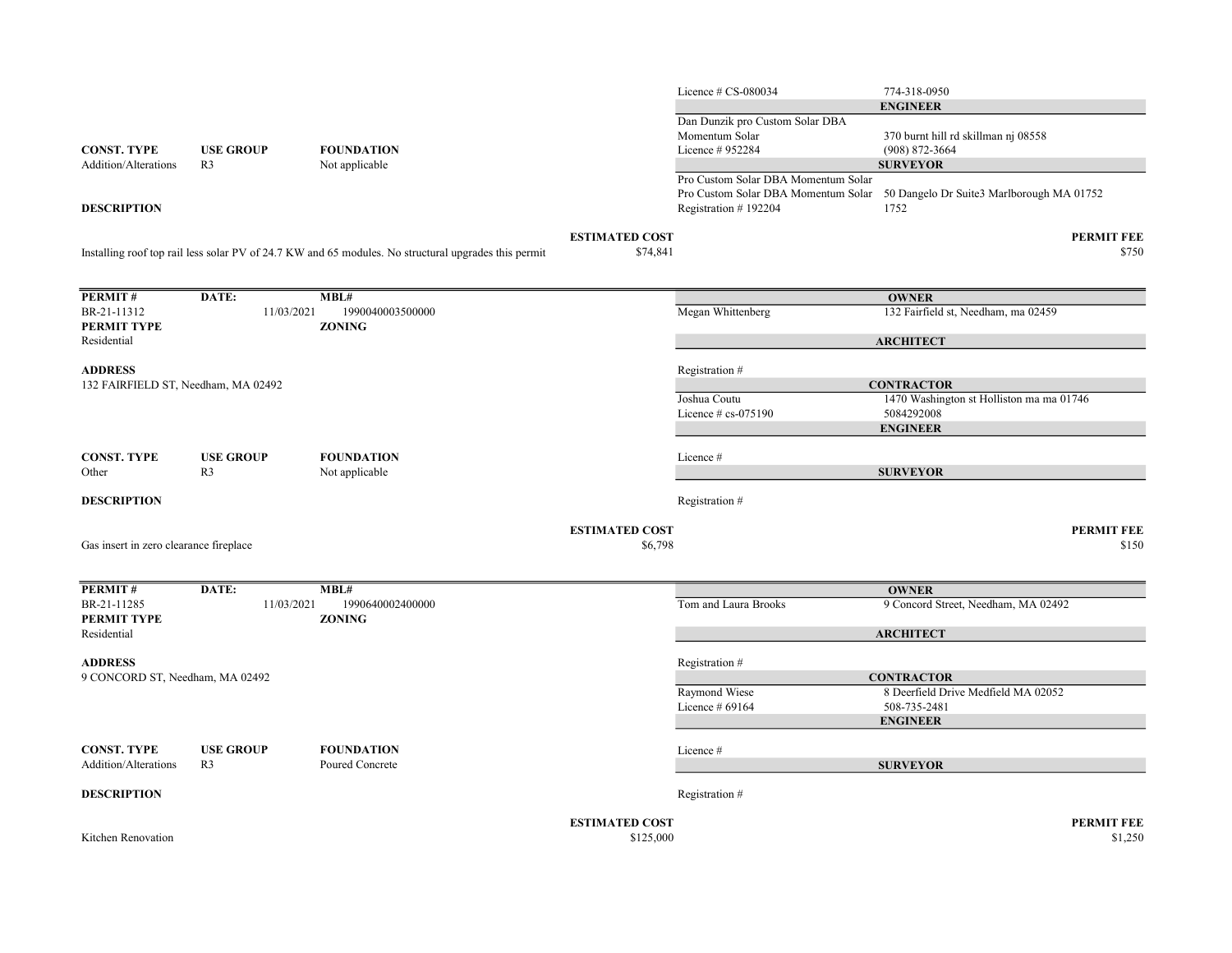| | | | |
|---|---|---|---|
| | | Licence # CS-080034 | 774-318-0950 |
| | | | **ENGINEER** |
| | | Dan Dunzik pro Custom Solar DBA Momentum Solar | 370 burnt hill rd skillman nj 08558 |
| **CONST. TYPE** | **USE GROUP** | **FOUNDATION** | |
| Addition/Alterations | R3 | Not applicable | |
| | | Licence # 952284 | (908) 872-3664 |
| | | | **SURVEYOR** |
| | | Pro Custom Solar DBA Momentum Solar | |
| | | Pro Custom Solar DBA Momentum Solar | 50 Dangelo Dr Suite3 Marlborough MA 01752 |
| | | Registration # 192204 | 1752 |

**DESCRIPTION**

Installing roof top rail less solar PV of 24.7 KW and 65 modules. No structural upgrades this permit

**ESTIMATED COST** $74,841

**PERMIT FEE** $750

---

| **PERMIT #** | **DATE:** | **MBL#** |
|---|---|---|
| BR-21-11312 | 11/03/2021 | 1990040003500000 |

**PERMIT TYPE**: Residential

**ZONING**:

**ADDRESS**: 132 FAIRFIELD ST, Needham, MA 02492

| **CONST. TYPE** | **USE GROUP** | **FOUNDATION** |
|---|---|---|
| Other | R3 | Not applicable |

| | |
|---|---|
| **OWNER** | |
| Megan Whittenberg | 132 Fairfield st, Needham, ma 02459 |
| **ARCHITECT** | |
| Registration # | |
| **CONTRACTOR** | |
| Joshua Coutu | 1470 Washington st Holliston ma ma 01746 |
| Licence # cs-075190 | 5084292008 |
| **ENGINEER** | |
| Licence # | |
| **SURVEYOR** | |
| Registration # | |

**DESCRIPTION**

Gas insert in zero clearance fireplace

**ESTIMATED COST** $6,798

**PERMIT FEE** $150

---

| **PERMIT #** | **DATE:** | **MBL#** |
|---|---|---|
| BR-21-11285 | 11/03/2021 | 1990640002400000 |

**PERMIT TYPE**: Residential

**ZONING**:

**ADDRESS**: 9 CONCORD ST, Needham, MA 02492

| **CONST. TYPE** | **USE GROUP** | **FOUNDATION** |
|---|---|---|
| Addition/Alterations | R3 | Poured Concrete |

| | |
|---|---|
| **OWNER** | |
| Tom and Laura Brooks | 9 Concord Street, Needham, MA 02492 |
| **ARCHITECT** | |
| Registration # | |
| **CONTRACTOR** | |
| Raymond Wiese | 8 Deerfield Drive Medfield MA 02052 |
| Licence # 69164 | 508-735-2481 |
| **ENGINEER** | |
| Licence # | |
| **SURVEYOR** | |
| Registration # | |

**DESCRIPTION**

Kitchen Renovation

**ESTIMATED COST** $125,000

**PERMIT FEE** $1,250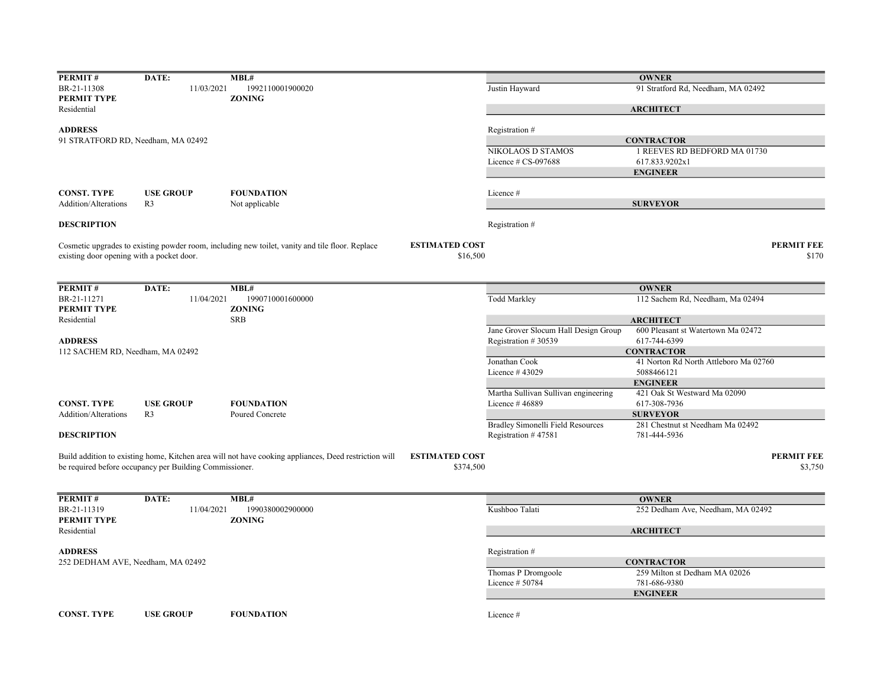| PERMIT # | DATE: | MBL# | | OWNER |
|---|---|---|---|---|
| BR-21-11308 | 11/03/2021 | 1992110001900020 | Justin Hayward | 91 Stratford Rd, Needham, MA 02492 |
| **PERMIT TYPE** | | **ZONING** | | |
| Residential | | | | **ARCHITECT** |
| **ADDRESS** | | | Registration # | |
| 91 STRATFORD RD, Needham, MA 02492 | | | | **CONTRACTOR** |
| | | | NIKOLAOS D STAMOS | 1 REEVES RD BEDFORD MA 01730 |
| | | | Licence # CS-097688 | 617.833.9202x1 |
| | | | | **ENGINEER** |
| **CONST. TYPE** | **USE GROUP** | **FOUNDATION** | Licence # | |
| Addition/Alterations | R3 | Not applicable | | **SURVEYOR** |
| **DESCRIPTION** | | | Registration # | |

Cosmetic upgrades to existing powder room, including new toilet, vanity and tile floor. Replace existing door opening with a pocket door.

**ESTIMATED COST** $16,500 | **PERMIT FEE** $170

---

| PERMIT # | DATE: | MBL# | | OWNER |
|---|---|---|---|---|
| BR-21-11271 | 11/04/2021 | 1990710001600000 | Todd Markley | 112 Sachem Rd, Needham, Ma 02494 |
| **PERMIT TYPE** | | **ZONING** | | |
| Residential | | SRB | | **ARCHITECT** |
| | | | Jane Grover Slocum Hall Design Group | 600 Pleasant st Watertown Ma 02472 |
| **ADDRESS** | | | Registration # 30539 | 617-744-6399 |
| 112 SACHEM RD, Needham, MA 02492 | | | | **CONTRACTOR** |
| | | | Jonathan Cook | 41 Norton Rd North Attleboro Ma 02760 |
| | | | Licence # 43029 | 5088466121 |
| | | | | **ENGINEER** |
| | | | Martha Sullivan Sullivan engineering | 421 Oak St Westward Ma 02090 |
| **CONST. TYPE** | **USE GROUP** | **FOUNDATION** | Licence # 46889 | 617-308-7936 |
| Addition/Alterations | R3 | Poured Concrete | | **SURVEYOR** |
| | | | Bradley Simonelli Field Resources | 281 Chestnut st Needham Ma 02492 |
| **DESCRIPTION** | | | Registration # 47581 | 781-444-5936 |

Build addition to existing home, Kitchen area will not have cooking appliances, Deed restriction will be required before occupancy per Building Commissioner.

**ESTIMATED COST** $374,500 | **PERMIT FEE** $3,750

---

| PERMIT # | DATE: | MBL# | | OWNER |
|---|---|---|---|---|
| BR-21-11319 | 11/04/2021 | 1990380002900000 | Kushboo Talati | 252 Dedham Ave, Needham, MA 02492 |
| **PERMIT TYPE** | | **ZONING** | | |
| Residential | | | | **ARCHITECT** |
| **ADDRESS** | | | Registration # | |
| 252 DEDHAM AVE, Needham, MA 02492 | | | | **CONTRACTOR** |
| | | | Thomas P Dromgoole | 259 Milton st Dedham MA 02026 |
| | | | Licence # 50784 | 781-686-9380 |
| | | | | **ENGINEER** |
| **CONST. TYPE** | **USE GROUP** | **FOUNDATION** | Licence # | |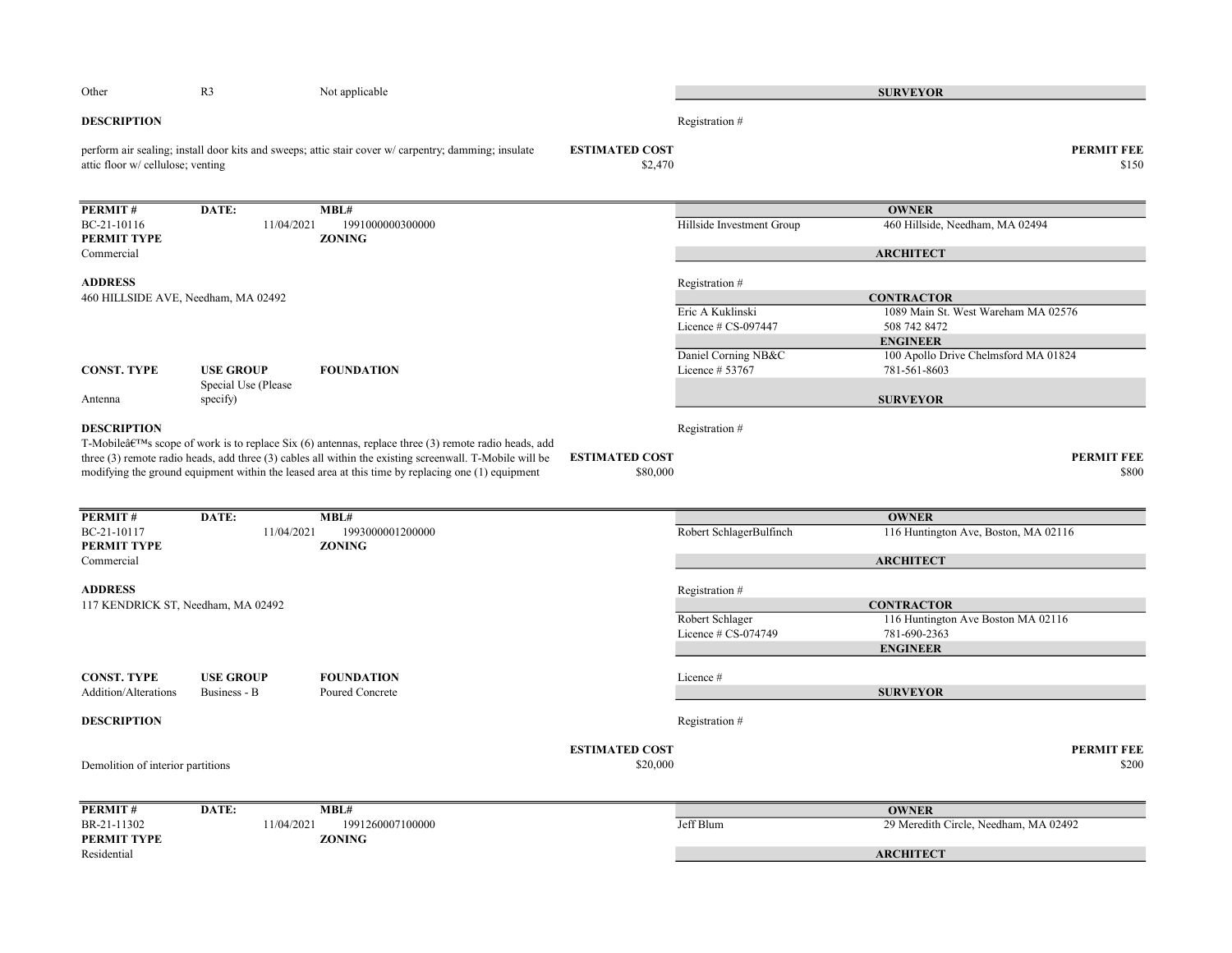| | | |
|---|---|---|
| Other | R3 | Not applicable |

**SURVEYOR**

**DESCRIPTION**

Registration #

perform air sealing; install door kits and sweeps; attic stair cover w/ carpentry; damming; insulate attic floor w/ cellulose; venting

**ESTIMATED COST** $2,470

**PERMIT FEE** $150

---

| PERMIT # | DATE: | MBL# |
|---|---|---|
| BC-21-10116 | 11/04/2021 | 1991000000300000 |
| **PERMIT TYPE** | | **ZONING** |
| Commercial | | |

**OWNER**
Hillside Investment Group — 460 Hillside, Needham, MA 02494

**ARCHITECT**
Registration #

**ADDRESS**
460 HILLSIDE AVE, Needham, MA 02492

**CONTRACTOR**
Eric A Kuklinski — 1089 Main St. West Wareham MA 02576
Licence # CS-097447 — 508 742 8472

**ENGINEER**
Daniel Corning NB&C — 100 Apollo Drive Chelmsford MA 01824
Licence # 53767 — 781-561-8603

| CONST. TYPE | USE GROUP | FOUNDATION |
|---|---|---|
| Antenna | Special Use (Please specify) | |

**SURVEYOR**
Registration #

**DESCRIPTION**

T-Mobileâ€™s scope of work is to replace Six (6) antennas, replace three (3) remote radio heads, add three (3) remote radio heads, add three (3) cables all within the existing screenwall. T-Mobile will be modifying the ground equipment within the leased area at this time by replacing one (1) equipment

**ESTIMATED COST** $80,000

**PERMIT FEE** $800

---

| PERMIT # | DATE: | MBL# |
|---|---|---|
| BC-21-10117 | 11/04/2021 | 1993000001200000 |
| **PERMIT TYPE** | | **ZONING** |
| Commercial | | |

**OWNER**
Robert SchlagerBulfinch — 116 Huntington Ave, Boston, MA 02116

**ARCHITECT**
Registration #

**ADDRESS**
117 KENDRICK ST, Needham, MA 02492

**CONTRACTOR**
Robert Schlager — 116 Huntington Ave Boston MA 02116
Licence # CS-074749 — 781-690-2363

**ENGINEER**
Licence #

| CONST. TYPE | USE GROUP | FOUNDATION |
|---|---|---|
| Addition/Alterations | Business - B | Poured Concrete |

**SURVEYOR**
Registration #

**DESCRIPTION**

Demolition of interior partitions

**ESTIMATED COST** $20,000

**PERMIT FEE** $200

---

| PERMIT # | DATE: | MBL# |
|---|---|---|
| BR-21-11302 | 11/04/2021 | 1991260007100000 |
| **PERMIT TYPE** | | **ZONING** |
| Residential | | |

**OWNER**
Jeff Blum — 29 Meredith Circle, Needham, MA 02492

**ARCHITECT**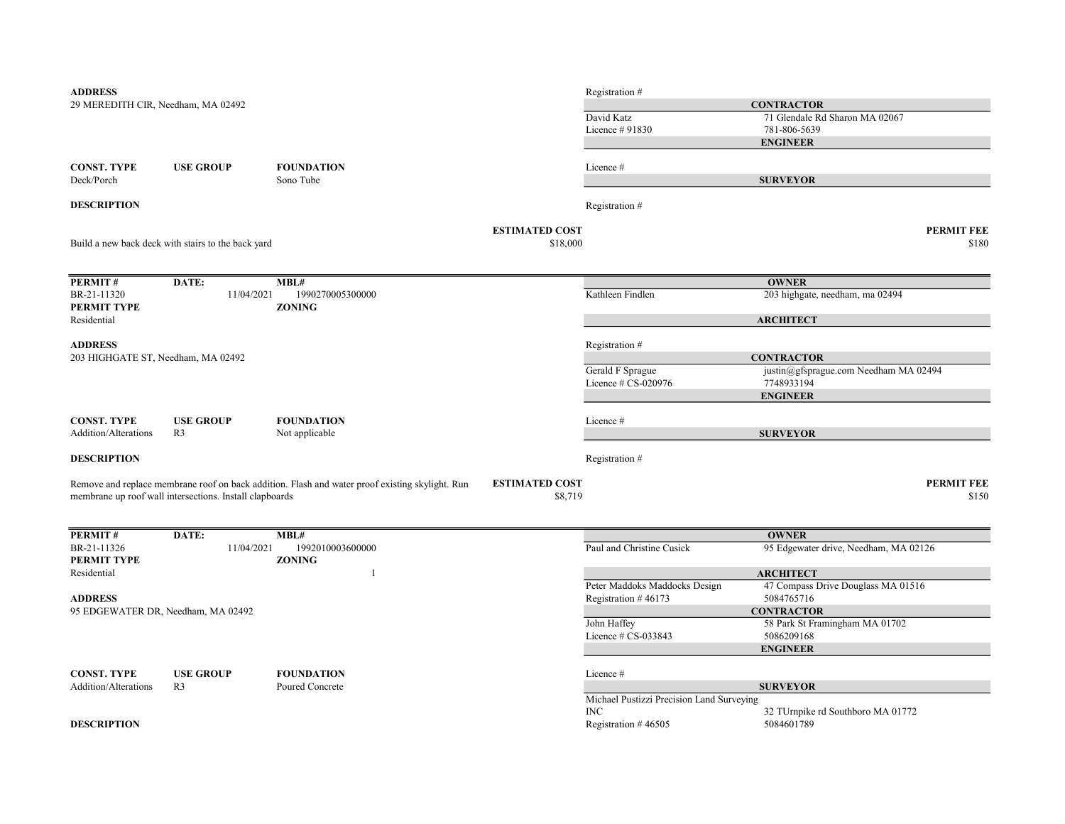**ADDRESS**
29 MEREDITH CIR, Needham, MA 02492

Registration #

**CONTRACTOR**

David Katz — 71 Glendale Rd Sharon MA 02067
Licence # 91830 — 781-806-5639

**ENGINEER**

| CONST. TYPE | USE GROUP | FOUNDATION |
| --- | --- | --- |
| Deck/Porch | | Sono Tube |

Licence #

**SURVEYOR**

**DESCRIPTION**

Registration #

Build a new back deck with stairs to the back yard

**ESTIMATED COST** $18,000

**PERMIT FEE** $180

---

| PERMIT # | DATE: | MBL# |
| --- | --- | --- |
| BR-21-11320 | 11/04/2021 | 1990270005300000 |

**PERMIT TYPE**
Residential

**ZONING**

**OWNER**

Kathleen Findlen — 203 highgate, needham, ma 02494

**ARCHITECT**

**ADDRESS**
203 HIGHGATE ST, Needham, MA 02492

Registration #

**CONTRACTOR**

Gerald F Sprague — justin@gfsprague.com Needham MA 02494
Licence # CS-020976 — 7748933194

**ENGINEER**

| CONST. TYPE | USE GROUP | FOUNDATION |
| --- | --- | --- |
| Addition/Alterations | R3 | Not applicable |

Licence #

**SURVEYOR**

**DESCRIPTION**

Registration #

Remove and replace membrane roof on back addition. Flash and water proof existing skylight. Run membrane up roof wall intersections. Install clapboards

**ESTIMATED COST** $8,719

**PERMIT FEE** $150

---

| PERMIT # | DATE: | MBL# |
| --- | --- | --- |
| BR-21-11326 | 11/04/2021 | 1992010003600000 |

**PERMIT TYPE**
Residential

**ZONING**
1

**OWNER**

Paul and Christine Cusick — 95 Edgewater drive, Needham, MA 02126

**ARCHITECT**

Peter Maddoks Maddocks Design — 47 Compass Drive Douglass MA 01516
Registration # 46173 — 5084765716

**ADDRESS**
95 EDGEWATER DR, Needham, MA 02492

**CONTRACTOR**

John Haffey — 58 Park St Framingham MA 01702
Licence # CS-033843 — 5086209168

**ENGINEER**

| CONST. TYPE | USE GROUP | FOUNDATION |
| --- | --- | --- |
| Addition/Alterations | R3 | Poured Concrete |

Licence #

**SURVEYOR**

Michael Pustizzi Precision Land Surveying INC — 32 TUrnpike rd Southboro MA 01772
Registration # 46505 — 5084601789

**DESCRIPTION**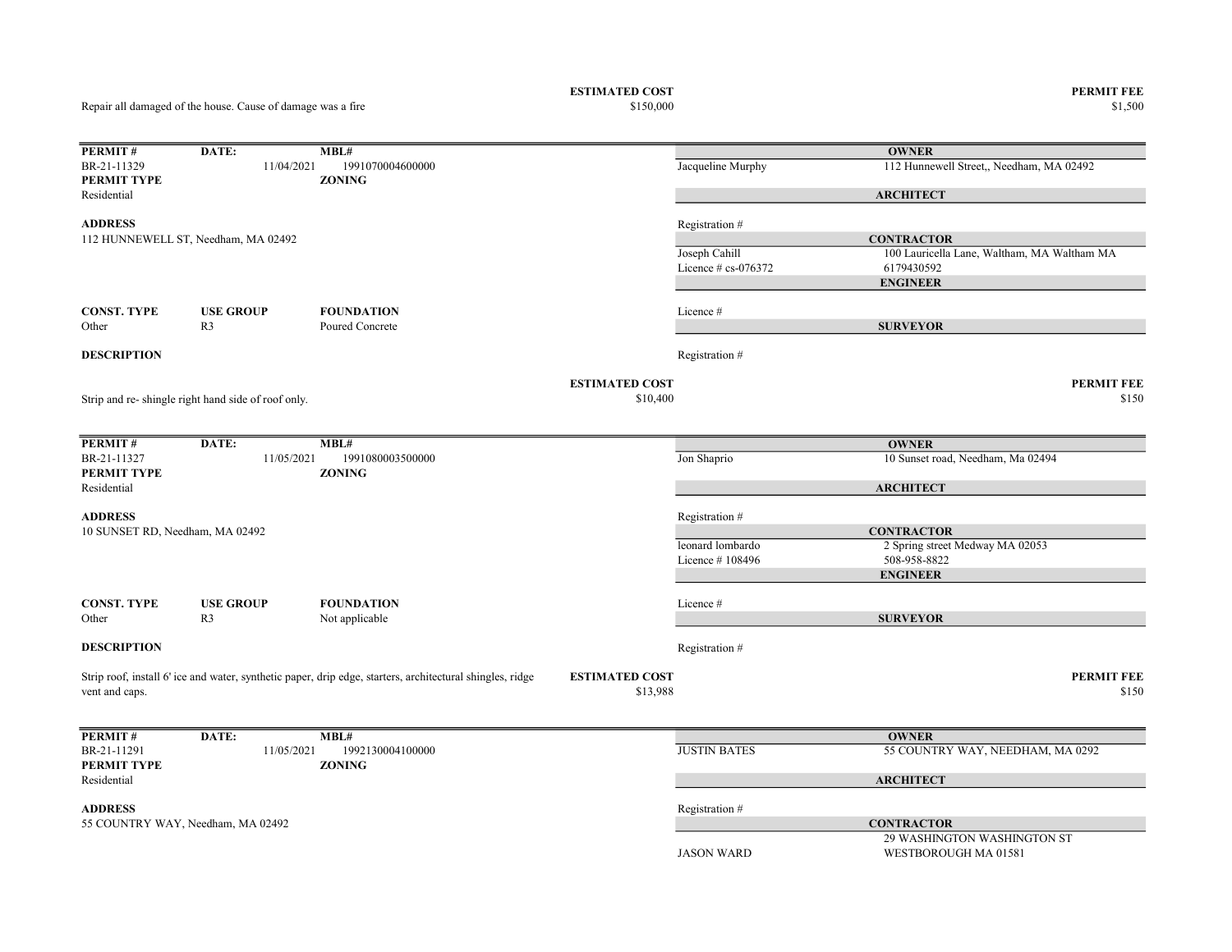Repair all damaged of the house. Cause of damage was a fire

**ESTIMATED COST** $150,000

**PERMIT FEE** $1,500

---

| **PERMIT #** | **DATE:** | **MBL#** |
|---|---|---|
| BR-21-11329 | 11/04/2021 | 1991070004600000 |
| **PERMIT TYPE** | | **ZONING** |
| Residential | | |

**ADDRESS**
112 HUNNEWELL ST, Needham, MA 02492

| **CONST. TYPE** | **USE GROUP** | **FOUNDATION** |
|---|---|---|
| Other | R3 | Poured Concrete |

| | |
|---|---|
| | **OWNER** |
| Jacqueline Murphy | 112 Hunnewell Street,, Needham, MA 02492 |
| | **ARCHITECT** |
| Registration # | |
| | **CONTRACTOR** |
| Joseph Cahill | 100 Lauricella Lane, Waltham, MA Waltham MA |
| Licence # cs-076372 | 6179430592 |
| | **ENGINEER** |
| Licence # | |
| | **SURVEYOR** |
| Registration # | |

**DESCRIPTION**

Strip and re- shingle right hand side of roof only.

**ESTIMATED COST** $10,400

**PERMIT FEE** $150

---

| **PERMIT #** | **DATE:** | **MBL#** |
|---|---|---|
| BR-21-11327 | 11/05/2021 | 1991080003500000 |
| **PERMIT TYPE** | | **ZONING** |
| Residential | | |

**ADDRESS**
10 SUNSET RD, Needham, MA 02492

| **CONST. TYPE** | **USE GROUP** | **FOUNDATION** |
|---|---|---|
| Other | R3 | Not applicable |

| | |
|---|---|
| | **OWNER** |
| Jon Shaprio | 10 Sunset road, Needham, Ma 02494 |
| | **ARCHITECT** |
| Registration # | |
| | **CONTRACTOR** |
| leonard lombardo | 2 Spring street Medway MA 02053 |
| Licence # 108496 | 508-958-8822 |
| | **ENGINEER** |
| Licence # | |
| | **SURVEYOR** |
| Registration # | |

**DESCRIPTION**

Strip roof, install 6' ice and water, synthetic paper, drip edge, starters, architectural shingles, ridge vent and caps.

**ESTIMATED COST** $13,988

**PERMIT FEE** $150

---

| **PERMIT #** | **DATE:** | **MBL#** |
|---|---|---|
| BR-21-11291 | 11/05/2021 | 1992130004100000 |
| **PERMIT TYPE** | | **ZONING** |
| Residential | | |

**ADDRESS**
55 COUNTRY WAY, Needham, MA 02492

| | |
|---|---|
| | **OWNER** |
| JUSTIN BATES | 55 COUNTRY WAY, NEEDHAM, MA 0292 |
| | **ARCHITECT** |
| Registration # | |
| | **CONTRACTOR** |
| JASON WARD | 29 WASHINGTON WASHINGTON ST WESTBOROUGH MA 01581 |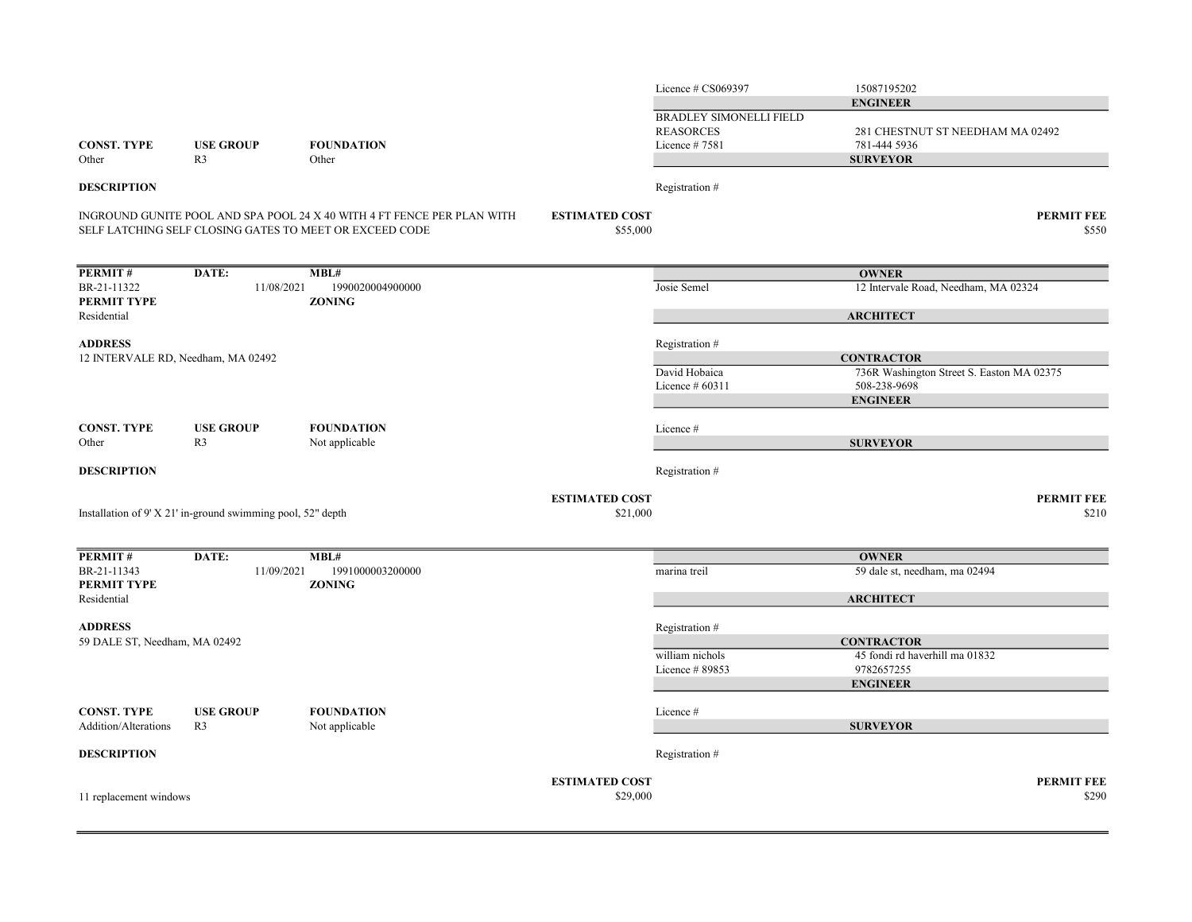| | | | | |
|---|---|---|---|---|
| | | | Licence # CS069397 | 15087195202 |
| | | | **ENGINEER** | |
| | | | BRADLEY SIMONELLI FIELD REASORCES | 281 CHESTNUT ST NEEDHAM MA 02492 |
| **CONST. TYPE** | **USE GROUP** | **FOUNDATION** | Licence # 7581 | 781-444 5936 |
| Other | R3 | Other | **SURVEYOR** | |
| **DESCRIPTION** | | | Registration # | |

INGROUND GUNITE POOL AND SPA POOL 24 X 40 WITH 4 FT FENCE PER PLAN WITH SELF LATCHING SELF CLOSING GATES TO MEET OR EXCEED CODE

**ESTIMATED COST** $55,000 | **PERMIT FEE** $550

---

| **PERMIT #** | **DATE:** | **MBL#** | **OWNER** | |
|---|---|---|---|---|
| BR-21-11322 | 11/08/2021 | 1990020004900000 | Josie Semel | 12 Intervale Road, Needham, MA 02324 |
| **PERMIT TYPE** | | **ZONING** | | |
| Residential | | | **ARCHITECT** | |
| **ADDRESS** | | | Registration # | |
| 12 INTERVALE RD, Needham, MA 02492 | | | **CONTRACTOR** | |
| | | | David Hobaica | 736R Washington Street S. Easton MA 02375 |
| | | | Licence # 60311 | 508-238-9698 |
| | | | **ENGINEER** | |
| **CONST. TYPE** | **USE GROUP** | **FOUNDATION** | Licence # | |
| Other | R3 | Not applicable | **SURVEYOR** | |
| **DESCRIPTION** | | | Registration # | |

Installation of 9' X 21' in-ground swimming pool, 52" depth

**ESTIMATED COST** $21,000 | **PERMIT FEE** $210

---

| **PERMIT #** | **DATE:** | **MBL#** | **OWNER** | |
|---|---|---|---|---|
| BR-21-11343 | 11/09/2021 | 1991000003200000 | marina treil | 59 dale st, needham, ma 02494 |
| **PERMIT TYPE** | | **ZONING** | | |
| Residential | | | **ARCHITECT** | |
| **ADDRESS** | | | Registration # | |
| 59 DALE ST, Needham, MA 02492 | | | **CONTRACTOR** | |
| | | | william nichols | 45 fondi rd haverhill ma 01832 |
| | | | Licence # 89853 | 9782657255 |
| | | | **ENGINEER** | |
| **CONST. TYPE** | **USE GROUP** | **FOUNDATION** | Licence # | |
| Addition/Alterations | R3 | Not applicable | **SURVEYOR** | |
| **DESCRIPTION** | | | Registration # | |

11 replacement windows

**ESTIMATED COST** $29,000 | **PERMIT FEE** $290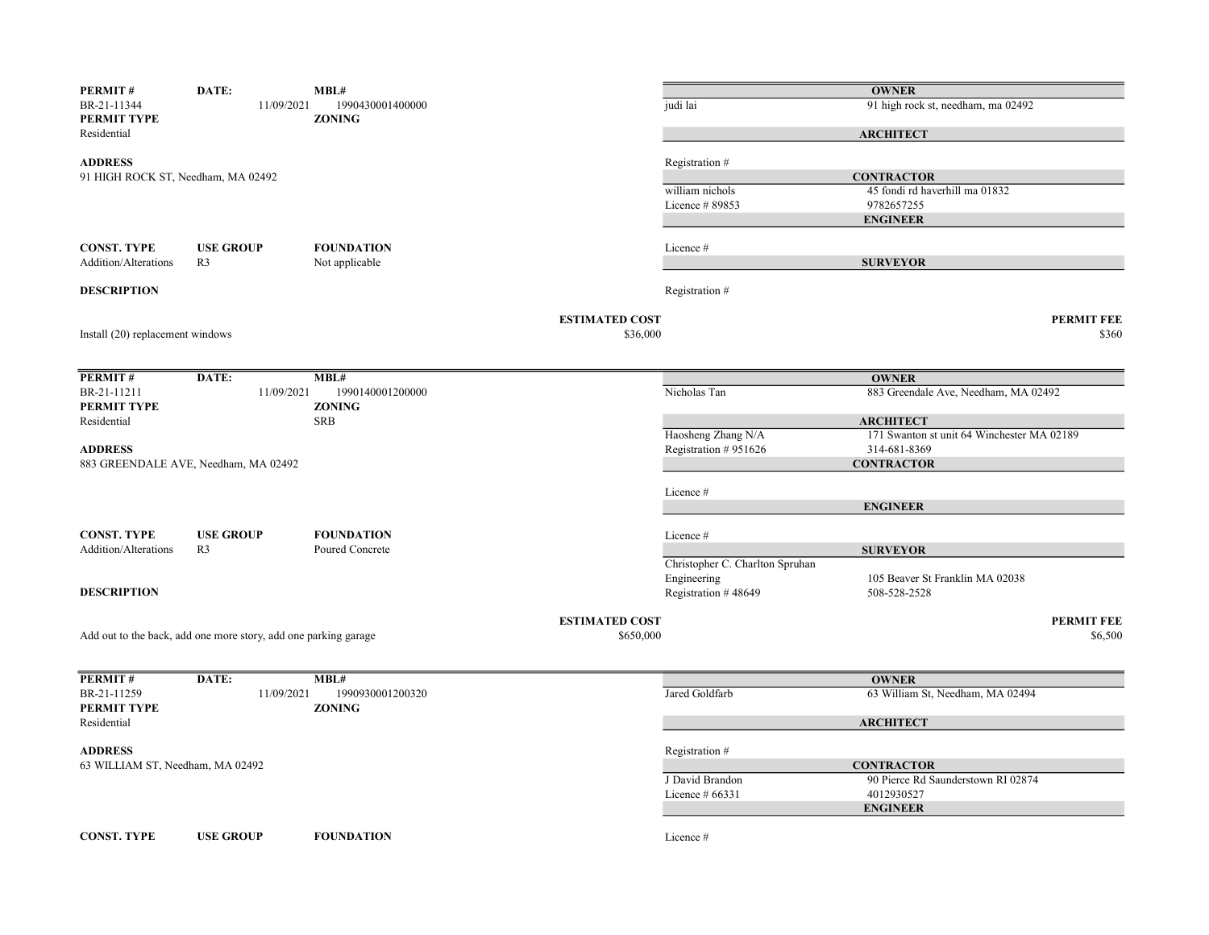**PERMIT #** BR-21-11344 | **DATE:** 11/09/2021 | **MBL#** 1990430001400000

**PERMIT TYPE** Residential | **ZONING**

**ADDRESS**
91 HIGH ROCK ST, Needham, MA 02492

| **CONST. TYPE** | **USE GROUP** | **FOUNDATION** |
|---|---|---|
| Addition/Alterations | R3 | Not applicable |

**DESCRIPTION**

Install (20) replacement windows

**ESTIMATED COST** $36,000

**PERMIT FEE** $360

**OWNER**
judi lai — 91 high rock st, needham, ma 02492

**ARCHITECT**
Registration #

**CONTRACTOR**
william nichols — 45 fondi rd haverhill ma 01832
Licence # 89853 — 9782657255

**ENGINEER**
Licence #

**SURVEYOR**
Registration #

---

**PERMIT #** BR-21-11211 | **DATE:** 11/09/2021 | **MBL#** 1990140001200000

**PERMIT TYPE** Residential | **ZONING** SRB

**ADDRESS**
883 GREENDALE AVE, Needham, MA 02492

| **CONST. TYPE** | **USE GROUP** | **FOUNDATION** |
|---|---|---|
| Addition/Alterations | R3 | Poured Concrete |

**DESCRIPTION**

Add out to the back, add one more story, add one parking garage

**ESTIMATED COST** $650,000

**PERMIT FEE** $6,500

**OWNER**
Nicholas Tan — 883 Greendale Ave, Needham, MA 02492

**ARCHITECT**
Haosheng Zhang N/A — 171 Swanton st unit 64 Winchester MA 02189
Registration # 951626 — 314-681-8369

**CONTRACTOR**
Licence #

**ENGINEER**
Licence #

**SURVEYOR**
Christopher C. Charlton Spruhan Engineering — 105 Beaver St Franklin MA 02038
Registration # 48649 — 508-528-2528

---

**PERMIT #** BR-21-11259 | **DATE:** 11/09/2021 | **MBL#** 1990930001200320

**PERMIT TYPE** Residential | **ZONING**

**ADDRESS**
63 WILLIAM ST, Needham, MA 02492

| **CONST. TYPE** | **USE GROUP** | **FOUNDATION** |
|---|---|---|

**OWNER**
Jared Goldfarb — 63 William St, Needham, MA 02494

**ARCHITECT**
Registration #

**CONTRACTOR**
J David Brandon — 90 Pierce Rd Saunderstown RI 02874
Licence # 66331 — 4012930527

**ENGINEER**
Licence #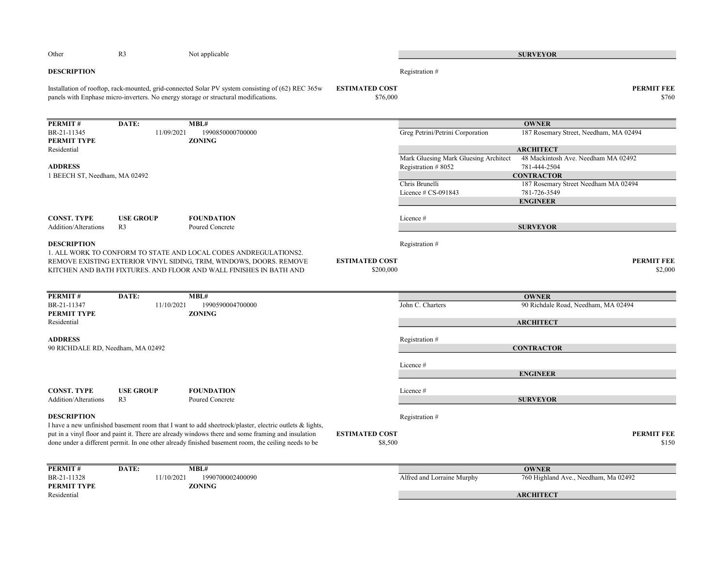Other | R3 | Not applicable

**SURVEYOR**

**DESCRIPTION**

Registration #

Installation of rooftop, rack-mounted, grid-connected Solar PV system consisting of (62) REC 365w panels with Enphase micro-inverters. No energy storage or structural modifications.

**ESTIMATED COST** $76,000

**PERMIT FEE** $760

---

| **PERMIT #** | **DATE:** | **MBL#** |
|---|---|---|
| BR-21-11345 | 11/09/2021 | 1990850000700000 |
| **PERMIT TYPE** | | **ZONING** |
| Residential | | |

**OWNER**

Greg Petrini/Petrini Corporation — 187 Rosemary Street, Needham, MA 02494

**ARCHITECT**

Mark Gluesing Mark Gluesing Architect — 48 Mackintosh Ave. Needham MA 02492

Registration # 8052 — 781-444-2504

**ADDRESS**

1 BEECH ST, Needham, MA 02492

**CONTRACTOR**

Chris Brunelli — 187 Rosemary Street Needham MA 02494

Licence # CS-091843 — 781-726-3549

**ENGINEER**

| **CONST. TYPE** | **USE GROUP** | **FOUNDATION** |
|---|---|---|
| Addition/Alterations | R3 | Poured Concrete |

Licence #

**SURVEYOR**

**DESCRIPTION**

Registration #

1. ALL WORK TO CONFORM TO STATE AND LOCAL CODES ANDREGULATIONS2. REMOVE EXISTING EXTERIOR VINYL SIDING, TRIM, WINDOWS, DOORS. REMOVE KITCHEN AND BATH FIXTURES. AND FLOOR AND WALL FINISHES IN BATH AND

**ESTIMATED COST** $200,000

**PERMIT FEE** $2,000

---

| **PERMIT #** | **DATE:** | **MBL#** |
|---|---|---|
| BR-21-11347 | 11/10/2021 | 1990590004700000 |
| **PERMIT TYPE** | | **ZONING** |
| Residential | | |

**OWNER**

John C. Charters — 90 Richdale Road, Needham, MA 02494

**ARCHITECT**

**ADDRESS**

90 RICHDALE RD, Needham, MA 02492

Registration #

**CONTRACTOR**

Licence #

**ENGINEER**

| **CONST. TYPE** | **USE GROUP** | **FOUNDATION** |
|---|---|---|
| Addition/Alterations | R3 | Poured Concrete |

Licence #

**SURVEYOR**

**DESCRIPTION**

Registration #

I have a new unfinished basement room that I want to add sheetrock/plaster, electric outlets & lights, put in a vinyl floor and paint it. There are already windows there and some framing and insulation done under a different permit. In one other already finished basement room, the ceiling needs to be

**ESTIMATED COST** $8,500

**PERMIT FEE** $150

---

| **PERMIT #** | **DATE:** | **MBL#** |
|---|---|---|
| BR-21-11328 | 11/10/2021 | 1990700002400090 |
| **PERMIT TYPE** | | **ZONING** |
| Residential | | |

**OWNER**

Alfred and Lorraine Murphy — 760 Highland Ave., Needham, Ma 02492

**ARCHITECT**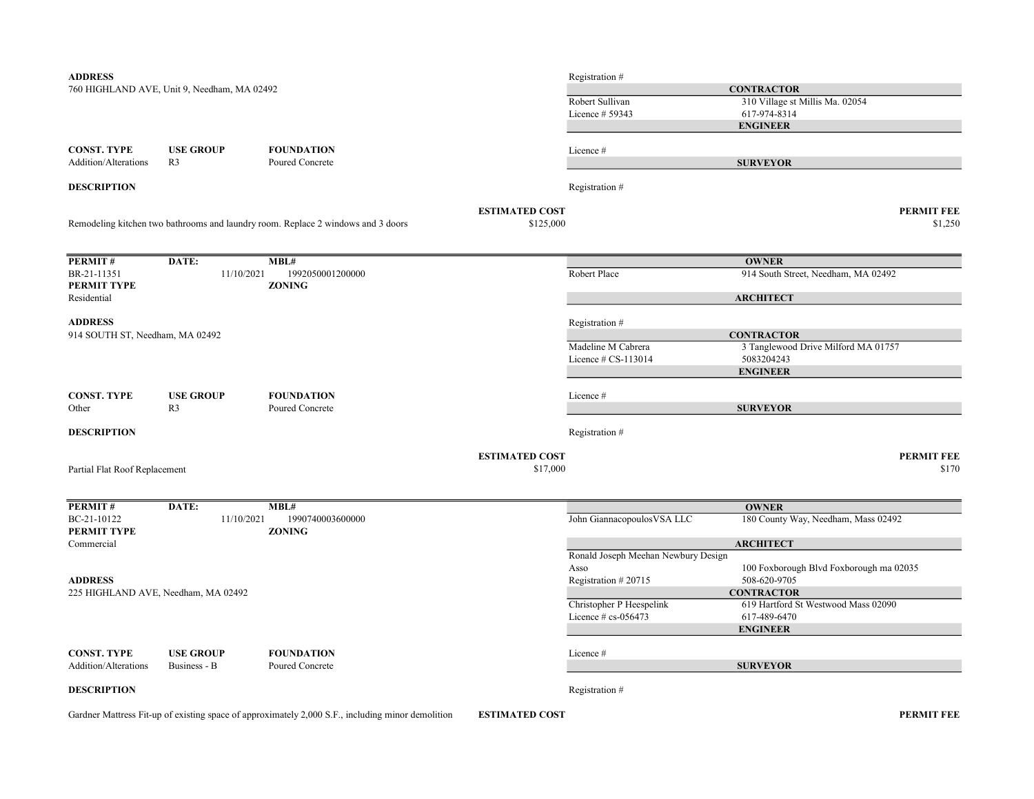**ADDRESS**
760 HIGHLAND AVE, Unit 9, Needham, MA 02492

Registration #

**CONTRACTOR**

Robert Sullivan — 310 Village st Millis Ma. 02054
Licence # 59343 — 617-974-8314

**ENGINEER**

| CONST. TYPE | USE GROUP | FOUNDATION |
|---|---|---|
| Addition/Alterations | R3 | Poured Concrete |

Licence #

**SURVEYOR**

**DESCRIPTION**

Registration #

Remodeling kitchen two bathrooms and laundry room. Replace 2 windows and 3 doors

**ESTIMATED COST** $125,000

**PERMIT FEE** $1,250

---

| PERMIT # | DATE: | MBL# |
|---|---|---|
| BR-21-11351 | 11/10/2021 | 1992050001200000 |

**PERMIT TYPE**
Residential

**ZONING**

**OWNER**

Robert Place — 914 South Street, Needham, MA 02492

**ARCHITECT**

**ADDRESS**
914 SOUTH ST, Needham, MA 02492

Registration #

**CONTRACTOR**

Madeline M Cabrera — 3 Tanglewood Drive Milford MA 01757
Licence # CS-113014 — 5083204243

**ENGINEER**

| CONST. TYPE | USE GROUP | FOUNDATION |
|---|---|---|
| Other | R3 | Poured Concrete |

Licence #

**SURVEYOR**

**DESCRIPTION**

Registration #

Partial Flat Roof Replacement

**ESTIMATED COST** $17,000

**PERMIT FEE** $170

---

| PERMIT # | DATE: | MBL# |
|---|---|---|
| BC-21-10122 | 11/10/2021 | 1990740003600000 |

**PERMIT TYPE**
Commercial

**ZONING**

**OWNER**

John GiannacopoulosVSA LLC — 180 County Way, Needham, Mass 02492

**ARCHITECT**

Ronald Joseph Meehan Newbury Design Asso — 100 Foxborough Blvd Foxborough ma 02035
Registration # 20715 — 508-620-9705

**ADDRESS**
225 HIGHLAND AVE, Needham, MA 02492

**CONTRACTOR**

Christopher P Heespelink — 619 Hartford St Westwood Mass 02090
Licence # cs-056473 — 617-489-6470

**ENGINEER**

| CONST. TYPE | USE GROUP | FOUNDATION |
|---|---|---|
| Addition/Alterations | Business - B | Poured Concrete |

Licence #

**SURVEYOR**

**DESCRIPTION**

Registration #

Gardner Mattress Fit-up of existing space of approximately 2,000 S.F., including minor demolition

**ESTIMATED COST**

**PERMIT FEE**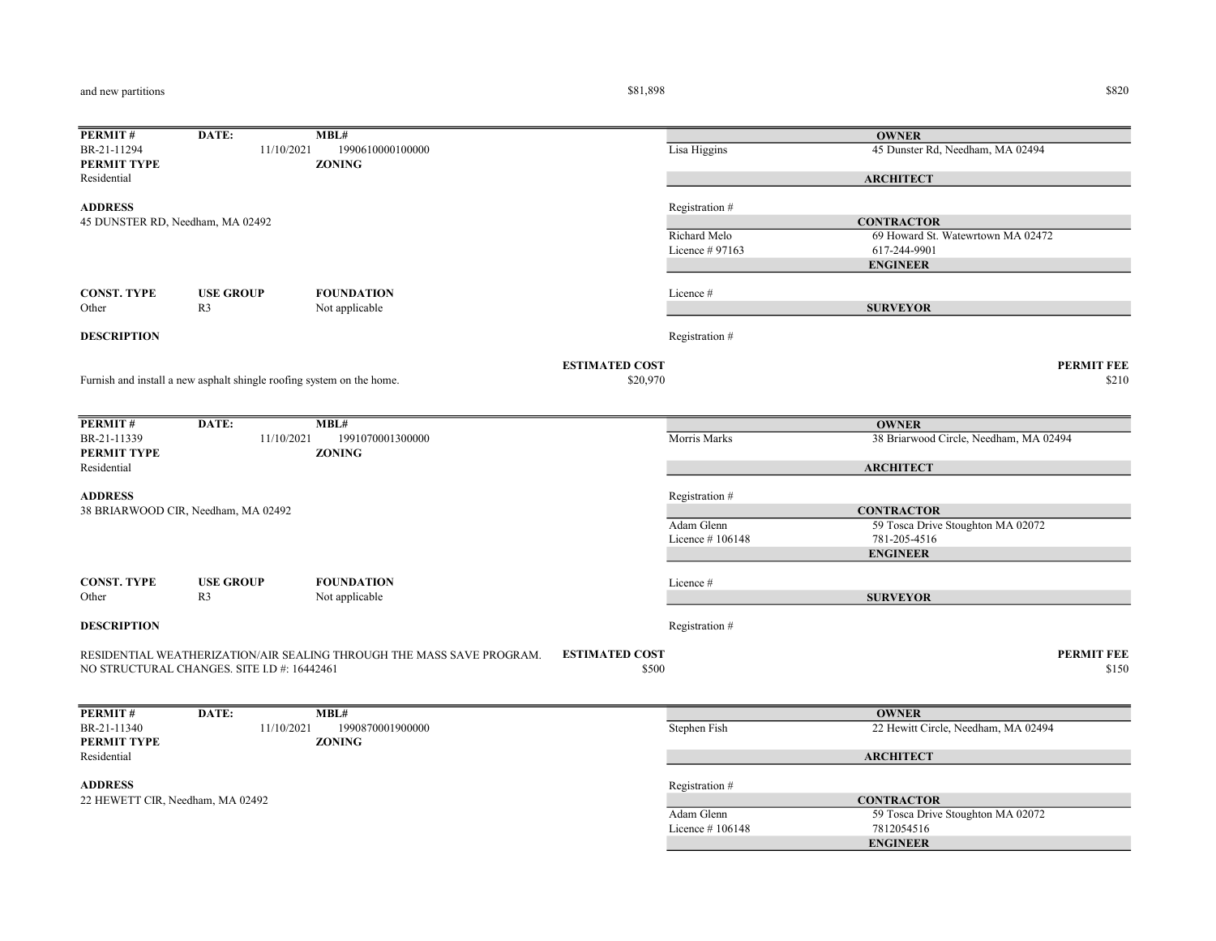and new partitions $81,898 $820

---

**PERMIT #** BR-21-11294
**DATE:** 11/10/2021
**MBL#** 1990610000100000
**PERMIT TYPE** Residential
**ZONING**

**ADDRESS**
45 DUNSTER RD, Needham, MA 02492

**OWNER**
Lisa Higgins — 45 Dunster Rd, Needham, MA 02494

**ARCHITECT**
Registration #

**CONTRACTOR**
Richard Melo — 69 Howard St. Watewrtown MA 02472
Licence # 97163 — 617-244-9901

**ENGINEER**
Licence #

**SURVEYOR**
Registration #

**CONST. TYPE** Other
**USE GROUP** R3
**FOUNDATION** Not applicable

**DESCRIPTION**
Furnish and install a new asphalt shingle roofing system on the home.

**ESTIMATED COST** $20,970
**PERMIT FEE** $210

---

**PERMIT #** BR-21-11339
**DATE:** 11/10/2021
**MBL#** 1991070001300000
**PERMIT TYPE** Residential
**ZONING**

**ADDRESS**
38 BRIARWOOD CIR, Needham, MA 02492

**OWNER**
Morris Marks — 38 Briarwood Circle, Needham, MA 02494

**ARCHITECT**
Registration #

**CONTRACTOR**
Adam Glenn — 59 Tosca Drive Stoughton MA 02072
Licence # 106148 — 781-205-4516

**ENGINEER**
Licence #

**SURVEYOR**
Registration #

**CONST. TYPE** Other
**USE GROUP** R3
**FOUNDATION** Not applicable

**DESCRIPTION**
RESIDENTIAL WEATHERIZATION/AIR SEALING THROUGH THE MASS SAVE PROGRAM. NO STRUCTURAL CHANGES. SITE I.D #: 16442461

**ESTIMATED COST** $500
**PERMIT FEE** $150

---

**PERMIT #** BR-21-11340
**DATE:** 11/10/2021
**MBL#** 1990870001900000
**PERMIT TYPE** Residential
**ZONING**

**ADDRESS**
22 HEWETT CIR, Needham, MA 02492

**OWNER**
Stephen Fish — 22 Hewitt Circle, Needham, MA 02494

**ARCHITECT**
Registration #

**CONTRACTOR**
Adam Glenn — 59 Tosca Drive Stoughton MA 02072
Licence # 106148 — 7812054516

**ENGINEER**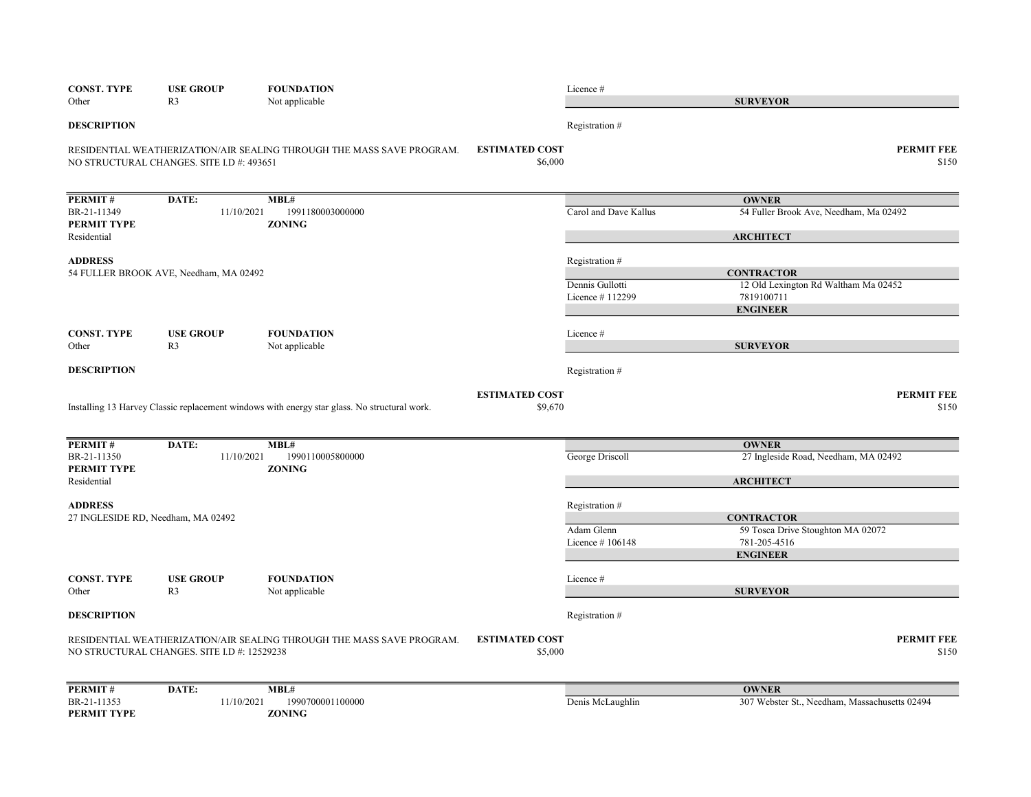| CONST. TYPE | USE GROUP | FOUNDATION | Licence # |
|---|---|---|---|
| Other | R3 | Not applicable | **SURVEYOR** |

**DESCRIPTION**

Registration #

RESIDENTIAL WEATHERIZATION/AIR SEALING THROUGH THE MASS SAVE PROGRAM. NO STRUCTURAL CHANGES. SITE I.D #: 493651

**ESTIMATED COST** $6,000

**PERMIT FEE** $150

---

| PERMIT # | DATE: | MBL# | | OWNER |
|---|---|---|---|---|
| BR-21-11349 | 11/10/2021 | 1991180003000000 | Carol and Dave Kallus | 54 Fuller Brook Ave, Needham, Ma 02492 |

**PERMIT TYPE**: Residential

**ZONING**:

**ARCHITECT**

Registration #

**ADDRESS**
54 FULLER BROOK AVE, Needham, MA 02492

**CONTRACTOR**
Dennis Gullotti — 12 Old Lexington Rd Waltham Ma 02452
Licence # 112299 — 7819100711

**ENGINEER**

| CONST. TYPE | USE GROUP | FOUNDATION | Licence # |
|---|---|---|---|
| Other | R3 | Not applicable | **SURVEYOR** |

**DESCRIPTION**

Registration #

Installing 13 Harvey Classic replacement windows with energy star glass. No structural work.

**ESTIMATED COST** $9,670

**PERMIT FEE** $150

---

| PERMIT # | DATE: | MBL# | | OWNER |
|---|---|---|---|---|
| BR-21-11350 | 11/10/2021 | 1990110005800000 | George Driscoll | 27 Ingleside Road, Needham, MA 02492 |

**PERMIT TYPE**: Residential

**ZONING**:

**ARCHITECT**

Registration #

**ADDRESS**
27 INGLESIDE RD, Needham, MA 02492

**CONTRACTOR**
Adam Glenn — 59 Tosca Drive Stoughton MA 02072
Licence # 106148 — 781-205-4516

**ENGINEER**

| CONST. TYPE | USE GROUP | FOUNDATION | Licence # |
|---|---|---|---|
| Other | R3 | Not applicable | **SURVEYOR** |

**DESCRIPTION**

Registration #

RESIDENTIAL WEATHERIZATION/AIR SEALING THROUGH THE MASS SAVE PROGRAM. NO STRUCTURAL CHANGES. SITE I.D #: 12529238

**ESTIMATED COST** $5,000

**PERMIT FEE** $150

---

| PERMIT # | DATE: | MBL# | | OWNER |
|---|---|---|---|---|
| BR-21-11353 | 11/10/2021 | 1990700001100000 | Denis McLaughlin | 307 Webster St., Needham, Massachusetts 02494 |

**PERMIT TYPE**

**ZONING**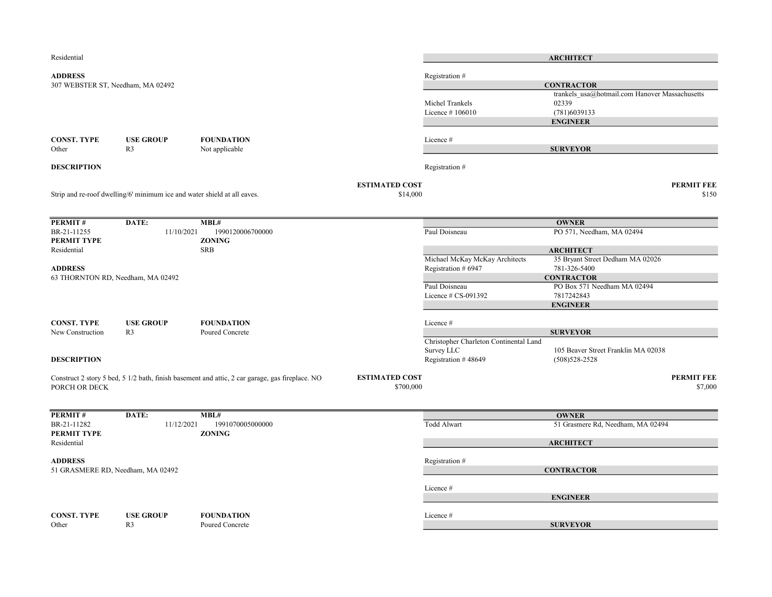Residential

**ADDRESS**
307 WEBSTER ST, Needham, MA 02492

**CONST. TYPE** Other | **USE GROUP** R3 | **FOUNDATION** Not applicable

**DESCRIPTION**

Strip and re-roof dwelling/6' minimum ice and water shield at all eaves.

**ESTIMATED COST** $14,000

**ARCHITECT**

Registration #

**CONTRACTOR**

Michel Trankels
Licence # 106010
trankels_usa@hotmail.com Hanover Massachusetts 02339
(781)6039133

**ENGINEER**

Licence #

**SURVEYOR**

Registration #

**PERMIT FEE** $150

---

| PERMIT # | DATE: | MBL# |
|---|---|---|
| BR-21-11255 | 11/10/2021 | 1990120006700000 |

**PERMIT TYPE** Residential
**ZONING** SRB

**ADDRESS**
63 THORNTON RD, Needham, MA 02492

**CONST. TYPE** New Construction | **USE GROUP** R3 | **FOUNDATION** Poured Concrete

**DESCRIPTION**

Construct 2 story 5 bed, 5 1/2 bath, finish basement and attic, 2 car garage, gas fireplace. NO PORCH OR DECK

**ESTIMATED COST** $700,000

**OWNER**

Paul Doisneau — PO 571, Needham, MA 02494

**ARCHITECT**

Michael McKay McKay Architects — 35 Bryant Street Dedham MA 02026
Registration # 6947 — 781-326-5400

**CONTRACTOR**

Paul Doisneau — PO Box 571 Needham MA 02494
Licence # CS-091392 — 7817242843

**ENGINEER**

Licence #

**SURVEYOR**

Christopher Charleton Continental Land Survey LLC — 105 Beaver Street Franklin MA 02038
Registration # 48649 — (508)528-2528

**PERMIT FEE** $7,000

---

| PERMIT # | DATE: | MBL# |
|---|---|---|
| BR-21-11282 | 11/12/2021 | 1991070005000000 |

**PERMIT TYPE** Residential
**ZONING**

**ADDRESS**
51 GRASMERE RD, Needham, MA 02492

**CONST. TYPE** Other | **USE GROUP** R3 | **FOUNDATION** Poured Concrete

**OWNER**

Todd Alwart — 51 Grasmere Rd, Needham, MA 02494

**ARCHITECT**

Registration #

**CONTRACTOR**

Licence #

**ENGINEER**

Licence #

**SURVEYOR**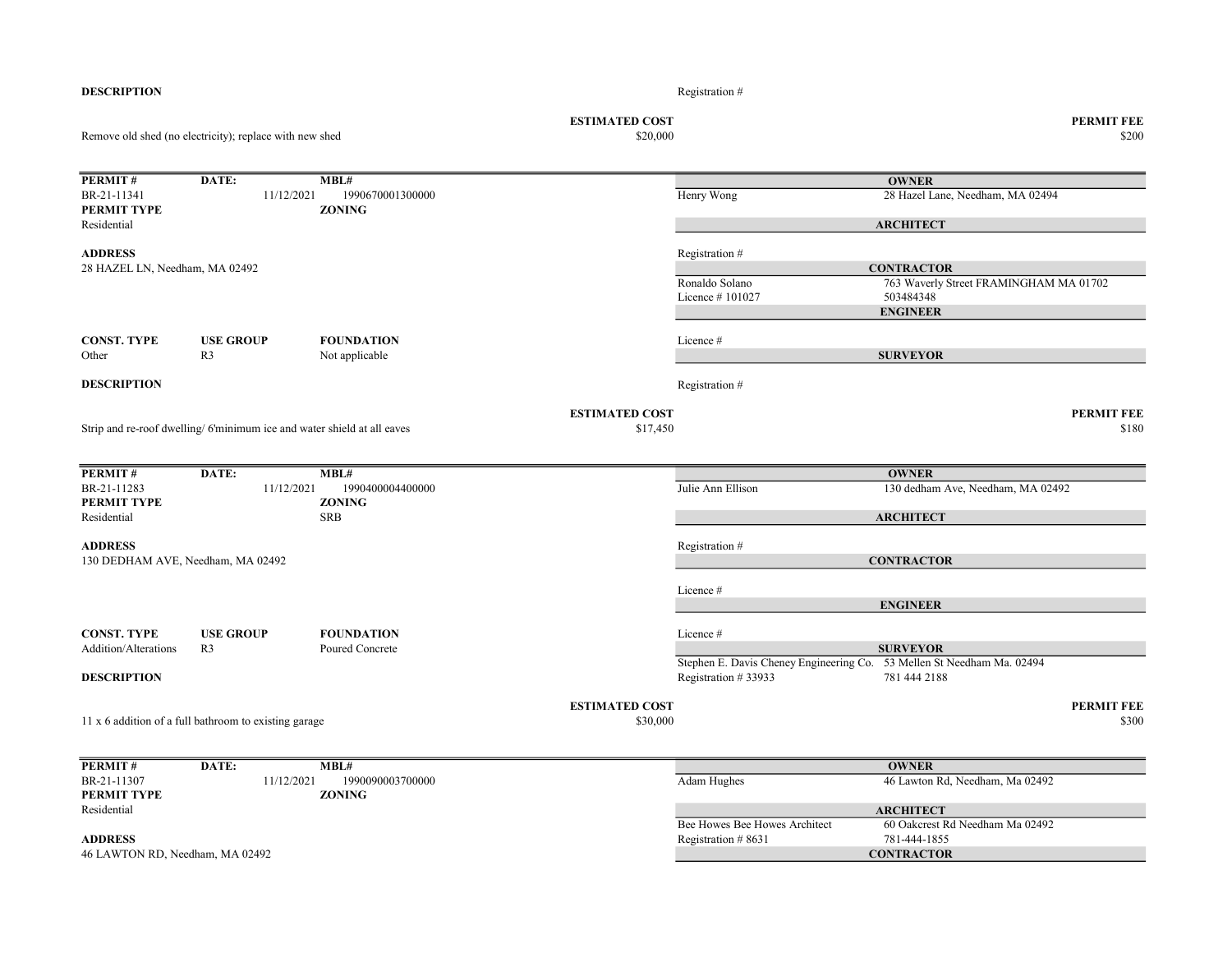**DESCRIPTION**

Registration #

| | ESTIMATED COST | PERMIT FEE |
|---|---|---|
| Remove old shed (no electricity); replace with new shed | $20,000 | $200 |

---

| PERMIT # | DATE: | MBL# |
|---|---|---|
| BR-21-11341 | 11/12/2021 | 1990670001300000 |

| PERMIT TYPE | ZONING |
|---|---|
| Residential | |

**ADDRESS**
28 HAZEL LN, Needham, MA 02492

| CONST. TYPE | USE GROUP | FOUNDATION |
|---|---|---|
| Other | R3 | Not applicable |

**OWNER**
Henry Wong — 28 Hazel Lane, Needham, MA 02494

**ARCHITECT**
Registration #

**CONTRACTOR**
Ronaldo Solano — 763 Waverly Street FRAMINGHAM MA 01702
Licence # 101027 — 503484348

**ENGINEER**
Licence #

**SURVEYOR**
Registration #

**DESCRIPTION**

| | ESTIMATED COST | PERMIT FEE |
|---|---|---|
| Strip and re-roof dwelling/ 6'minimum ice and water shield at all eaves | $17,450 | $180 |

---

| PERMIT # | DATE: | MBL# |
|---|---|---|
| BR-21-11283 | 11/12/2021 | 1990400004400000 |

| PERMIT TYPE | ZONING |
|---|---|
| Residential | SRB |

**ADDRESS**
130 DEDHAM AVE, Needham, MA 02492

| CONST. TYPE | USE GROUP | FOUNDATION |
|---|---|---|
| Addition/Alterations | R3 | Poured Concrete |

**OWNER**
Julie Ann Ellison — 130 dedham Ave, Needham, MA 02492

**ARCHITECT**
Registration #

**CONTRACTOR**
Licence #

**ENGINEER**
Licence #

**SURVEYOR**
Stephen E. Davis Cheney Engineering Co. — 53 Mellen St Needham Ma. 02494
Registration # 33933 — 781 444 2188

**DESCRIPTION**

| | ESTIMATED COST | PERMIT FEE |
|---|---|---|
| 11 x 6 addition of a full bathroom to existing garage | $30,000 | $300 |

---

| PERMIT # | DATE: | MBL# |
|---|---|---|
| BR-21-11307 | 11/12/2021 | 1990090003700000 |

| PERMIT TYPE | ZONING |
|---|---|
| Residential | |

**ADDRESS**
46 LAWTON RD, Needham, MA 02492

**OWNER**
Adam Hughes — 46 Lawton Rd, Needham, Ma 02492

**ARCHITECT**
Bee Howes Bee Howes Architect — 60 Oakcrest Rd Needham Ma 02492
Registration # 8631 — 781-444-1855

**CONTRACTOR**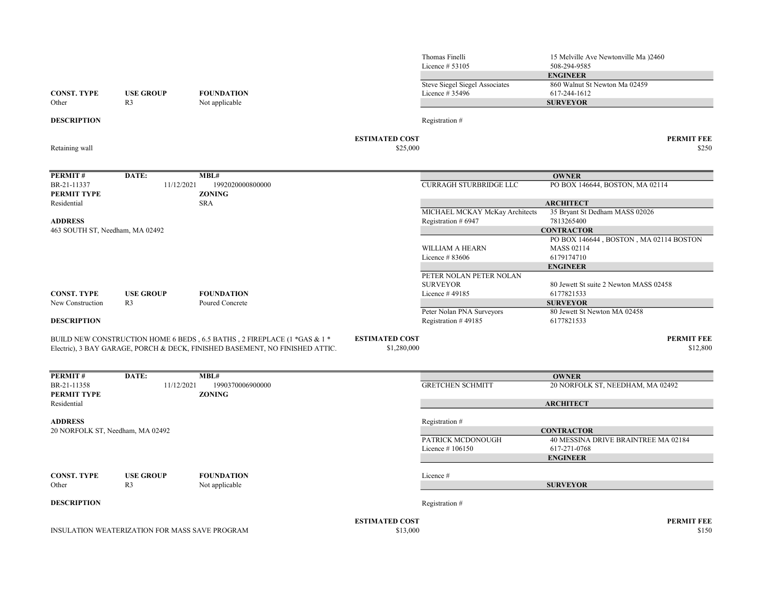| | | | |
|---|---|---|---|
| | | Thomas Finelli<br>Licence # 53105 | 15 Melville Ave Newtonville Ma )2460<br>508-294-9585 |
| | | | **ENGINEER** |
| **CONST. TYPE**<br>Other | **USE GROUP**<br>R3 | Steve Siegel Siegel Associates<br>Licence # 35496 | 860 Walnut St Newton Ma 02459<br>617-244-1612 |
| **FOUNDATION**<br>Not applicable | | | **SURVEYOR** |
| **DESCRIPTION** | | Registration # | |

Retaining wall

**ESTIMATED COST** $25,000 | **PERMIT FEE** $250

---

| **PERMIT #** | **DATE:** | **MBL#** |
|---|---|---|
| BR-21-11337 | 11/12/2021 | 1992020000800000 |

**PERMIT TYPE**: Residential
**ZONING**: SRA

**ADDRESS**
463 SOUTH ST, Needham, MA 02492

| Role | Name | Details |
|---|---|---|
| **OWNER** | CURRAGH STURBRIDGE LLC | PO BOX 146644, BOSTON, MA 02114 |
| **ARCHITECT** | MICHAEL MCKAY McKay Architects<br>Registration # 6947 | 35 Bryant St Dedham MASS 02026<br>7813265400 |
| **CONTRACTOR** | WILLIAM A HEARN<br>Licence # 83606 | PO BOX 146644 , BOSTON , MA 02114 BOSTON MASS 02114<br>6179174710 |
| **ENGINEER** | PETER NOLAN PETER NOLAN SURVEYOR<br>Licence # 49185 | 80 Jewett St suite 2 Newton MASS 02458<br>6177821533 |
| **SURVEYOR** | Peter Nolan PNA Surveyors<br>Registration # 49185 | 80 Jewett St Newton MA 02458<br>6177821533 |

| **CONST. TYPE** | **USE GROUP** | **FOUNDATION** |
|---|---|---|
| New Construction | R3 | Poured Concrete |

**DESCRIPTION**

BUILD NEW CONSTRUCTION HOME 6 BEDS , 6.5 BATHS , 2 FIREPLACE (1 *GAS & 1 * Electric), 3 BAY GARAGE, PORCH & DECK, FINISHED BASEMENT, NO FINISHED ATTIC.

**ESTIMATED COST** $1,280,000 | **PERMIT FEE** $12,800

---

| **PERMIT #** | **DATE:** | **MBL#** |
|---|---|---|
| BR-21-11358 | 11/12/2021 | 1990370006900000 |

**PERMIT TYPE**: Residential
**ZONING**:

**ADDRESS**
20 NORFOLK ST, Needham, MA 02492

| Role | Name | Details |
|---|---|---|
| **OWNER** | GRETCHEN SCHMITT | 20 NORFOLK ST, NEEDHAM, MA 02492 |
| **ARCHITECT** | Registration # | |
| **CONTRACTOR** | PATRICK MCDONOUGH<br>Licence # 106150 | 40 MESSINA DRIVE BRAINTREE MA 02184<br>617-271-0768 |
| **ENGINEER** | Licence # | |
| **SURVEYOR** | Registration # | |

| **CONST. TYPE** | **USE GROUP** | **FOUNDATION** |
|---|---|---|
| Other | R3 | Not applicable |

**DESCRIPTION**

INSULATION WEATERIZATION FOR MASS SAVE PROGRAM

**ESTIMATED COST** $13,000 | **PERMIT FEE** $150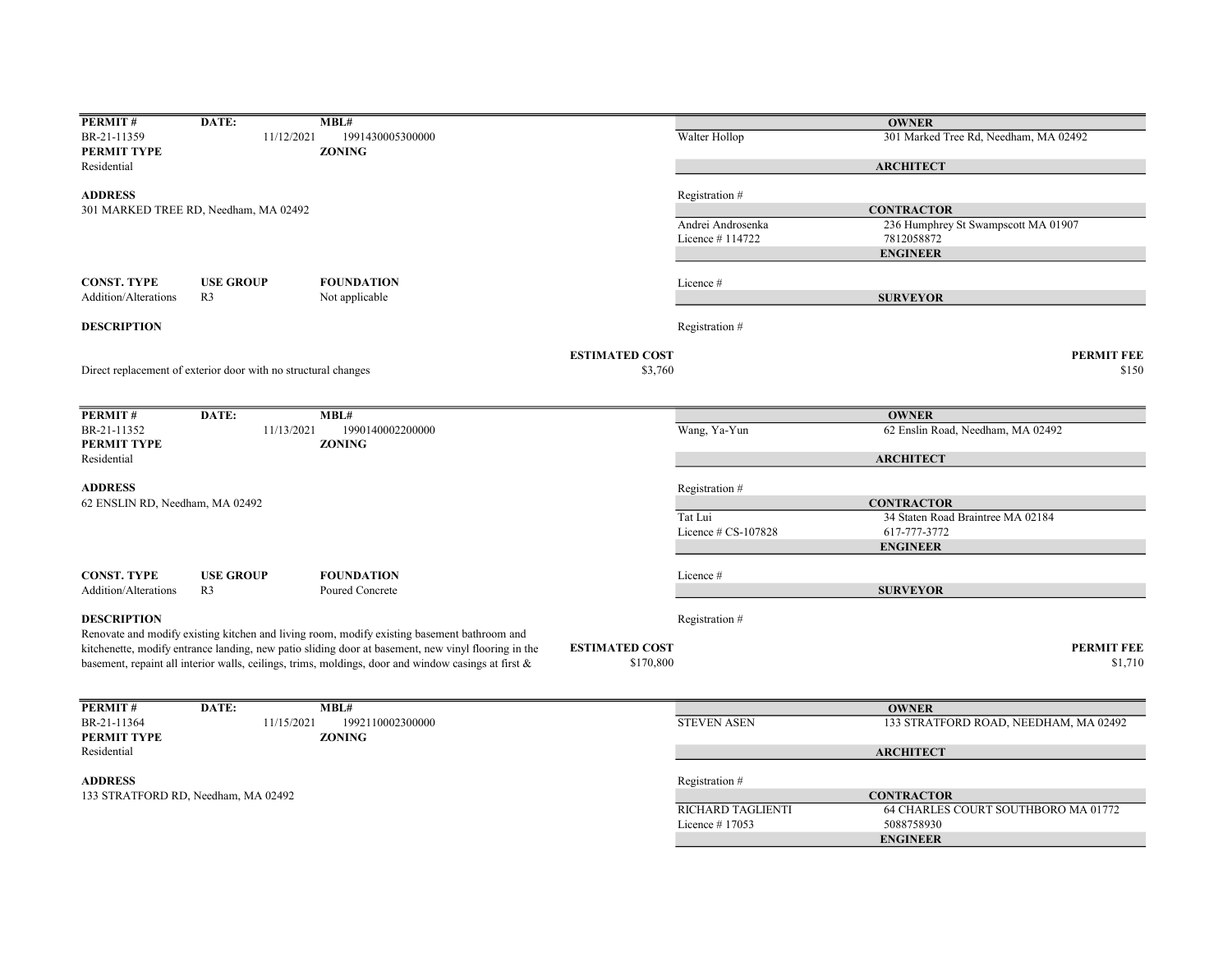| PERMIT # | DATE: | MBL# | | OWNER |
|---|---|---|---|---|
| BR-21-11359 | 11/12/2021 | 1991430005300000 | Walter Hollop | 301 Marked Tree Rd, Needham, MA 02492 |
| **PERMIT TYPE** | | **ZONING** | | **ARCHITECT** |
| Residential | | | | |
| **ADDRESS** | | | Registration # | |
| 301 MARKED TREE RD, Needham, MA 02492 | | | | **CONTRACTOR** |
| | | | Andrei Androsenka | 236 Humphrey St Swampscott MA 01907 |
| | | | Licence # 114722 | 7812058872 |
| | | | | **ENGINEER** |
| **CONST. TYPE** | **USE GROUP** | **FOUNDATION** | Licence # | |
| Addition/Alterations | R3 | Not applicable | | **SURVEYOR** |
| **DESCRIPTION** | | | Registration # | |

Direct replacement of exterior door with no structural changes

**ESTIMATED COST** $3,760

**PERMIT FEE** $150

| PERMIT # | DATE: | MBL# | | OWNER |
|---|---|---|---|---|
| BR-21-11352 | 11/13/2021 | 1990140002200000 | Wang, Ya-Yun | 62 Enslin Road, Needham, MA 02492 |
| **PERMIT TYPE** | | **ZONING** | | **ARCHITECT** |
| Residential | | | | |
| **ADDRESS** | | | Registration # | |
| 62 ENSLIN RD, Needham, MA 02492 | | | | **CONTRACTOR** |
| | | | Tat Lui | 34 Staten Road Braintree MA 02184 |
| | | | Licence # CS-107828 | 617-777-3772 |
| | | | | **ENGINEER** |
| **CONST. TYPE** | **USE GROUP** | **FOUNDATION** | Licence # | |
| Addition/Alterations | R3 | Poured Concrete | | **SURVEYOR** |
| **DESCRIPTION** | | | Registration # | |

Renovate and modify existing kitchen and living room, modify existing basement bathroom and kitchenette, modify entrance landing, new patio sliding door at basement, new vinyl flooring in the basement, repaint all interior walls, ceilings, trims, moldings, door and window casings at first &

**ESTIMATED COST** $170,800

**PERMIT FEE** $1,710

| PERMIT # | DATE: | MBL# | | OWNER |
|---|---|---|---|---|
| BR-21-11364 | 11/15/2021 | 1992110002300000 | STEVEN ASEN | 133 STRATFORD ROAD, NEEDHAM, MA 02492 |
| **PERMIT TYPE** | | **ZONING** | | **ARCHITECT** |
| Residential | | | | |
| **ADDRESS** | | | Registration # | |
| 133 STRATFORD RD, Needham, MA 02492 | | | | **CONTRACTOR** |
| | | | RICHARD TAGLIENTI | 64 CHARLES COURT SOUTHBORO MA 01772 |
| | | | Licence # 17053 | 5088758930 |
| | | | | **ENGINEER** |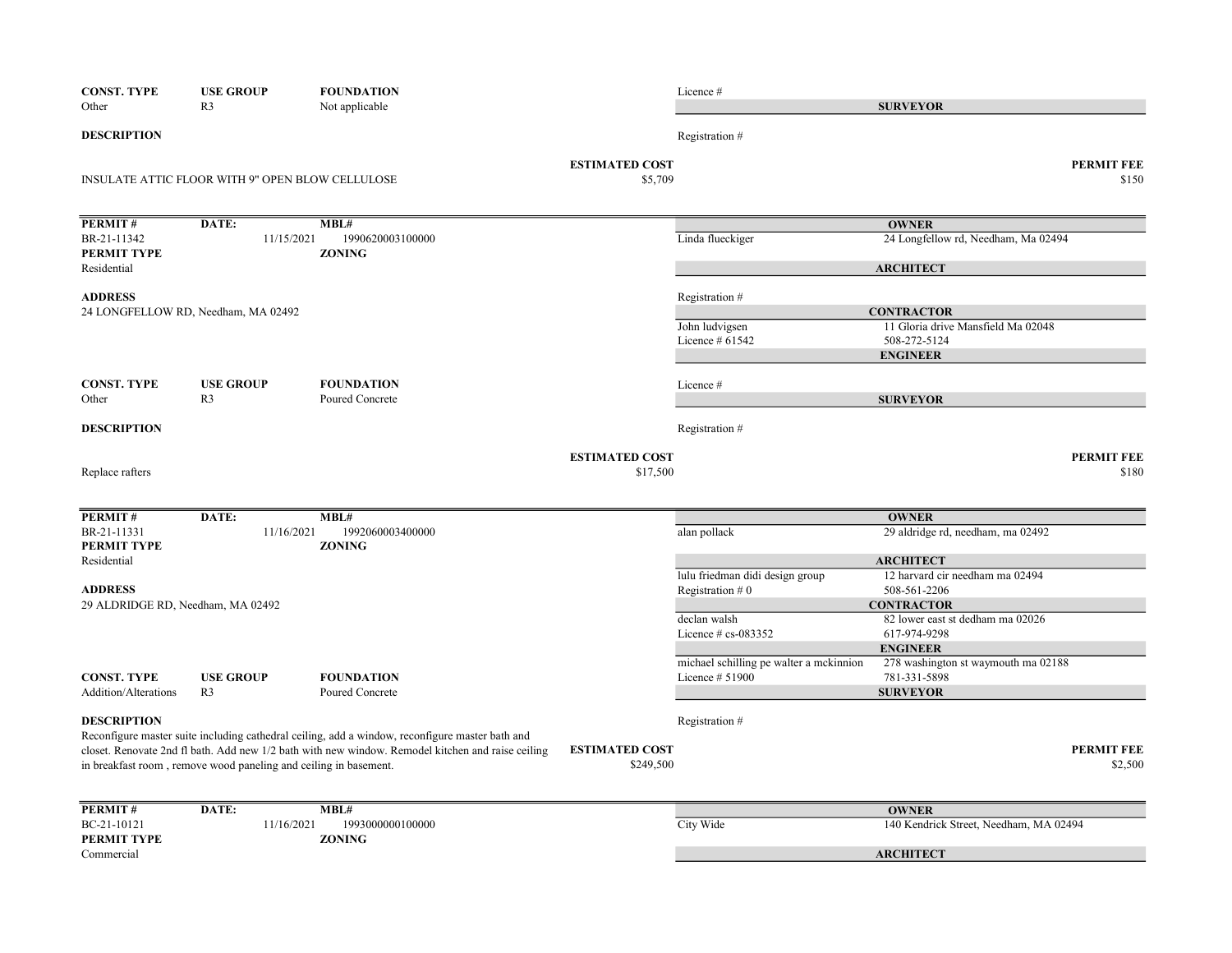| CONST. TYPE | USE GROUP | FOUNDATION |
|---|---|---|
| Other | R3 | Not applicable |

Licence #

**SURVEYOR**

**DESCRIPTION**

Registration #

INSULATE ATTIC FLOOR WITH 9" OPEN BLOW CELLULOSE

**ESTIMATED COST** $5,709

**PERMIT FEE** $150

---

| PERMIT # | DATE: | MBL# |
|---|---|---|
| BR-21-11342 | 11/15/2021 | 1990620003100000 |
| **PERMIT TYPE** | | **ZONING** |
| Residential | | |

**ADDRESS**
24 LONGFELLOW RD, Needham, MA 02492

| | |
|---|---|
| | **OWNER** |
| Linda flueckiger | 24 Longfellow rd, Needham, Ma 02494 |
| | **ARCHITECT** |
| Registration # | |
| | **CONTRACTOR** |
| John ludvigsen | 11 Gloria drive Mansfield Ma 02048 |
| Licence # 61542 | 508-272-5124 |
| | **ENGINEER** |
| Licence # | |
| | **SURVEYOR** |
| Registration # | |

| CONST. TYPE | USE GROUP | FOUNDATION |
|---|---|---|
| Other | R3 | Poured Concrete |

**DESCRIPTION**

Replace rafters

**ESTIMATED COST** $17,500

**PERMIT FEE** $180

---

| PERMIT # | DATE: | MBL# |
|---|---|---|
| BR-21-11331 | 11/16/2021 | 1992060003400000 |
| **PERMIT TYPE** | | **ZONING** |
| Residential | | |

**ADDRESS**
29 ALDRIDGE RD, Needham, MA 02492

| | |
|---|---|
| | **OWNER** |
| alan pollack | 29 aldridge rd, needham, ma 02492 |
| | **ARCHITECT** |
| lulu friedman didi design group | 12 harvard cir needham ma 02494 |
| Registration # 0 | 508-561-2206 |
| | **CONTRACTOR** |
| declan walsh | 82 lower east st dedham ma 02026 |
| Licence # cs-083352 | 617-974-9298 |
| | **ENGINEER** |
| michael schilling pe walter a mckinnion | 278 washington st waymouth ma 02188 |
| Licence # 51900 | 781-331-5898 |
| | **SURVEYOR** |
| Registration # | |

| CONST. TYPE | USE GROUP | FOUNDATION |
|---|---|---|
| Addition/Alterations | R3 | Poured Concrete |

**DESCRIPTION**
Reconfigure master suite including cathedral ceiling, add a window, reconfigure master bath and closet. Renovate 2nd fl bath. Add new 1/2 bath with new window. Remodel kitchen and raise ceiling in breakfast room , remove wood paneling and ceiling in basement.

**ESTIMATED COST** $249,500

**PERMIT FEE** $2,500

---

| PERMIT # | DATE: | MBL# |
|---|---|---|
| BC-21-10121 | 11/16/2021 | 1993000000100000 |
| **PERMIT TYPE** | | **ZONING** |
| Commercial | | |

| | |
|---|---|
| | **OWNER** |
| City Wide | 140 Kendrick Street, Needham, MA 02494 |
| | **ARCHITECT** |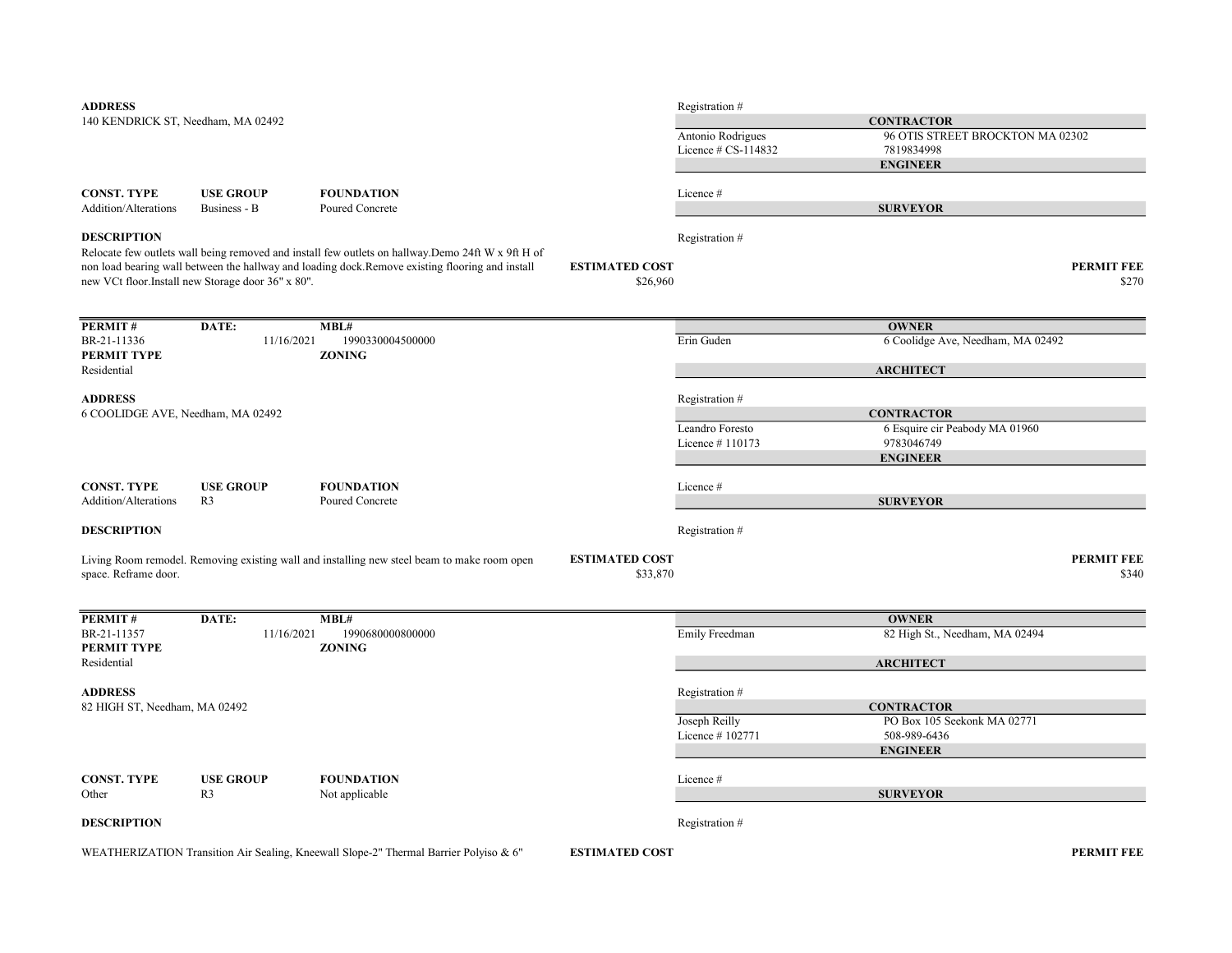**ADDRESS**
140 KENDRICK ST, Needham, MA 02492

Registration #

**CONTRACTOR**
Antonio Rodrigues — 96 OTIS STREET BROCKTON MA 02302
Licence # CS-114832 — 7819834998

**ENGINEER**

| CONST. TYPE | USE GROUP | FOUNDATION |
|---|---|---|
| Addition/Alterations | Business - B | Poured Concrete |

Licence #

**SURVEYOR**

**DESCRIPTION**
Relocate few outlets wall being removed and install few outlets on hallway.Demo 24ft W x 9ft H of non load bearing wall between the hallway and loading dock.Remove existing flooring and install new VCt floor.Install new Storage door 36" x 80".

Registration #

**ESTIMATED COST** $26,960 | **PERMIT FEE** $270

---

| PERMIT # | DATE: | MBL# |
|---|---|---|
| BR-21-11336 | 11/16/2021 | 1990330004500000 |

**PERMIT TYPE** Residential
**ZONING**

**OWNER**
Erin Guden — 6 Coolidge Ave, Needham, MA 02492

**ARCHITECT**

**ADDRESS**
6 COOLIDGE AVE, Needham, MA 02492

Registration #

**CONTRACTOR**
Leandro Foresto — 6 Esquire cir Peabody MA 01960
Licence # 110173 — 9783046749

**ENGINEER**

| CONST. TYPE | USE GROUP | FOUNDATION |
|---|---|---|
| Addition/Alterations | R3 | Poured Concrete |

Licence #

**SURVEYOR**

**DESCRIPTION**
Living Room remodel. Removing existing wall and installing new steel beam to make room open space. Reframe door.

Registration #

**ESTIMATED COST** $33,870 | **PERMIT FEE** $340

---

| PERMIT # | DATE: | MBL# |
|---|---|---|
| BR-21-11357 | 11/16/2021 | 1990680000800000 |

**PERMIT TYPE** Residential
**ZONING**

**OWNER**
Emily Freedman — 82 High St., Needham, MA 02494

**ARCHITECT**

**ADDRESS**
82 HIGH ST, Needham, MA 02492

Registration #

**CONTRACTOR**
Joseph Reilly — PO Box 105 Seekonk MA 02771
Licence # 102771 — 508-989-6436

**ENGINEER**

| CONST. TYPE | USE GROUP | FOUNDATION |
|---|---|---|
| Other | R3 | Not applicable |

Licence #

**SURVEYOR**

**DESCRIPTION**
WEATHERIZATION Transition Air Sealing, Kneewall Slope-2" Thermal Barrier Polyiso & 6"

Registration #

**ESTIMATED COST** | **PERMIT FEE**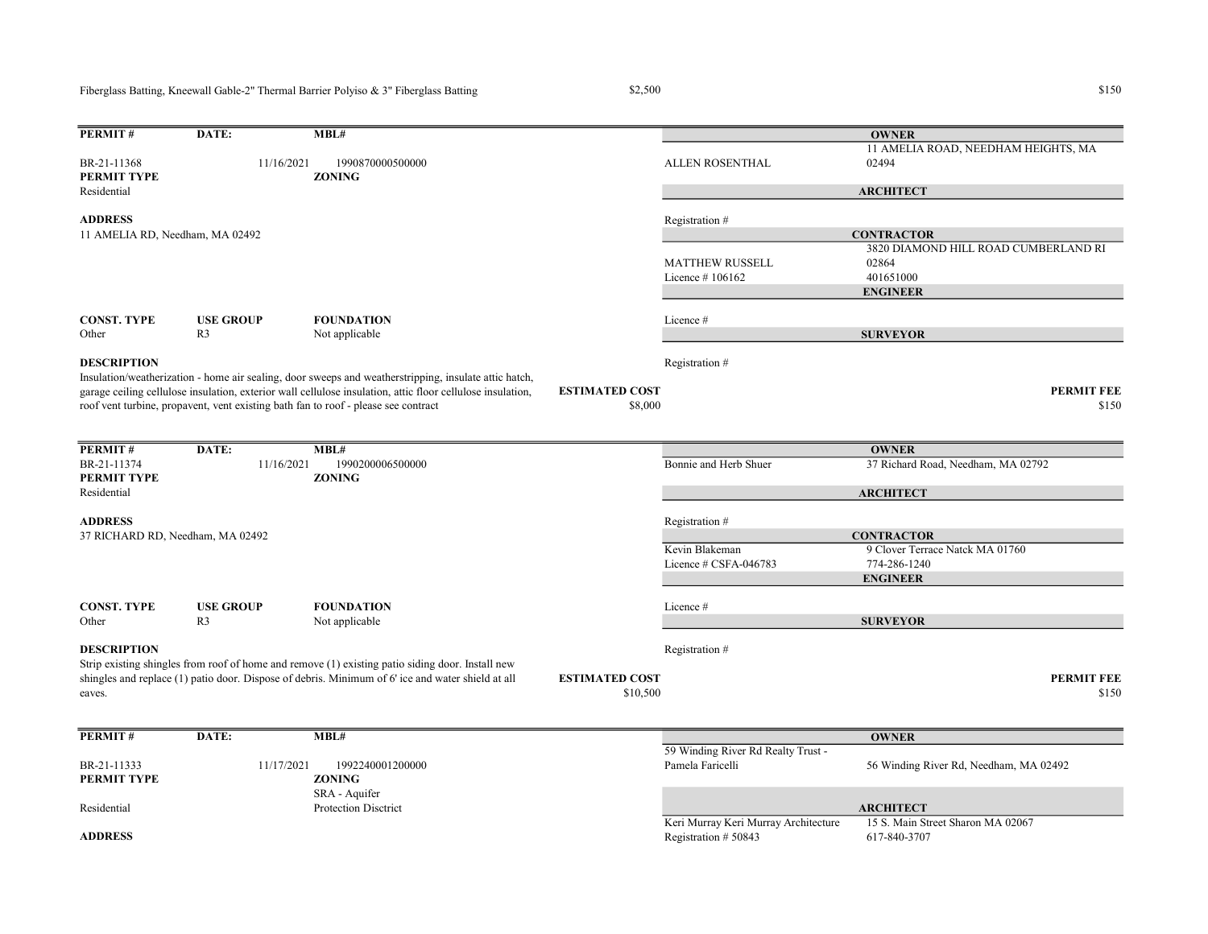Fiberglass Batting, Kneewall Gable-2" Thermal Barrier Polyiso & 3" Fiberglass Batting | $2,500 | $150

---

| PERMIT # | DATE: | MBL# | | OWNER |
|---|---|---|---|---|
| BR-21-11368 | 11/16/2021 | 1990870000500000 | ALLEN ROSENTHAL | 11 AMELIA ROAD, NEEDHAM HEIGHTS, MA 02494 |

**PERMIT TYPE**
Residential

**ZONING**

**ARCHITECT**
Registration #

**ADDRESS**
11 AMELIA RD, Needham, MA 02492

**CONTRACTOR**
MATTHEW RUSSELL — 3820 DIAMOND HILL ROAD CUMBERLAND RI 02864
Licence # 106162 — 401651000

**ENGINEER**
Licence #

| CONST. TYPE | USE GROUP | FOUNDATION |
|---|---|---|
| Other | R3 | Not applicable |

**SURVEYOR**
Registration #

**DESCRIPTION**
Insulation/weatherization - home air sealing, door sweeps and weatherstripping, insulate attic hatch, garage ceiling cellulose insulation, exterior wall cellulose insulation, attic floor cellulose insulation, roof vent turbine, propavent, vent existing bath fan to roof - please see contract

**ESTIMATED COST** $8,000
**PERMIT FEE** $150

---

| PERMIT # | DATE: | MBL# | | OWNER |
|---|---|---|---|---|
| BR-21-11374 | 11/16/2021 | 1990200006500000 | Bonnie and Herb Shuer | 37 Richard Road, Needham, MA 02792 |

**PERMIT TYPE**
Residential

**ZONING**

**ARCHITECT**
Registration #

**ADDRESS**
37 RICHARD RD, Needham, MA 02492

**CONTRACTOR**
Kevin Blakeman — 9 Clover Terrace Natck MA 01760
Licence # CSFA-046783 — 774-286-1240

**ENGINEER**
Licence #

| CONST. TYPE | USE GROUP | FOUNDATION |
|---|---|---|
| Other | R3 | Not applicable |

**SURVEYOR**
Registration #

**DESCRIPTION**
Strip existing shingles from roof of home and remove (1) existing patio siding door. Install new shingles and replace (1) patio door. Dispose of debris. Minimum of 6' ice and water shield at all eaves.

**ESTIMATED COST** $10,500
**PERMIT FEE** $150

---

| PERMIT # | DATE: | MBL# | | OWNER |
|---|---|---|---|---|
| BR-21-11333 | 11/17/2021 | 1992240001200000 | 59 Winding River Rd Realty Trust - Pamela Faricelli | 56 Winding River Rd, Needham, MA 02492 |

**PERMIT TYPE**
Residential

**ZONING**
SRA - Aquifer Protection Disctrict

**ARCHITECT**
Keri Murray Keri Murray Architecture — 15 S. Main Street Sharon MA 02067
Registration # 50843 — 617-840-3707

**ADDRESS**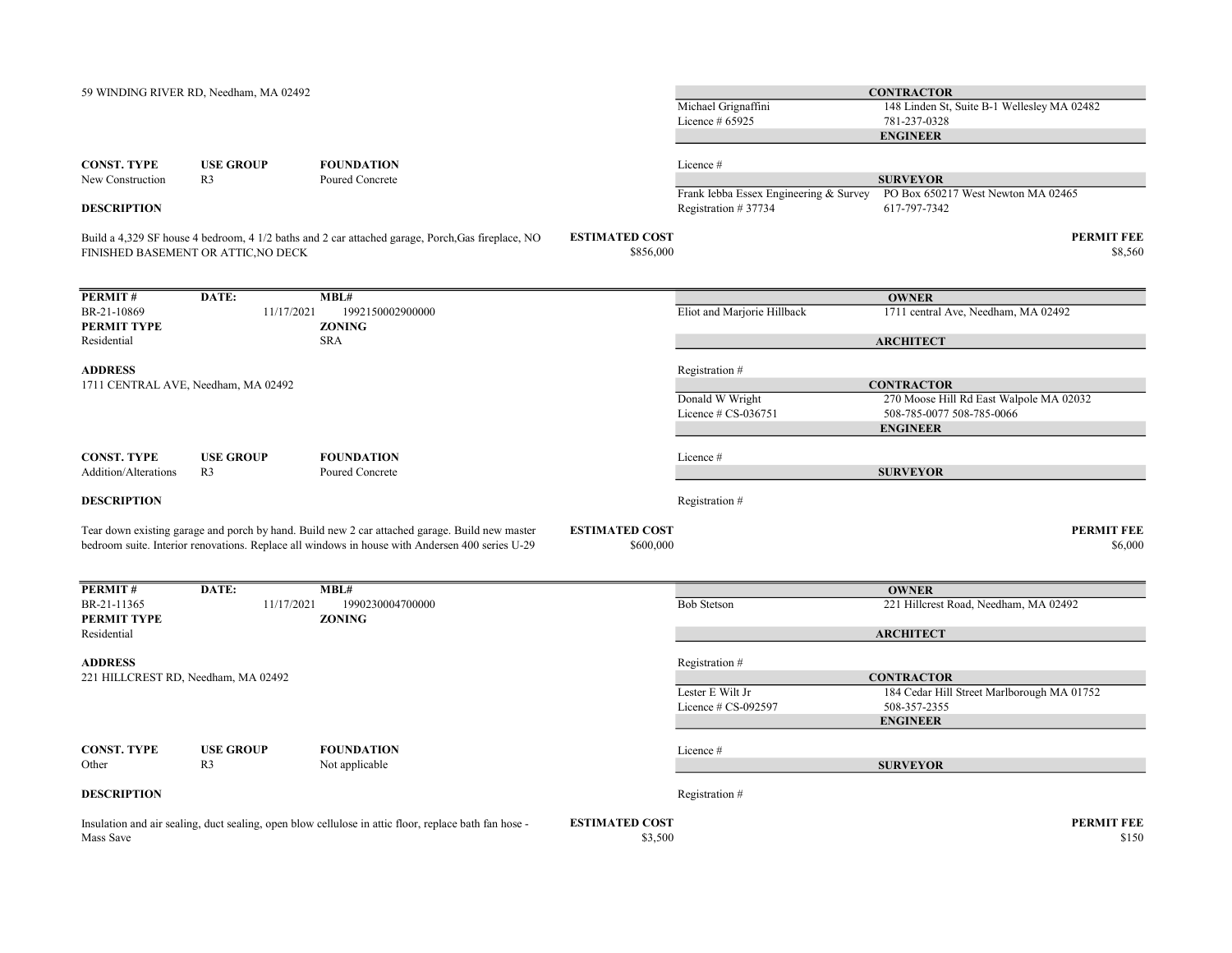59 WINDING RIVER RD, Needham, MA 02492

**CONTRACTOR**
Michael Grignaffini — 148 Linden St, Suite B-1 Wellesley MA 02482
Licence # 65925 — 781-237-0328

**ENGINEER**
Licence #

| CONST. TYPE | USE GROUP | FOUNDATION |
|---|---|---|
| New Construction | R3 | Poured Concrete |

**SURVEYOR**
Frank Iebba Essex Engineering & Survey — PO Box 650217 West Newton MA 02465
Registration # 37734 — 617-797-7342

**DESCRIPTION**

Build a 4,329 SF house 4 bedroom, 4 1/2 baths and 2 car attached garage, Porch,Gas fireplace, NO FINISHED BASEMENT OR ATTIC,NO DECK

**ESTIMATED COST** $856,000

**PERMIT FEE** $8,560

---

| PERMIT # | DATE: | MBL# |
|---|---|---|
| BR-21-10869 | 11/17/2021 | 1992150002900000 |

| PERMIT TYPE | ZONING |
|---|---|
| Residential | SRA |

**OWNER**
Eliot and Marjorie Hillback — 1711 central Ave, Needham, MA 02492

**ARCHITECT**
Registration #

**ADDRESS**
1711 CENTRAL AVE, Needham, MA 02492

**CONTRACTOR**
Donald W Wright — 270 Moose Hill Rd East Walpole MA 02032
Licence # CS-036751 — 508-785-0077 508-785-0066

**ENGINEER**
Licence #

| CONST. TYPE | USE GROUP | FOUNDATION |
|---|---|---|
| Addition/Alterations | R3 | Poured Concrete |

**SURVEYOR**
Registration #

**DESCRIPTION**

Tear down existing garage and porch by hand. Build new 2 car attached garage. Build new master bedroom suite. Interior renovations. Replace all windows in house with Andersen 400 series U-29

**ESTIMATED COST** $600,000

**PERMIT FEE** $6,000

---

| PERMIT # | DATE: | MBL# |
|---|---|---|
| BR-21-11365 | 11/17/2021 | 1990230004700000 |

| PERMIT TYPE | ZONING |
|---|---|
| Residential | |

**OWNER**
Bob Stetson — 221 Hillcrest Road, Needham, MA 02492

**ARCHITECT**
Registration #

**ADDRESS**
221 HILLCREST RD, Needham, MA 02492

**CONTRACTOR**
Lester E Wilt Jr — 184 Cedar Hill Street Marlborough MA 01752
Licence # CS-092597 — 508-357-2355

**ENGINEER**
Licence #

| CONST. TYPE | USE GROUP | FOUNDATION |
|---|---|---|
| Other | R3 | Not applicable |

**SURVEYOR**
Registration #

**DESCRIPTION**

Insulation and air sealing, duct sealing, open blow cellulose in attic floor, replace bath fan hose - Mass Save

**ESTIMATED COST** $3,500

**PERMIT FEE** $150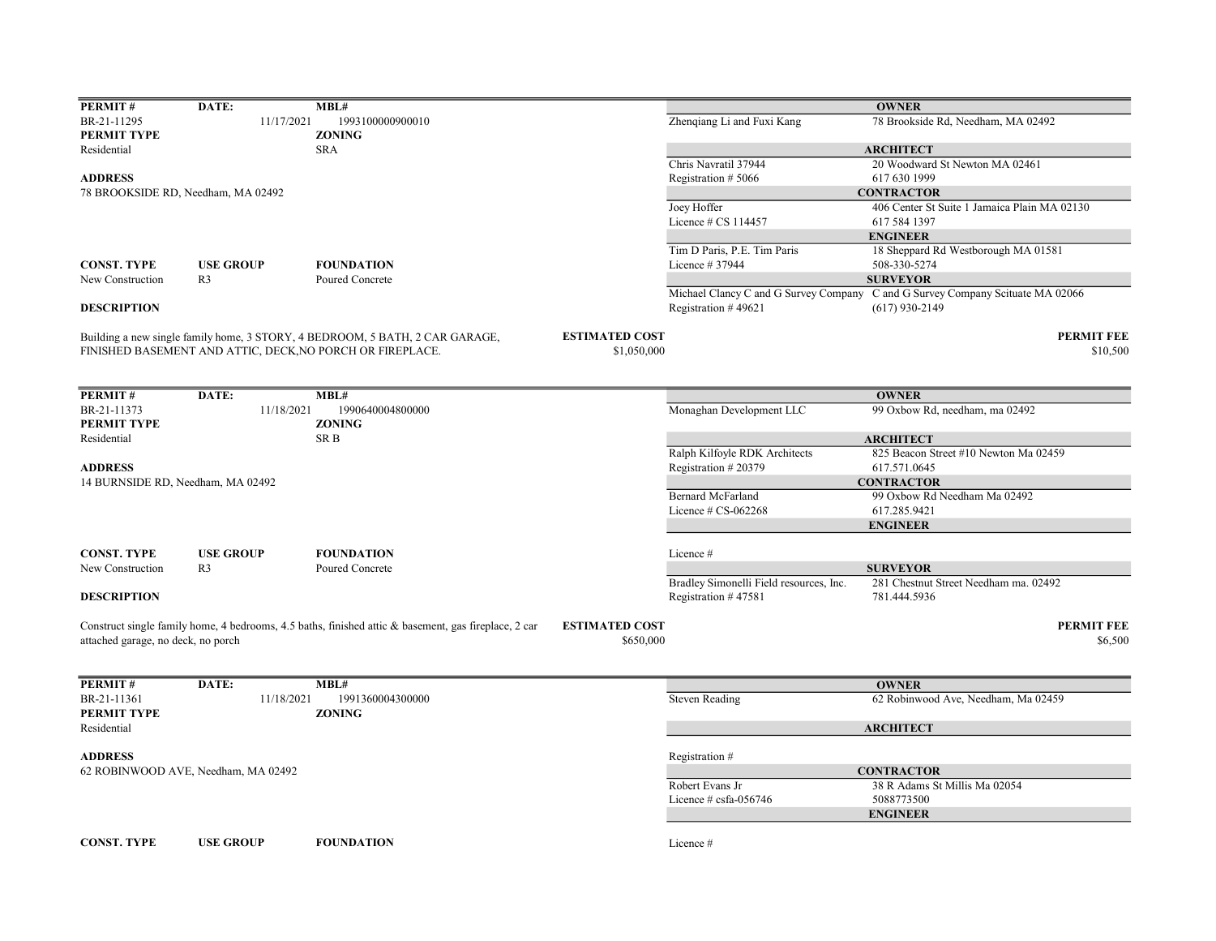| PERMIT # | DATE: | MBL# | | OWNER |
|---|---|---|---|---|
| BR-21-11295 | 11/17/2021 | 1993100000900010 | Zhenqiang Li and Fuxi Kang | 78 Brookside Rd, Needham, MA 02492 |
| **PERMIT TYPE** | | **ZONING** | | |
| Residential | | SRA | | **ARCHITECT** |
| | | | Chris Navratil 37944 | 20 Woodward St Newton MA 02461 |
| **ADDRESS** | | | Registration # 5066 | 617 630 1999 |
| 78 BROOKSIDE RD, Needham, MA 02492 | | | | **CONTRACTOR** |
| | | | Joey Hoffer | 406 Center St Suite 1 Jamaica Plain MA 02130 |
| | | | Licence # CS 114457 | 617 584 1397 |
| | | | | **ENGINEER** |
| | | | Tim D Paris, P.E. Tim Paris | 18 Sheppard Rd Westborough MA 01581 |
| **CONST. TYPE** | **USE GROUP** | **FOUNDATION** | Licence # 37944 | 508-330-5274 |
| New Construction | R3 | Poured Concrete | | **SURVEYOR** |
| | | | Michael Clancy C and G Survey Company | C and G Survey Company Scituate MA 02066 |
| **DESCRIPTION** | | | Registration # 49621 | (617) 930-2149 |

Building a new single family home, 3 STORY, 4 BEDROOM, 5 BATH, 2 CAR GARAGE, FINISHED BASEMENT AND ATTIC, DECK,NO PORCH OR FIREPLACE.

**ESTIMATED COST** $1,050,000

**PERMIT FEE** $10,500

| PERMIT # | DATE: | MBL# | | OWNER |
|---|---|---|---|---|
| BR-21-11373 | 11/18/2021 | 1990640004800000 | Monaghan Development LLC | 99 Oxbow Rd, needham, ma 02492 |
| **PERMIT TYPE** | | **ZONING** | | |
| Residential | | SR B | | **ARCHITECT** |
| | | | Ralph Kilfoyle RDK Architects | 825 Beacon Street #10 Newton Ma 02459 |
| **ADDRESS** | | | Registration # 20379 | 617.571.0645 |
| 14 BURNSIDE RD, Needham, MA 02492 | | | | **CONTRACTOR** |
| | | | Bernard McFarland | 99 Oxbow Rd Needham Ma 02492 |
| | | | Licence # CS-062268 | 617.285.9421 |
| | | | | **ENGINEER** |
| **CONST. TYPE** | **USE GROUP** | **FOUNDATION** | Licence # | |
| New Construction | R3 | Poured Concrete | | **SURVEYOR** |
| | | | Bradley Simonelli Field resources, Inc. | 281 Chestnut Street Needham ma. 02492 |
| **DESCRIPTION** | | | Registration # 47581 | 781.444.5936 |

Construct single family home, 4 bedrooms, 4.5 baths, finished attic & basement, gas fireplace, 2 car attached garage, no deck, no porch

**ESTIMATED COST** $650,000

**PERMIT FEE** $6,500

| PERMIT # | DATE: | MBL# | | OWNER |
|---|---|---|---|---|
| BR-21-11361 | 11/18/2021 | 1991360004300000 | Steven Reading | 62 Robinwood Ave, Needham, Ma 02459 |
| **PERMIT TYPE** | | **ZONING** | | |
| Residential | | | | **ARCHITECT** |
| **ADDRESS** | | | Registration # | |
| 62 ROBINWOOD AVE, Needham, MA 02492 | | | | **CONTRACTOR** |
| | | | Robert Evans Jr | 38 R Adams St Millis Ma 02054 |
| | | | Licence # csfa-056746 | 5088773500 |
| | | | | **ENGINEER** |
| **CONST. TYPE** | **USE GROUP** | **FOUNDATION** | Licence # | |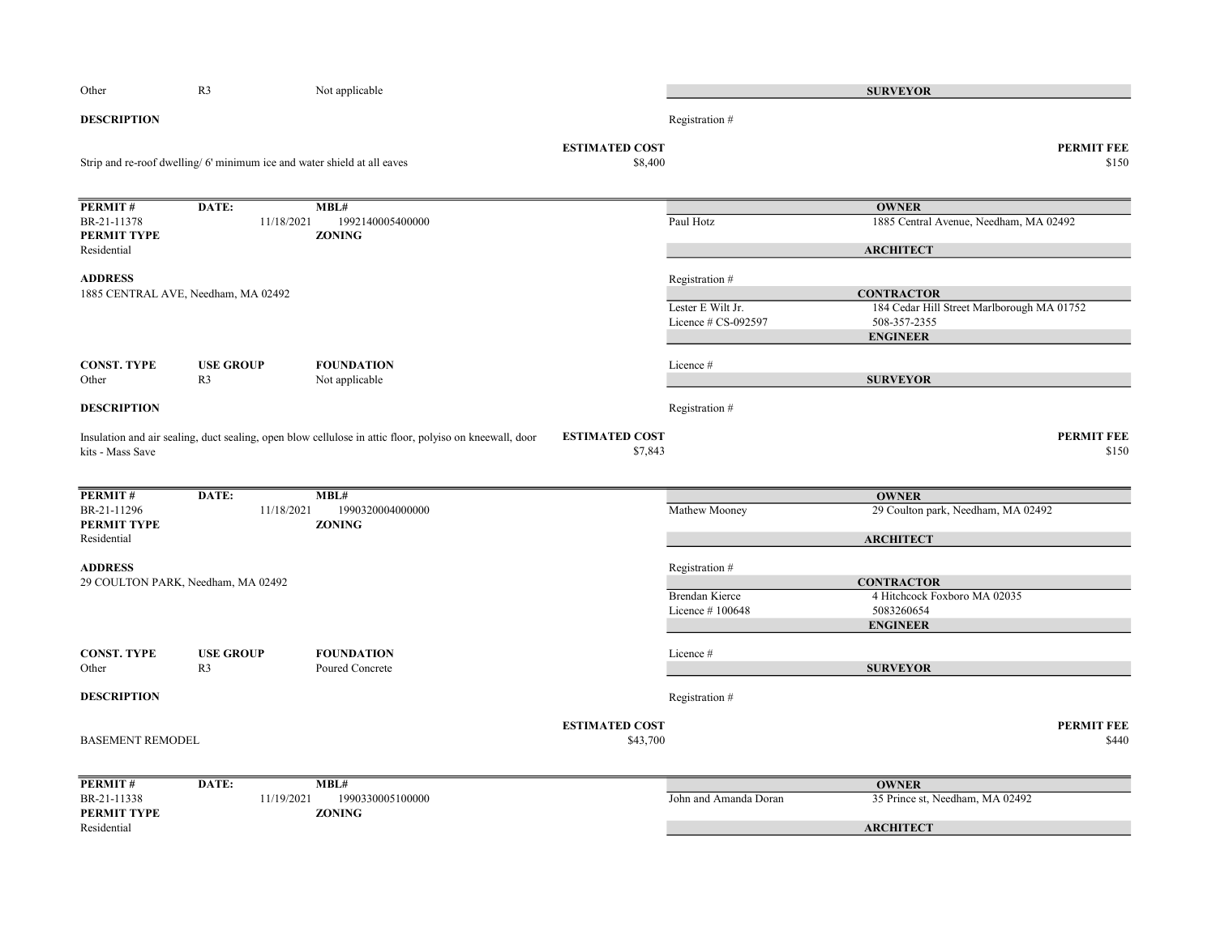| CONST. TYPE | USE GROUP | FOUNDATION |
|---|---|---|
| Other | R3 | Not applicable |

**SURVEYOR**

Registration #

**DESCRIPTION**

Strip and re-roof dwelling/ 6' minimum ice and water shield at all eaves

**ESTIMATED COST** $8,400

**PERMIT FEE** $150

---

| PERMIT # | DATE: | MBL# |
|---|---|---|
| BR-21-11378 | 11/18/2021 | 1992140005400000 |

**PERMIT TYPE**
Residential

**ZONING**

**OWNER**
Paul Hotz — 1885 Central Avenue, Needham, MA 02492

**ARCHITECT**
Registration #

**ADDRESS**
1885 CENTRAL AVE, Needham, MA 02492

**CONTRACTOR**
Lester E Wilt Jr. — 184 Cedar Hill Street Marlborough MA 01752
Licence # CS-092597 — 508-357-2355

**ENGINEER**
Licence #

| CONST. TYPE | USE GROUP | FOUNDATION |
|---|---|---|
| Other | R3 | Not applicable |

**SURVEYOR**
Registration #

**DESCRIPTION**

Insulation and air sealing, duct sealing, open blow cellulose in attic floor, polyiso on kneewall, door kits - Mass Save

**ESTIMATED COST** $7,843

**PERMIT FEE** $150

---

| PERMIT # | DATE: | MBL# |
|---|---|---|
| BR-21-11296 | 11/18/2021 | 1990320004000000 |

**PERMIT TYPE**
Residential

**ZONING**

**OWNER**
Mathew Mooney — 29 Coulton park, Needham, MA 02492

**ARCHITECT**
Registration #

**ADDRESS**
29 COULTON PARK, Needham, MA 02492

**CONTRACTOR**
Brendan Kierce — 4 Hitchcock Foxboro MA 02035
Licence # 100648 — 5083260654

**ENGINEER**
Licence #

| CONST. TYPE | USE GROUP | FOUNDATION |
|---|---|---|
| Other | R3 | Poured Concrete |

**SURVEYOR**
Registration #

**DESCRIPTION**

BASEMENT REMODEL

**ESTIMATED COST** $43,700

**PERMIT FEE** $440

---

| PERMIT # | DATE: | MBL# |
|---|---|---|
| BR-21-11338 | 11/19/2021 | 1990330005100000 |

**PERMIT TYPE**
Residential

**ZONING**

**OWNER**
John and Amanda Doran — 35 Prince st, Needham, MA 02492

**ARCHITECT**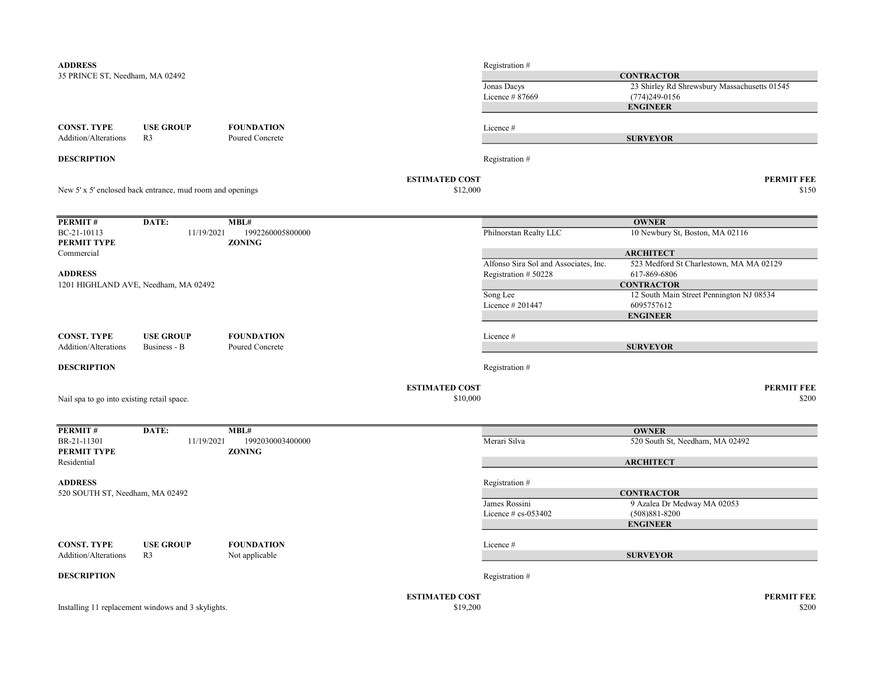**ADDRESS**
35 PRINCE ST, Needham, MA 02492

| | |
|---|---|
| Registration # | |
| **CONTRACTOR** | |
| Jonas Dacys | 23 Shirley Rd Shrewsbury Massachusetts 01545 |
| Licence # 87669 | (774)249-0156 |
| **ENGINEER** | |
| Licence # | |
| **SURVEYOR** | |
| Registration # | |

| CONST. TYPE | USE GROUP | FOUNDATION |
|---|---|---|
| Addition/Alterations | R3 | Poured Concrete |

**DESCRIPTION**

New 5' x 5' enclosed back entrance, mud room and openings

| ESTIMATED COST | PERMIT FEE |
|---|---|
| $12,000 | $150 |

---

| PERMIT # | DATE: | MBL# |
|---|---|---|
| BC-21-10113 | 11/19/2021 | 1992260005800000 |

**PERMIT TYPE**
Commercial

**ZONING**

**ADDRESS**
1201 HIGHLAND AVE, Needham, MA 02492

| | |
|---|---|
| **OWNER** | |
| Philnorstan Realty LLC | 10 Newbury St, Boston, MA 02116 |
| **ARCHITECT** | |
| Alfonso Sira Sol and Associates, Inc. | 523 Medford St Charlestown, MA MA 02129 |
| Registration # 50228 | 617-869-6806 |
| **CONTRACTOR** | |
| Song Lee | 12 South Main Street Pennington NJ 08534 |
| Licence # 201447 | 6095757612 |
| **ENGINEER** | |
| Licence # | |
| **SURVEYOR** | |
| Registration # | |

| CONST. TYPE | USE GROUP | FOUNDATION |
|---|---|---|
| Addition/Alterations | Business - B | Poured Concrete |

**DESCRIPTION**

Nail spa to go into existing retail space.

| ESTIMATED COST | PERMIT FEE |
|---|---|
| $10,000 | $200 |

---

| PERMIT # | DATE: | MBL# |
|---|---|---|
| BR-21-11301 | 11/19/2021 | 1992030003400000 |

**PERMIT TYPE**
Residential

**ZONING**

**ADDRESS**
520 SOUTH ST, Needham, MA 02492

| | |
|---|---|
| **OWNER** | |
| Merari Silva | 520 South St, Needham, MA 02492 |
| **ARCHITECT** | |
| Registration # | |
| **CONTRACTOR** | |
| James Rossini | 9 Azalea Dr Medway MA 02053 |
| Licence # cs-053402 | (508)881-8200 |
| **ENGINEER** | |
| Licence # | |
| **SURVEYOR** | |
| Registration # | |

| CONST. TYPE | USE GROUP | FOUNDATION |
|---|---|---|
| Addition/Alterations | R3 | Not applicable |

**DESCRIPTION**

Installing 11 replacement windows and 3 skylights.

| ESTIMATED COST | PERMIT FEE |
|---|---|
| $19,200 | $200 |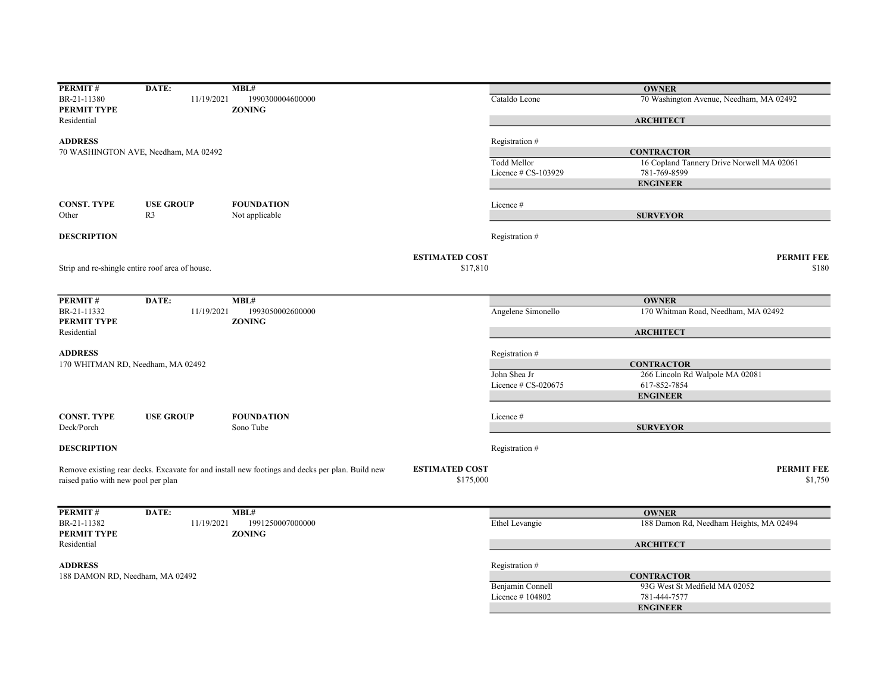| PERMIT # | DATE: | MBL# | | OWNER |
|---|---|---|---|---|
| BR-21-11380 | 11/19/2021 | 1990300004600000 | Cataldo Leone | 70 Washington Avenue, Needham, MA 02492 |
| **PERMIT TYPE** | | **ZONING** | | **ARCHITECT** |
| Residential | | | | |
| **ADDRESS** | | | Registration # | |
| 70 WASHINGTON AVE, Needham, MA 02492 | | | | **CONTRACTOR** |
| | | | Todd Mellor | 16 Copland Tannery Drive Norwell MA 02061 |
| | | | Licence # CS-103929 | 781-769-8599 |
| | | | | **ENGINEER** |
| **CONST. TYPE** | **USE GROUP** | **FOUNDATION** | Licence # | |
| Other | R3 | Not applicable | | **SURVEYOR** |
| **DESCRIPTION** | | | Registration # | |

**ESTIMATED COST** $17,810 — **PERMIT FEE** $180

Strip and re-shingle entire roof area of house.

---

| PERMIT # | DATE: | MBL# | | OWNER |
|---|---|---|---|---|
| BR-21-11332 | 11/19/2021 | 1993050002600000 | Angelene Simonello | 170 Whitman Road, Needham, MA 02492 |
| **PERMIT TYPE** | | **ZONING** | | **ARCHITECT** |
| Residential | | | | |
| **ADDRESS** | | | Registration # | |
| 170 WHITMAN RD, Needham, MA 02492 | | | | **CONTRACTOR** |
| | | | John Shea Jr | 266 Lincoln Rd Walpole MA 02081 |
| | | | Licence # CS-020675 | 617-852-7854 |
| | | | | **ENGINEER** |
| **CONST. TYPE** | **USE GROUP** | **FOUNDATION** | Licence # | |
| Deck/Porch | | Sono Tube | | **SURVEYOR** |
| **DESCRIPTION** | | | Registration # | |

**ESTIMATED COST** $175,000 — **PERMIT FEE** $1,750

Remove existing rear decks. Excavate for and install new footings and decks per plan. Build new raised patio with new pool per plan

---

| PERMIT # | DATE: | MBL# | | OWNER |
|---|---|---|---|---|
| BR-21-11382 | 11/19/2021 | 1991250007000000 | Ethel Levangie | 188 Damon Rd, Needham Heights, MA 02494 |
| **PERMIT TYPE** | | **ZONING** | | **ARCHITECT** |
| Residential | | | | |
| **ADDRESS** | | | Registration # | |
| 188 DAMON RD, Needham, MA 02492 | | | | **CONTRACTOR** |
| | | | Benjamin Connell | 93G West St Medfield MA 02052 |
| | | | Licence # 104802 | 781-444-7577 |
| | | | | **ENGINEER** |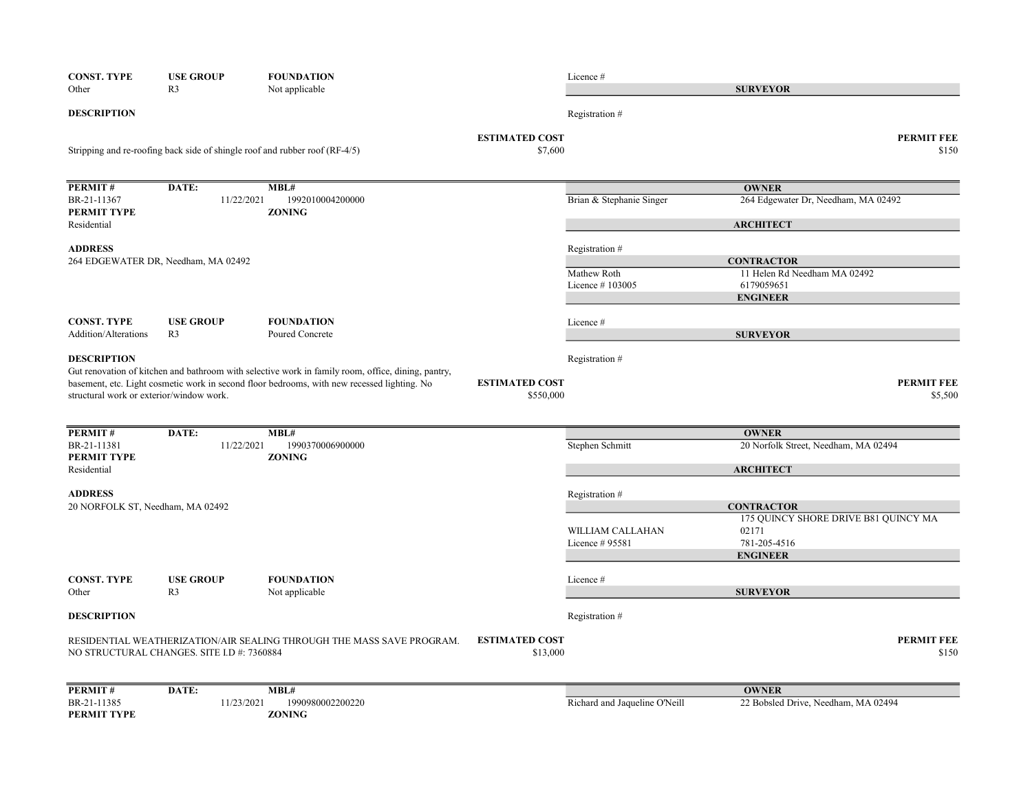| CONST. TYPE | USE GROUP | FOUNDATION |
|---|---|---|
| Other | R3 | Not applicable |

Licence #

**SURVEYOR**

**DESCRIPTION**

Registration #

Stripping and re-roofing back side of shingle roof and rubber roof (RF-4/5)

**ESTIMATED COST** $7,600

**PERMIT FEE** $150

---

| PERMIT # | DATE: | MBL# |
|---|---|---|
| BR-21-11367 | 11/22/2021 | 1992010004200000 |
| **PERMIT TYPE** | | **ZONING** |
| Residential | | |

**OWNER**
Brian & Stephanie Singer — 264 Edgewater Dr, Needham, MA 02492

**ARCHITECT**

**ADDRESS**
264 EDGEWATER DR, Needham, MA 02492

Registration #

**CONTRACTOR**
Mathew Roth — 11 Helen Rd Needham MA 02492
Licence # 103005 — 6179059651

**ENGINEER**

| CONST. TYPE | USE GROUP | FOUNDATION |
|---|---|---|
| Addition/Alterations | R3 | Poured Concrete |

Licence #

**SURVEYOR**

**DESCRIPTION**

Registration #

Gut renovation of kitchen and bathroom with selective work in family room, office, dining, pantry, basement, etc. Light cosmetic work in second floor bedrooms, with new recessed lighting. No structural work or exterior/window work.

**ESTIMATED COST** $550,000

**PERMIT FEE** $5,500

---

| PERMIT # | DATE: | MBL# |
|---|---|---|
| BR-21-11381 | 11/22/2021 | 1990370006900000 |
| **PERMIT TYPE** | | **ZONING** |
| Residential | | |

**OWNER**
Stephen Schmitt — 20 Norfolk Street, Needham, MA 02494

**ARCHITECT**

**ADDRESS**
20 NORFOLK ST, Needham, MA 02492

Registration #

**CONTRACTOR**
WILLIAM CALLAHAN — 175 QUINCY SHORE DRIVE B81 QUINCY MA 02171
Licence # 95581 — 781-205-4516

**ENGINEER**

| CONST. TYPE | USE GROUP | FOUNDATION |
|---|---|---|
| Other | R3 | Not applicable |

Licence #

**SURVEYOR**

**DESCRIPTION**

Registration #

RESIDENTIAL WEATHERIZATION/AIR SEALING THROUGH THE MASS SAVE PROGRAM. NO STRUCTURAL CHANGES. SITE I.D #: 7360884

**ESTIMATED COST** $13,000

**PERMIT FEE** $150

---

| PERMIT # | DATE: | MBL# |
|---|---|---|
| BR-21-11385 | 11/23/2021 | 1990980002200220 |
| **PERMIT TYPE** | | **ZONING** |

**OWNER**
Richard and Jaqueline O'Neill — 22 Bobsled Drive, Needham, MA 02494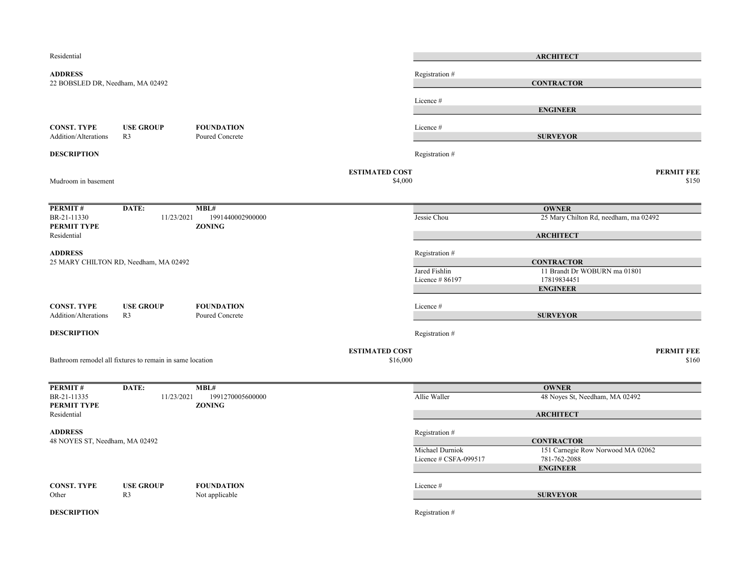Residential

**ADDRESS**
22 BOBSLED DR, Needham, MA 02492

| **ARCHITECT** | |
|---|---|
| Registration # | |

| **CONTRACTOR** | |
|---|---|
| Licence # | |

| **ENGINEER** | |
|---|---|
| Licence # | |

| **SURVEYOR** | |
|---|---|
| Registration # | |

| **CONST. TYPE** | **USE GROUP** | **FOUNDATION** |
|---|---|---|
| Addition/Alterations | R3 | Poured Concrete |

**DESCRIPTION**

Mudroom in basement

**ESTIMATED COST** $4,000

**PERMIT FEE** $150

---

| **PERMIT #** | **DATE:** | **MBL#** |
|---|---|---|
| BR-21-11330 | 11/23/2021 | 1991440002900000 |

**PERMIT TYPE**
Residential

**ZONING**

**ADDRESS**
25 MARY CHILTON RD, Needham, MA 02492

| **OWNER** | |
|---|---|
| Jessie Chou | 25 Mary Chilton Rd, needham, ma 02492 |

| **ARCHITECT** | |
|---|---|
| Registration # | |

| **CONTRACTOR** | |
|---|---|
| Jared Fishlin | 11 Brandt Dr WOBURN ma 01801 |
| Licence # 86197 | 17819834451 |

| **ENGINEER** | |
|---|---|
| Licence # | |

| **SURVEYOR** | |
|---|---|
| Registration # | |

| **CONST. TYPE** | **USE GROUP** | **FOUNDATION** |
|---|---|---|
| Addition/Alterations | R3 | Poured Concrete |

**DESCRIPTION**

Bathroom remodel all fixtures to remain in same location

**ESTIMATED COST** $16,000

**PERMIT FEE** $160

---

| **PERMIT #** | **DATE:** | **MBL#** |
|---|---|---|
| BR-21-11335 | 11/23/2021 | 1991270005600000 |

**PERMIT TYPE**
Residential

**ZONING**

**ADDRESS**
48 NOYES ST, Needham, MA 02492

| **OWNER** | |
|---|---|
| Allie Waller | 48 Noyes St, Needham, MA 02492 |

| **ARCHITECT** | |
|---|---|
| Registration # | |

| **CONTRACTOR** | |
|---|---|
| Michael Durniok | 151 Carnegie Row Norwood MA 02062 |
| Licence # CSFA-099517 | 781-762-2088 |

| **ENGINEER** | |
|---|---|
| Licence # | |

| **SURVEYOR** | |
|---|---|
| Registration # | |

| **CONST. TYPE** | **USE GROUP** | **FOUNDATION** |
|---|---|---|
| Other | R3 | Not applicable |

**DESCRIPTION**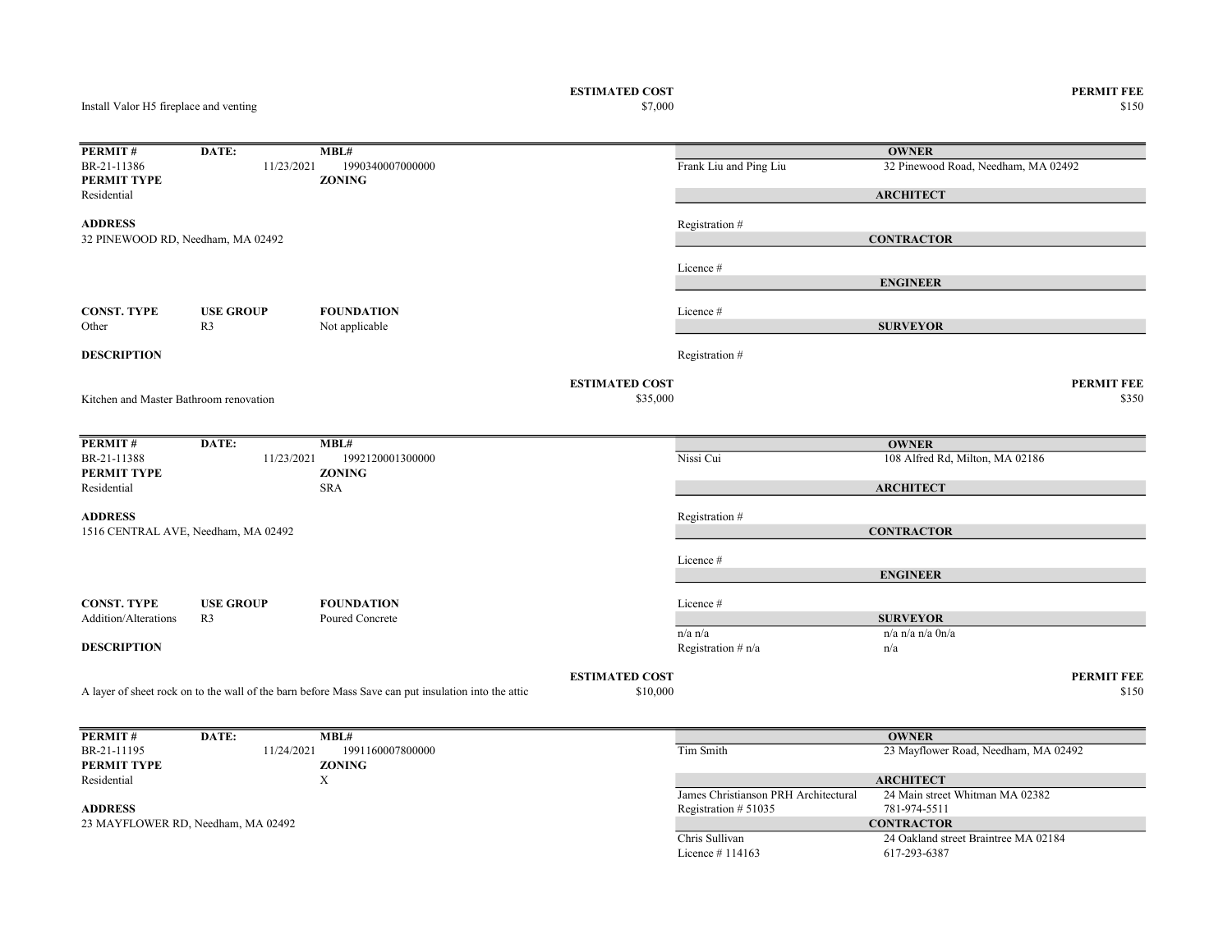Install Valor H5 fireplace and venting

| ESTIMATED COST | PERMIT FEE |
|---|---|
| $7,000 | $150 |

---

| PERMIT # | DATE: | MBL# |
|---|---|---|
| BR-21-11386 | 11/23/2021 | 1990340007000000 |

**PERMIT TYPE**
Residential

**ZONING**

**ADDRESS**
32 PINEWOOD RD, Needham, MA 02492

**CONST. TYPE** Other
**USE GROUP** R3
**FOUNDATION** Not applicable

**OWNER**
Frank Liu and Ping Liu — 32 Pinewood Road, Needham, MA 02492

**ARCHITECT**
Registration #

**CONTRACTOR**
Licence #

**ENGINEER**
Licence #

**SURVEYOR**
Registration #

**DESCRIPTION**

Kitchen and Master Bathroom renovation

| ESTIMATED COST | PERMIT FEE |
|---|---|
| $35,000 | $350 |

---

| PERMIT # | DATE: | MBL# |
|---|---|---|
| BR-21-11388 | 11/23/2021 | 1992120001300000 |

**PERMIT TYPE**
Residential

**ZONING**
SRA

**ADDRESS**
1516 CENTRAL AVE, Needham, MA 02492

**CONST. TYPE** Addition/Alterations
**USE GROUP** R3
**FOUNDATION** Poured Concrete

**OWNER**
Nissi Cui — 108 Alfred Rd, Milton, MA 02186

**ARCHITECT**
Registration #

**CONTRACTOR**
Licence #

**ENGINEER**
Licence #

**SURVEYOR**
n/a n/a — n/a n/a n/a 0n/a
Registration # n/a — n/a

**DESCRIPTION**

A layer of sheet rock on to the wall of the barn before Mass Save can put insulation into the attic

| ESTIMATED COST | PERMIT FEE |
|---|---|
| $10,000 | $150 |

---

| PERMIT # | DATE: | MBL# |
|---|---|---|
| BR-21-11195 | 11/24/2021 | 1991160007800000 |

**PERMIT TYPE**
Residential

**ZONING**
X

**ADDRESS**
23 MAYFLOWER RD, Needham, MA 02492

**OWNER**
Tim Smith — 23 Mayflower Road, Needham, MA 02492

**ARCHITECT**
James Christianson PRH Architectural — 24 Main street Whitman MA 02382
Registration # 51035 — 781-974-5511

**CONTRACTOR**
Chris Sullivan — 24 Oakland street Braintree MA 02184
Licence # 114163 — 617-293-6387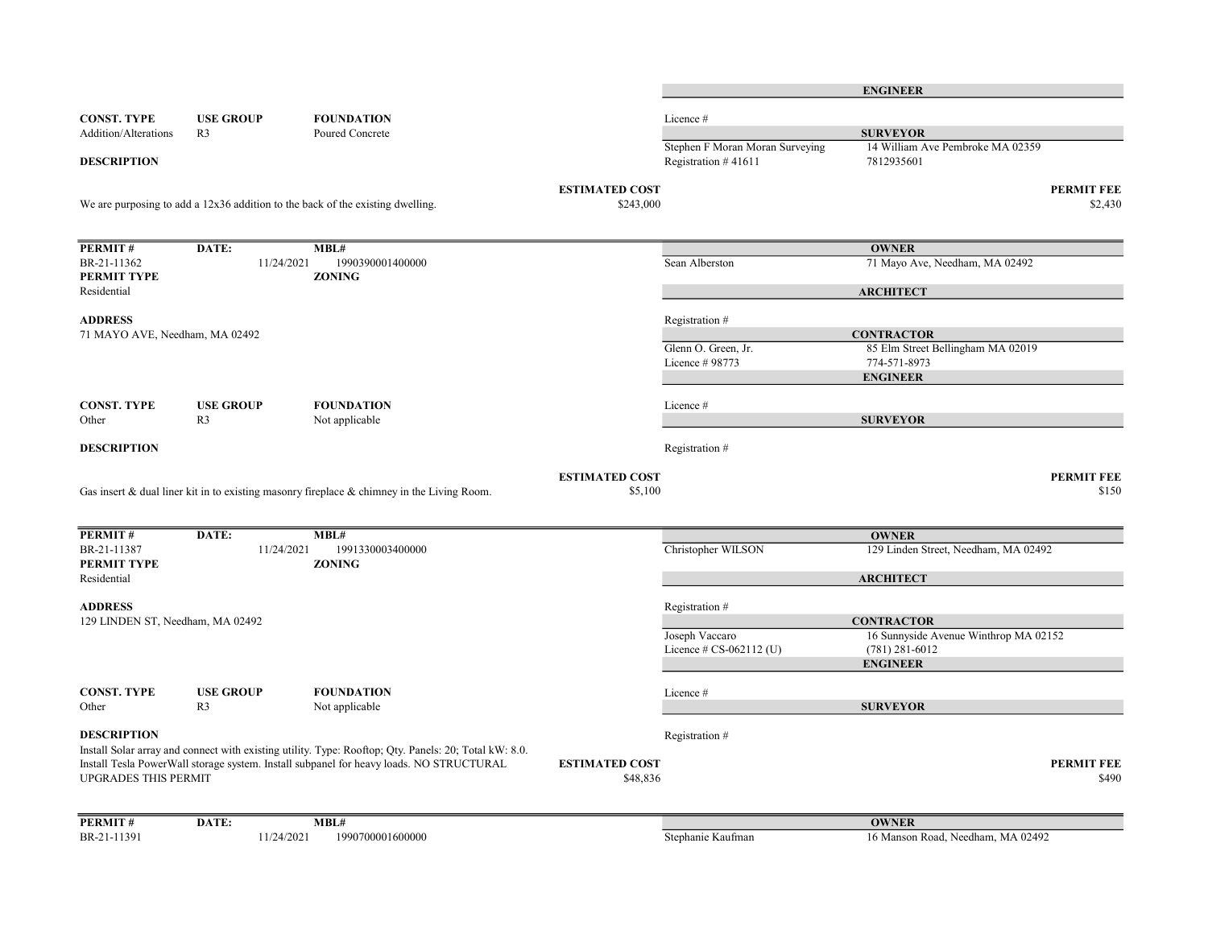**ENGINEER**

| CONST. TYPE | USE GROUP | FOUNDATION |
|---|---|---|
| Addition/Alterations | R3 | Poured Concrete |

Licence #

**SURVEYOR**

Stephen F Moran Moran Surveying — 14 William Ave Pembroke MA 02359
Registration # 41611 — 7812935601

**DESCRIPTION**

We are purposing to add a 12x36 addition to the back of the existing dwelling.

**ESTIMATED COST** $243,000 | **PERMIT FEE** $2,430

---

| PERMIT # | DATE: | MBL# |
|---|---|---|
| BR-21-11362 | 11/24/2021 | 1990390001400000 |

**PERMIT TYPE** Residential | **ZONING**

**ADDRESS**
71 MAYO AVE, Needham, MA 02492

**OWNER**
Sean Alberston — 71 Mayo Ave, Needham, MA 02492

**ARCHITECT**
Registration #

**CONTRACTOR**
Glenn O. Green, Jr. — 85 Elm Street Bellingham MA 02019
Licence # 98773 — 774-571-8973

**ENGINEER**
Licence #

| CONST. TYPE | USE GROUP | FOUNDATION |
|---|---|---|
| Other | R3 | Not applicable |

**SURVEYOR**
Registration #

**DESCRIPTION**

Gas insert & dual liner kit in to existing masonry fireplace & chimney in the Living Room.

**ESTIMATED COST** $5,100 | **PERMIT FEE** $150

---

| PERMIT # | DATE: | MBL# |
|---|---|---|
| BR-21-11387 | 11/24/2021 | 1991330003400000 |

**PERMIT TYPE** Residential | **ZONING**

**ADDRESS**
129 LINDEN ST, Needham, MA 02492

**OWNER**
Christopher WILSON — 129 Linden Street, Needham, MA 02492

**ARCHITECT**
Registration #

**CONTRACTOR**
Joseph Vaccaro — 16 Sunnyside Avenue Winthrop MA 02152
Licence # CS-062112 (U) — (781) 281-6012

**ENGINEER**
Licence #

| CONST. TYPE | USE GROUP | FOUNDATION |
|---|---|---|
| Other | R3 | Not applicable |

**SURVEYOR**
Registration #

**DESCRIPTION**

Install Solar array and connect with existing utility. Type: Rooftop; Qty. Panels: 20; Total kW: 8.0. Install Tesla PowerWall storage system. Install subpanel for heavy loads. NO STRUCTURAL UPGRADES THIS PERMIT

**ESTIMATED COST** $48,836 | **PERMIT FEE** $490

---

| PERMIT # | DATE: | MBL# |
|---|---|---|
| BR-21-11391 | 11/24/2021 | 1990700001600000 |

**OWNER**
Stephanie Kaufman — 16 Manson Road, Needham, MA 02492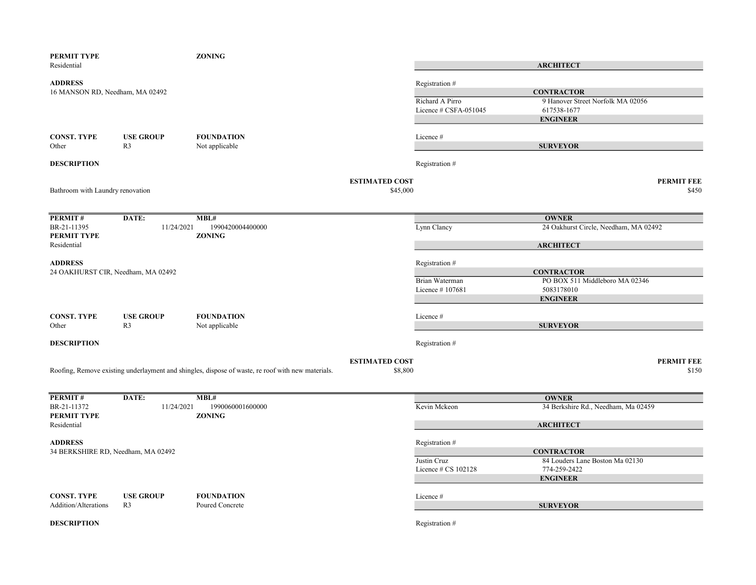**PERMIT TYPE**
Residential

**ZONING**

**ARCHITECT**

Registration #

**ADDRESS**
16 MANSON RD, Needham, MA 02492

**CONTRACTOR**

| | |
|---|---|
| Richard A Pirro | 9 Hanover Street Norfolk MA 02056 |
| Licence # CSFA-051045 | 617538-1677 |

**ENGINEER**

Licence #

| CONST. TYPE | USE GROUP | FOUNDATION |
|---|---|---|
| Other | R3 | Not applicable |

**SURVEYOR**

Registration #

**DESCRIPTION**

Bathroom with Laundry renovation

**ESTIMATED COST** $45,000

**PERMIT FEE** $450

---

| PERMIT # | DATE: | MBL# |
|---|---|---|
| BR-21-11395 | 11/24/2021 | 1990420004400000 |

**OWNER**

| | |
|---|---|
| Lynn Clancy | 24 Oakhurst Circle, Needham, MA 02492 |

**PERMIT TYPE**
Residential

**ZONING**

**ARCHITECT**

Registration #

**ADDRESS**
24 OAKHURST CIR, Needham, MA 02492

**CONTRACTOR**

| | |
|---|---|
| Brian Waterman | PO BOX 511 Middleboro MA 02346 |
| Licence # 107681 | 5083178010 |

**ENGINEER**

Licence #

| CONST. TYPE | USE GROUP | FOUNDATION |
|---|---|---|
| Other | R3 | Not applicable |

**SURVEYOR**

Registration #

**DESCRIPTION**

Roofing, Remove existing underlayment and shingles, dispose of waste, re roof with new materials.

**ESTIMATED COST** $8,800

**PERMIT FEE** $150

---

| PERMIT # | DATE: | MBL# |
|---|---|---|
| BR-21-11372 | 11/24/2021 | 1990060001600000 |

**OWNER**

| | |
|---|---|
| Kevin Mckeon | 34 Berkshire Rd., Needham, Ma 02459 |

**PERMIT TYPE**
Residential

**ZONING**

**ARCHITECT**

Registration #

**ADDRESS**
34 BERKSHIRE RD, Needham, MA 02492

**CONTRACTOR**

| | |
|---|---|
| Justin Cruz | 84 Louders Lane Boston Ma 02130 |
| Licence # CS 102128 | 774-259-2422 |

**ENGINEER**

Licence #

| CONST. TYPE | USE GROUP | FOUNDATION |
|---|---|---|
| Addition/Alterations | R3 | Poured Concrete |

**SURVEYOR**

Registration #

**DESCRIPTION**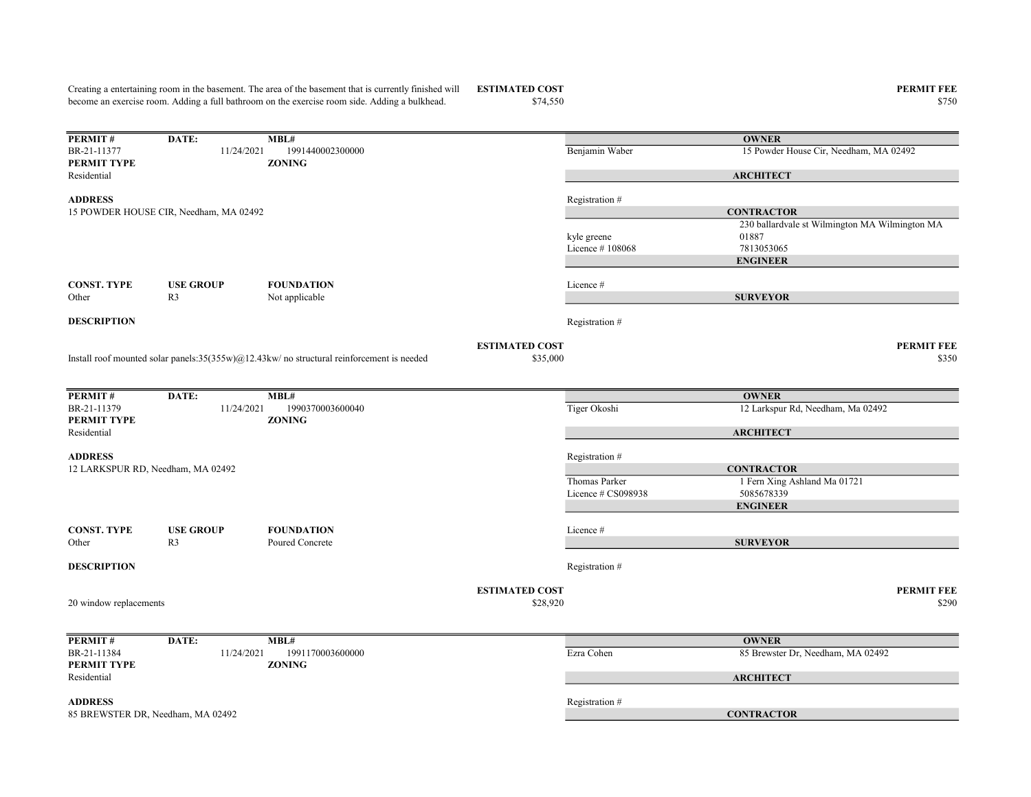Creating a entertaining room in the basement. The area of the basement that is currently finished will become an exercise room. Adding a full bathroom on the exercise room side. Adding a bulkhead.

**ESTIMATED COST** $74,550

**PERMIT FEE** $750

---

| PERMIT # | DATE: | MBL# |
|---|---|---|
| BR-21-11377 | 11/24/2021 | 1991440002300000 |
| **PERMIT TYPE** | | **ZONING** |
| Residential | | |

**ADDRESS**
15 POWDER HOUSE CIR, Needham, MA 02492

**OWNER**
Benjamin Waber — 15 Powder House Cir, Needham, MA 02492

**ARCHITECT**
Registration #

**CONTRACTOR**
kyle greene — 230 ballardvale st Wilmington MA Wilmington MA 01887
Licence # 108068 — 7813053065

**ENGINEER**
Licence #

**SURVEYOR**
Registration #

| CONST. TYPE | USE GROUP | FOUNDATION |
|---|---|---|
| Other | R3 | Not applicable |

**DESCRIPTION**

Install roof mounted solar panels:35(355w)@12.43kw/ no structural reinforcement is needed

**ESTIMATED COST** $35,000

**PERMIT FEE** $350

---

| PERMIT # | DATE: | MBL# |
|---|---|---|
| BR-21-11379 | 11/24/2021 | 1990370003600040 |
| **PERMIT TYPE** | | **ZONING** |
| Residential | | |

**ADDRESS**
12 LARKSPUR RD, Needham, MA 02492

**OWNER**
Tiger Okoshi — 12 Larkspur Rd, Needham, Ma 02492

**ARCHITECT**
Registration #

**CONTRACTOR**
Thomas Parker — 1 Fern Xing Ashland Ma 01721
Licence # CS098938 — 5085678339

**ENGINEER**
Licence #

**SURVEYOR**
Registration #

| CONST. TYPE | USE GROUP | FOUNDATION |
|---|---|---|
| Other | R3 | Poured Concrete |

**DESCRIPTION**

20 window replacements

**ESTIMATED COST** $28,920

**PERMIT FEE** $290

---

| PERMIT # | DATE: | MBL# |
|---|---|---|
| BR-21-11384 | 11/24/2021 | 1991170003600000 |
| **PERMIT TYPE** | | **ZONING** |
| Residential | | |

**ADDRESS**
85 BREWSTER DR, Needham, MA 02492

**OWNER**
Ezra Cohen — 85 Brewster Dr, Needham, MA 02492

**ARCHITECT**
Registration #

**CONTRACTOR**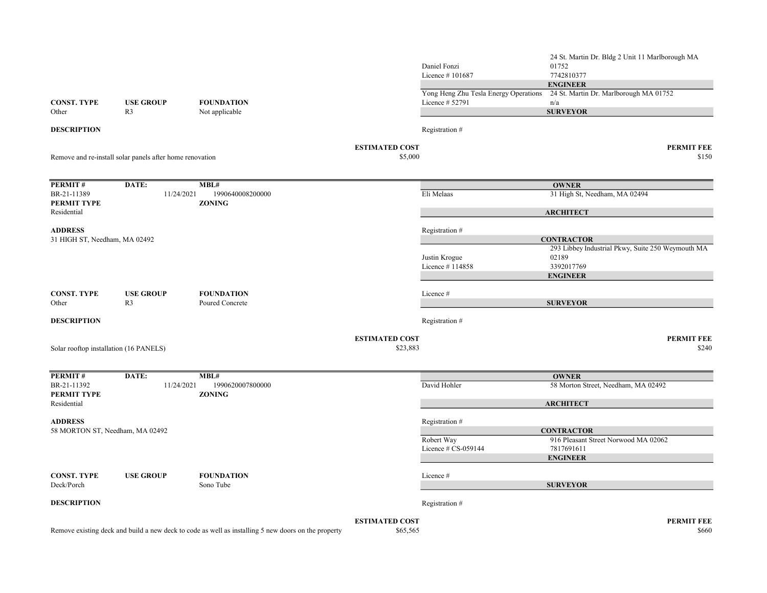| | |
|---|---|
| Daniel Fonzi<br>Licence # 101687 | 24 St. Martin Dr. Bldg 2 Unit 11 Marlborough MA 01752<br>7742810377 |
| | **ENGINEER** |
| Yong Heng Zhu Tesla Energy Operations<br>Licence # 52791 | 24 St. Martin Dr. Marlborough MA 01752<br>n/a |
| | **SURVEYOR** |
| Registration # | |

| CONST. TYPE | USE GROUP | FOUNDATION |
|---|---|---|
| Other | R3 | Not applicable |

**DESCRIPTION**

Remove and re-install solar panels after home renovation

**ESTIMATED COST** $5,000

**PERMIT FEE** $150

---

| PERMIT # | DATE: | MBL# |
|---|---|---|
| BR-21-11389 | 11/24/2021 | 1990640008200000 |

**PERMIT TYPE**
Residential

**ZONING**

**ADDRESS**
31 HIGH ST, Needham, MA 02492

| | |
|---|---|
| | **OWNER** |
| Eli Melaas | 31 High St, Needham, MA 02494 |
| | **ARCHITECT** |
| Registration # | |
| | **CONTRACTOR** |
| Justin Krogue<br>Licence # 114858 | 293 Libbey Industrial Pkwy, Suite 250 Weymouth MA 02189<br>3392017769 |
| | **ENGINEER** |
| Licence # | |
| | **SURVEYOR** |
| Registration # | |

| CONST. TYPE | USE GROUP | FOUNDATION |
|---|---|---|
| Other | R3 | Poured Concrete |

**DESCRIPTION**

Solar rooftop installation (16 PANELS)

**ESTIMATED COST** $23,883

**PERMIT FEE** $240

---

| PERMIT # | DATE: | MBL# |
|---|---|---|
| BR-21-11392 | 11/24/2021 | 1990620007800000 |

**PERMIT TYPE**
Residential

**ZONING**

**ADDRESS**
58 MORTON ST, Needham, MA 02492

| | |
|---|---|
| | **OWNER** |
| David Hohler | 58 Morton Street, Needham, MA 02492 |
| | **ARCHITECT** |
| Registration # | |
| | **CONTRACTOR** |
| Robert Way<br>Licence # CS-059144 | 916 Pleasant Street Norwood MA 02062<br>7817691611 |
| | **ENGINEER** |
| Licence # | |
| | **SURVEYOR** |
| Registration # | |

| CONST. TYPE | USE GROUP | FOUNDATION |
|---|---|---|
| Deck/Porch | | Sono Tube |

**DESCRIPTION**

Remove existing deck and build a new deck to code as well as installing 5 new doors on the property

**ESTIMATED COST** $65,565

**PERMIT FEE** $660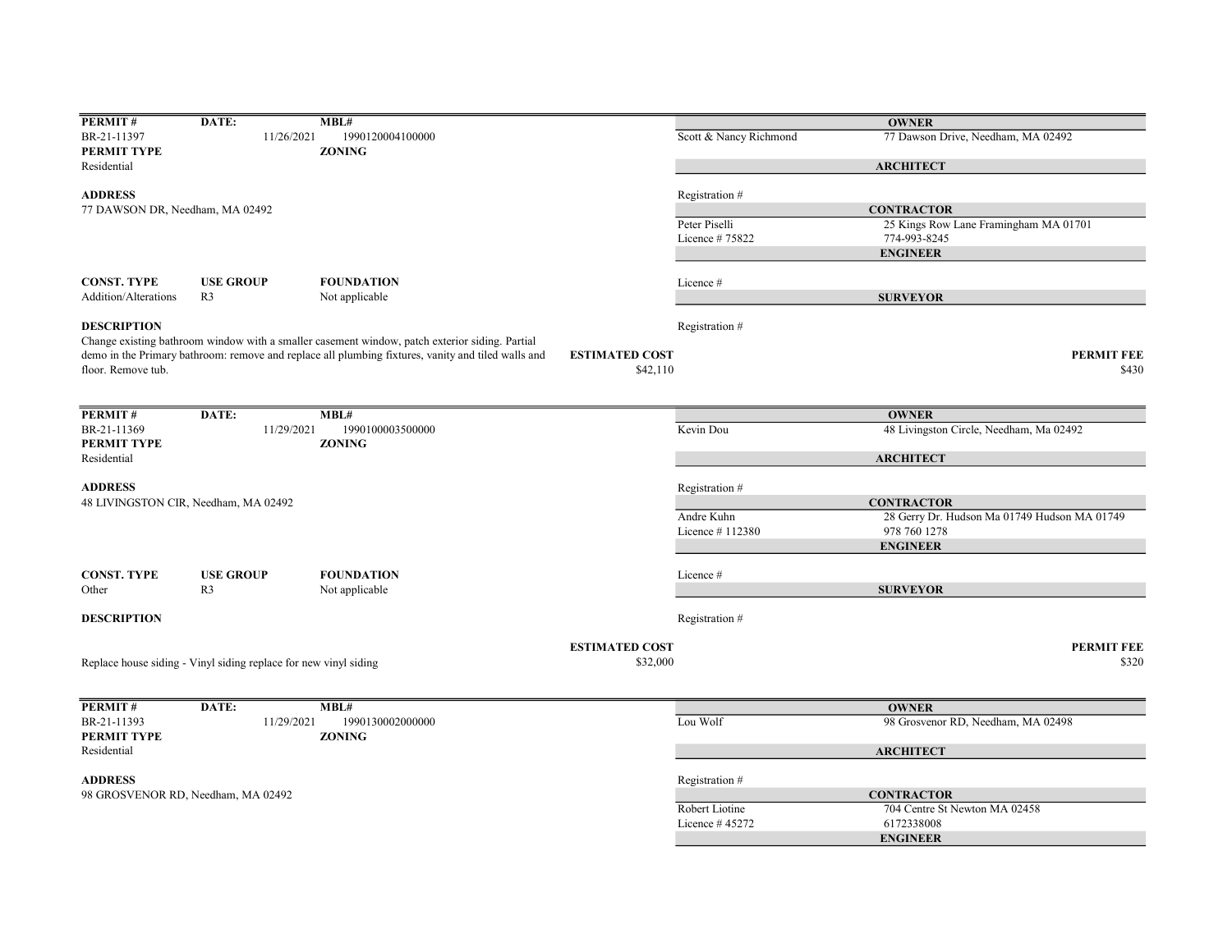| PERMIT # | DATE: | MBL# |
|---|---|---|
| BR-21-11397 | 11/26/2021 | 1990120004100000 |
| **PERMIT TYPE** | | **ZONING** |
| Residential | | |

**ADDRESS**
77 DAWSON DR, Needham, MA 02492

| CONST. TYPE | USE GROUP | FOUNDATION |
|---|---|---|
| Addition/Alterations | R3 | Not applicable |

**DESCRIPTION**
Change existing bathroom window with a smaller casement window, patch exterior siding. Partial demo in the Primary bathroom: remove and replace all plumbing fixtures, vanity and tiled walls and floor. Remove tub.

**OWNER**
Scott & Nancy Richmond — 77 Dawson Drive, Needham, MA 02492

**ARCHITECT**
Registration #

**CONTRACTOR**
Peter Piselli — 25 Kings Row Lane Framingham MA 01701
Licence # 75822 — 774-993-8245

**ENGINEER**
Licence #

**SURVEYOR**
Registration #

**ESTIMATED COST** $42,110

**PERMIT FEE** $430

---

| PERMIT # | DATE: | MBL# |
|---|---|---|
| BR-21-11369 | 11/29/2021 | 1990100003500000 |
| **PERMIT TYPE** | | **ZONING** |
| Residential | | |

**ADDRESS**
48 LIVINGSTON CIR, Needham, MA 02492

| CONST. TYPE | USE GROUP | FOUNDATION |
|---|---|---|
| Other | R3 | Not applicable |

**DESCRIPTION**
Replace house siding - Vinyl siding replace for new vinyl siding

**OWNER**
Kevin Dou — 48 Livingston Circle, Needham, Ma 02492

**ARCHITECT**
Registration #

**CONTRACTOR**
Andre Kuhn — 28 Gerry Dr. Hudson Ma 01749 Hudson MA 01749
Licence # 112380 — 978 760 1278

**ENGINEER**
Licence #

**SURVEYOR**
Registration #

**ESTIMATED COST** $32,000

**PERMIT FEE** $320

---

| PERMIT # | DATE: | MBL# |
|---|---|---|
| BR-21-11393 | 11/29/2021 | 1990130002000000 |
| **PERMIT TYPE** | | **ZONING** |
| Residential | | |

**ADDRESS**
98 GROSVENOR RD, Needham, MA 02492

**OWNER**
Lou Wolf — 98 Grosvenor RD, Needham, MA 02498

**ARCHITECT**
Registration #

**CONTRACTOR**
Robert Liotine — 704 Centre St Newton MA 02458
Licence # 45272 — 6172338008

**ENGINEER**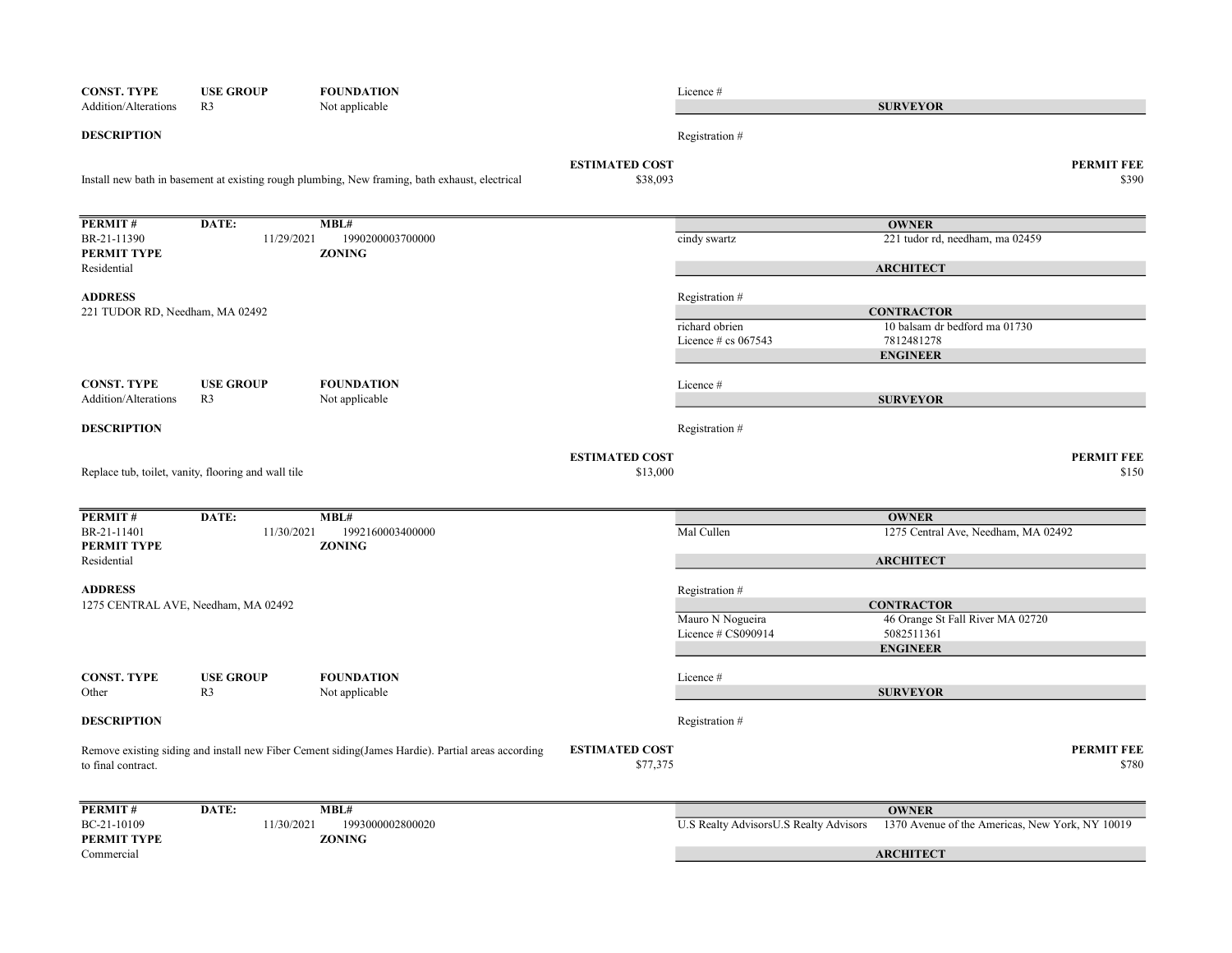| CONST. TYPE | USE GROUP | FOUNDATION |
|---|---|---|
| Addition/Alterations | R3 | Not applicable |

Licence #

**SURVEYOR**

**DESCRIPTION**

Registration #

Install new bath in basement at existing rough plumbing, New framing, bath exhaust, electrical

**ESTIMATED COST** $38,093

**PERMIT FEE** $390

---

| PERMIT # | DATE: | MBL# |
|---|---|---|
| BR-21-11390 | 11/29/2021 | 1990200003700000 |
| **PERMIT TYPE** | | **ZONING** |
| Residential | | |

**OWNER**

cindy swartz — 221 tudor rd, needham, ma 02459

**ARCHITECT**

Registration #

**ADDRESS**

221 TUDOR RD, Needham, MA 02492

**CONTRACTOR**

richard obrien — 10 balsam dr bedford ma 01730

Licence # cs 067543 — 7812481278

**ENGINEER**

| CONST. TYPE | USE GROUP | FOUNDATION |
|---|---|---|
| Addition/Alterations | R3 | Not applicable |

Licence #

**SURVEYOR**

**DESCRIPTION**

Registration #

Replace tub, toilet, vanity, flooring and wall tile

**ESTIMATED COST** $13,000

**PERMIT FEE** $150

---

| PERMIT # | DATE: | MBL# |
|---|---|---|
| BR-21-11401 | 11/30/2021 | 1992160003400000 |
| **PERMIT TYPE** | | **ZONING** |
| Residential | | |

**OWNER**

Mal Cullen — 1275 Central Ave, Needham, MA 02492

**ARCHITECT**

Registration #

**ADDRESS**

1275 CENTRAL AVE, Needham, MA 02492

**CONTRACTOR**

Mauro N Nogueira — 46 Orange St Fall River MA 02720

Licence # CS090914 — 5082511361

**ENGINEER**

| CONST. TYPE | USE GROUP | FOUNDATION |
|---|---|---|
| Other | R3 | Not applicable |

Licence #

**SURVEYOR**

**DESCRIPTION**

Registration #

Remove existing siding and install new Fiber Cement siding(James Hardie). Partial areas according to final contract.

**ESTIMATED COST** $77,375

**PERMIT FEE** $780

---

| PERMIT # | DATE: | MBL# |
|---|---|---|
| BC-21-10109 | 11/30/2021 | 1993000002800020 |
| **PERMIT TYPE** | | **ZONING** |
| Commercial | | |

**OWNER**

U.S Realty AdvisorsU.S Realty Advisors — 1370 Avenue of the Americas, New York, NY 10019

**ARCHITECT**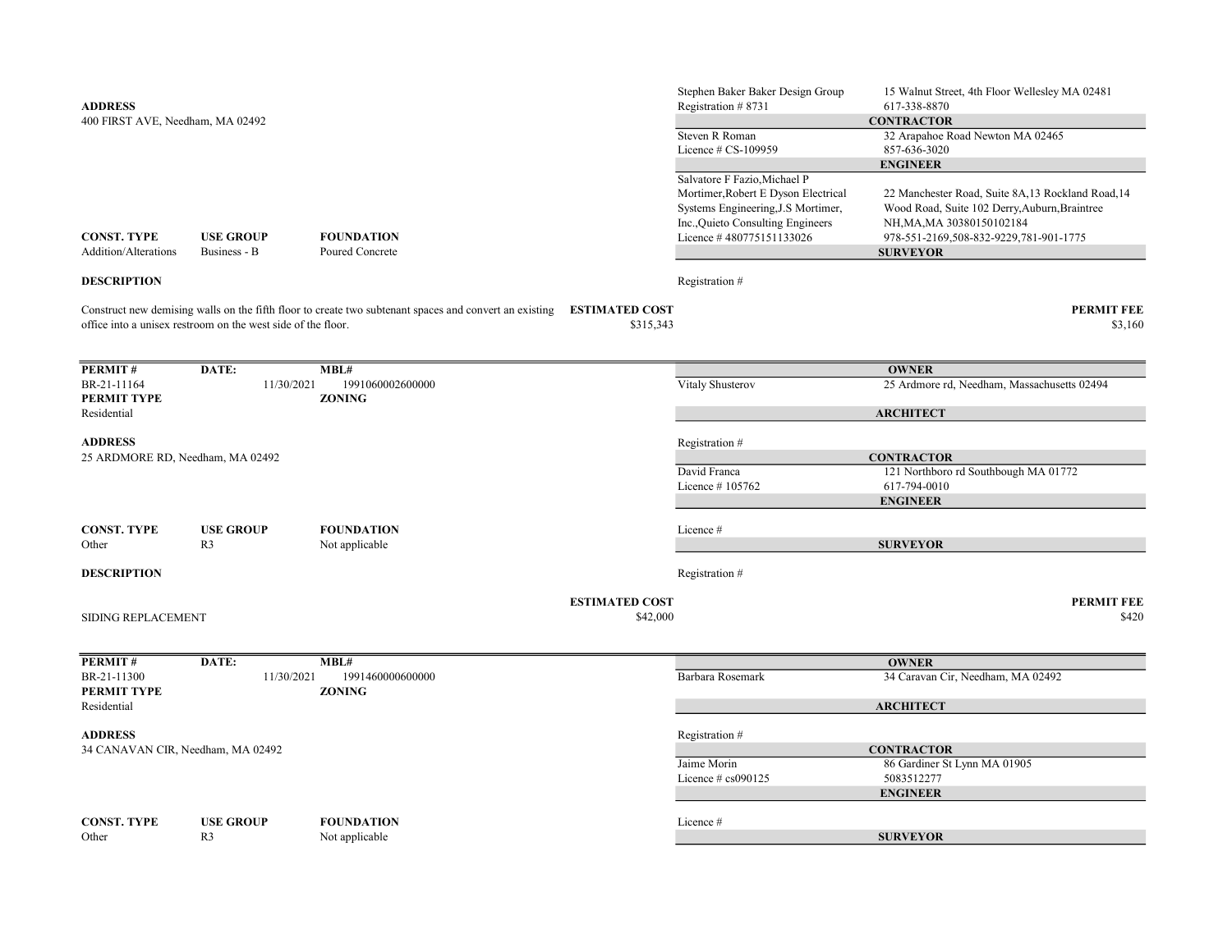**ADDRESS**
400 FIRST AVE, Needham, MA 02492

| | |
|---|---|
| Stephen Baker Baker Design Group<br>Registration # 8731 | 15 Walnut Street, 4th Floor Wellesley MA 02481<br>617-338-8870 |

**CONTRACTOR**

| | |
|---|---|
| Steven R Roman<br>Licence # CS-109959 | 32 Arapahoe Road Newton MA 02465<br>857-636-3020 |

**ENGINEER**

| | |
|---|---|
| Salvatore F Fazio,Michael P Mortimer,Robert E Dyson Electrical Systems Engineering,J.S Mortimer, Inc.,Quieto Consulting Engineers<br>Licence # 480775151133026 | 22 Manchester Road, Suite 8A,13 Rockland Road,14 Wood Road, Suite 102 Derry,Auburn,Braintree NH,MA,MA 30380150102184<br>978-551-2169,508-832-9229,781-901-1775 |

**SURVEYOR**

Registration #

| CONST. TYPE | USE GROUP | FOUNDATION |
|---|---|---|
| Addition/Alterations | Business - B | Poured Concrete |

**DESCRIPTION**

Construct new demising walls on the fifth floor to create two subtenant spaces and convert an existing office into a unisex restroom on the west side of the floor.

**ESTIMATED COST** $315,343

**PERMIT FEE** $3,160

---

| PERMIT # | DATE: | MBL# |
|---|---|---|
| BR-21-11164 | 11/30/2021 | 1991060002600000 |

**PERMIT TYPE** Residential

**ZONING**

**ADDRESS**
25 ARDMORE RD, Needham, MA 02492

**OWNER**

| | |
|---|---|
| Vitaly Shusterov | 25 Ardmore rd, Needham, Massachusetts 02494 |

**ARCHITECT**

Registration #

**CONTRACTOR**

| | |
|---|---|
| David Franca<br>Licence # 105762 | 121 Northboro rd Southbough MA 01772<br>617-794-0010 |

**ENGINEER**

Licence #

**SURVEYOR**

Registration #

| CONST. TYPE | USE GROUP | FOUNDATION |
|---|---|---|
| Other | R3 | Not applicable |

**DESCRIPTION**

SIDING REPLACEMENT

**ESTIMATED COST** $42,000

**PERMIT FEE** $420

---

| PERMIT # | DATE: | MBL# |
|---|---|---|
| BR-21-11300 | 11/30/2021 | 1991460000600000 |

**PERMIT TYPE** Residential

**ZONING**

**ADDRESS**
34 CANAVAN CIR, Needham, MA 02492

**OWNER**

| | |
|---|---|
| Barbara Rosemark | 34 Caravan Cir, Needham, MA 02492 |

**ARCHITECT**

Registration #

**CONTRACTOR**

| | |
|---|---|
| Jaime Morin<br>Licence # cs090125 | 86 Gardiner St Lynn MA 01905<br>5083512277 |

**ENGINEER**

Licence #

**SURVEYOR**

| CONST. TYPE | USE GROUP | FOUNDATION |
|---|---|---|
| Other | R3 | Not applicable |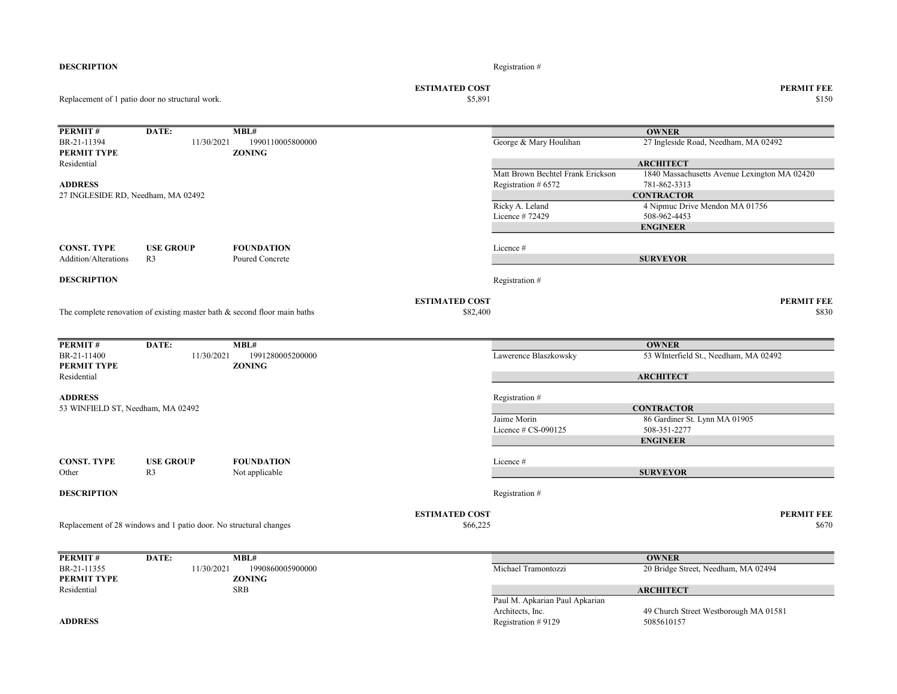**DESCRIPTION**

Registration #

Replacement of 1 patio door no structural work.

**ESTIMATED COST** $5,891

**PERMIT FEE** $150

---

| PERMIT # | DATE: | MBL# |
|---|---|---|
| BR-21-11394 | 11/30/2021 | 1990110005800000 |

**PERMIT TYPE**
Residential

**ZONING**

**ADDRESS**
27 INGLESIDE RD, Needham, MA 02492

| CONST. TYPE | USE GROUP | FOUNDATION |
|---|---|---|
| Addition/Alterations | R3 | Poured Concrete |

**OWNER**
George & Mary Houlihan — 27 Ingleside Road, Needham, MA 02492

**ARCHITECT**
Matt Brown Bechtel Frank Erickson — 1840 Massachusetts Avenue Lexington MA 02420
Registration # 6572 — 781-862-3313

**CONTRACTOR**
Ricky A. Leland — 4 Nipmuc Drive Mendon MA 01756
Licence # 72429 — 508-962-4453

**ENGINEER**
Licence #

**SURVEYOR**
Registration #

**DESCRIPTION**

The complete renovation of existing master bath & second floor main baths

**ESTIMATED COST** $82,400

**PERMIT FEE** $830

---

| PERMIT # | DATE: | MBL# |
|---|---|---|
| BR-21-11400 | 11/30/2021 | 1991280005200000 |

**PERMIT TYPE**
Residential

**ZONING**

**ADDRESS**
53 WINFIELD ST, Needham, MA 02492

| CONST. TYPE | USE GROUP | FOUNDATION |
|---|---|---|
| Other | R3 | Not applicable |

**OWNER**
Lawerence Blaszkowsky — 53 WInterfield St., Needham, MA 02492

**ARCHITECT**
Registration #

**CONTRACTOR**
Jaime Morin — 86 Gardiner St. Lynn MA 01905
Licence # CS-090125 — 508-351-2277

**ENGINEER**
Licence #

**SURVEYOR**
Registration #

**DESCRIPTION**

Replacement of 28 windows and 1 patio door. No structural changes

**ESTIMATED COST** $66,225

**PERMIT FEE** $670

---

| PERMIT # | DATE: | MBL# |
|---|---|---|
| BR-21-11355 | 11/30/2021 | 1990860005900000 |

**PERMIT TYPE**
Residential

**ZONING**
SRB

**ADDRESS**

**OWNER**
Michael Tramontozzi — 20 Bridge Street, Needham, MA 02494

**ARCHITECT**
Paul M. Apkarian Paul Apkarian Architects, Inc. — 49 Church Street Westborough MA 01581
Registration # 9129 — 5085610157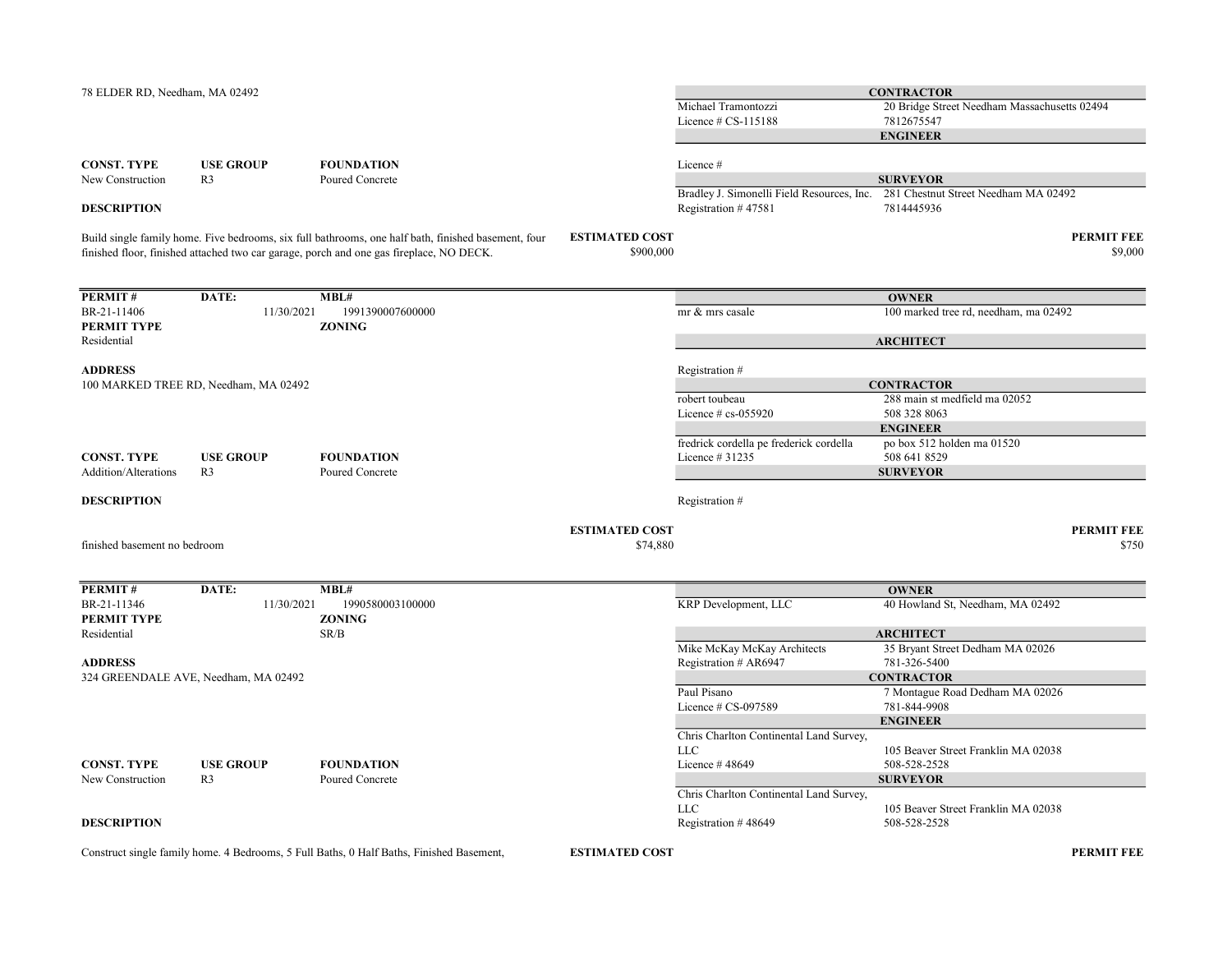78 ELDER RD, Needham, MA 02492

| CONTRACTOR | |
|---|---|
| Michael Tramontozzi | 20 Bridge Street Needham Massachusetts 02494 |
| Licence # CS-115188 | 7812675547 |

| ENGINEER | |
|---|---|
| Licence # | |

| SURVEYOR | |
|---|---|
| Bradley J. Simonelli Field Resources, Inc. | 281 Chestnut Street Needham MA 02492 |
| Registration # 47581 | 7814445936 |

| CONST. TYPE | USE GROUP | FOUNDATION |
|---|---|---|
| New Construction | R3 | Poured Concrete |

**DESCRIPTION**

Build single family home. Five bedrooms, six full bathrooms, one half bath, finished basement, four finished floor, finished attached two car garage, porch and one gas fireplace, NO DECK.

**ESTIMATED COST** $900,000

**PERMIT FEE** $9,000

---

| PERMIT # | DATE: | MBL# |
|---|---|---|
| BR-21-11406 | 11/30/2021 | 1991390007600000 |

**PERMIT TYPE**
Residential

**ZONING**

**ADDRESS**
100 MARKED TREE RD, Needham, MA 02492

| OWNER | |
|---|---|
| mr & mrs casale | 100 marked tree rd, needham, ma 02492 |

| ARCHITECT | |
|---|---|
| Registration # | |

| CONTRACTOR | |
|---|---|
| robert toubeau | 288 main st medfield ma 02052 |
| Licence # cs-055920 | 508 328 8063 |

| ENGINEER | |
|---|---|
| fredrick cordella pe frederick cordella | po box 512 holden ma 01520 |
| Licence # 31235 | 508 641 8529 |

| SURVEYOR | |
|---|---|
| Registration # | |

| CONST. TYPE | USE GROUP | FOUNDATION |
|---|---|---|
| Addition/Alterations | R3 | Poured Concrete |

**DESCRIPTION**

finished basement no bedroom

**ESTIMATED COST** $74,880

**PERMIT FEE** $750

---

| PERMIT # | DATE: | MBL# |
|---|---|---|
| BR-21-11346 | 11/30/2021 | 1990580003100000 |

**PERMIT TYPE**
Residential

**ZONING**
SR/B

**ADDRESS**
324 GREENDALE AVE, Needham, MA 02492

| OWNER | |
|---|---|
| KRP Development, LLC | 40 Howland St, Needham, MA 02492 |

| ARCHITECT | |
|---|---|
| Mike McKay McKay Architects | 35 Bryant Street Dedham MA 02026 |
| Registration # AR6947 | 781-326-5400 |

| CONTRACTOR | |
|---|---|
| Paul Pisano | 7 Montague Road Dedham MA 02026 |
| Licence # CS-097589 | 781-844-9908 |

| ENGINEER | |
|---|---|
| Chris Charlton Continental Land Survey, LLC | 105 Beaver Street Franklin MA 02038 |
| Licence # 48649 | 508-528-2528 |

| SURVEYOR | |
|---|---|
| Chris Charlton Continental Land Survey, LLC | 105 Beaver Street Franklin MA 02038 |
| Registration # 48649 | 508-528-2528 |

| CONST. TYPE | USE GROUP | FOUNDATION |
|---|---|---|
| New Construction | R3 | Poured Concrete |

**DESCRIPTION**

Construct single family home. 4 Bedrooms, 5 Full Baths, 0 Half Baths, Finished Basement,

**ESTIMATED COST**

**PERMIT FEE**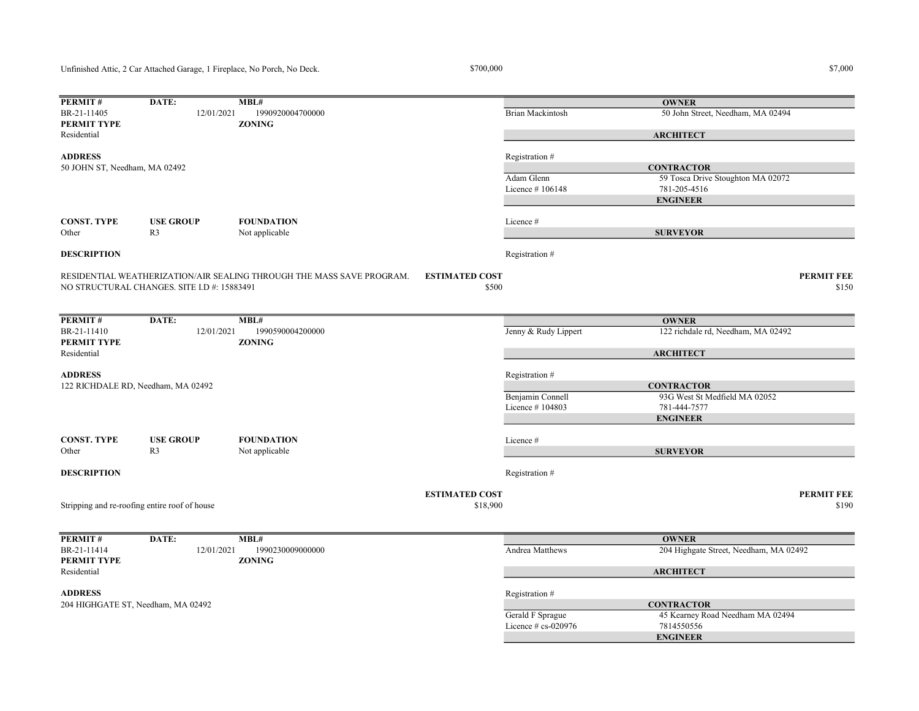Unfinished Attic, 2 Car Attached Garage, 1 Fireplace, No Porch, No Deck. $700,000 $7,000

---

**PERMIT #** BR-21-11405 | **DATE:** 12/01/2021 | **MBL#** 1990920004700000

**PERMIT TYPE** Residential | **ZONING**

**ADDRESS**
50 JOHN ST, Needham, MA 02492

**OWNER**
Brian Mackintosh — 50 John Street, Needham, MA 02494

**ARCHITECT**
Registration #

**CONTRACTOR**
Adam Glenn — 59 Tosca Drive Stoughton MA 02072
Licence # 106148 — 781-205-4516

**ENGINEER**
Licence #

**SURVEYOR**
Registration #

| CONST. TYPE | USE GROUP | FOUNDATION |
|---|---|---|
| Other | R3 | Not applicable |

**DESCRIPTION**

RESIDENTIAL WEATHERIZATION/AIR SEALING THROUGH THE MASS SAVE PROGRAM. NO STRUCTURAL CHANGES. SITE I.D #: 15883491

**ESTIMATED COST** $500

**PERMIT FEE** $150

---

**PERMIT #** BR-21-11410 | **DATE:** 12/01/2021 | **MBL#** 1990590004200000

**PERMIT TYPE** Residential | **ZONING**

**ADDRESS**
122 RICHDALE RD, Needham, MA 02492

**OWNER**
Jenny & Rudy Lippert — 122 richdale rd, Needham, MA 02492

**ARCHITECT**
Registration #

**CONTRACTOR**
Benjamin Connell — 93G West St Medfield MA 02052
Licence # 104803 — 781-444-7577

**ENGINEER**
Licence #

**SURVEYOR**
Registration #

| CONST. TYPE | USE GROUP | FOUNDATION |
|---|---|---|
| Other | R3 | Not applicable |

**DESCRIPTION**

Stripping and re-roofing entire roof of house

**ESTIMATED COST** $18,900

**PERMIT FEE** $190

---

**PERMIT #** BR-21-11414 | **DATE:** 12/01/2021 | **MBL#** 1990230009000000

**PERMIT TYPE** Residential | **ZONING**

**ADDRESS**
204 HIGHGATE ST, Needham, MA 02492

**OWNER**
Andrea Matthews — 204 Highgate Street, Needham, MA 02492

**ARCHITECT**
Registration #

**CONTRACTOR**
Gerald F Sprague — 45 Kearney Road Needham MA 02494
Licence # cs-020976 — 7814550556

**ENGINEER**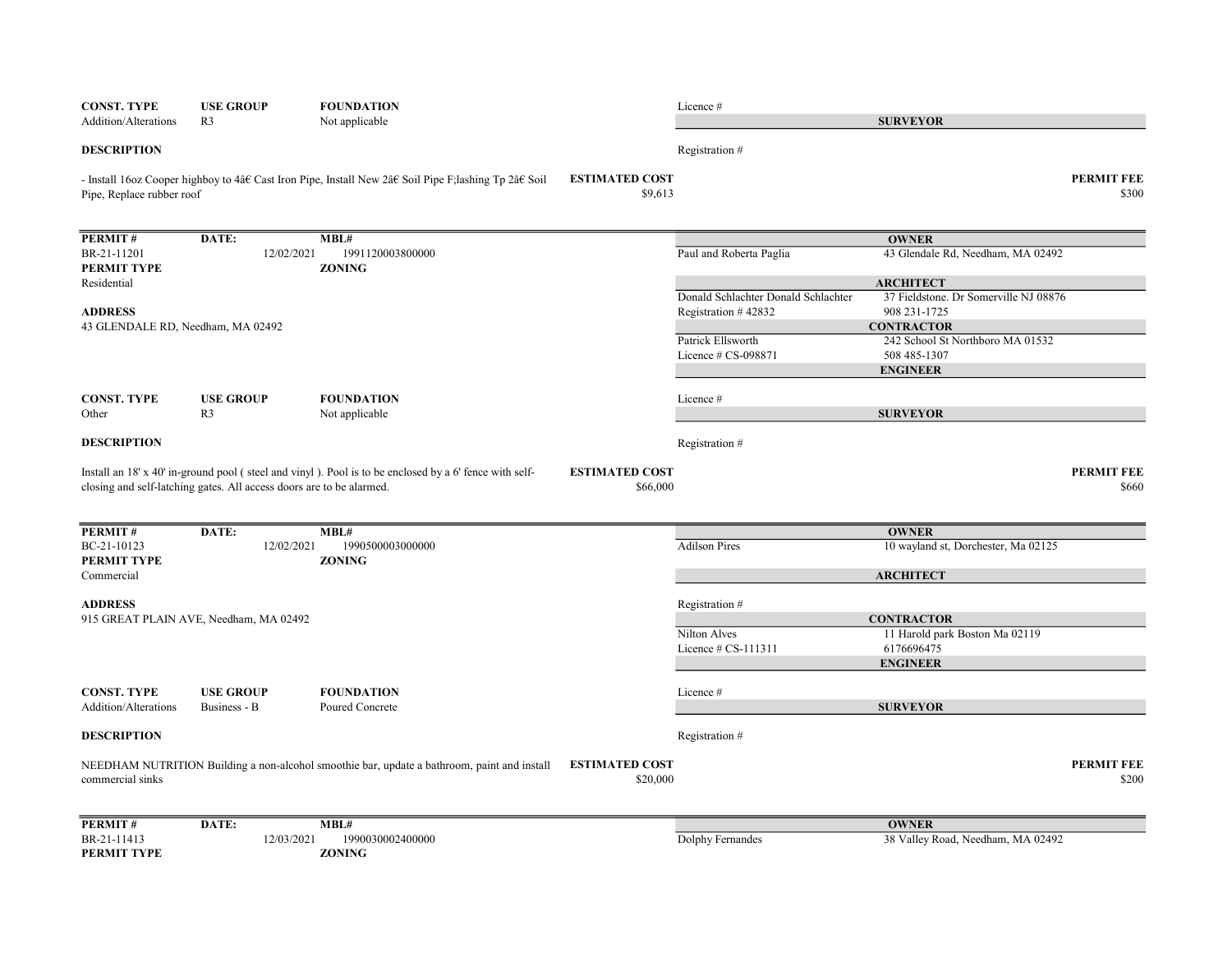**CONST. TYPE** Addition/Alterations | **USE GROUP** R3 | **FOUNDATION** Not applicable

Licence #

**SURVEYOR**

**DESCRIPTION**

Registration #

- Install 16oz Cooper highboy to 4â€ Cast Iron Pipe, Install New 2â€ Soil Pipe F;lashing Tp 2â€ Soil Pipe, Replace rubber roof

**ESTIMATED COST** $9,613

**PERMIT FEE** $300

---

| **PERMIT #** | **DATE:** | **MBL#** |
|---|---|---|
| BR-21-11201 | 12/02/2021 | 1991120003800000 |

**PERMIT TYPE** Residential

**ZONING**

**ADDRESS**
43 GLENDALE RD, Needham, MA 02492

**OWNER**
Paul and Roberta Paglia — 43 Glendale Rd, Needham, MA 02492

**ARCHITECT**
Donald Schlachter Donald Schlachter — 37 Fieldstone. Dr Somerville NJ 08876
Registration # 42832 — 908 231-1725

**CONTRACTOR**
Patrick Ellsworth — 242 School St Northboro MA 01532
Licence # CS-098871 — 508 485-1307

**ENGINEER**

Licence #

**SURVEYOR**

Registration #

**CONST. TYPE** Other | **USE GROUP** R3 | **FOUNDATION** Not applicable

**DESCRIPTION**

Install an 18' x 40' in-ground pool ( steel and vinyl ). Pool is to be enclosed by a 6' fence with self-closing and self-latching gates. All access doors are to be alarmed.

**ESTIMATED COST** $66,000

**PERMIT FEE** $660

---

| **PERMIT #** | **DATE:** | **MBL#** |
|---|---|---|
| BC-21-10123 | 12/02/2021 | 1990500003000000 |

**PERMIT TYPE** Commercial

**ZONING**

**ADDRESS**
915 GREAT PLAIN AVE, Needham, MA 02492

**OWNER**
Adilson Pires — 10 wayland st, Dorchester, Ma 02125

**ARCHITECT**

Registration #

**CONTRACTOR**
Nilton Alves — 11 Harold park Boston Ma 02119
Licence # CS-111311 — 6176696475

**ENGINEER**

Licence #

**SURVEYOR**

Registration #

**CONST. TYPE** Addition/Alterations | **USE GROUP** Business - B | **FOUNDATION** Poured Concrete

**DESCRIPTION**

NEEDHAM NUTRITION Building a non-alcohol smoothie bar, update a bathroom, paint and install commercial sinks

**ESTIMATED COST** $20,000

**PERMIT FEE** $200

---

| **PERMIT #** | **DATE:** | **MBL#** |
|---|---|---|
| BR-21-11413 | 12/03/2021 | 1990030002400000 |

**PERMIT TYPE**

**ZONING**

**OWNER**
Dolphy Fernandes — 38 Valley Road, Needham, MA 02492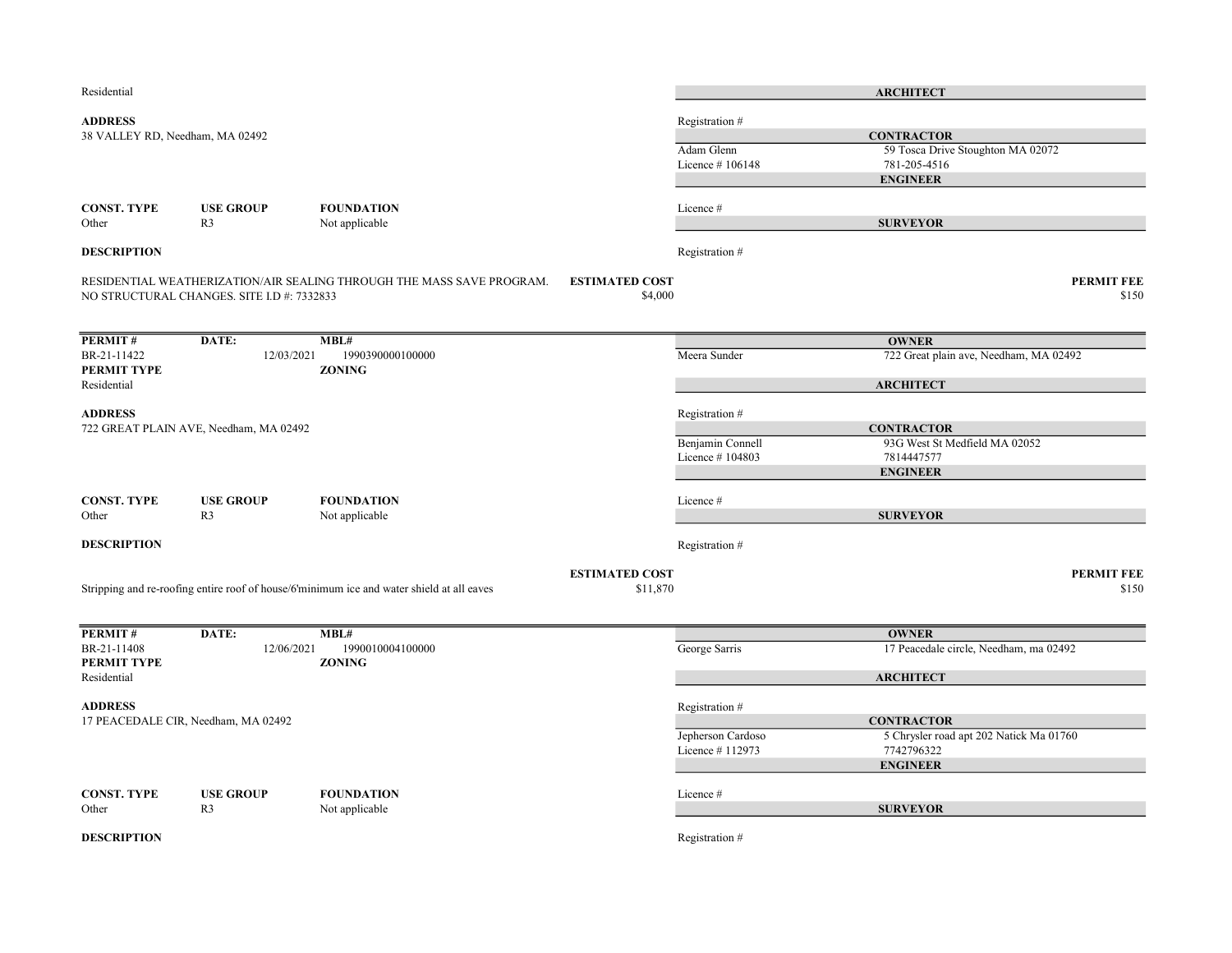Residential

**ADDRESS**
38 VALLEY RD, Needham, MA 02492

**CONST. TYPE** Other | **USE GROUP** R3 | **FOUNDATION** Not applicable

**DESCRIPTION**

RESIDENTIAL WEATHERIZATION/AIR SEALING THROUGH THE MASS SAVE PROGRAM. NO STRUCTURAL CHANGES. SITE I.D #: 7332833

**ESTIMATED COST** $4,000

**ARCHITECT**
Registration #

**CONTRACTOR**
Adam Glenn — 59 Tosca Drive Stoughton MA 02072
Licence # 106148 — 781-205-4516

**ENGINEER**
Licence #

**SURVEYOR**
Registration #

**PERMIT FEE** $150

---

| PERMIT # | DATE: | MBL# |
|---|---|---|
| BR-21-11422 | 12/03/2021 | 1990390000100000 |

**PERMIT TYPE** Residential
**ZONING**

**ADDRESS**
722 GREAT PLAIN AVE, Needham, MA 02492

**CONST. TYPE** Other | **USE GROUP** R3 | **FOUNDATION** Not applicable

**DESCRIPTION**

Stripping and re-roofing entire roof of house/6'minimum ice and water shield at all eaves

**ESTIMATED COST** $11,870

**OWNER**
Meera Sunder — 722 Great plain ave, Needham, MA 02492

**ARCHITECT**
Registration #

**CONTRACTOR**
Benjamin Connell — 93G West St Medfield MA 02052
Licence # 104803 — 7814447577

**ENGINEER**
Licence #

**SURVEYOR**
Registration #

**PERMIT FEE** $150

---

| PERMIT # | DATE: | MBL# |
|---|---|---|
| BR-21-11408 | 12/06/2021 | 1990010004100000 |

**PERMIT TYPE** Residential
**ZONING**

**ADDRESS**
17 PEACEDALE CIR, Needham, MA 02492

**CONST. TYPE** Other | **USE GROUP** R3 | **FOUNDATION** Not applicable

**DESCRIPTION**

**OWNER**
George Sarris — 17 Peacedale circle, Needham, ma 02492

**ARCHITECT**
Registration #

**CONTRACTOR**
Jepherson Cardoso — 5 Chrysler road apt 202 Natick Ma 01760
Licence # 112973 — 7742796322

**ENGINEER**
Licence #

**SURVEYOR**
Registration #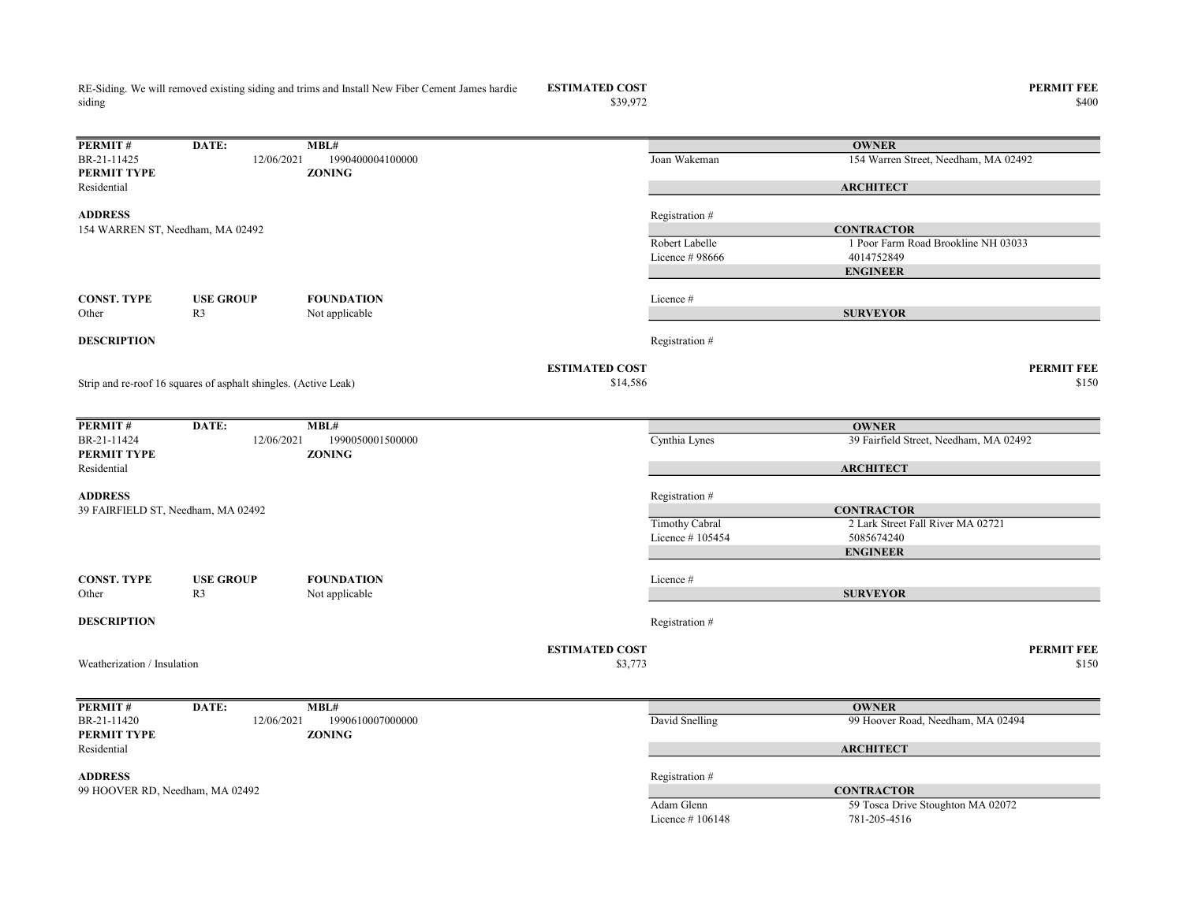RE-Siding. We will removed existing siding and trims and Install New Fiber Cement James hardie siding

**ESTIMATED COST**
$39,972

**PERMIT FEE**
$400

---

| **PERMIT #** | **DATE:** | **MBL#** |
|---|---|---|
| BR-21-11425 | 12/06/2021 | 1990400004100000 |
| **PERMIT TYPE** | | **ZONING** |
| Residential | | |

**ADDRESS**
154 WARREN ST, Needham, MA 02492

| **CONST. TYPE** | **USE GROUP** | **FOUNDATION** |
|---|---|---|
| Other | R3 | Not applicable |

**DESCRIPTION**

| | |
|---|---|
| | **OWNER** |
| Joan Wakeman | 154 Warren Street, Needham, MA 02492 |
| | **ARCHITECT** |
| Registration # | |
| | **CONTRACTOR** |
| Robert Labelle | 1 Poor Farm Road Brookline NH 03033 |
| Licence # 98666 | 4014752849 |
| | **ENGINEER** |
| Licence # | |
| | **SURVEYOR** |
| Registration # | |

Strip and re-roof 16 squares of asphalt shingles. (Active Leak)

**ESTIMATED COST**
$14,586

**PERMIT FEE**
$150

---

| **PERMIT #** | **DATE:** | **MBL#** |
|---|---|---|
| BR-21-11424 | 12/06/2021 | 1990050001500000 |
| **PERMIT TYPE** | | **ZONING** |
| Residential | | |

**ADDRESS**
39 FAIRFIELD ST, Needham, MA 02492

| **CONST. TYPE** | **USE GROUP** | **FOUNDATION** |
|---|---|---|
| Other | R3 | Not applicable |

**DESCRIPTION**

| | |
|---|---|
| | **OWNER** |
| Cynthia Lynes | 39 Fairfield Street, Needham, MA 02492 |
| | **ARCHITECT** |
| Registration # | |
| | **CONTRACTOR** |
| Timothy Cabral | 2 Lark Street Fall River MA 02721 |
| Licence # 105454 | 5085674240 |
| | **ENGINEER** |
| Licence # | |
| | **SURVEYOR** |
| Registration # | |

Weatherization / Insulation

**ESTIMATED COST**
$3,773

**PERMIT FEE**
$150

---

| **PERMIT #** | **DATE:** | **MBL#** |
|---|---|---|
| BR-21-11420 | 12/06/2021 | 1990610007000000 |
| **PERMIT TYPE** | | **ZONING** |
| Residential | | |

**ADDRESS**
99 HOOVER RD, Needham, MA 02492

| | |
|---|---|
| | **OWNER** |
| David Snelling | 99 Hoover Road, Needham, MA 02494 |
| | **ARCHITECT** |
| Registration # | |
| | **CONTRACTOR** |
| Adam Glenn | 59 Tosca Drive Stoughton MA 02072 |
| Licence # 106148 | 781-205-4516 |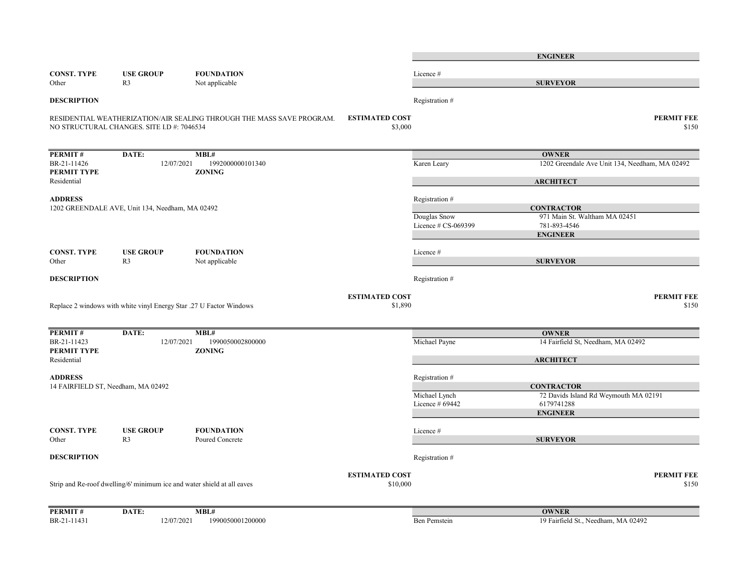**ENGINEER**

| CONST. TYPE | USE GROUP | FOUNDATION |
|---|---|---|
| Other | R3 | Not applicable |

Licence #

**SURVEYOR**

Registration #

**DESCRIPTION**

RESIDENTIAL WEATHERIZATION/AIR SEALING THROUGH THE MASS SAVE PROGRAM. NO STRUCTURAL CHANGES. SITE I.D #: 7046534

**ESTIMATED COST** $3,000

**PERMIT FEE** $150

---

| PERMIT # | DATE: | MBL# |
|---|---|---|
| BR-21-11426 | 12/07/2021 | 1992000000101340 |

**PERMIT TYPE**: Residential

**ZONING**:

**ADDRESS**
1202 GREENDALE AVE, Unit 134, Needham, MA 02492

**OWNER**
Karen Leary — 1202 Greendale Ave Unit 134, Needham, MA 02492

**ARCHITECT**
Registration #

**CONTRACTOR**
Douglas Snow — 971 Main St. Waltham MA 02451
Licence # CS-069399 — 781-893-4546

**ENGINEER**
Licence #

**SURVEYOR**
Registration #

| CONST. TYPE | USE GROUP | FOUNDATION |
|---|---|---|
| Other | R3 | Not applicable |

**DESCRIPTION**

Replace 2 windows with white vinyl Energy Star .27 U Factor Windows

**ESTIMATED COST** $1,890

**PERMIT FEE** $150

---

| PERMIT # | DATE: | MBL# |
|---|---|---|
| BR-21-11423 | 12/07/2021 | 1990050002800000 |

**PERMIT TYPE**: Residential

**ZONING**:

**ADDRESS**
14 FAIRFIELD ST, Needham, MA 02492

**OWNER**
Michael Payne — 14 Fairfield St, Needham, MA 02492

**ARCHITECT**
Registration #

**CONTRACTOR**
Michael Lynch — 72 Davids Island Rd Weymouth MA 02191
Licence # 69442 — 6179741288

**ENGINEER**
Licence #

**SURVEYOR**
Registration #

| CONST. TYPE | USE GROUP | FOUNDATION |
|---|---|---|
| Other | R3 | Poured Concrete |

**DESCRIPTION**

Strip and Re-roof dwelling/6' minimum ice and water shield at all eaves

**ESTIMATED COST** $10,000

**PERMIT FEE** $150

---

| PERMIT # | DATE: | MBL# |
|---|---|---|
| BR-21-11431 | 12/07/2021 | 1990050001200000 |

**OWNER**
Ben Pemstein — 19 Fairfield St., Needham, MA 02492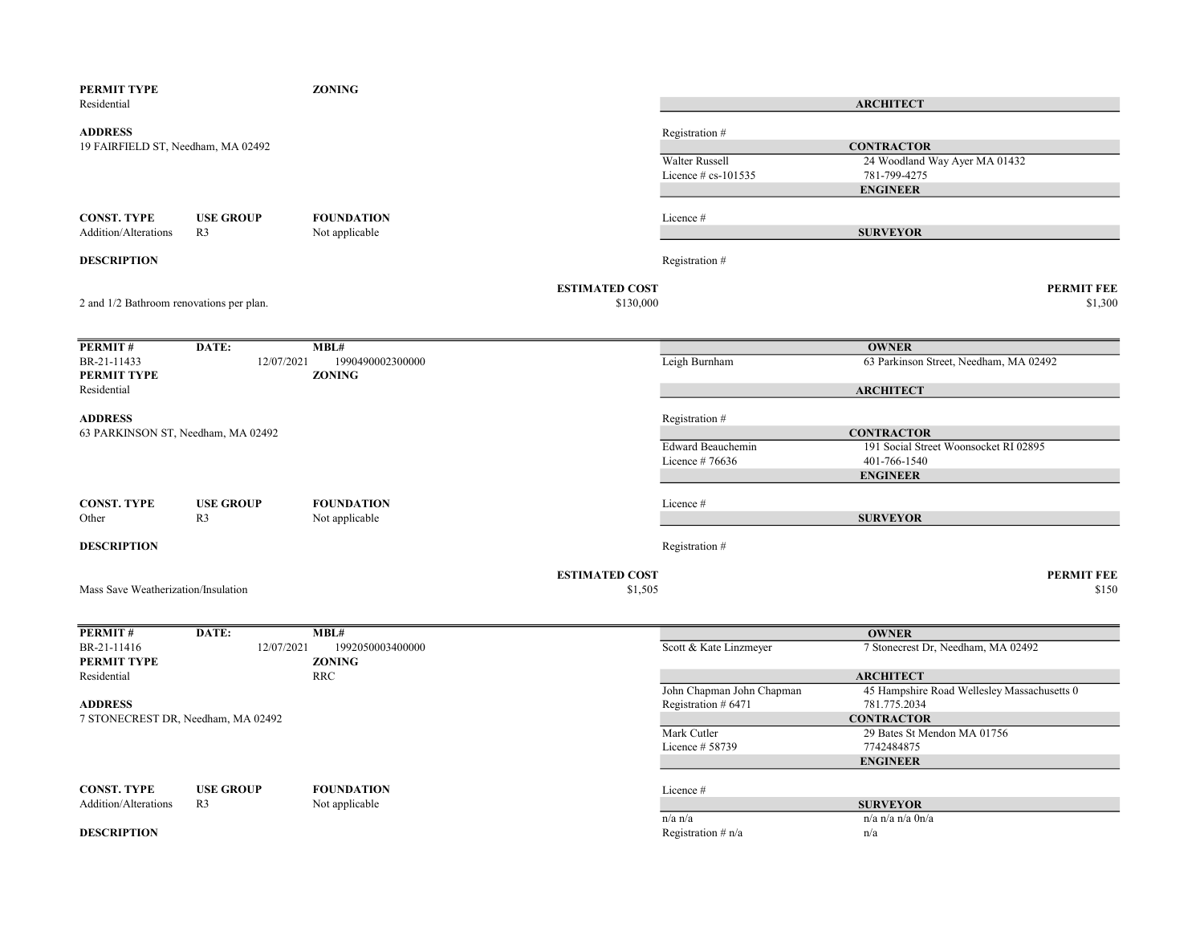**PERMIT TYPE**
Residential

**ZONING**

**ADDRESS**
19 FAIRFIELD ST, Needham, MA 02492

| ARCHITECT | |
|---|---|
| Registration # | |

| CONTRACTOR | |
|---|---|
| Walter Russell | 24 Woodland Way Ayer MA 01432 |
| Licence # cs-101535 | 781-799-4275 |

| ENGINEER | |
|---|---|
| Licence # | |

| SURVEYOR | |
|---|---|
| Registration # | |

| CONST. TYPE | USE GROUP | FOUNDATION |
|---|---|---|
| Addition/Alterations | R3 | Not applicable |

**DESCRIPTION**

2 and 1/2 Bathroom renovations per plan.

**ESTIMATED COST** $130,000

**PERMIT FEE** $1,300

---

| PERMIT # | DATE: | MBL# |
|---|---|---|
| BR-21-11433 | 12/07/2021 | 1990490002300000 |

**PERMIT TYPE**
Residential

**ZONING**

**ADDRESS**
63 PARKINSON ST, Needham, MA 02492

| OWNER | |
|---|---|
| Leigh Burnham | 63 Parkinson Street, Needham, MA 02492 |

| ARCHITECT | |
|---|---|
| Registration # | |

| CONTRACTOR | |
|---|---|
| Edward Beauchemin | 191 Social Street Woonsocket RI 02895 |
| Licence # 76636 | 401-766-1540 |

| ENGINEER | |
|---|---|
| Licence # | |

| SURVEYOR | |
|---|---|
| Registration # | |

| CONST. TYPE | USE GROUP | FOUNDATION |
|---|---|---|
| Other | R3 | Not applicable |

**DESCRIPTION**

Mass Save Weatherization/Insulation

**ESTIMATED COST** $1,505

**PERMIT FEE** $150

---

| PERMIT # | DATE: | MBL# |
|---|---|---|
| BR-21-11416 | 12/07/2021 | 1992050003400000 |

**PERMIT TYPE**
Residential

**ZONING**
RRC

**ADDRESS**
7 STONECREST DR, Needham, MA 02492

| OWNER | |
|---|---|
| Scott & Kate Linzmeyer | 7 Stonecrest Dr, Needham, MA 02492 |

| ARCHITECT | |
|---|---|
| John Chapman John Chapman | 45 Hampshire Road Wellesley Massachusetts 0 |
| Registration # 6471 | 781.775.2034 |

| CONTRACTOR | |
|---|---|
| Mark Cutler | 29 Bates St Mendon MA 01756 |
| Licence # 58739 | 7742484875 |

| ENGINEER | |
|---|---|
| Licence # | |

| SURVEYOR | |
|---|---|
| n/a n/a | n/a n/a n/a 0n/a |
| Registration # n/a | n/a |

| CONST. TYPE | USE GROUP | FOUNDATION |
|---|---|---|
| Addition/Alterations | R3 | Not applicable |

**DESCRIPTION**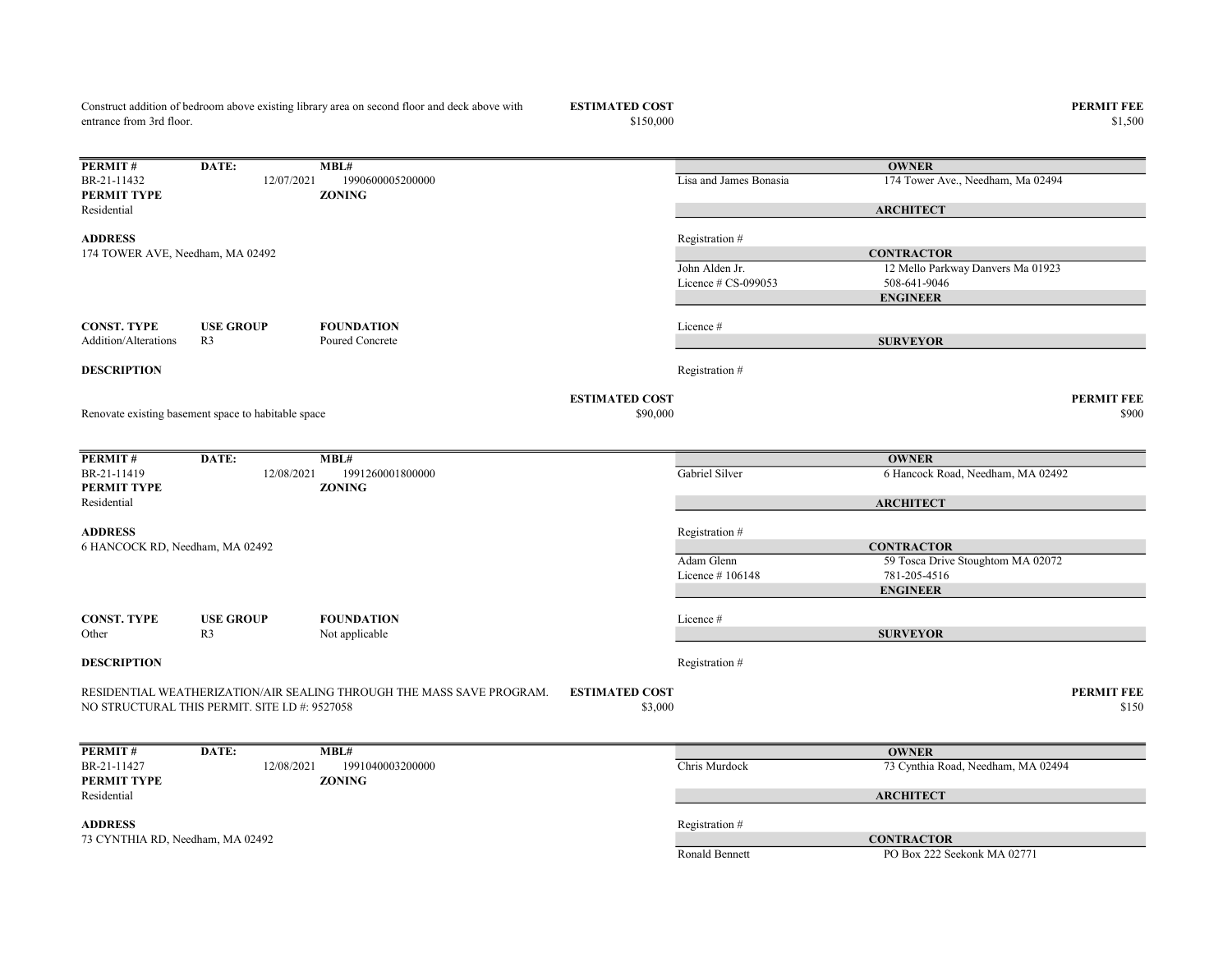Construct addition of bedroom above existing library area on second floor and deck above with entrance from 3rd floor.

**ESTIMATED COST** $150,000

**PERMIT FEE** $1,500

---

| PERMIT # | DATE: | MBL# |
|---|---|---|
| BR-21-11432 | 12/07/2021 | 1990600005200000 |

**PERMIT TYPE**
Residential

**ZONING**

**ADDRESS**
174 TOWER AVE, Needham, MA 02492

**OWNER**
Lisa and James Bonasia — 174 Tower Ave., Needham, Ma 02494

**ARCHITECT**
Registration #

**CONTRACTOR**
John Alden Jr. — 12 Mello Parkway Danvers Ma 01923
Licence # CS-099053 — 508-641-9046

**ENGINEER**
Licence #

**SURVEYOR**
Registration #

| CONST. TYPE | USE GROUP | FOUNDATION |
|---|---|---|
| Addition/Alterations | R3 | Poured Concrete |

**DESCRIPTION**

Renovate existing basement space to habitable space

**ESTIMATED COST** $90,000

**PERMIT FEE** $900

---

| PERMIT # | DATE: | MBL# |
|---|---|---|
| BR-21-11419 | 12/08/2021 | 1991260001800000 |

**PERMIT TYPE**
Residential

**ZONING**

**ADDRESS**
6 HANCOCK RD, Needham, MA 02492

**OWNER**
Gabriel Silver — 6 Hancock Road, Needham, MA 02492

**ARCHITECT**
Registration #

**CONTRACTOR**
Adam Glenn — 59 Tosca Drive Stoughtom MA 02072
Licence # 106148 — 781-205-4516

**ENGINEER**
Licence #

**SURVEYOR**
Registration #

| CONST. TYPE | USE GROUP | FOUNDATION |
|---|---|---|
| Other | R3 | Not applicable |

**DESCRIPTION**

RESIDENTIAL WEATHERIZATION/AIR SEALING THROUGH THE MASS SAVE PROGRAM. NO STRUCTURAL THIS PERMIT. SITE I.D #: 9527058

**ESTIMATED COST** $3,000

**PERMIT FEE** $150

---

| PERMIT # | DATE: | MBL# |
|---|---|---|
| BR-21-11427 | 12/08/2021 | 1991040003200000 |

**PERMIT TYPE**
Residential

**ZONING**

**ADDRESS**
73 CYNTHIA RD, Needham, MA 02492

**OWNER**
Chris Murdock — 73 Cynthia Road, Needham, MA 02494

**ARCHITECT**
Registration #

**CONTRACTOR**
Ronald Bennett — PO Box 222 Seekonk MA 02771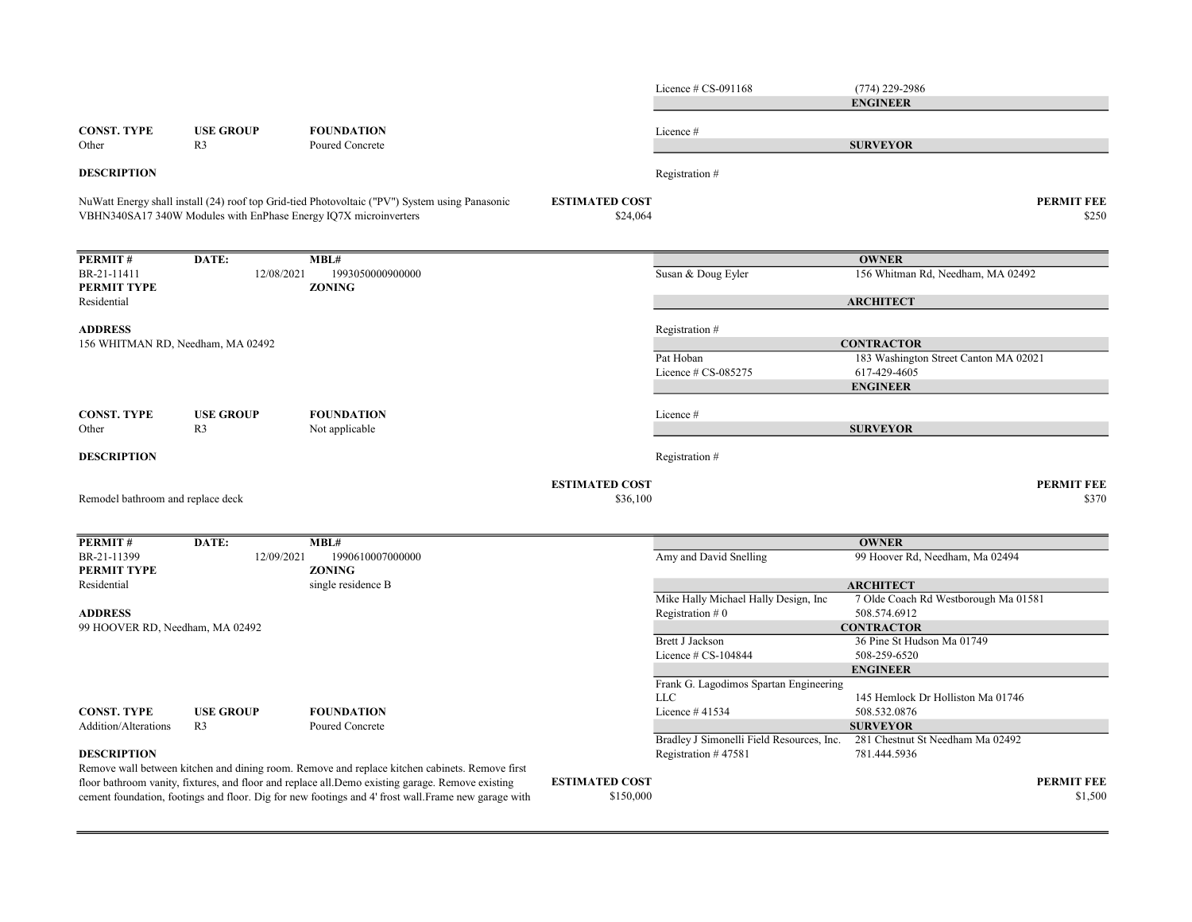Licence # CS-091168 | (774) 229-2986

**ENGINEER**

Licence #

**SURVEYOR**

Registration #

| CONST. TYPE | USE GROUP | FOUNDATION |
|---|---|---|
| Other | R3 | Poured Concrete |

**DESCRIPTION**

NuWatt Energy shall install (24) roof top Grid-tied Photovoltaic ("PV") System using Panasonic VBHN340SA17 340W Modules with EnPhase Energy IQ7X microinverters

**ESTIMATED COST** $24,064

**PERMIT FEE** $250

---

| PERMIT # | DATE: | MBL# |
|---|---|---|
| BR-21-11411 | 12/08/2021 | 1993050000900000 |

**PERMIT TYPE**
Residential

**ZONING**

**ADDRESS**
156 WHITMAN RD, Needham, MA 02492

**OWNER**
Susan & Doug Eyler | 156 Whitman Rd, Needham, MA 02492

**ARCHITECT**
Registration #

**CONTRACTOR**
Pat Hoban | 183 Washington Street Canton MA 02021
Licence # CS-085275 | 617-429-4605

**ENGINEER**
Licence #

**SURVEYOR**
Registration #

| CONST. TYPE | USE GROUP | FOUNDATION |
|---|---|---|
| Other | R3 | Not applicable |

**DESCRIPTION**

Remodel bathroom and replace deck

**ESTIMATED COST** $36,100

**PERMIT FEE** $370

---

| PERMIT # | DATE: | MBL# |
|---|---|---|
| BR-21-11399 | 12/09/2021 | 1990610007000000 |

**PERMIT TYPE**
Residential

**ZONING**
single residence B

**ADDRESS**
99 HOOVER RD, Needham, MA 02492

**OWNER**
Amy and David Snelling | 99 Hoover Rd, Needham, Ma 02494

**ARCHITECT**
Mike Hally Michael Hally Design, Inc | 7 Olde Coach Rd Westborough Ma 01581
Registration # 0 | 508.574.6912

**CONTRACTOR**
Brett J Jackson | 36 Pine St Hudson Ma 01749
Licence # CS-104844 | 508-259-6520

**ENGINEER**
Frank G. Lagodimos Spartan Engineering LLC | 145 Hemlock Dr Holliston Ma 01746
Licence # 41534 | 508.532.0876

**SURVEYOR**
Bradley J Simonelli Field Resources, Inc. | 281 Chestnut St Needham Ma 02492
Registration # 47581 | 781.444.5936

| CONST. TYPE | USE GROUP | FOUNDATION |
|---|---|---|
| Addition/Alterations | R3 | Poured Concrete |

**DESCRIPTION**

Remove wall between kitchen and dining room. Remove and replace kitchen cabinets. Remove first floor bathroom vanity, fixtures, and floor and replace all.Demo existing garage. Remove existing cement foundation, footings and floor. Dig for new footings and 4' frost wall.Frame new garage with

**ESTIMATED COST** $150,000

**PERMIT FEE** $1,500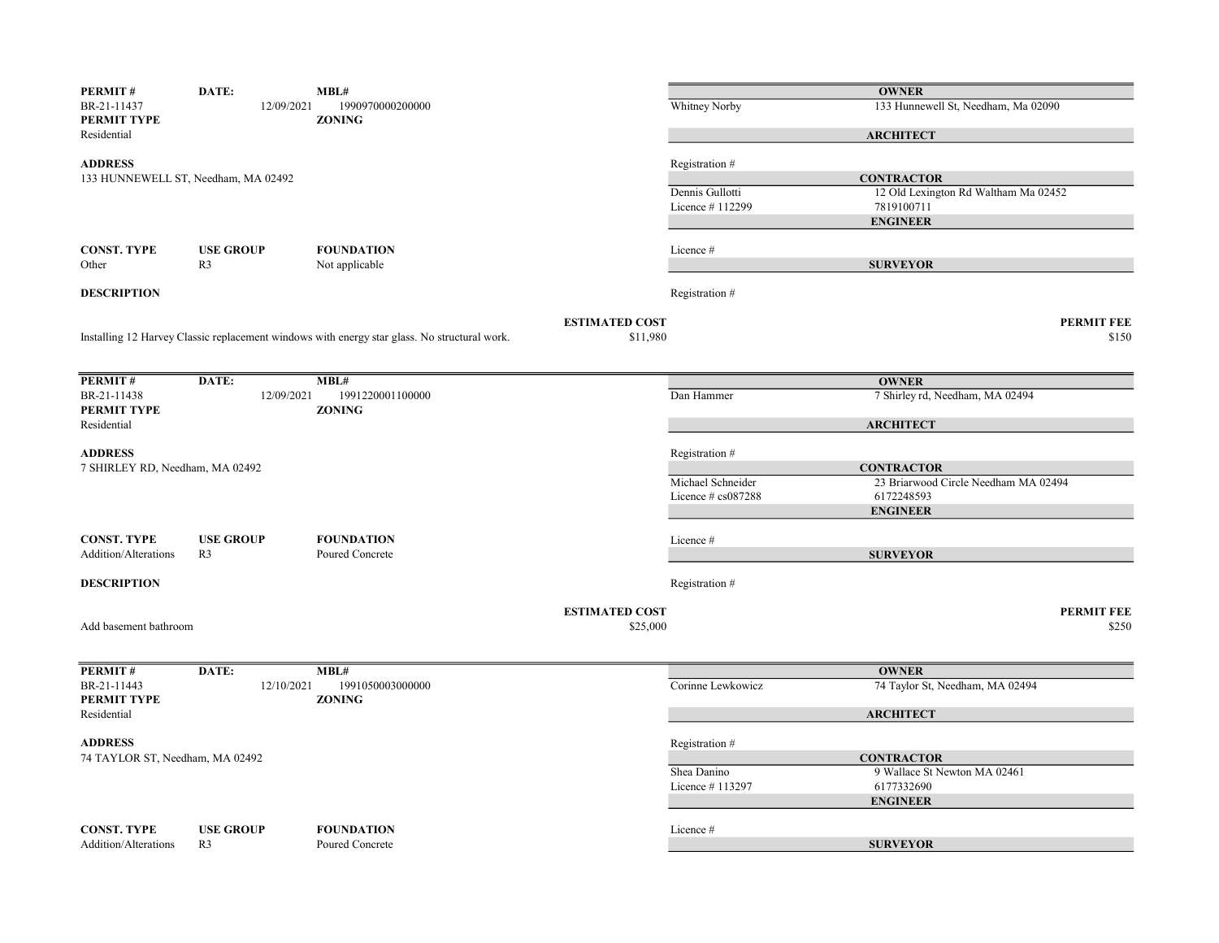| PERMIT # | DATE: | MBL# |
|---|---|---|
| BR-21-11437 | 12/09/2021 | 1990970000200000 |
| **PERMIT TYPE** | | **ZONING** |
| Residential | | |

**ADDRESS**
133 HUNNEWELL ST, Needham, MA 02492

| CONST. TYPE | USE GROUP | FOUNDATION |
|---|---|---|
| Other | R3 | Not applicable |

**DESCRIPTION**

Installing 12 Harvey Classic replacement windows with energy star glass. No structural work.

**ESTIMATED COST** $11,980

**PERMIT FEE** $150

| | |
|---|---|
| **OWNER** | |
| Whitney Norby | 133 Hunnewell St, Needham, Ma 02090 |
| **ARCHITECT** | |
| Registration # | |
| **CONTRACTOR** | |
| Dennis Gullotti | 12 Old Lexington Rd Waltham Ma 02452 |
| Licence # 112299 | 7819100711 |
| **ENGINEER** | |
| Licence # | |
| **SURVEYOR** | |
| Registration # | |

---

| PERMIT # | DATE: | MBL# |
|---|---|---|
| BR-21-11438 | 12/09/2021 | 1991220001100000 |
| **PERMIT TYPE** | | **ZONING** |
| Residential | | |

**ADDRESS**
7 SHIRLEY RD, Needham, MA 02492

| CONST. TYPE | USE GROUP | FOUNDATION |
|---|---|---|
| Addition/Alterations | R3 | Poured Concrete |

**DESCRIPTION**

Add basement bathroom

**ESTIMATED COST** $25,000

**PERMIT FEE** $250

| | |
|---|---|
| **OWNER** | |
| Dan Hammer | 7 Shirley rd, Needham, MA 02494 |
| **ARCHITECT** | |
| Registration # | |
| **CONTRACTOR** | |
| Michael Schneider | 23 Briarwood Circle Needham MA 02494 |
| Licence # cs087288 | 6172248593 |
| **ENGINEER** | |
| Licence # | |
| **SURVEYOR** | |
| Registration # | |

---

| PERMIT # | DATE: | MBL# |
|---|---|---|
| BR-21-11443 | 12/10/2021 | 1991050003000000 |
| **PERMIT TYPE** | | **ZONING** |
| Residential | | |

**ADDRESS**
74 TAYLOR ST, Needham, MA 02492

| CONST. TYPE | USE GROUP | FOUNDATION |
|---|---|---|
| Addition/Alterations | R3 | Poured Concrete |

| | |
|---|---|
| **OWNER** | |
| Corinne Lewkowicz | 74 Taylor St, Needham, MA 02494 |
| **ARCHITECT** | |
| Registration # | |
| **CONTRACTOR** | |
| Shea Danino | 9 Wallace St Newton MA 02461 |
| Licence # 113297 | 6177332690 |
| **ENGINEER** | |
| Licence # | |
| **SURVEYOR** | |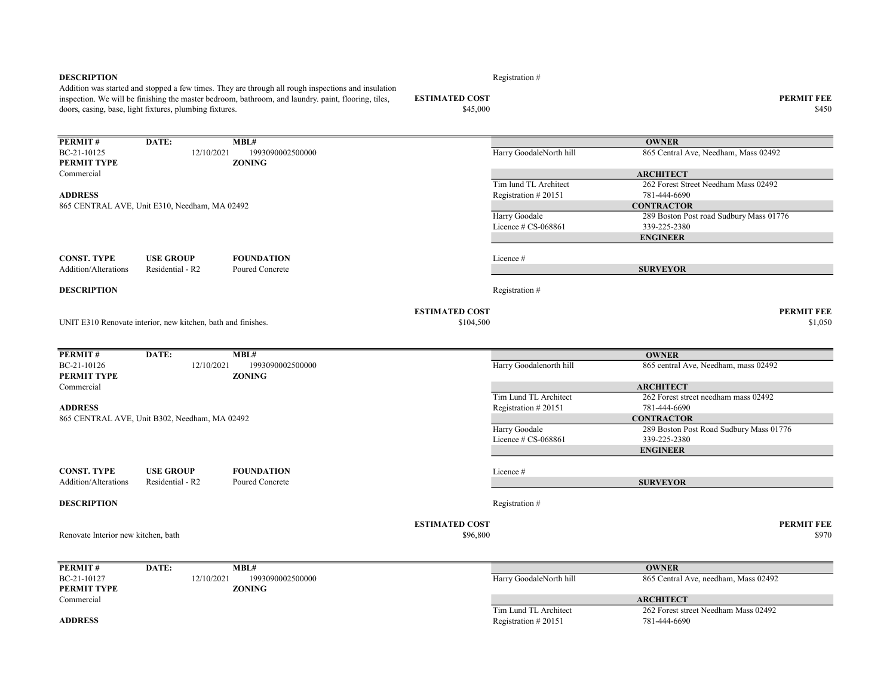**DESCRIPTION**

Addition was started and stopped a few times. They are through all rough inspections and insulation inspection. We will be finishing the master bedroom, bathroom, and laundry. paint, flooring, tiles, doors, casing, base, light fixtures, plumbing fixtures.

Registration #

**ESTIMATED COST** $45,000

**PERMIT FEE** $450

---

| PERMIT # | DATE: | MBL# |
|---|---|---|
| BC-21-10125 | 12/10/2021 | 1993090002500000 |

**PERMIT TYPE**
Commercial

**ZONING**

**ADDRESS**
865 CENTRAL AVE, Unit E310, Needham, MA 02492

| CONST. TYPE | USE GROUP | FOUNDATION |
|---|---|---|
| Addition/Alterations | Residential - R2 | Poured Concrete |

**OWNER**
Harry GoodaleNorth hill — 865 Central Ave, Needham, Mass 02492

**ARCHITECT**
Tim lund TL Architect — 262 Forest Street Needham Mass 02492
Registration # 20151 — 781-444-6690

**CONTRACTOR**
Harry Goodale — 289 Boston Post road Sudbury Mass 01776
Licence # CS-068861 — 339-225-2380

**ENGINEER**
Licence #

**SURVEYOR**
Registration #

**DESCRIPTION**

UNIT E310 Renovate interior, new kitchen, bath and finishes.

**ESTIMATED COST** $104,500

**PERMIT FEE** $1,050

---

| PERMIT # | DATE: | MBL# |
|---|---|---|
| BC-21-10126 | 12/10/2021 | 1993090002500000 |

**PERMIT TYPE**
Commercial

**ZONING**

**ADDRESS**
865 CENTRAL AVE, Unit B302, Needham, MA 02492

| CONST. TYPE | USE GROUP | FOUNDATION |
|---|---|---|
| Addition/Alterations | Residential - R2 | Poured Concrete |

**OWNER**
Harry Goodalenorth hill — 865 central Ave, Needham, mass 02492

**ARCHITECT**
Tim Lund TL Architect — 262 Forest street needham mass 02492
Registration # 20151 — 781-444-6690

**CONTRACTOR**
Harry Goodale — 289 Boston Post Road Sudbury Mass 01776
Licence # CS-068861 — 339-225-2380

**ENGINEER**
Licence #

**SURVEYOR**
Registration #

**DESCRIPTION**

Renovate Interior new kitchen, bath

**ESTIMATED COST** $96,800

**PERMIT FEE** $970

---

| PERMIT # | DATE: | MBL# |
|---|---|---|
| BC-21-10127 | 12/10/2021 | 1993090002500000 |

**PERMIT TYPE**
Commercial

**ZONING**

**ADDRESS**

**OWNER**
Harry GoodaleNorth hill — 865 Central Ave, needham, Mass 02492

**ARCHITECT**
Tim Lund TL Architect — 262 Forest street Needham Mass 02492
Registration # 20151 — 781-444-6690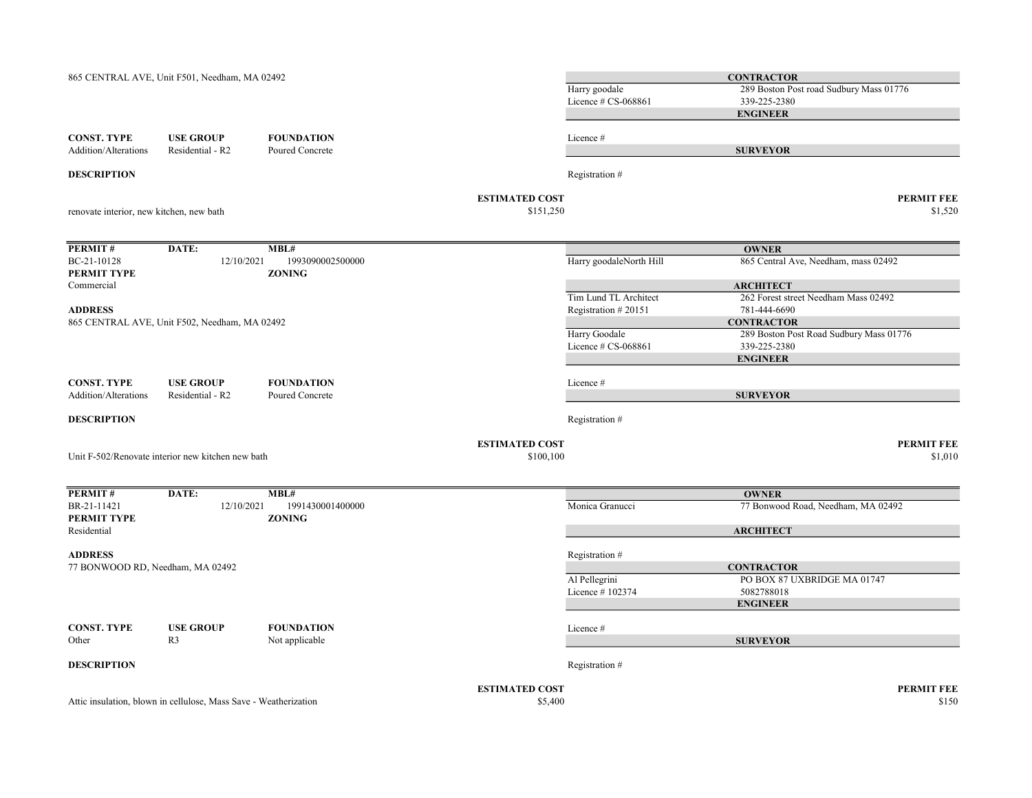865 CENTRAL AVE, Unit F501, Needham, MA 02492

| | **CONTRACTOR** |
|---|---|
| Harry goodale | 289 Boston Post road Sudbury Mass 01776 |
| Licence # CS-068861 | 339-225-2380 |
| | **ENGINEER** |
| Licence # | |
| | **SURVEYOR** |
| Registration # | |

| **CONST. TYPE** | **USE GROUP** | **FOUNDATION** |
|---|---|---|
| Addition/Alterations | Residential - R2 | Poured Concrete |

**DESCRIPTION**

renovate interior, new kitchen, new bath

**ESTIMATED COST** $151,250

**PERMIT FEE** $1,520

---

| **PERMIT #** | **DATE:** | **MBL#** |
|---|---|---|
| BC-21-10128 | 12/10/2021 | 1993090002500000 |

**PERMIT TYPE** Commercial

**ZONING**

**ADDRESS**

865 CENTRAL AVE, Unit F502, Needham, MA 02492

| | **OWNER** |
|---|---|
| Harry goodaleNorth Hill | 865 Central Ave, Needham, mass 02492 |
| | **ARCHITECT** |
| Tim Lund TL Architect | 262 Forest street Needham Mass 02492 |
| Registration # 20151 | 781-444-6690 |
| | **CONTRACTOR** |
| Harry Goodale | 289 Boston Post Road Sudbury Mass 01776 |
| Licence # CS-068861 | 339-225-2380 |
| | **ENGINEER** |
| Licence # | |
| | **SURVEYOR** |
| Registration # | |

| **CONST. TYPE** | **USE GROUP** | **FOUNDATION** |
|---|---|---|
| Addition/Alterations | Residential - R2 | Poured Concrete |

**DESCRIPTION**

Unit F-502/Renovate interior new kitchen new bath

**ESTIMATED COST** $100,100

**PERMIT FEE** $1,010

---

| **PERMIT #** | **DATE:** | **MBL#** |
|---|---|---|
| BR-21-11421 | 12/10/2021 | 1991430001400000 |

**PERMIT TYPE** Residential

**ZONING**

**ADDRESS**

77 BONWOOD RD, Needham, MA 02492

| | **OWNER** |
|---|---|
| Monica Granucci | 77 Bonwood Road, Needham, MA 02492 |
| | **ARCHITECT** |
| Registration # | |
| | **CONTRACTOR** |
| Al Pellegrini | PO BOX 87 UXBRIDGE MA 01747 |
| Licence # 102374 | 5082788018 |
| | **ENGINEER** |
| Licence # | |
| | **SURVEYOR** |
| Registration # | |

| **CONST. TYPE** | **USE GROUP** | **FOUNDATION** |
|---|---|---|
| Other | R3 | Not applicable |

**DESCRIPTION**

Attic insulation, blown in cellulose, Mass Save - Weatherization

**ESTIMATED COST** $5,400

**PERMIT FEE** $150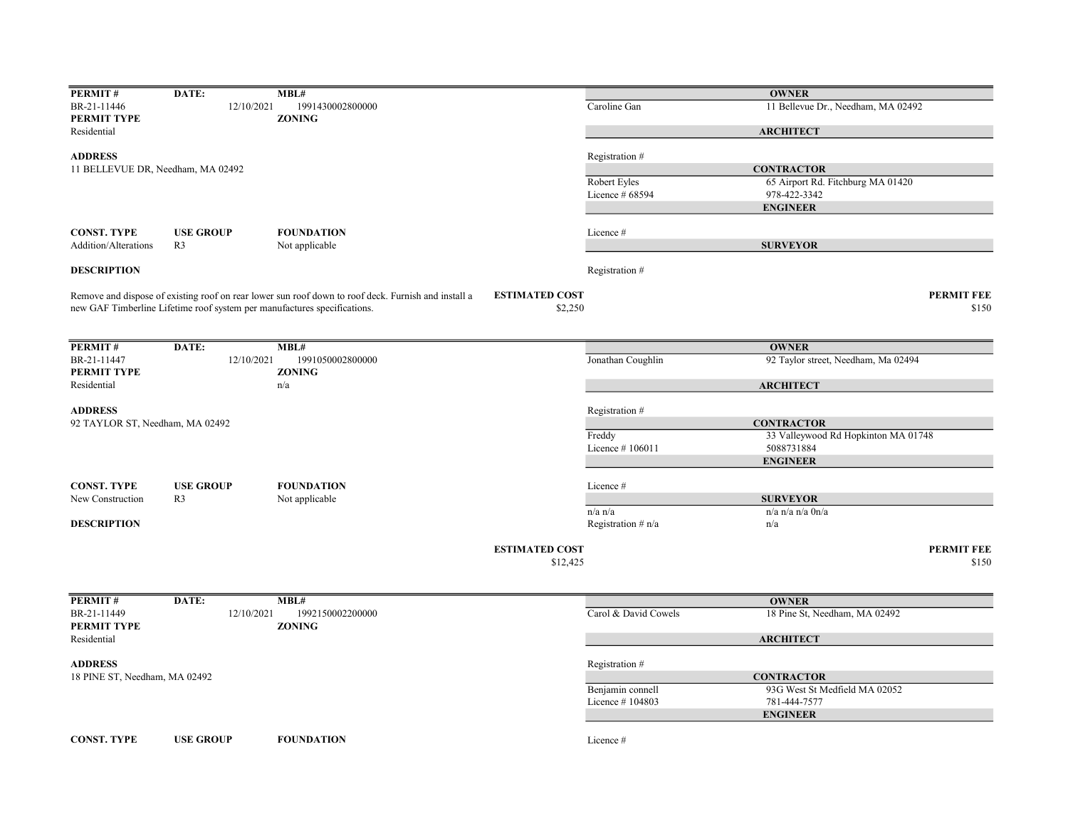| PERMIT # | DATE: | MBL# |
|---|---|---|
| BR-21-11446 | 12/10/2021 | 1991430002800000 |
| **PERMIT TYPE** | | **ZONING** |
| Residential | | |

**ADDRESS**
11 BELLEVUE DR, Needham, MA 02492

| | |
|---|---|
| | **OWNER** |
| Caroline Gan | 11 Bellevue Dr., Needham, MA 02492 |
| | **ARCHITECT** |
| Registration # | |
| | **CONTRACTOR** |
| Robert Eyles | 65 Airport Rd. Fitchburg MA 01420 |
| Licence # 68594 | 978-422-3342 |
| | **ENGINEER** |
| Licence # | |
| | **SURVEYOR** |
| Registration # | |

| CONST. TYPE | USE GROUP | FOUNDATION |
|---|---|---|
| Addition/Alterations | R3 | Not applicable |

**DESCRIPTION**

Remove and dispose of existing roof on rear lower sun roof down to roof deck. Furnish and install a new GAF Timberline Lifetime roof system per manufactures specifications.

| ESTIMATED COST | PERMIT FEE |
|---|---|
| $2,250 | $150 |

---

| PERMIT # | DATE: | MBL# |
|---|---|---|
| BR-21-11447 | 12/10/2021 | 1991050002800000 |
| **PERMIT TYPE** | | **ZONING** |
| Residential | | n/a |

**ADDRESS**
92 TAYLOR ST, Needham, MA 02492

| | |
|---|---|
| | **OWNER** |
| Jonathan Coughlin | 92 Taylor street, Needham, Ma 02494 |
| | **ARCHITECT** |
| Registration # | |
| | **CONTRACTOR** |
| Freddy | 33 Valleywood Rd Hopkinton MA 01748 |
| Licence # 106011 | 5088731884 |
| | **ENGINEER** |
| Licence # | |
| | **SURVEYOR** |
| n/a n/a | n/a n/a n/a 0n/a |
| Registration # n/a | n/a |

| CONST. TYPE | USE GROUP | FOUNDATION |
|---|---|---|
| New Construction | R3 | Not applicable |

**DESCRIPTION**

| ESTIMATED COST | PERMIT FEE |
|---|---|
| $12,425 | $150 |

---

| PERMIT # | DATE: | MBL# |
|---|---|---|
| BR-21-11449 | 12/10/2021 | 1992150002200000 |
| **PERMIT TYPE** | | **ZONING** |
| Residential | | |

**ADDRESS**
18 PINE ST, Needham, MA 02492

| | |
|---|---|
| | **OWNER** |
| Carol & David Cowels | 18 Pine St, Needham, MA 02492 |
| | **ARCHITECT** |
| Registration # | |
| | **CONTRACTOR** |
| Benjamin connell | 93G West St Medfield MA 02052 |
| Licence # 104803 | 781-444-7577 |
| | **ENGINEER** |
| Licence # | |

| CONST. TYPE | USE GROUP | FOUNDATION |
|---|---|---|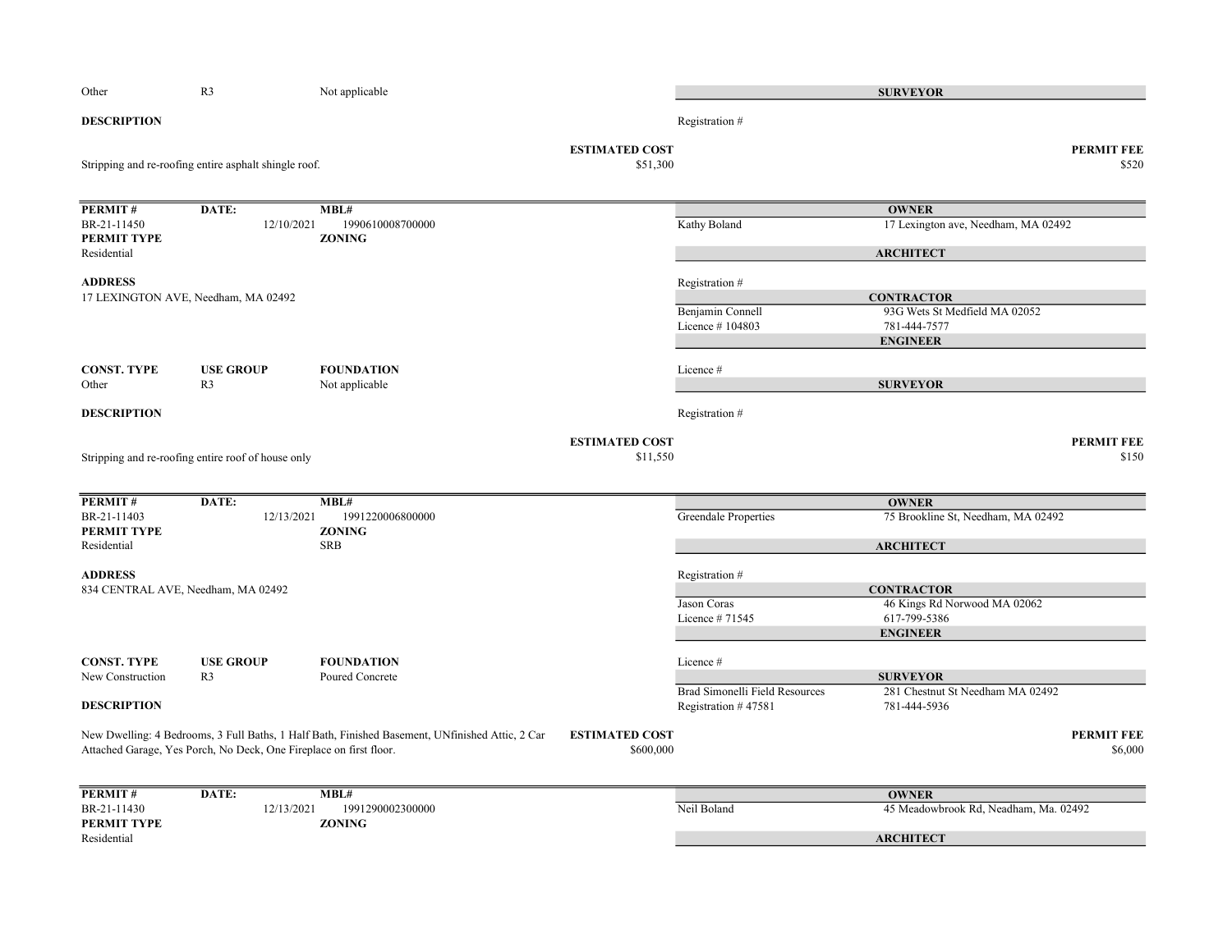| CONST. TYPE | USE GROUP | FOUNDATION |
|---|---|---|
| Other | R3 | Not applicable |

**SURVEYOR**

Registration #

**DESCRIPTION**

Stripping and re-roofing entire asphalt shingle roof.

**ESTIMATED COST** $51,300

**PERMIT FEE** $520

---

| PERMIT # | DATE: | MBL# |
|---|---|---|
| BR-21-11450 | 12/10/2021 | 1990610008700000 |

**PERMIT TYPE**: Residential

**ZONING**:

**ADDRESS**
17 LEXINGTON AVE, Needham, MA 02492

**OWNER**
Kathy Boland — 17 Lexington ave, Needham, MA 02492

**ARCHITECT**
Registration #

**CONTRACTOR**
Benjamin Connell — 93G Wets St Medfield MA 02052
Licence # 104803 — 781-444-7577

**ENGINEER**
Licence #

| CONST. TYPE | USE GROUP | FOUNDATION |
|---|---|---|
| Other | R3 | Not applicable |

**SURVEYOR**
Registration #

**DESCRIPTION**

Stripping and re-roofing entire roof of house only

**ESTIMATED COST** $11,550

**PERMIT FEE** $150

---

| PERMIT # | DATE: | MBL# |
|---|---|---|
| BR-21-11403 | 12/13/2021 | 1991220006800000 |

**PERMIT TYPE**: Residential

**ZONING**: SRB

**ADDRESS**
834 CENTRAL AVE, Needham, MA 02492

**OWNER**
Greendale Properties — 75 Brookline St, Needham, MA 02492

**ARCHITECT**
Registration #

**CONTRACTOR**
Jason Coras — 46 Kings Rd Norwood MA 02062
Licence # 71545 — 617-799-5386

**ENGINEER**
Licence #

| CONST. TYPE | USE GROUP | FOUNDATION |
|---|---|---|
| New Construction | R3 | Poured Concrete |

**SURVEYOR**
Brad Simonelli Field Resources — 281 Chestnut St Needham MA 02492
Registration # 47581 — 781-444-5936

**DESCRIPTION**

New Dwelling: 4 Bedrooms, 3 Full Baths, 1 Half Bath, Finished Basement, UNfinished Attic, 2 Car Attached Garage, Yes Porch, No Deck, One Fireplace on first floor.

**ESTIMATED COST** $600,000

**PERMIT FEE** $6,000

---

| PERMIT # | DATE: | MBL# |
|---|---|---|
| BR-21-11430 | 12/13/2021 | 1991290002300000 |

**PERMIT TYPE**: Residential

**ZONING**:

**OWNER**
Neil Boland — 45 Meadowbrook Rd, Neadham, Ma. 02492

**ARCHITECT**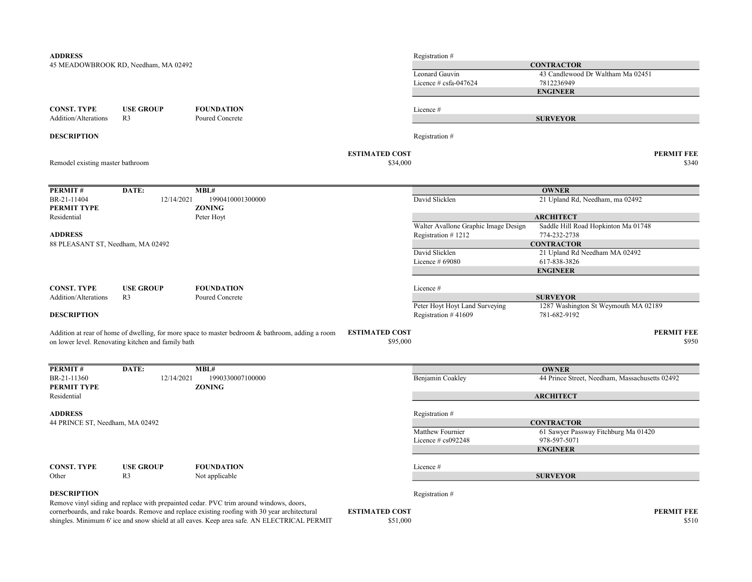**ADDRESS**
45 MEADOWBROOK RD, Needham, MA 02492

Registration #

**CONTRACTOR**
Leonard Gauvin — 43 Candlewood Dr Waltham Ma 02451
Licence # csfa-047624 — 7812236949

**ENGINEER**
Licence #

**SURVEYOR**
Registration #

| CONST. TYPE | USE GROUP | FOUNDATION |
|---|---|---|
| Addition/Alterations | R3 | Poured Concrete |

**DESCRIPTION**
Remodel existing master bathroom

**ESTIMATED COST** $34,000 | **PERMIT FEE** $340

---

| PERMIT # | DATE: | MBL# |
|---|---|---|
| BR-21-11404 | 12/14/2021 | 1990410001300000 |

**PERMIT TYPE**: Residential
**ZONING**: Peter Hoyt

**ADDRESS**
88 PLEASANT ST, Needham, MA 02492

**OWNER**
David Slicklen — 21 Upland Rd, Needham, ma 02492

**ARCHITECT**
Walter Avallone Graphic Image Design — Saddle Hill Road Hopkinton Ma 01748
Registration # 1212 — 774-232-2738

**CONTRACTOR**
David Slicklen — 21 Upland Rd Needham MA 02492
Licence # 69080 — 617-838-3826

**ENGINEER**
Licence #

**SURVEYOR**
Peter Hoyt Hoyt Land Surveying — 1287 Washington St Weymouth MA 02189
Registration # 41609 — 781-682-9192

| CONST. TYPE | USE GROUP | FOUNDATION |
|---|---|---|
| Addition/Alterations | R3 | Poured Concrete |

**DESCRIPTION**
Addition at rear of home of dwelling, for more space to master bedroom & bathroom, adding a room on lower level. Renovating kitchen and family bath

**ESTIMATED COST** $95,000 | **PERMIT FEE** $950

---

| PERMIT # | DATE: | MBL# |
|---|---|---|
| BR-21-11360 | 12/14/2021 | 1990330007100000 |

**PERMIT TYPE**: Residential
**ZONING**:

**ADDRESS**
44 PRINCE ST, Needham, MA 02492

**OWNER**
Benjamin Coakley — 44 Prince Street, Needham, Massachusetts 02492

**ARCHITECT**
Registration #

**CONTRACTOR**
Matthew Fournier — 61 Sawyer Passway Fitchburg Ma 01420
Licence # cs092248 — 978-597-5071

**ENGINEER**
Licence #

**SURVEYOR**
Registration #

| CONST. TYPE | USE GROUP | FOUNDATION |
|---|---|---|
| Other | R3 | Not applicable |

**DESCRIPTION**
Remove vinyl siding and replace with prepainted cedar. PVC trim around windows, doors, cornerboards, and rake boards. Remove and replace existing roofing with 30 year architectural shingles. Minimum 6' ice and snow shield at all eaves. Keep area safe. AN ELECTRICAL PERMIT

**ESTIMATED COST** $51,000 | **PERMIT FEE** $510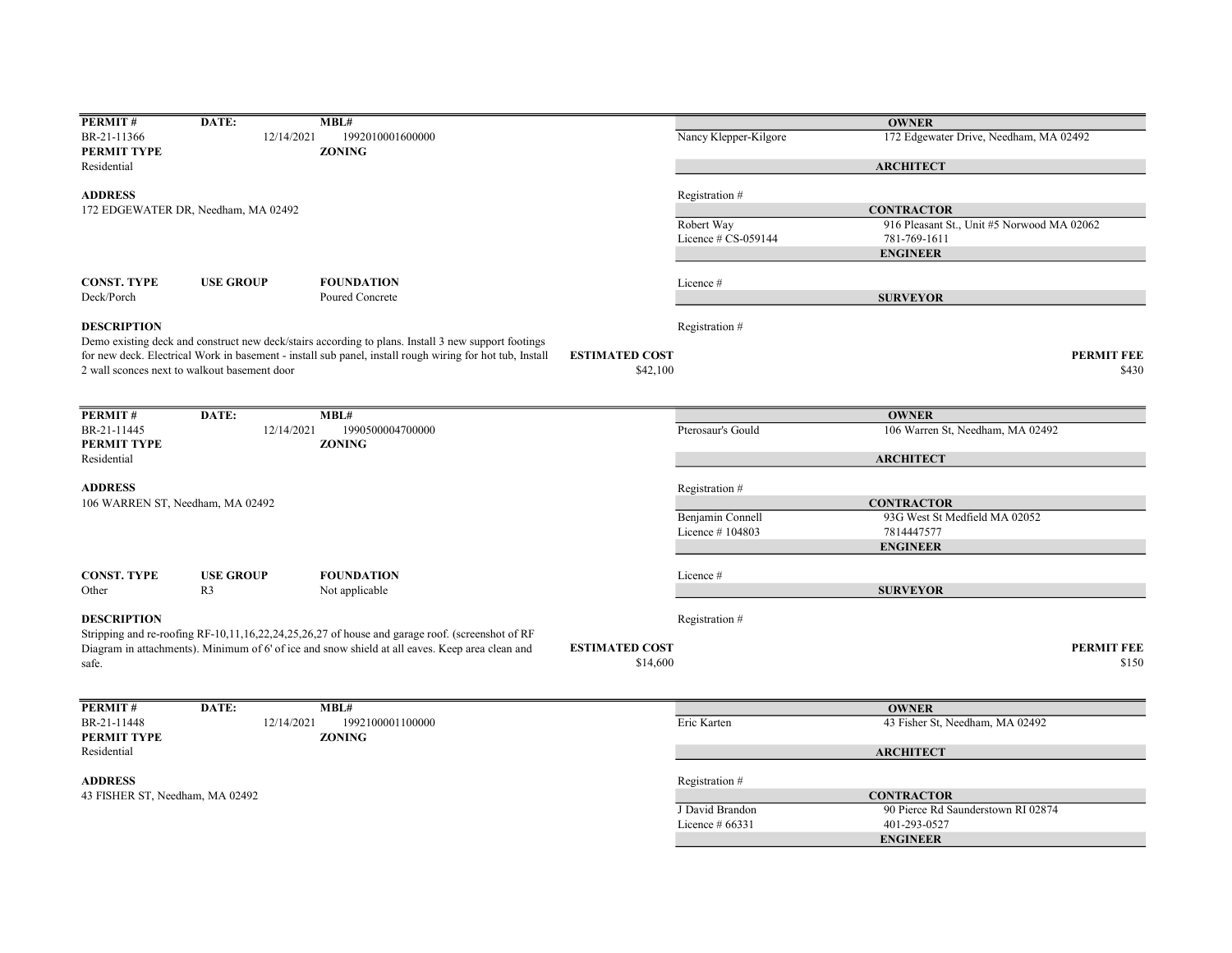| PERMIT # | DATE: | MBL# |
|---|---|---|
| BR-21-11366 | 12/14/2021 | 1992010001600000 |

**PERMIT TYPE**
Residential

**ZONING**

**ADDRESS**
172 EDGEWATER DR, Needham, MA 02492

| CONST. TYPE | USE GROUP | FOUNDATION |
|---|---|---|
| Deck/Porch | | Poured Concrete |

**DESCRIPTION**
Demo existing deck and construct new deck/stairs according to plans. Install 3 new support footings for new deck. Electrical Work in basement - install sub panel, install rough wiring for hot tub, Install 2 wall sconces next to walkout basement door

**ESTIMATED COST** $42,100

**OWNER**
Nancy Klepper-Kilgore — 172 Edgewater Drive, Needham, MA 02492

**ARCHITECT**
Registration #

**CONTRACTOR**
Robert Way — 916 Pleasant St., Unit #5 Norwood MA 02062
Licence # CS-059144 — 781-769-1611

**ENGINEER**
Licence #

**SURVEYOR**
Registration #

**PERMIT FEE** $430

---

| PERMIT # | DATE: | MBL# |
|---|---|---|
| BR-21-11445 | 12/14/2021 | 1990500004700000 |

**PERMIT TYPE**
Residential

**ZONING**

**ADDRESS**
106 WARREN ST, Needham, MA 02492

| CONST. TYPE | USE GROUP | FOUNDATION |
|---|---|---|
| Other | R3 | Not applicable |

**DESCRIPTION**
Stripping and re-roofing RF-10,11,16,22,24,25,26,27 of house and garage roof. (screenshot of RF Diagram in attachments). Minimum of 6' of ice and snow shield at all eaves. Keep area clean and safe.

**ESTIMATED COST** $14,600

**OWNER**
Pterosaur's Gould — 106 Warren St, Needham, MA 02492

**ARCHITECT**
Registration #

**CONTRACTOR**
Benjamin Connell — 93G West St Medfield MA 02052
Licence # 104803 — 7814447577

**ENGINEER**
Licence #

**SURVEYOR**
Registration #

**PERMIT FEE** $150

---

| PERMIT # | DATE: | MBL# |
|---|---|---|
| BR-21-11448 | 12/14/2021 | 1992100001100000 |

**PERMIT TYPE**
Residential

**ZONING**

**ADDRESS**
43 FISHER ST, Needham, MA 02492

**OWNER**
Eric Karten — 43 Fisher St, Needham, MA 02492

**ARCHITECT**
Registration #

**CONTRACTOR**
J David Brandon — 90 Pierce Rd Saunderstown RI 02874
Licence # 66331 — 401-293-0527

**ENGINEER**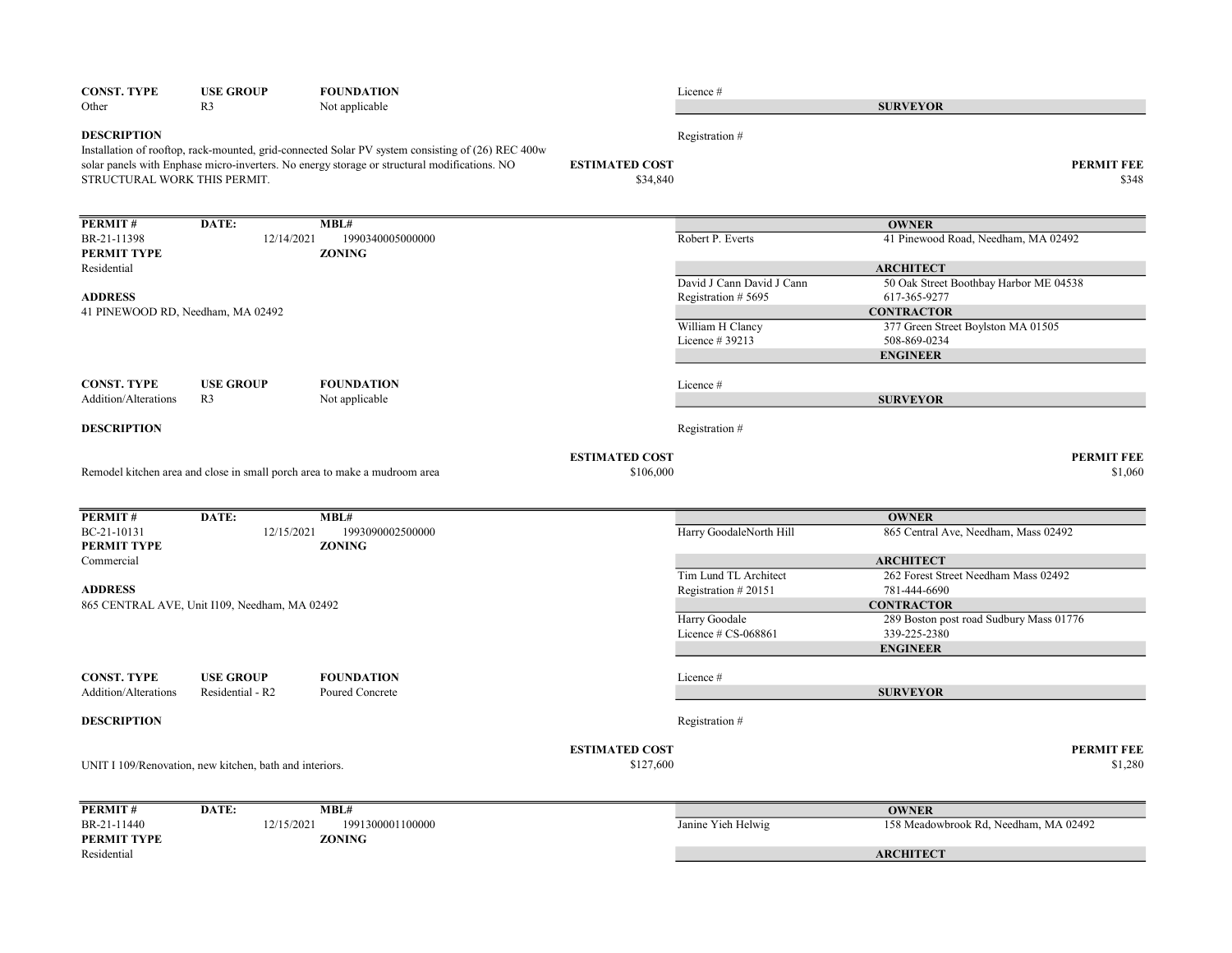| CONST. TYPE | USE GROUP | FOUNDATION |
|---|---|---|
| Other | R3 | Not applicable |

Licence #

**SURVEYOR**

**DESCRIPTION**

Installation of rooftop, rack-mounted, grid-connected Solar PV system consisting of (26) REC 400w solar panels with Enphase micro-inverters. No energy storage or structural modifications. NO STRUCTURAL WORK THIS PERMIT.

Registration #

**ESTIMATED COST** $34,840

**PERMIT FEE** $348

---

| PERMIT # | DATE: | MBL# |
|---|---|---|
| BR-21-11398 | 12/14/2021 | 1990340005000000 |

**PERMIT TYPE** Residential

**ZONING**

**ADDRESS**
41 PINEWOOD RD, Needham, MA 02492

| **OWNER** | |
|---|---|
| Robert P. Everts | 41 Pinewood Road, Needham, MA 02492 |
| **ARCHITECT** | |
| David J Cann David J Cann | 50 Oak Street Boothbay Harbor ME 04538 |
| Registration # 5695 | 617-365-9277 |
| **CONTRACTOR** | |
| William H Clancy | 377 Green Street Boylston MA 01505 |
| Licence # 39213 | 508-869-0234 |
| **ENGINEER** | |
| Licence # | |
| **SURVEYOR** | |
| Registration # | |

| CONST. TYPE | USE GROUP | FOUNDATION |
|---|---|---|
| Addition/Alterations | R3 | Not applicable |

**DESCRIPTION**

Remodel kitchen area and close in small porch area to make a mudroom area

**ESTIMATED COST** $106,000

**PERMIT FEE** $1,060

---

| PERMIT # | DATE: | MBL# |
|---|---|---|
| BC-21-10131 | 12/15/2021 | 1993090002500000 |

**PERMIT TYPE** Commercial

**ZONING**

**ADDRESS**
865 CENTRAL AVE, Unit I109, Needham, MA 02492

| **OWNER** | |
|---|---|
| Harry GoodaleNorth Hill | 865 Central Ave, Needham, Mass 02492 |
| **ARCHITECT** | |
| Tim Lund TL Architect | 262 Forest Street Needham Mass 02492 |
| Registration # 20151 | 781-444-6690 |
| **CONTRACTOR** | |
| Harry Goodale | 289 Boston post road Sudbury Mass 01776 |
| Licence # CS-068861 | 339-225-2380 |
| **ENGINEER** | |
| Licence # | |
| **SURVEYOR** | |
| Registration # | |

| CONST. TYPE | USE GROUP | FOUNDATION |
|---|---|---|
| Addition/Alterations | Residential - R2 | Poured Concrete |

**DESCRIPTION**

UNIT I 109/Renovation, new kitchen, bath and interiors.

**ESTIMATED COST** $127,600

**PERMIT FEE** $1,280

---

| PERMIT # | DATE: | MBL# |
|---|---|---|
| BR-21-11440 | 12/15/2021 | 1991300001100000 |

**PERMIT TYPE** Residential

**ZONING**

| **OWNER** | |
|---|---|
| Janine Yieh Helwig | 158 Meadowbrook Rd, Needham, MA 02492 |
| **ARCHITECT** | |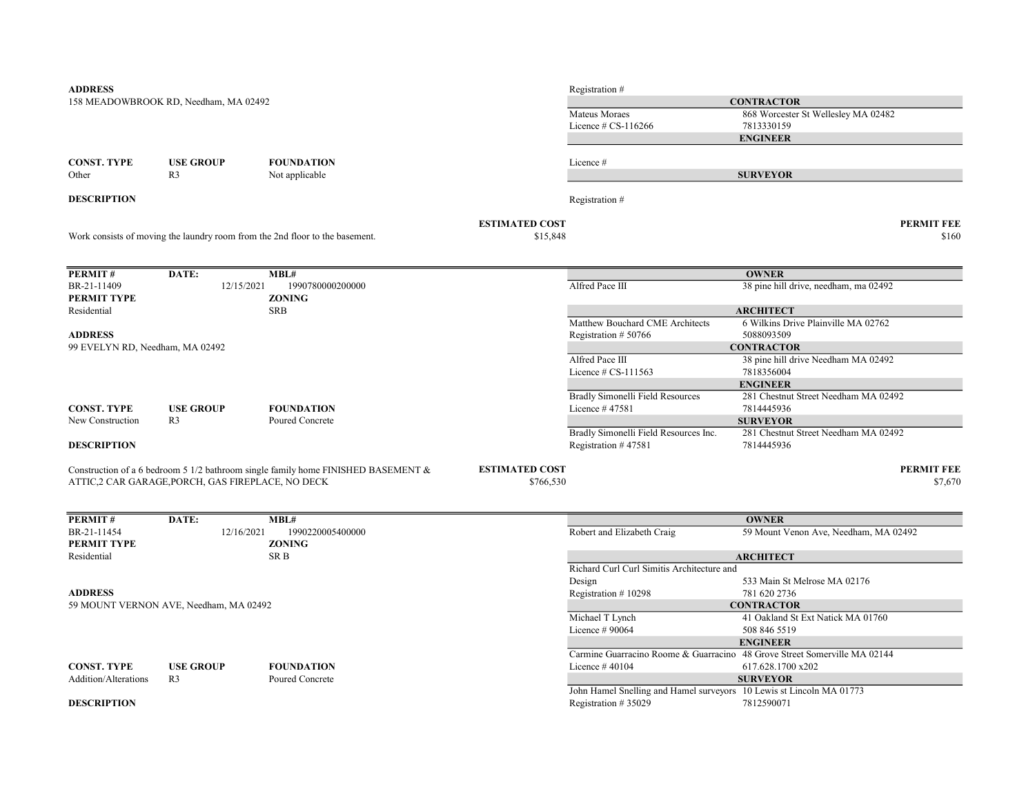**ADDRESS**
158 MEADOWBROOK RD, Needham, MA 02492

Registration #

**CONTRACTOR**

Mateus Moraes | 868 Worcester St Wellesley MA 02482
Licence # CS-116266 | 7813330159

**ENGINEER**

Licence #

**SURVEYOR**

Registration #

| CONST. TYPE | USE GROUP | FOUNDATION |
|---|---|---|
| Other | R3 | Not applicable |

**DESCRIPTION**

Work consists of moving the laundry room from the 2nd floor to the basement.

**ESTIMATED COST** $15,848

**PERMIT FEE** $160

---

| PERMIT # | DATE: | MBL# |
|---|---|---|
| BR-21-11409 | 12/15/2021 | 1990780000200000 |

**PERMIT TYPE**: Residential
**ZONING**: SRB

**ADDRESS**
99 EVELYN RD, Needham, MA 02492

**OWNER**

Alfred Pace III | 38 pine hill drive, needham, ma 02492

**ARCHITECT**

Matthew Bouchard CME Architects | 6 Wilkins Drive Plainville MA 02762
Registration # 50766 | 5088093509

**CONTRACTOR**

Alfred Pace III | 38 pine hill drive Needham MA 02492
Licence # CS-111563 | 7818356004

**ENGINEER**

Bradly Simonelli Field Resources | 281 Chestnut Street Needham MA 02492
Licence # 47581 | 7814445936

**SURVEYOR**

Bradly Simonelli Field Resources Inc. | 281 Chestnut Street Needham MA 02492
Registration # 47581 | 7814445936

| CONST. TYPE | USE GROUP | FOUNDATION |
|---|---|---|
| New Construction | R3 | Poured Concrete |

**DESCRIPTION**

Construction of a 6 bedroom 5 1/2 bathroom single family home FINISHED BASEMENT & ATTIC,2 CAR GARAGE,PORCH, GAS FIREPLACE, NO DECK

**ESTIMATED COST** $766,530

**PERMIT FEE** $7,670

---

| PERMIT # | DATE: | MBL# |
|---|---|---|
| BR-21-11454 | 12/16/2021 | 1990220005400000 |

**PERMIT TYPE**: Residential
**ZONING**: SR B

**ADDRESS**
59 MOUNT VERNON AVE, Needham, MA 02492

**OWNER**

Robert and Elizabeth Craig | 59 Mount Venon Ave, Needham, MA 02492

**ARCHITECT**

Richard Curl Curl Simitis Architecture and Design | 533 Main St Melrose MA 02176
Registration # 10298 | 781 620 2736

**CONTRACTOR**

Michael T Lynch | 41 Oakland St Ext Natick MA 01760
Licence # 90064 | 508 846 5519

**ENGINEER**

Carmine Guarracino Roome & Guarracino | 48 Grove Street Somerville MA 02144
Licence # 40104 | 617.628.1700 x202

**SURVEYOR**

John Hamel Snelling and Hamel surveyors | 10 Lewis st Lincoln MA 01773
Registration # 35029 | 7812590071

| CONST. TYPE | USE GROUP | FOUNDATION |
|---|---|---|
| Addition/Alterations | R3 | Poured Concrete |

**DESCRIPTION**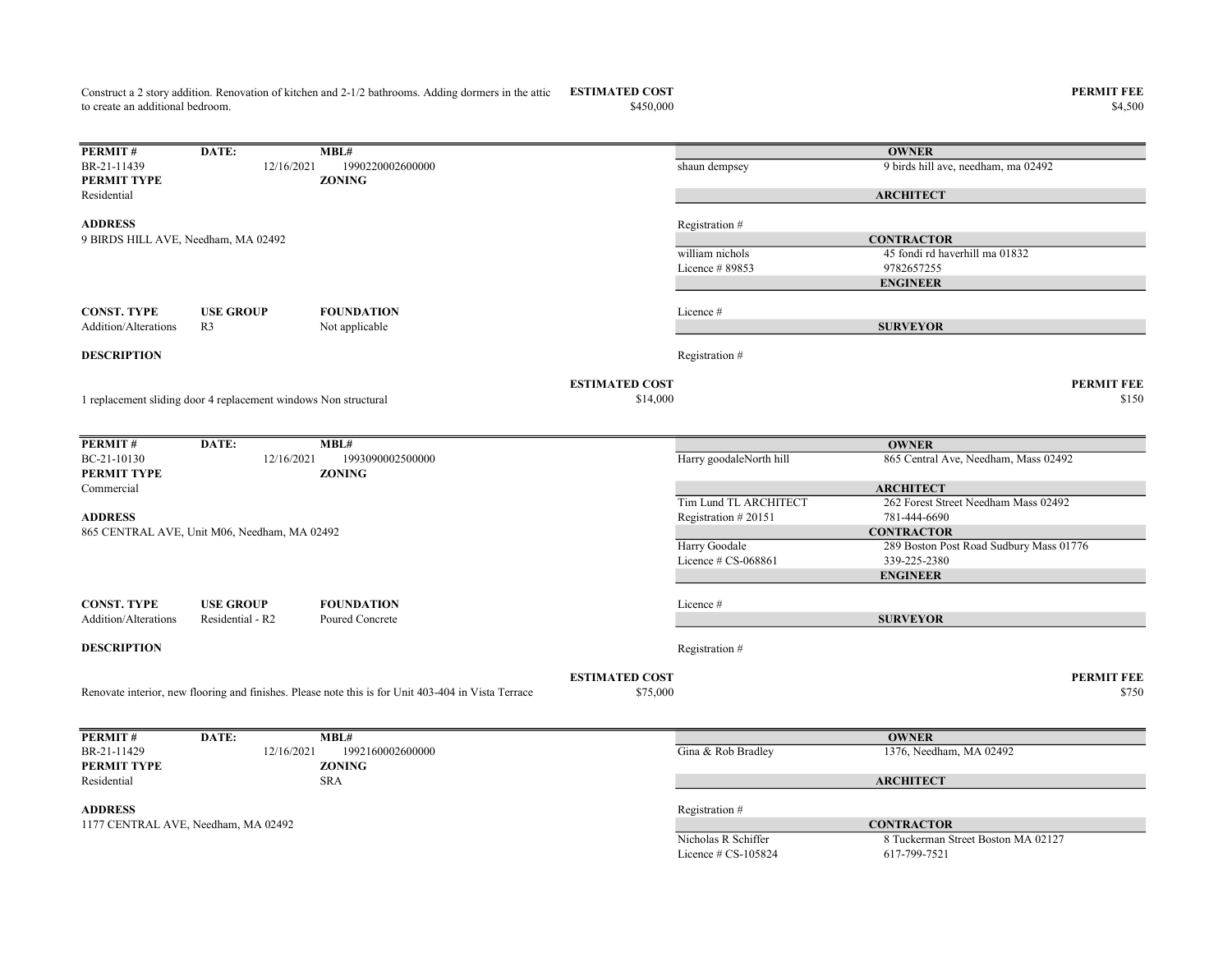Construct a 2 story addition. Renovation of kitchen and 2-1/2 bathrooms. Adding dormers in the attic to create an additional bedroom.

| ESTIMATED COST | PERMIT FEE |
| --- | --- |
| $450,000 | $4,500 |

---

| PERMIT # | DATE: | MBL# |
| --- | --- | --- |
| BR-21-11439 | 12/16/2021 | 1990220002600000 |
| **PERMIT TYPE** | | **ZONING** |
| Residential | | |

**ADDRESS**
9 BIRDS HILL AVE, Needham, MA 02492

| | |
| --- | --- |
| **OWNER** | |
| shaun dempsey | 9 birds hill ave, needham, ma 02492 |
| **ARCHITECT** | |
| Registration # | |
| **CONTRACTOR** | |
| william nichols | 45 fondi rd haverhill ma 01832 |
| Licence # 89853 | 9782657255 |
| **ENGINEER** | |
| Licence # | |
| **SURVEYOR** | |
| Registration # | |

| CONST. TYPE | USE GROUP | FOUNDATION |
| --- | --- | --- |
| Addition/Alterations | R3 | Not applicable |

**DESCRIPTION**

1 replacement sliding door 4 replacement windows Non structural

| ESTIMATED COST | PERMIT FEE |
| --- | --- |
| $14,000 | $150 |

---

| PERMIT # | DATE: | MBL# |
| --- | --- | --- |
| BC-21-10130 | 12/16/2021 | 1993090002500000 |
| **PERMIT TYPE** | | **ZONING** |
| Commercial | | |

**ADDRESS**
865 CENTRAL AVE, Unit M06, Needham, MA 02492

| | |
| --- | --- |
| **OWNER** | |
| Harry goodaleNorth hill | 865 Central Ave, Needham, Mass 02492 |
| **ARCHITECT** | |
| Tim Lund TL ARCHITECT | 262 Forest Street Needham Mass 02492 |
| Registration # 20151 | 781-444-6690 |
| **CONTRACTOR** | |
| Harry Goodale | 289 Boston Post Road Sudbury Mass 01776 |
| Licence # CS-068861 | 339-225-2380 |
| **ENGINEER** | |
| Licence # | |
| **SURVEYOR** | |
| Registration # | |

| CONST. TYPE | USE GROUP | FOUNDATION |
| --- | --- | --- |
| Addition/Alterations | Residential - R2 | Poured Concrete |

**DESCRIPTION**

Renovate interior, new flooring and finishes. Please note this is for Unit 403-404 in Vista Terrace

| ESTIMATED COST | PERMIT FEE |
| --- | --- |
| $75,000 | $750 |

---

| PERMIT # | DATE: | MBL# |
| --- | --- | --- |
| BR-21-11429 | 12/16/2021 | 1992160002600000 |
| **PERMIT TYPE** | | **ZONING** |
| Residential | | SRA |

**ADDRESS**
1177 CENTRAL AVE, Needham, MA 02492

| | |
| --- | --- |
| **OWNER** | |
| Gina & Rob Bradley | 1376, Needham, MA 02492 |
| **ARCHITECT** | |
| Registration # | |
| **CONTRACTOR** | |
| Nicholas R Schiffer | 8 Tuckerman Street Boston MA 02127 |
| Licence # CS-105824 | 617-799-7521 |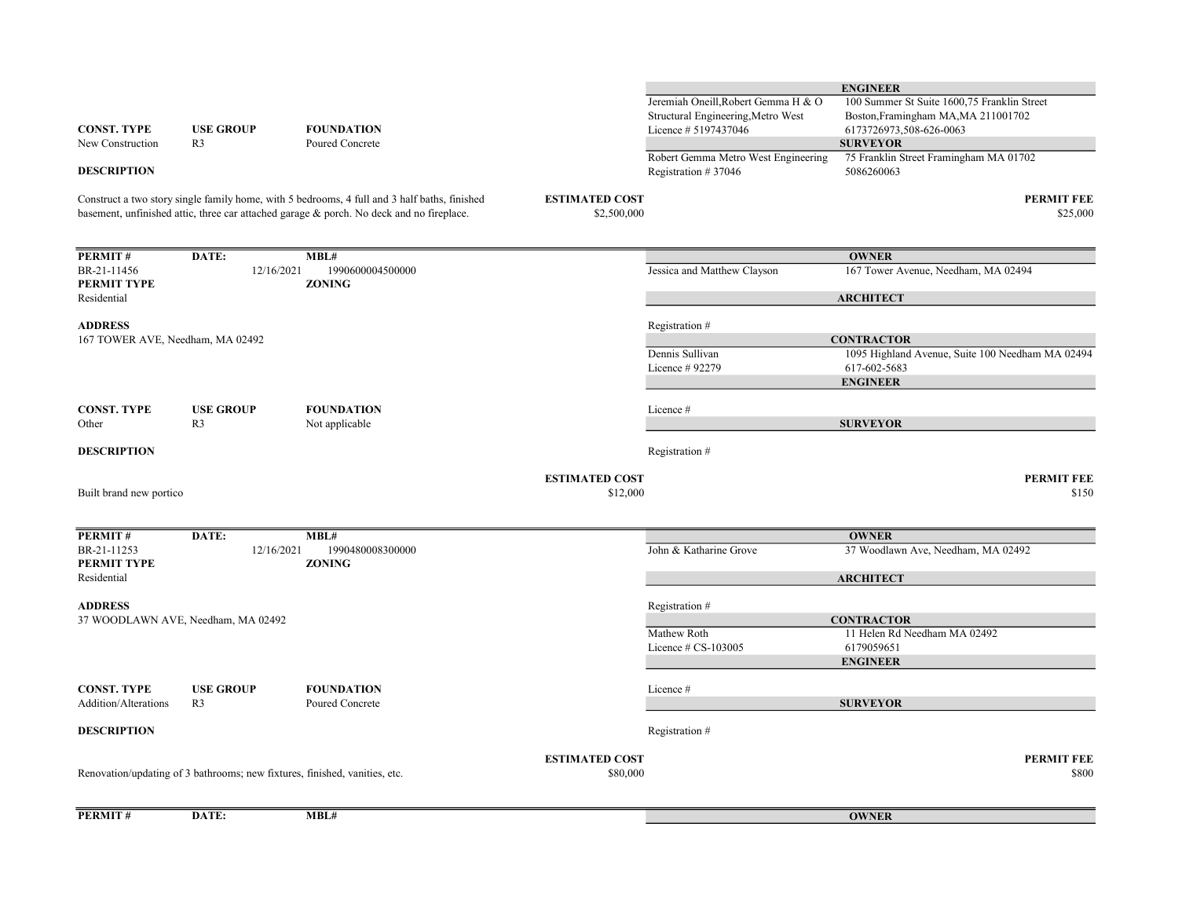| | | | **ENGINEER** | |
|---|---|---|---|---|
| | | | Jeremiah Oneill,Robert Gemma H & O Structural Engineering,Metro West | 100 Summer St Suite 1600,75 Franklin Street Boston,Framingham MA,MA 211001702 |
| **CONST. TYPE** | **USE GROUP** | **FOUNDATION** | Licence # 5197437046 | 6173726973,508-626-0063 |
| New Construction | R3 | Poured Concrete | **SURVEYOR** | |
| | | | Robert Gemma Metro West Engineering | 75 Franklin Street Framingham MA 01702 |
| **DESCRIPTION** | | | Registration # 37046 | 5086260063 |

Construct a two story single family home, with 5 bedrooms, 4 full and 3 half baths, finished basement, unfinished attic, three car attached garage & porch. No deck and no fireplace.

**ESTIMATED COST** $2,500,000

**PERMIT FEE** $25,000

---

| **PERMIT #** | **DATE:** | **MBL#** |
|---|---|---|
| BR-21-11456 | 12/16/2021 | 1990600004500000 |

**PERMIT TYPE**: Residential

**ZONING**:

**ADDRESS**: 167 TOWER AVE, Needham, MA 02492

| **CONST. TYPE** | **USE GROUP** | **FOUNDATION** |
|---|---|---|
| Other | R3 | Not applicable |

**DESCRIPTION**

Built brand new portico

**ESTIMATED COST** $12,000

**OWNER**: Jessica and Matthew Clayson — 167 Tower Avenue, Needham, MA 02494

**ARCHITECT**: Registration #

**CONTRACTOR**: Dennis Sullivan, Licence # 92279 — 1095 Highland Avenue, Suite 100 Needham MA 02494, 617-602-5683

**ENGINEER**: Licence #

**SURVEYOR**: Registration #

**PERMIT FEE** $150

---

| **PERMIT #** | **DATE:** | **MBL#** |
|---|---|---|
| BR-21-11253 | 12/16/2021 | 1990480008300000 |

**PERMIT TYPE**: Residential

**ZONING**:

**ADDRESS**: 37 WOODLAWN AVE, Needham, MA 02492

| **CONST. TYPE** | **USE GROUP** | **FOUNDATION** |
|---|---|---|
| Addition/Alterations | R3 | Poured Concrete |

**DESCRIPTION**

Renovation/updating of 3 bathrooms; new fixtures, finished, vanities, etc.

**ESTIMATED COST** $80,000

**OWNER**: John & Katharine Grove — 37 Woodlawn Ave, Needham, MA 02492

**ARCHITECT**: Registration #

**CONTRACTOR**: Mathew Roth, Licence # CS-103005 — 11 Helen Rd Needham MA 02492, 6179059651

**ENGINEER**: Licence #

**SURVEYOR**: Registration #

**PERMIT FEE** $800

---

| **PERMIT #** | **DATE:** | **MBL#** | **OWNER** |
|---|---|---|---|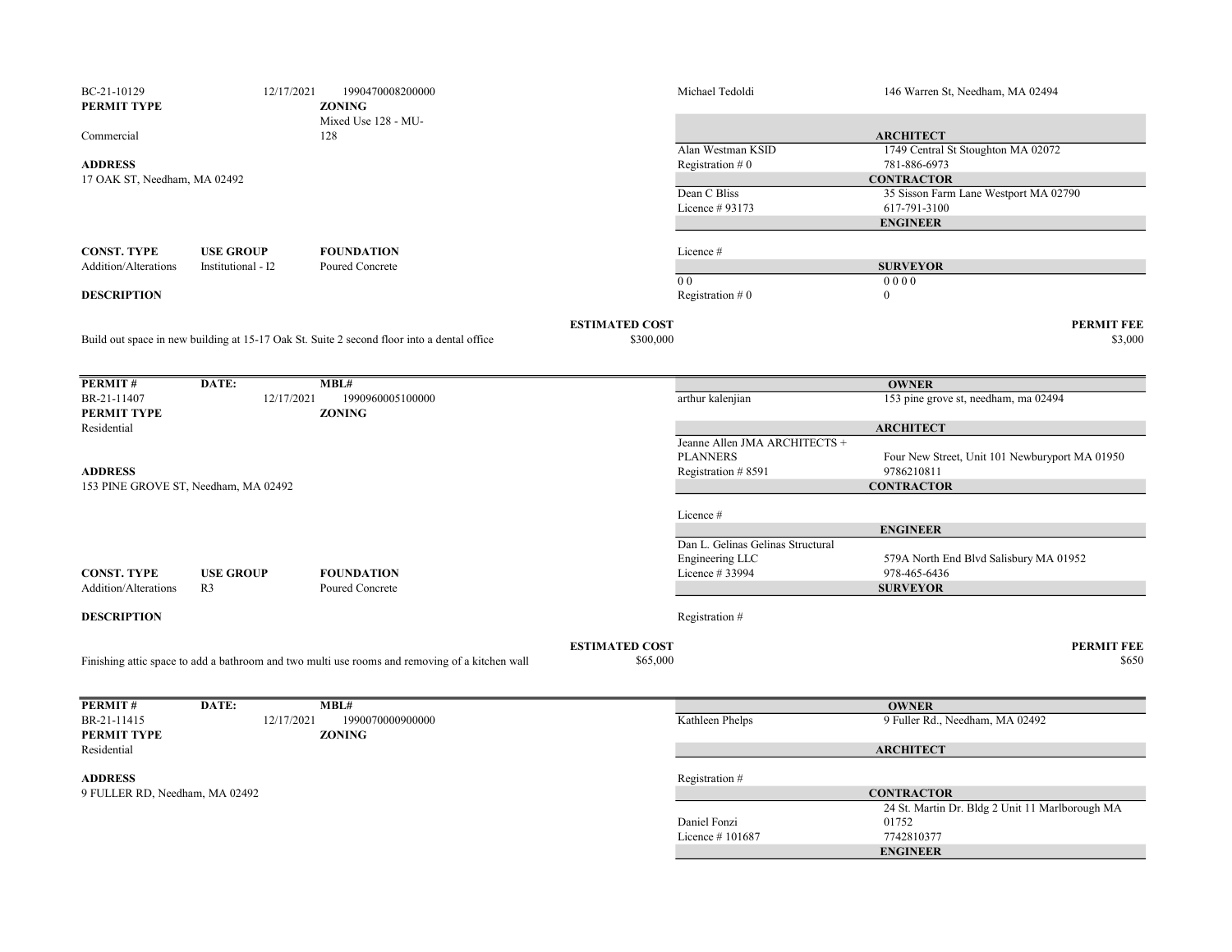BC-21-10129 12/17/2021 1990470008200000

**PERMIT TYPE**
Commercial

**ZONING**
Mixed Use 128 - MU-128

**ADDRESS**
17 OAK ST, Needham, MA 02492

| | |
|---|---|
| Michael Tedoldi | 146 Warren St, Needham, MA 02494 |
| | **ARCHITECT** |
| Alan Westman KSID | 1749 Central St Stoughton MA 02072 |
| Registration # 0 | 781-886-6973 |
| | **CONTRACTOR** |
| Dean C Bliss | 35 Sisson Farm Lane Westport MA 02790 |
| Licence # 93173 | 617-791-3100 |
| | **ENGINEER** |
| Licence # | |
| | **SURVEYOR** |
| 0 0 | 0 0 0 0 |
| Registration # 0 | 0 |

| CONST. TYPE | USE GROUP | FOUNDATION |
|---|---|---|
| Addition/Alterations | Institutional - I2 | Poured Concrete |

**DESCRIPTION**

Build out space in new building at 15-17 Oak St. Suite 2 second floor into a dental office

**ESTIMATED COST** $300,000

**PERMIT FEE** $3,000

---

| PERMIT # | DATE: | MBL# |
|---|---|---|
| BR-21-11407 | 12/17/2021 | 1990960005100000 |

**PERMIT TYPE**
Residential

**ZONING**

**ADDRESS**
153 PINE GROVE ST, Needham, MA 02492

| | |
|---|---|
| | **OWNER** |
| arthur kalenjian | 153 pine grove st, needham, ma 02494 |
| | **ARCHITECT** |
| Jeanne Allen JMA ARCHITECTS + PLANNERS | Four New Street, Unit 101 Newburyport MA 01950 |
| Registration # 8591 | 9786210811 |
| | **CONTRACTOR** |
| Licence # | |
| | **ENGINEER** |
| Dan L. Gelinas Gelinas Structural Engineering LLC | 579A North End Blvd Salisbury MA 01952 |
| Licence # 33994 | 978-465-6436 |
| | **SURVEYOR** |
| Registration # | |

| CONST. TYPE | USE GROUP | FOUNDATION |
|---|---|---|
| Addition/Alterations | R3 | Poured Concrete |

**DESCRIPTION**

Finishing attic space to add a bathroom and two multi use rooms and removing of a kitchen wall

**ESTIMATED COST** $65,000

**PERMIT FEE** $650

---

| PERMIT # | DATE: | MBL# |
|---|---|---|
| BR-21-11415 | 12/17/2021 | 1990070000900000 |

**PERMIT TYPE**
Residential

**ZONING**

**ADDRESS**
9 FULLER RD, Needham, MA 02492

| | |
|---|---|
| | **OWNER** |
| Kathleen Phelps | 9 Fuller Rd., Needham, MA 02492 |
| | **ARCHITECT** |
| Registration # | |
| | **CONTRACTOR** |
| Daniel Fonzi | 24 St. Martin Dr. Bldg 2 Unit 11 Marlborough MA 01752 |
| Licence # 101687 | 7742810377 |
| | **ENGINEER** |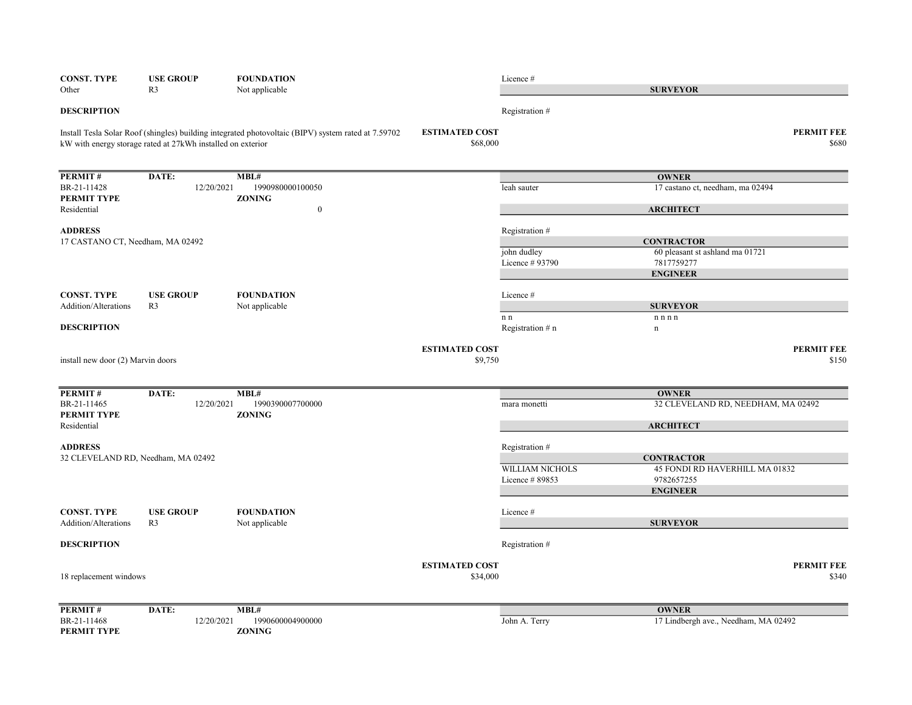| CONST. TYPE | USE GROUP | FOUNDATION | | Licence # | |
|---|---|---|---|---|---|
| Other | R3 | Not applicable | | | **SURVEYOR** |

**DESCRIPTION**

Registration #

Install Tesla Solar Roof (shingles) building integrated photovoltaic (BIPV) system rated at 7.59702 kW with energy storage rated at 27kWh installed on exterior

**ESTIMATED COST** $68,000

**PERMIT FEE** $680

---

| PERMIT # | DATE: | MBL# | | **OWNER** |
|---|---|---|---|---|
| BR-21-11428 | 12/20/2021 | 1990980000100050 | leah sauter | 17 castano ct, needham, ma 02494 |
| **PERMIT TYPE** | | **ZONING** | | |
| Residential | | 0 | | **ARCHITECT** |

**ADDRESS**
17 CASTANO CT, Needham, MA 02492

Registration #

**CONTRACTOR**

| | |
|---|---|
| john dudley | 60 pleasant st ashland ma 01721 |
| Licence # 93790 | 7817759277 |

**ENGINEER**

| CONST. TYPE | USE GROUP | FOUNDATION |
|---|---|---|
| Addition/Alterations | R3 | Not applicable |

Licence #

**SURVEYOR**

| | |
|---|---|
| n n | n n n n |
| Registration # n | n |

**DESCRIPTION**

install new door (2) Marvin doors

**ESTIMATED COST** $9,750

**PERMIT FEE** $150

---

| PERMIT # | DATE: | MBL# | | **OWNER** |
|---|---|---|---|---|
| BR-21-11465 | 12/20/2021 | 1990390007700000 | mara monetti | 32 CLEVELAND RD, NEEDHAM, MA 02492 |
| **PERMIT TYPE** | | **ZONING** | | |
| Residential | | | | **ARCHITECT** |

**ADDRESS**
32 CLEVELAND RD, Needham, MA 02492

Registration #

**CONTRACTOR**

| | |
|---|---|
| WILLIAM NICHOLS | 45 FONDI RD HAVERHILL MA 01832 |
| Licence # 89853 | 9782657255 |

**ENGINEER**

| CONST. TYPE | USE GROUP | FOUNDATION |
|---|---|---|
| Addition/Alterations | R3 | Not applicable |

Licence #

**SURVEYOR**

**DESCRIPTION**

Registration #

18 replacement windows

**ESTIMATED COST** $34,000

**PERMIT FEE** $340

---

| PERMIT # | DATE: | MBL# | | **OWNER** |
|---|---|---|---|---|
| BR-21-11468 | 12/20/2021 | 1990600004900000 | John A. Terry | 17 Lindbergh ave., Needham, MA 02492 |
| **PERMIT TYPE** | | **ZONING** | | |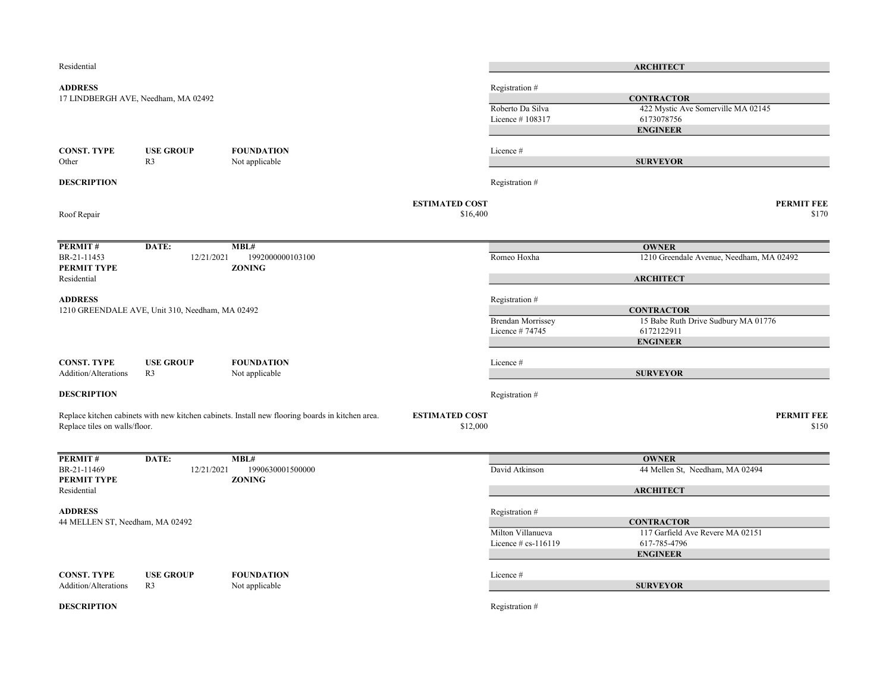Residential

**ADDRESS**
17 LINDBERGH AVE, Needham, MA 02492

| CONST. TYPE | USE GROUP | FOUNDATION |
| --- | --- | --- |
| Other | R3 | Not applicable |

**DESCRIPTION**

Roof Repair

**ESTIMATED COST**
$16,400

**ARCHITECT**
Registration #

**CONTRACTOR**
Roberto Da Silva — 422 Mystic Ave Somerville MA 02145
Licence # 108317 — 6173078756

**ENGINEER**
Licence #

**SURVEYOR**
Registration #

**PERMIT FEE**
$170

---

| PERMIT # | DATE: | MBL# |
| --- | --- | --- |
| BR-21-11453 | 12/21/2021 | 1992000000103100 |

**PERMIT TYPE**
Residential

**ZONING**

**ADDRESS**
1210 GREENDALE AVE, Unit 310, Needham, MA 02492

| CONST. TYPE | USE GROUP | FOUNDATION |
| --- | --- | --- |
| Addition/Alterations | R3 | Not applicable |

**DESCRIPTION**

Replace kitchen cabinets with new kitchen cabinets. Install new flooring boards in kitchen area. Replace tiles on walls/floor.

**ESTIMATED COST**
$12,000

**OWNER**
Romeo Hoxha — 1210 Greendale Avenue, Needham, MA 02492

**ARCHITECT**
Registration #

**CONTRACTOR**
Brendan Morrissey — 15 Babe Ruth Drive Sudbury MA 01776
Licence # 74745 — 6172122911

**ENGINEER**
Licence #

**SURVEYOR**
Registration #

**PERMIT FEE**
$150

---

| PERMIT # | DATE: | MBL# |
| --- | --- | --- |
| BR-21-11469 | 12/21/2021 | 1990630001500000 |

**PERMIT TYPE**
Residential

**ZONING**

**ADDRESS**
44 MELLEN ST, Needham, MA 02492

| CONST. TYPE | USE GROUP | FOUNDATION |
| --- | --- | --- |
| Addition/Alterations | R3 | Not applicable |

**DESCRIPTION**

**OWNER**
David Atkinson — 44 Mellen St, Needham, MA 02494

**ARCHITECT**
Registration #

**CONTRACTOR**
Milton Villanueva — 117 Garfield Ave Revere MA 02151
Licence # cs-116119 — 617-785-4796

**ENGINEER**
Licence #

**SURVEYOR**
Registration #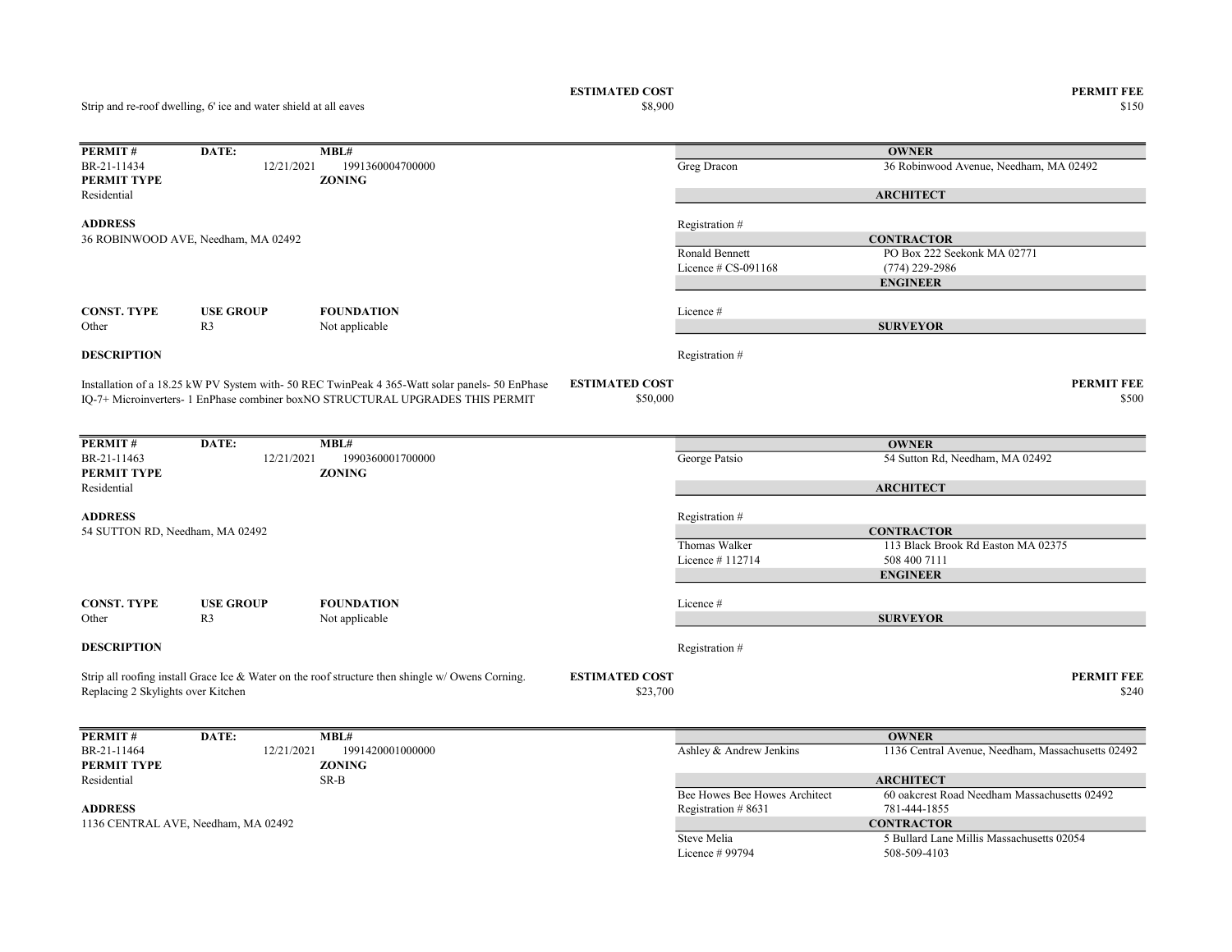Strip and re-roof dwelling, 6' ice and water shield at all eaves

**ESTIMATED COST** $8,900

**PERMIT FEE** $150

---

| PERMIT # | DATE: | MBL# | | |
|---|---|---|---|---|
| BR-21-11434 | 12/21/2021 | 1991360004700000 | | |
| **PERMIT TYPE** | | **ZONING** | | |
| Residential | | | | |

**OWNER**
Greg Dracon — 36 Robinwood Avenue, Needham, MA 02492

**ARCHITECT**
Registration #

**ADDRESS**
36 ROBINWOOD AVE, Needham, MA 02492

**CONTRACTOR**
Ronald Bennett — PO Box 222 Seekonk MA 02771
Licence # CS-091168 — (774) 229-2986

**ENGINEER**
Licence #

| CONST. TYPE | USE GROUP | FOUNDATION |
|---|---|---|
| Other | R3 | Not applicable |

**SURVEYOR**
Registration #

**DESCRIPTION**

Installation of a 18.25 kW PV System with- 50 REC TwinPeak 4 365-Watt solar panels- 50 EnPhase IQ-7+ Microinverters- 1 EnPhase combiner boxNO STRUCTURAL UPGRADES THIS PERMIT

**ESTIMATED COST** $50,000

**PERMIT FEE** $500

---

| PERMIT # | DATE: | MBL# | | |
|---|---|---|---|---|
| BR-21-11463 | 12/21/2021 | 1990360001700000 | | |
| **PERMIT TYPE** | | **ZONING** | | |
| Residential | | | | |

**OWNER**
George Patsio — 54 Sutton Rd, Needham, MA 02492

**ARCHITECT**
Registration #

**ADDRESS**
54 SUTTON RD, Needham, MA 02492

**CONTRACTOR**
Thomas Walker — 113 Black Brook Rd Easton MA 02375
Licence # 112714 — 508 400 7111

**ENGINEER**
Licence #

| CONST. TYPE | USE GROUP | FOUNDATION |
|---|---|---|
| Other | R3 | Not applicable |

**SURVEYOR**
Registration #

**DESCRIPTION**

Strip all roofing install Grace Ice & Water on the roof structure then shingle w/ Owens Corning. Replacing 2 Skylights over Kitchen

**ESTIMATED COST** $23,700

**PERMIT FEE** $240

---

| PERMIT # | DATE: | MBL# | | |
|---|---|---|---|---|
| BR-21-11464 | 12/21/2021 | 1991420001000000 | | |
| **PERMIT TYPE** | | **ZONING** | | |
| Residential | | SR-B | | |

**OWNER**
Ashley & Andrew Jenkins — 1136 Central Avenue, Needham, Massachusetts 02492

**ARCHITECT**
Bee Howes Bee Howes Architect — 60 oakcrest Road Needham Massachusetts 02492
Registration # 8631 — 781-444-1855

**ADDRESS**
1136 CENTRAL AVE, Needham, MA 02492

**CONTRACTOR**
Steve Melia — 5 Bullard Lane Millis Massachusetts 02054
Licence # 99794 — 508-509-4103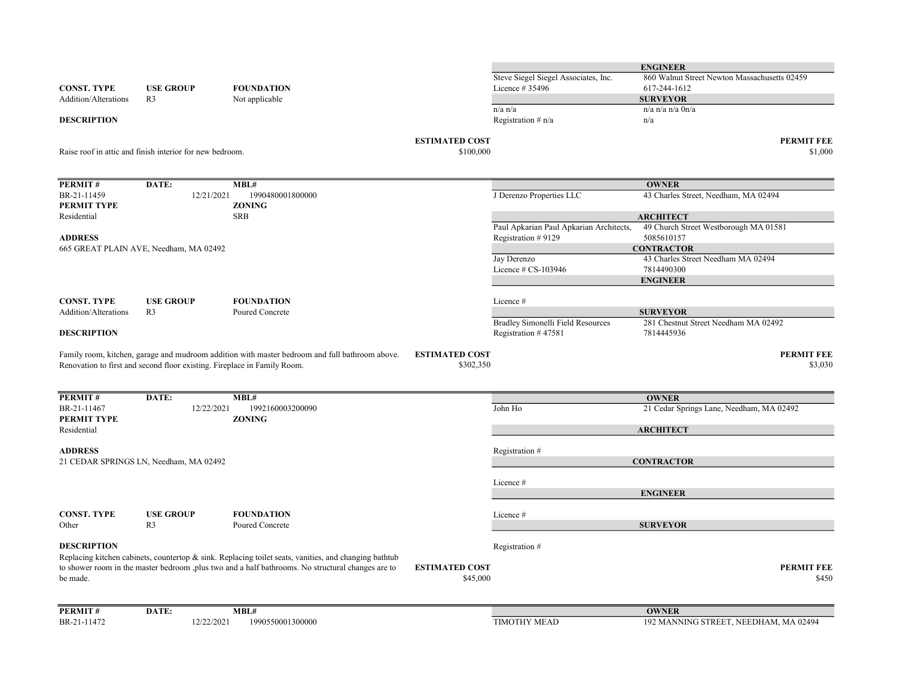| | | | | |
|---|---|---|---|---|
| | | | **ENGINEER** | |
| | | | Steve Siegel Siegel Associates, Inc. | 860 Walnut Street Newton Massachusetts 02459 |
| **CONST. TYPE** | **USE GROUP** | **FOUNDATION** | Licence # 35496 | 617-244-1612 |
| Addition/Alterations | R3 | Not applicable | **SURVEYOR** | |
| | | | n/a n/a | n/a n/a n/a 0n/a |
| **DESCRIPTION** | | | Registration # n/a | n/a |

Raise roof in attic and finish interior for new bedroom.

**ESTIMATED COST** $100,000 | **PERMIT FEE** $1,000

---

| | | | | |
|---|---|---|---|---|
| **PERMIT #** | **DATE:** | **MBL#** | **OWNER** | |
| BR-21-11459 | 12/21/2021 | 1990480001800000 | J Derenzo Properties LLC | 43 Charles Street, Needham, MA 02494 |
| **PERMIT TYPE** | | **ZONING** | | |
| Residential | | SRB | **ARCHITECT** | |
| | | | Paul Apkarian Paul Apkarian Architects, | 49 Church Street Westborough MA 01581 |
| **ADDRESS** | | | Registration # 9129 | 5085610157 |
| 665 GREAT PLAIN AVE, Needham, MA 02492 | | | **CONTRACTOR** | |
| | | | Jay Derenzo | 43 Charles Street Needham MA 02494 |
| | | | Licence # CS-103946 | 7814490300 |
| | | | **ENGINEER** | |
| **CONST. TYPE** | **USE GROUP** | **FOUNDATION** | Licence # | |
| Addition/Alterations | R3 | Poured Concrete | **SURVEYOR** | |
| | | | Bradley Simonelli Field Resources | 281 Chestnut Street Needham MA 02492 |
| **DESCRIPTION** | | | Registration # 47581 | 7814445936 |

Family room, kitchen, garage and mudroom addition with master bedroom and full bathroom above. Renovation to first and second floor existing. Fireplace in Family Room.

**ESTIMATED COST** $302,350 | **PERMIT FEE** $3,030

---

| | | | | |
|---|---|---|---|---|
| **PERMIT #** | **DATE:** | **MBL#** | **OWNER** | |
| BR-21-11467 | 12/22/2021 | 1992160003200090 | John Ho | 21 Cedar Springs Lane, Needham, MA 02492 |
| **PERMIT TYPE** | | **ZONING** | | |
| Residential | | | **ARCHITECT** | |
| **ADDRESS** | | | Registration # | |
| 21 CEDAR SPRINGS LN, Needham, MA 02492 | | | **CONTRACTOR** | |
| | | | Licence # | |
| | | | **ENGINEER** | |
| **CONST. TYPE** | **USE GROUP** | **FOUNDATION** | Licence # | |
| Other | R3 | Poured Concrete | **SURVEYOR** | |
| **DESCRIPTION** | | | Registration # | |

Replacing kitchen cabinets, countertop & sink. Replacing toilet seats, vanities, and changing bathtub to shower room in the master bedroom ,plus two and a half bathrooms. No structural changes are to be made.

**ESTIMATED COST** $45,000 | **PERMIT FEE** $450

---

| | | | | |
|---|---|---|---|---|
| **PERMIT #** | **DATE:** | **MBL#** | **OWNER** | |
| BR-21-11472 | 12/22/2021 | 1990550001300000 | TIMOTHY MEAD | 192 MANNING STREET, NEEDHAM, MA 02494 |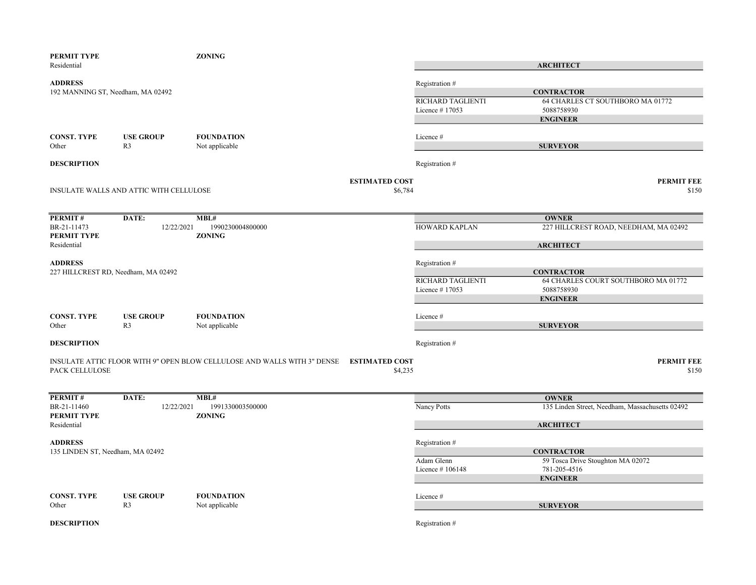**PERMIT TYPE**
Residential

**ZONING**

**ARCHITECT**

Registration #

**ADDRESS**
192 MANNING ST, Needham, MA 02492

**CONTRACTOR**
RICHARD TAGLIENTI
Licence # 17053
64 CHARLES CT SOUTHBORO MA 01772
5088758930

**ENGINEER**

Licence #

| CONST. TYPE | USE GROUP | FOUNDATION |
|---|---|---|
| Other | R3 | Not applicable |

**SURVEYOR**

Registration #

**DESCRIPTION**

INSULATE WALLS AND ATTIC WITH CELLULOSE

**ESTIMATED COST** $6,784

**PERMIT FEE** $150

---

| PERMIT # | DATE: | MBL# |
|---|---|---|
| BR-21-11473 | 12/22/2021 | 1990230004800000 |

**OWNER**
HOWARD KAPLAN — 227 HILLCREST ROAD, NEEDHAM, MA 02492

**PERMIT TYPE**
Residential

**ZONING**

**ARCHITECT**

Registration #

**ADDRESS**
227 HILLCREST RD, Needham, MA 02492

**CONTRACTOR**
RICHARD TAGLIENTI
Licence # 17053
64 CHARLES COURT SOUTHBORO MA 01772
5088758930

**ENGINEER**

Licence #

| CONST. TYPE | USE GROUP | FOUNDATION |
|---|---|---|
| Other | R3 | Not applicable |

**SURVEYOR**

Registration #

**DESCRIPTION**

INSULATE ATTIC FLOOR WITH 9" OPEN BLOW CELLULOSE AND WALLS WITH 3" DENSE PACK CELLULOSE

**ESTIMATED COST** $4,235

**PERMIT FEE** $150

---

| PERMIT # | DATE: | MBL# |
|---|---|---|
| BR-21-11460 | 12/22/2021 | 1991330003500000 |

**OWNER**
Nancy Potts — 135 Linden Street, Needham, Massachusetts 02492

**PERMIT TYPE**
Residential

**ZONING**

**ARCHITECT**

Registration #

**ADDRESS**
135 LINDEN ST, Needham, MA 02492

**CONTRACTOR**
Adam Glenn
Licence # 106148
59 Tosca Drive Stoughton MA 02072
781-205-4516

**ENGINEER**

Licence #

| CONST. TYPE | USE GROUP | FOUNDATION |
|---|---|---|
| Other | R3 | Not applicable |

**SURVEYOR**

Registration #

**DESCRIPTION**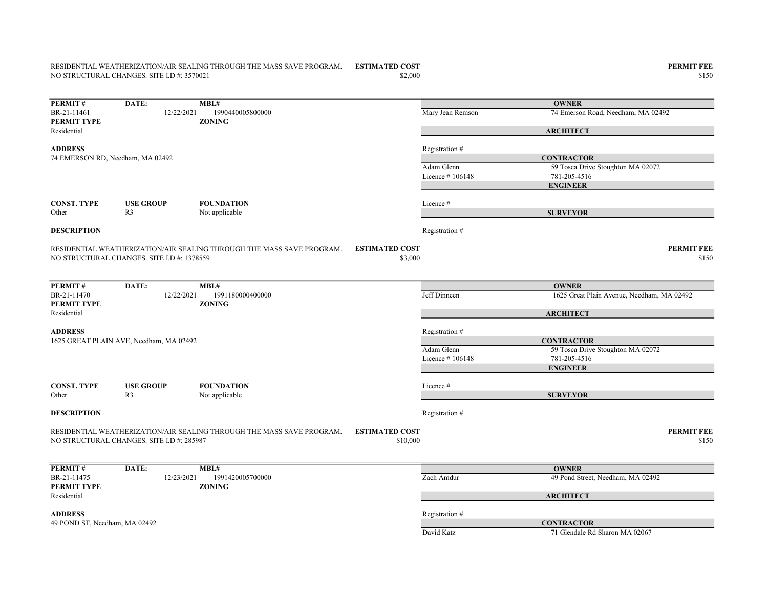RESIDENTIAL WEATHERIZATION/AIR SEALING THROUGH THE MASS SAVE PROGRAM. NO STRUCTURAL CHANGES. SITE I.D #: 3570021

**ESTIMATED COST** $2,000

**PERMIT FEE** $150

---

| **PERMIT #** | **DATE:** | **MBL#** |
|---|---|---|
| BR-21-11461 | 12/22/2021 | 1990440005800000 |

**PERMIT TYPE**
Residential

**ZONING**

**ADDRESS**
74 EMERSON RD, Needham, MA 02492

**OWNER**
Mary Jean Remson — 74 Emerson Road, Needham, MA 02492

**ARCHITECT**
Registration #

**CONTRACTOR**
Adam Glenn — 59 Tosca Drive Stoughton MA 02072
Licence # 106148 — 781-205-4516

**ENGINEER**
Licence #

**SURVEYOR**
Registration #

| **CONST. TYPE** | **USE GROUP** | **FOUNDATION** |
|---|---|---|
| Other | R3 | Not applicable |

**DESCRIPTION**

RESIDENTIAL WEATHERIZATION/AIR SEALING THROUGH THE MASS SAVE PROGRAM. NO STRUCTURAL CHANGES. SITE I.D #: 1378559

**ESTIMATED COST** $3,000

**PERMIT FEE** $150

---

| **PERMIT #** | **DATE:** | **MBL#** |
|---|---|---|
| BR-21-11470 | 12/22/2021 | 1991180000400000 |

**PERMIT TYPE**
Residential

**ZONING**

**ADDRESS**
1625 GREAT PLAIN AVE, Needham, MA 02492

**OWNER**
Jeff Dinneen — 1625 Great Plain Avenue, Needham, MA 02492

**ARCHITECT**
Registration #

**CONTRACTOR**
Adam Glenn — 59 Tosca Drive Stoughton MA 02072
Licence # 106148 — 781-205-4516

**ENGINEER**
Licence #

**SURVEYOR**
Registration #

| **CONST. TYPE** | **USE GROUP** | **FOUNDATION** |
|---|---|---|
| Other | R3 | Not applicable |

**DESCRIPTION**

RESIDENTIAL WEATHERIZATION/AIR SEALING THROUGH THE MASS SAVE PROGRAM. NO STRUCTURAL CHANGES. SITE I.D #: 285987

**ESTIMATED COST** $10,000

**PERMIT FEE** $150

---

| **PERMIT #** | **DATE:** | **MBL#** |
|---|---|---|
| BR-21-11475 | 12/23/2021 | 1991420005700000 |

**PERMIT TYPE**
Residential

**ZONING**

**ADDRESS**
49 POND ST, Needham, MA 02492

**OWNER**
Zach Amdur — 49 Pond Street, Needham, MA 02492

**ARCHITECT**
Registration #

**CONTRACTOR**
David Katz — 71 Glendale Rd Sharon MA 02067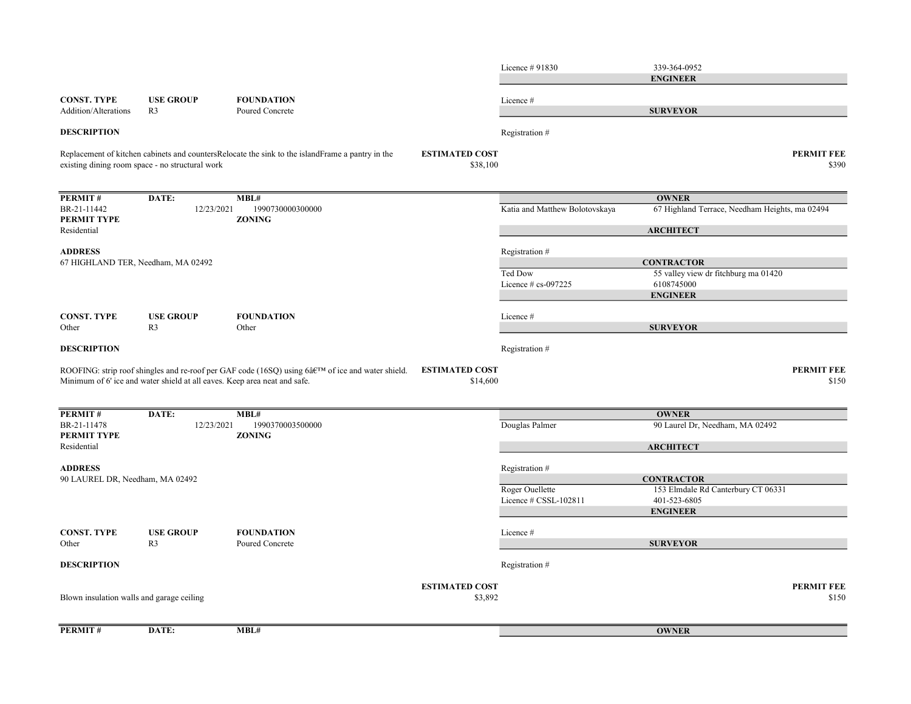Licence # 91830 339-364-0952

**ENGINEER**

| CONST. TYPE | USE GROUP | FOUNDATION |
| --- | --- | --- |
| Addition/Alterations | R3 | Poured Concrete |

Licence #

**SURVEYOR**

**DESCRIPTION**

Registration #

Replacement of kitchen cabinets and countersRelocate the sink to the islandFrame a pantry in the existing dining room space - no structural work

**ESTIMATED COST** $38,100

**PERMIT FEE** $390

---

| PERMIT # | DATE: | MBL# |
| --- | --- | --- |
| BR-21-11442 | 12/23/2021 | 1990730000300000 |

**PERMIT TYPE** Residential

**ZONING**

**OWNER**
Katia and Matthew Bolotovskaya — 67 Highland Terrace, Needham Heights, ma 02494

**ARCHITECT**

**ADDRESS**
67 HIGHLAND TER, Needham, MA 02492

Registration #

**CONTRACTOR**
Ted Dow — 55 valley view dr fitchburg ma 01420
Licence # cs-097225 — 6108745000

**ENGINEER**

| CONST. TYPE | USE GROUP | FOUNDATION |
| --- | --- | --- |
| Other | R3 | Other |

Licence #

**SURVEYOR**

**DESCRIPTION**

Registration #

ROOFING: strip roof shingles and re-roof per GAF code (16SQ) using 6â€™ of ice and water shield. Minimum of 6' ice and water shield at all eaves. Keep area neat and safe.

**ESTIMATED COST** $14,600

**PERMIT FEE** $150

---

| PERMIT # | DATE: | MBL# |
| --- | --- | --- |
| BR-21-11478 | 12/23/2021 | 1990370003500000 |

**PERMIT TYPE** Residential

**ZONING**

**OWNER**
Douglas Palmer — 90 Laurel Dr, Needham, MA 02492

**ARCHITECT**

**ADDRESS**
90 LAUREL DR, Needham, MA 02492

Registration #

**CONTRACTOR**
Roger Ouellette — 153 Elmdale Rd Canterbury CT 06331
Licence # CSSL-102811 — 401-523-6805

**ENGINEER**

| CONST. TYPE | USE GROUP | FOUNDATION |
| --- | --- | --- |
| Other | R3 | Poured Concrete |

Licence #

**SURVEYOR**

**DESCRIPTION**

Registration #

Blown insulation walls and garage ceiling

**ESTIMATED COST** $3,892

**PERMIT FEE** $150

---

| PERMIT # | DATE: | MBL# |
| --- | --- | --- |

**OWNER**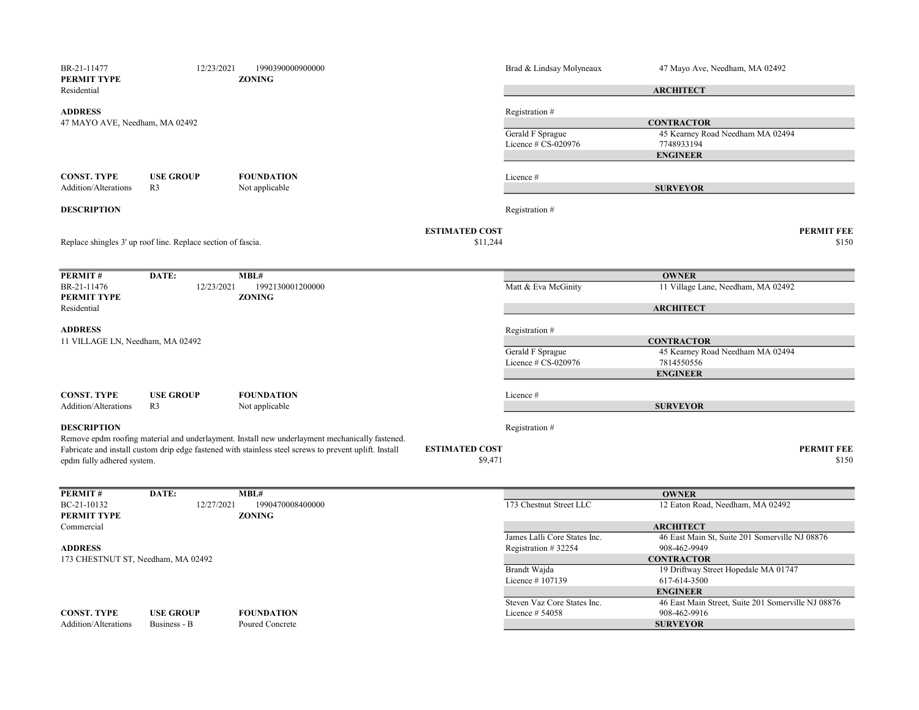| | | | |
|---|---|---|---|
| BR-21-11477 | 12/23/2021 | 1990390000900000 | Brad & Lindsay Molyneaux | 47 Mayo Ave, Needham, MA 02492 |

**PERMIT TYPE**
Residential

**ZONING**

**ARCHITECT**

**ADDRESS**
47 MAYO AVE, Needham, MA 02492

Registration #

**CONTRACTOR**
Gerald F Sprague — 45 Kearney Road Needham MA 02494
Licence # CS-020976 — 7748933194

**ENGINEER**

| CONST. TYPE | USE GROUP | FOUNDATION |
|---|---|---|
| Addition/Alterations | R3 | Not applicable |

Licence #

**SURVEYOR**

**DESCRIPTION**

Registration #

Replace shingles 3' up roof line. Replace section of fascia.

**ESTIMATED COST**
$11,244

**PERMIT FEE**
$150

---

| PERMIT # | DATE: | MBL# | | OWNER |
|---|---|---|---|---|
| BR-21-11476 | 12/23/2021 | 1992130001200000 | Matt & Eva McGinity | 11 Village Lane, Needham, MA 02492 |

**PERMIT TYPE**
Residential

**ZONING**

**ARCHITECT**

**ADDRESS**
11 VILLAGE LN, Needham, MA 02492

Registration #

**CONTRACTOR**
Gerald F Sprague — 45 Kearney Road Needham MA 02494
Licence # CS-020976 — 7814550556

**ENGINEER**

| CONST. TYPE | USE GROUP | FOUNDATION |
|---|---|---|
| Addition/Alterations | R3 | Not applicable |

Licence #

**SURVEYOR**

**DESCRIPTION**
Remove epdm roofing material and underlayment. Install new underlayment mechanically fastened. Fabricate and install custom drip edge fastened with stainless steel screws to prevent uplift. Install epdm fully adhered system.

Registration #

**ESTIMATED COST**
$9,471

**PERMIT FEE**
$150

---

| PERMIT # | DATE: | MBL# | | OWNER |
|---|---|---|---|---|
| BC-21-10132 | 12/27/2021 | 1990470008400000 | 173 Chestnut Street LLC | 12 Eaton Road, Needham, MA 02492 |

**PERMIT TYPE**
Commercial

**ZONING**

**ARCHITECT**
James Lalli Core States Inc. — 46 East Main St, Suite 201 Somerville NJ 08876
Registration # 32254 — 908-462-9949

**ADDRESS**
173 CHESTNUT ST, Needham, MA 02492

**CONTRACTOR**
Brandt Wajda — 19 Driftway Street Hopedale MA 01747
Licence # 107139 — 617-614-3500

**ENGINEER**
Steven Vaz Core States Inc. — 46 East Main Street, Suite 201 Somerville NJ 08876
Licence # 54058 — 908-462-9916

| CONST. TYPE | USE GROUP | FOUNDATION |
|---|---|---|
| Addition/Alterations | Business - B | Poured Concrete |

**SURVEYOR**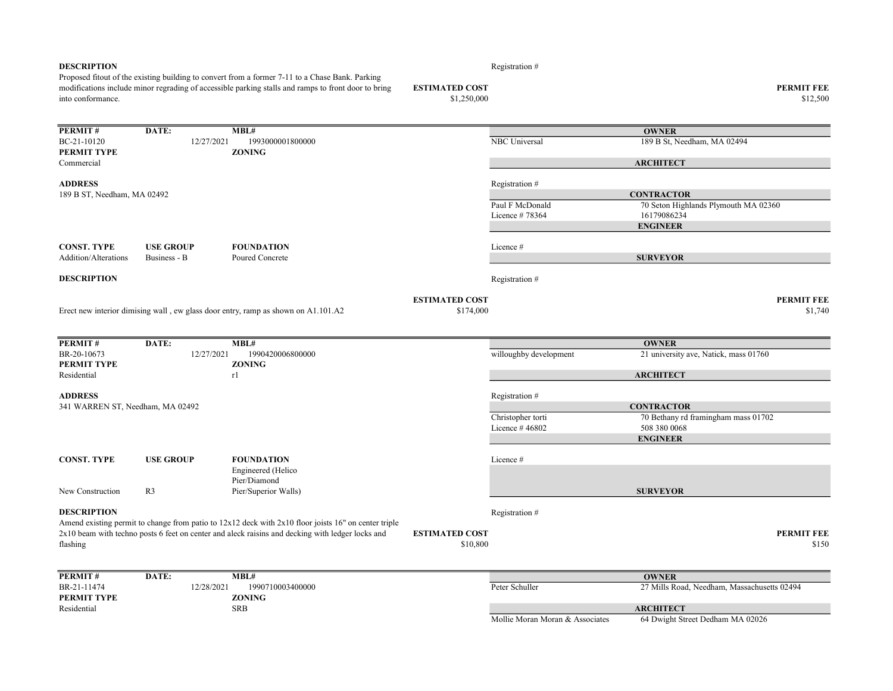**DESCRIPTION**

Proposed fitout of the existing building to convert from a former 7-11 to a Chase Bank. Parking modifications include minor regrading of accessible parking stalls and ramps to front door to bring into conformance.

Registration #

**ESTIMATED COST** $1,250,000

**PERMIT FEE** $12,500

---

| PERMIT # | DATE: | MBL# |
|---|---|---|
| BC-21-10120 | 12/27/2021 | 1993000001800000 |

**PERMIT TYPE**: Commercial

**ZONING**:

**ADDRESS**: 189 B ST, Needham, MA 02492

**OWNER**: NBC Universal — 189 B St, Needham, MA 02494

**ARCHITECT**

Registration #

**CONTRACTOR**: Paul F McDonald — 70 Seton Highlands Plymouth MA 02360

Licence # 78364 — 16179086234

**ENGINEER**

Licence #

| CONST. TYPE | USE GROUP | FOUNDATION |
|---|---|---|
| Addition/Alterations | Business - B | Poured Concrete |

**SURVEYOR**

Registration #

**DESCRIPTION**

Erect new interior dimising wall , ew glass door entry, ramp as shown on A1.101.A2

**ESTIMATED COST** $174,000

**PERMIT FEE** $1,740

---

| PERMIT # | DATE: | MBL# |
|---|---|---|
| BR-20-10673 | 12/27/2021 | 1990420006800000 |

**PERMIT TYPE**: Residential

**ZONING**: r1

**ADDRESS**: 341 WARREN ST, Needham, MA 02492

**OWNER**: willoughby development — 21 university ave, Natick, mass 01760

**ARCHITECT**

Registration #

**CONTRACTOR**: Christopher torti — 70 Bethany rd framingham mass 01702

Licence # 46802 — 508 380 0068

**ENGINEER**

Licence #

| CONST. TYPE | USE GROUP | FOUNDATION |
|---|---|---|
| New Construction | R3 | Engineered (Helico Pier/Diamond Pier/Superior Walls) |

**SURVEYOR**

Registration #

**DESCRIPTION**

Amend existing permit to change from patio to 12x12 deck with 2x10 floor joists 16" on center triple 2x10 beam with techno posts 6 feet on center and aleck raisins and decking with ledger locks and flashing

**ESTIMATED COST** $10,800

**PERMIT FEE** $150

---

| PERMIT # | DATE: | MBL# |
|---|---|---|
| BR-21-11474 | 12/28/2021 | 1990710003400000 |

**PERMIT TYPE**: Residential

**ZONING**: SRB

**OWNER**: Peter Schuller — 27 Mills Road, Needham, Massachusetts 02494

**ARCHITECT**: Mollie Moran Moran & Associates — 64 Dwight Street Dedham MA 02026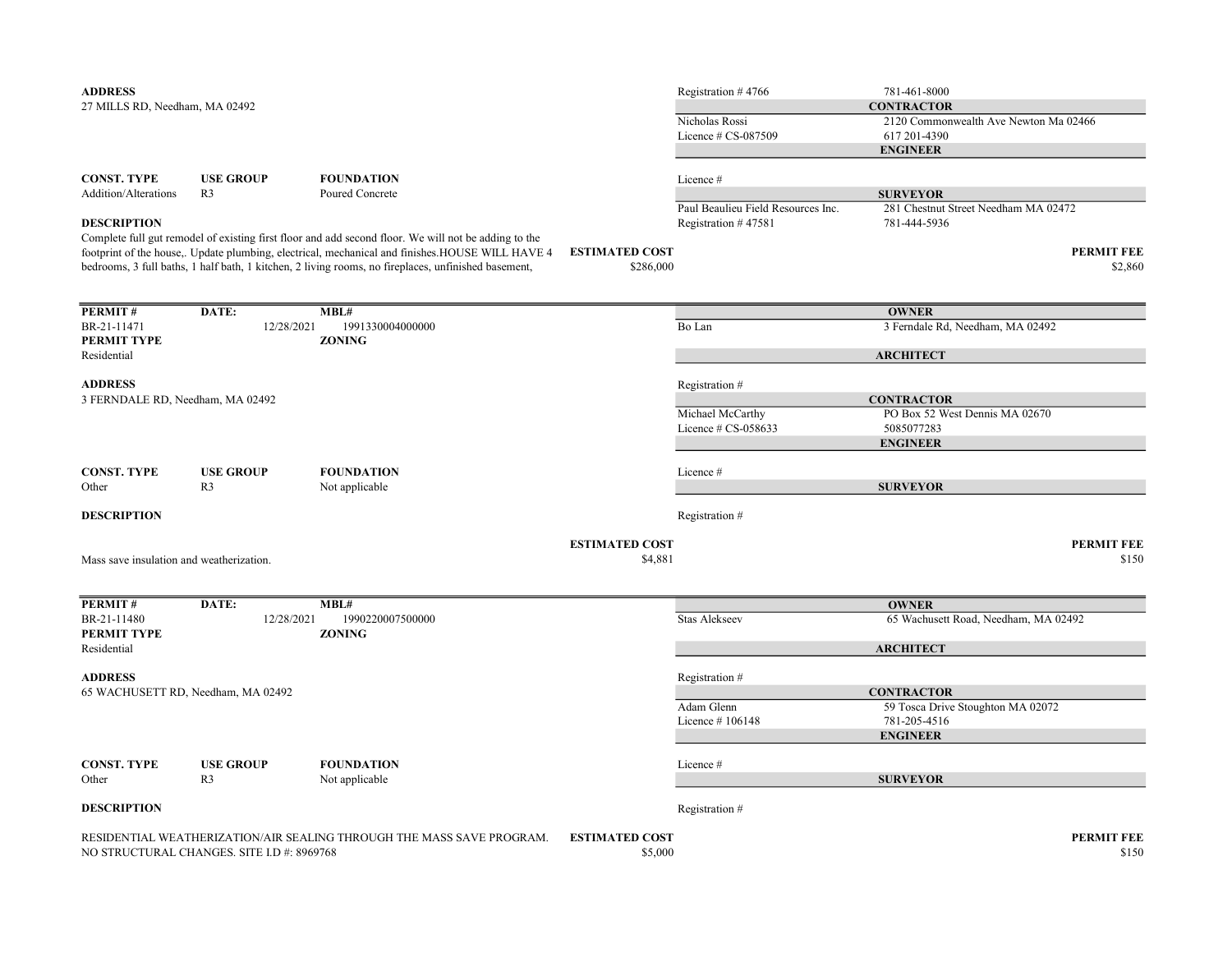**ADDRESS**
27 MILLS RD, Needham, MA 02492

| | |
|---|---|
| Registration # 4766 | 781-461-8000 |

**CONTRACTOR**

| | |
|---|---|
| Nicholas Rossi | 2120 Commonwealth Ave Newton Ma 02466 |
| Licence # CS-087509 | 617 201-4390 |

**ENGINEER**

Licence #

**SURVEYOR**

| | |
|---|---|
| Paul Beaulieu Field Resources Inc. | 281 Chestnut Street Needham MA 02472 |
| Registration # 47581 | 781-444-5936 |

| CONST. TYPE | USE GROUP | FOUNDATION |
|---|---|---|
| Addition/Alterations | R3 | Poured Concrete |

**DESCRIPTION**
Complete full gut remodel of existing first floor and add second floor. We will not be adding to the footprint of the house,. Update plumbing, electrical, mechanical and finishes.HOUSE WILL HAVE 4 bedrooms, 3 full baths, 1 half bath, 1 kitchen, 2 living rooms, no fireplaces, unfinished basement,

| ESTIMATED COST | PERMIT FEE |
|---|---|
| $286,000 | $2,860 |

---

| PERMIT # | DATE: | MBL# |
|---|---|---|
| BR-21-11471 | 12/28/2021 | 1991330004000000 |
| **PERMIT TYPE** | | **ZONING** |
| Residential | | |

**OWNER**

| | |
|---|---|
| Bo Lan | 3 Ferndale Rd, Needham, MA 02492 |

**ARCHITECT**

Registration #

**ADDRESS**
3 FERNDALE RD, Needham, MA 02492

**CONTRACTOR**

| | |
|---|---|
| Michael McCarthy | PO Box 52 West Dennis MA 02670 |
| Licence # CS-058633 | 5085077283 |

**ENGINEER**

Licence #

**SURVEYOR**

Registration #

| CONST. TYPE | USE GROUP | FOUNDATION |
|---|---|---|
| Other | R3 | Not applicable |

**DESCRIPTION**

Mass save insulation and weatherization.

| ESTIMATED COST | PERMIT FEE |
|---|---|
| $4,881 | $150 |

---

| PERMIT # | DATE: | MBL# |
|---|---|---|
| BR-21-11480 | 12/28/2021 | 1990220007500000 |
| **PERMIT TYPE** | | **ZONING** |
| Residential | | |

**OWNER**

| | |
|---|---|
| Stas Alekseev | 65 Wachusett Road, Needham, MA 02492 |

**ARCHITECT**

Registration #

**ADDRESS**
65 WACHUSETT RD, Needham, MA 02492

**CONTRACTOR**

| | |
|---|---|
| Adam Glenn | 59 Tosca Drive Stoughton MA 02072 |
| Licence # 106148 | 781-205-4516 |

**ENGINEER**

Licence #

**SURVEYOR**

Registration #

| CONST. TYPE | USE GROUP | FOUNDATION |
|---|---|---|
| Other | R3 | Not applicable |

**DESCRIPTION**

RESIDENTIAL WEATHERIZATION/AIR SEALING THROUGH THE MASS SAVE PROGRAM. NO STRUCTURAL CHANGES. SITE I.D #: 8969768

| ESTIMATED COST | PERMIT FEE |
|---|---|
| $5,000 | $150 |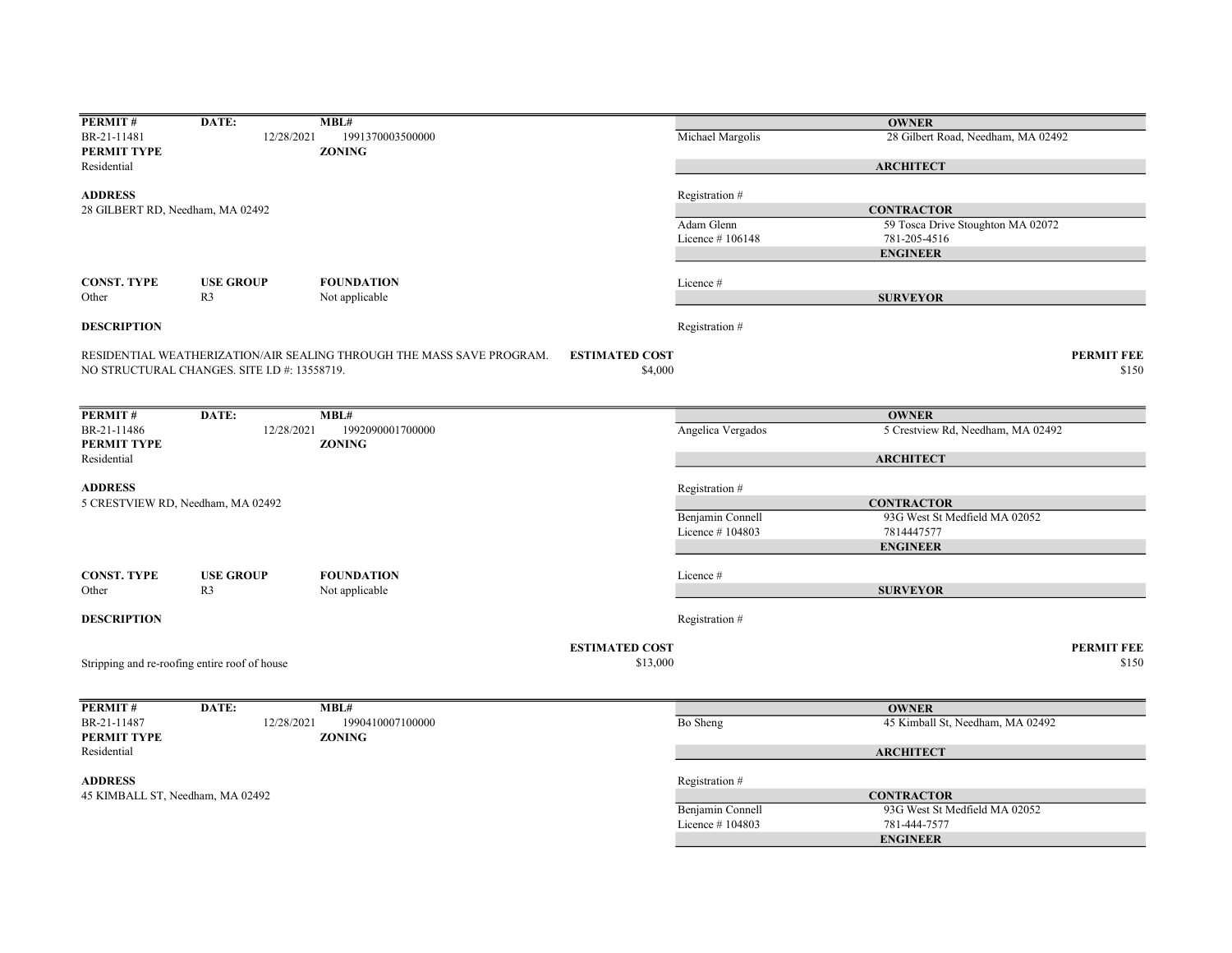| PERMIT # | DATE: | MBL# |
| --- | --- | --- |
| BR-21-11481 | 12/28/2021 | 1991370003500000 |
| **PERMIT TYPE** | | **ZONING** |
| Residential | | |

**ADDRESS**
28 GILBERT RD, Needham, MA 02492

| | |
| --- | --- |
| **OWNER** | |
| Michael Margolis | 28 Gilbert Road, Needham, MA 02492 |
| **ARCHITECT** | |
| Registration # | |
| **CONTRACTOR** | |
| Adam Glenn | 59 Tosca Drive Stoughton MA 02072 |
| Licence # 106148 | 781-205-4516 |
| **ENGINEER** | |
| Licence # | |
| **SURVEYOR** | |
| Registration # | |

| CONST. TYPE | USE GROUP | FOUNDATION |
| --- | --- | --- |
| Other | R3 | Not applicable |

**DESCRIPTION**

RESIDENTIAL WEATHERIZATION/AIR SEALING THROUGH THE MASS SAVE PROGRAM. NO STRUCTURAL CHANGES. SITE I.D #: 13558719.

| ESTIMATED COST | PERMIT FEE |
| --- | --- |
| $4,000 | $150 |

---

| PERMIT # | DATE: | MBL# |
| --- | --- | --- |
| BR-21-11486 | 12/28/2021 | 1992090001700000 |
| **PERMIT TYPE** | | **ZONING** |
| Residential | | |

**ADDRESS**
5 CRESTVIEW RD, Needham, MA 02492

| | |
| --- | --- |
| **OWNER** | |
| Angelica Vergados | 5 Crestview Rd, Needham, MA 02492 |
| **ARCHITECT** | |
| Registration # | |
| **CONTRACTOR** | |
| Benjamin Connell | 93G West St Medfield MA 02052 |
| Licence # 104803 | 7814447577 |
| **ENGINEER** | |
| Licence # | |
| **SURVEYOR** | |
| Registration # | |

| CONST. TYPE | USE GROUP | FOUNDATION |
| --- | --- | --- |
| Other | R3 | Not applicable |

**DESCRIPTION**

Stripping and re-roofing entire roof of house

| ESTIMATED COST | PERMIT FEE |
| --- | --- |
| $13,000 | $150 |

---

| PERMIT # | DATE: | MBL# |
| --- | --- | --- |
| BR-21-11487 | 12/28/2021 | 1990410007100000 |
| **PERMIT TYPE** | | **ZONING** |
| Residential | | |

**ADDRESS**
45 KIMBALL ST, Needham, MA 02492

| | |
| --- | --- |
| **OWNER** | |
| Bo Sheng | 45 Kimball St, Needham, MA 02492 |
| **ARCHITECT** | |
| Registration # | |
| **CONTRACTOR** | |
| Benjamin Connell | 93G West St Medfield MA 02052 |
| Licence # 104803 | 781-444-7577 |
| **ENGINEER** | |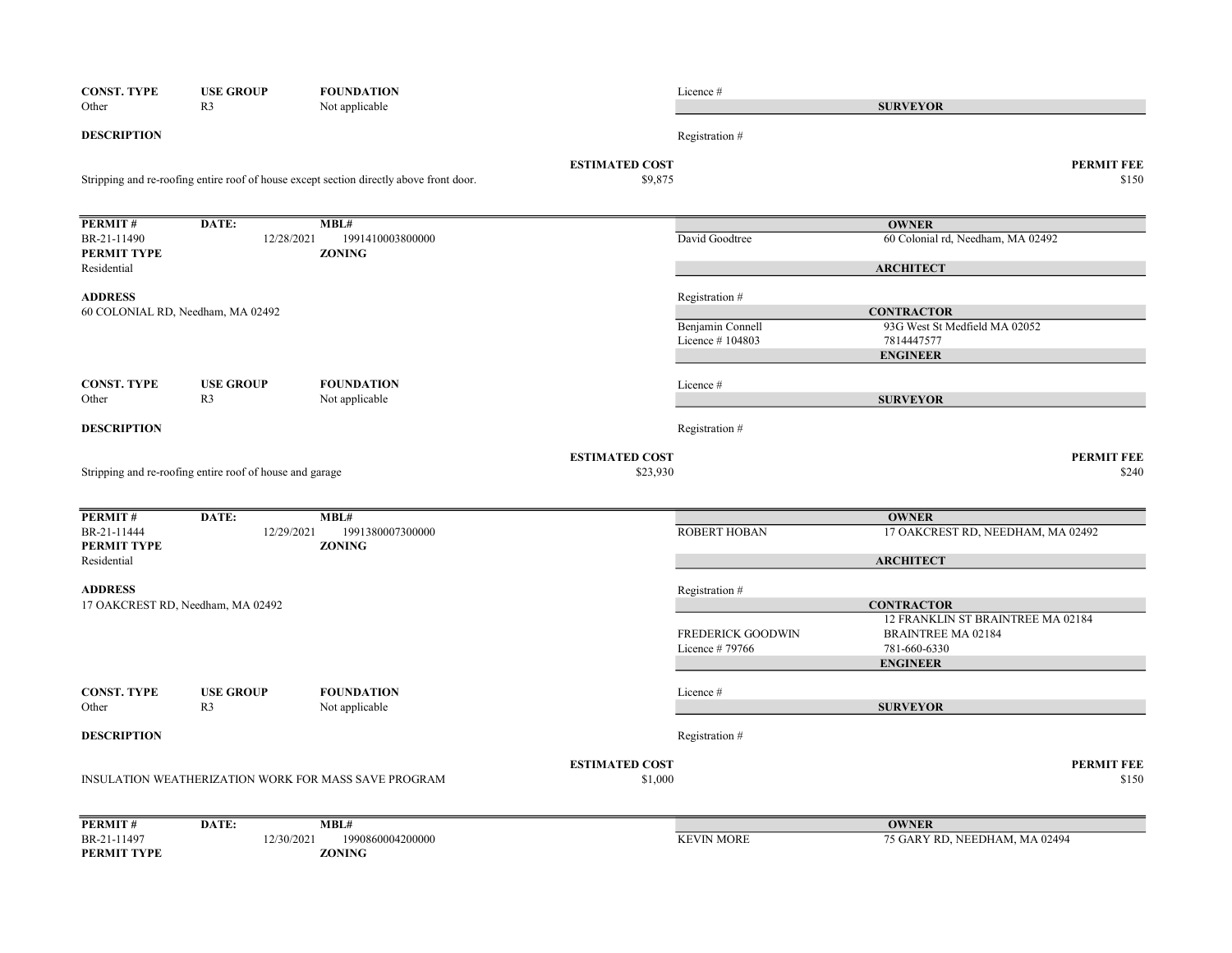| CONST. TYPE | USE GROUP | FOUNDATION | Licence # |
|---|---|---|---|
| Other | R3 | Not applicable | **SURVEYOR** |

**DESCRIPTION**

Registration #

| | ESTIMATED COST | PERMIT FEE |
|---|---|---|
| Stripping and re-roofing entire roof of house except section directly above front door. | $9,875 | $150 |

---

| PERMIT # | DATE: | MBL# | OWNER | |
|---|---|---|---|---|
| BR-21-11490 | 12/28/2021 | 1991410003800000 | David Goodtree | 60 Colonial rd, Needham, MA 02492 |
| **PERMIT TYPE** | | **ZONING** | | |
| Residential | | | **ARCHITECT** | |

**ADDRESS**

60 COLONIAL RD, Needham, MA 02492

Registration #

**CONTRACTOR**

Benjamin Connell — 93G West St Medfield MA 02052

Licence # 104803 — 7814447577

**ENGINEER**

| CONST. TYPE | USE GROUP | FOUNDATION | Licence # |
|---|---|---|---|
| Other | R3 | Not applicable | **SURVEYOR** |

**DESCRIPTION**

Registration #

| | ESTIMATED COST | PERMIT FEE |
|---|---|---|
| Stripping and re-roofing entire roof of house and garage | $23,930 | $240 |

---

| PERMIT # | DATE: | MBL# | OWNER | |
|---|---|---|---|---|
| BR-21-11444 | 12/29/2021 | 1991380007300000 | ROBERT HOBAN | 17 OAKCREST RD, NEEDHAM, MA 02492 |
| **PERMIT TYPE** | | **ZONING** | | |
| Residential | | | **ARCHITECT** | |

**ADDRESS**

17 OAKCREST RD, Needham, MA 02492

Registration #

**CONTRACTOR**

12 FRANKLIN ST BRAINTREE MA 02184

FREDERICK GOODWIN — BRAINTREE MA 02184

Licence # 79766 — 781-660-6330

**ENGINEER**

| CONST. TYPE | USE GROUP | FOUNDATION | Licence # |
|---|---|---|---|
| Other | R3 | Not applicable | **SURVEYOR** |

**DESCRIPTION**

Registration #

| | ESTIMATED COST | PERMIT FEE |
|---|---|---|
| INSULATION WEATHERIZATION WORK FOR MASS SAVE PROGRAM | $1,000 | $150 |

---

| PERMIT # | DATE: | MBL# | OWNER | |
|---|---|---|---|---|
| BR-21-11497 | 12/30/2021 | 1990860004200000 | KEVIN MORE | 75 GARY RD, NEEDHAM, MA 02494 |
| **PERMIT TYPE** | | **ZONING** | | |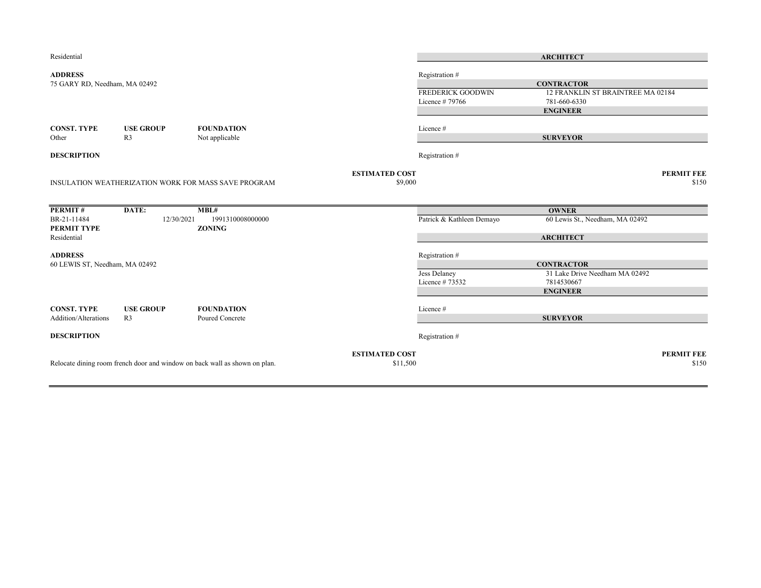Residential

**ADDRESS**
75 GARY RD, Needham, MA 02492

| CONST. TYPE | USE GROUP | FOUNDATION |
|---|---|---|
| Other | R3 | Not applicable |

**DESCRIPTION**

INSULATION WEATHERIZATION WORK FOR MASS SAVE PROGRAM

**ESTIMATED COST**
$9,000

**ARCHITECT**

Registration #

**CONTRACTOR**

FREDERICK GOODWIN — 12 FRANKLIN ST BRAINTREE MA 02184
Licence # 79766 — 781-660-6330

**ENGINEER**

Licence #

**SURVEYOR**

Registration #

**PERMIT FEE**
$150

---

| PERMIT # | DATE: | MBL# |
|---|---|---|
| BR-21-11484 | 12/30/2021 | 1991310008000000 |

**PERMIT TYPE**
Residential

**ZONING**

**ADDRESS**
60 LEWIS ST, Needham, MA 02492

| CONST. TYPE | USE GROUP | FOUNDATION |
|---|---|---|
| Addition/Alterations | R3 | Poured Concrete |

**DESCRIPTION**

Relocate dining room french door and window on back wall as shown on plan.

**ESTIMATED COST**
$11,500

**OWNER**

Patrick & Kathleen Demayo — 60 Lewis St., Needham, MA 02492

**ARCHITECT**

Registration #

**CONTRACTOR**

Jess Delaney — 31 Lake Drive Needham MA 02492
Licence # 73532 — 7814530667

**ENGINEER**

Licence #

**SURVEYOR**

Registration #

**PERMIT FEE**
$150